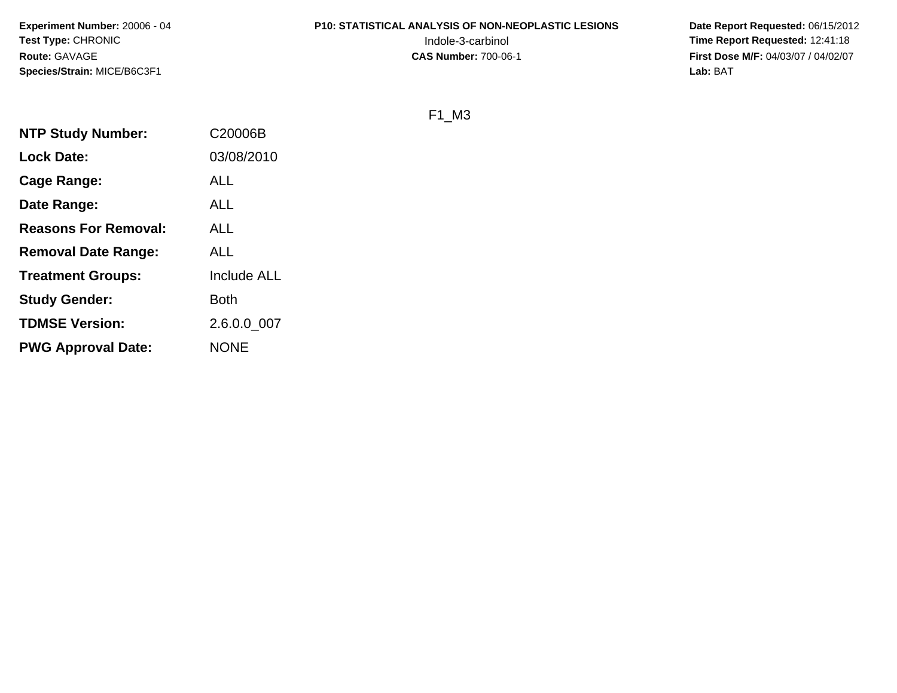**Experiment Number:** 20006 - 04
**Test Type:** CHRONIC
**Route:** GAVAGE
**Species/Strain:** MICE/B6C3F1

**P10: STATISTICAL ANALYSIS OF NON-NEOPLASTIC LESIONS**
Indole-3-carbinol
**CAS Number:** 700-06-1

**Date Report Requested:** 06/15/2012
**Time Report Requested:** 12:41:18
**First Dose M/F:** 04/03/07 / 04/02/07
**Lab:** BAT

F1_M3

| | |
|---|---|
| **NTP Study Number:** | C20006B |
| **Lock Date:** | 03/08/2010 |
| **Cage Range:** | ALL |
| **Date Range:** | ALL |
| **Reasons For Removal:** | ALL |
| **Removal Date Range:** | ALL |
| **Treatment Groups:** | Include ALL |
| **Study Gender:** | Both |
| **TDMSE Version:** | 2.6.0.0_007 |
| **PWG Approval Date:** | NONE |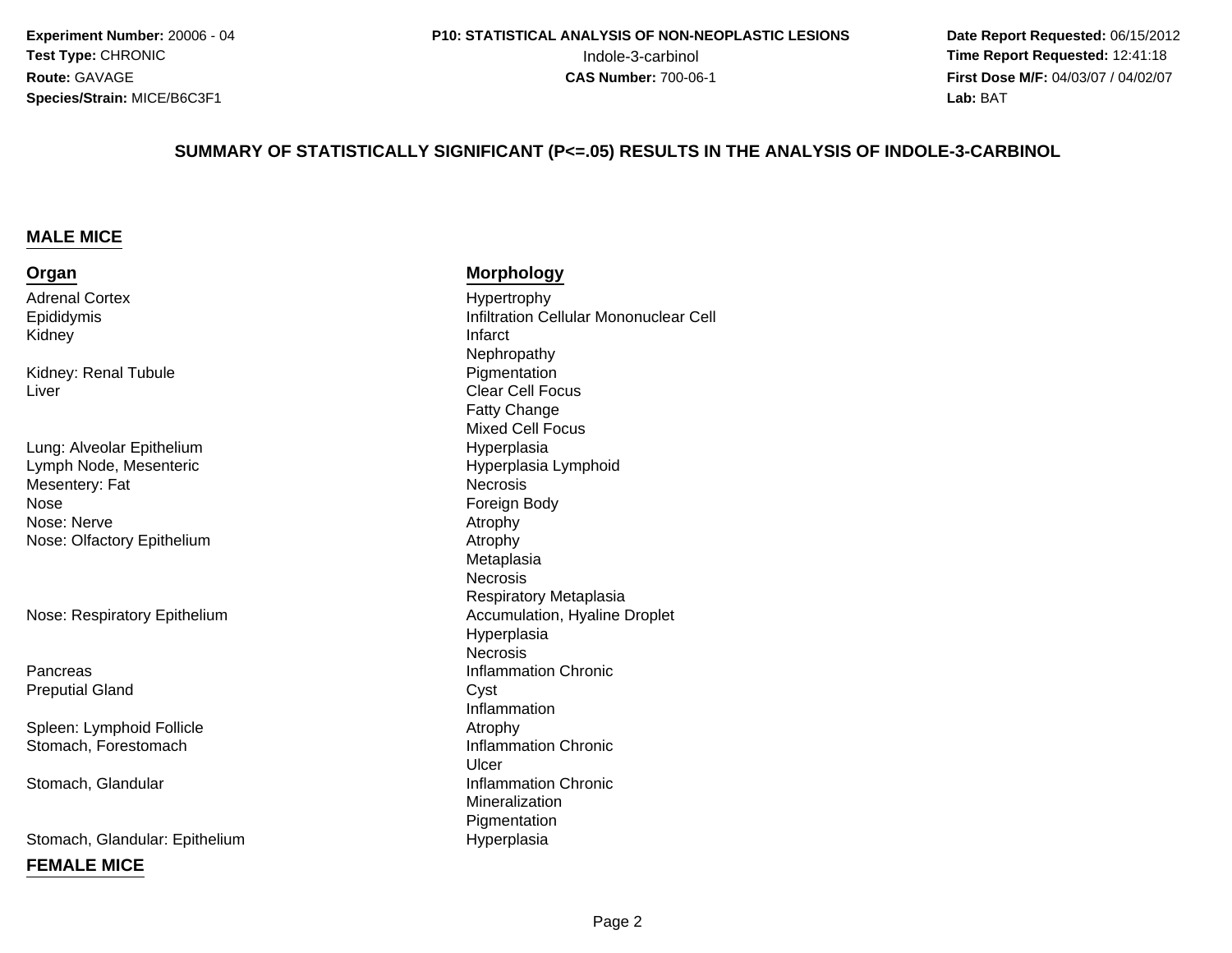**Experiment Number:** 20006 - 04
**Test Type:** CHRONIC
**Route:** GAVAGE
**Species/Strain:** MICE/B6C3F1

**P10: STATISTICAL ANALYSIS OF NON-NEOPLASTIC LESIONS**
Indole-3-carbinol
**CAS Number:** 700-06-1

**Date Report Requested:** 06/15/2012
**Time Report Requested:** 12:41:18
**First Dose M/F:** 04/03/07 / 04/02/07
**Lab:** BAT

## SUMMARY OF STATISTICALLY SIGNIFICANT (P<=.05) RESULTS IN THE ANALYSIS OF INDOLE-3-CARBINOL

### MALE MICE

| Organ | Morphology |
|---|---|
| Adrenal Cortex | Hypertrophy |
| Epididymis | Infiltration Cellular Mononuclear Cell |
| Kidney | Infarct |
| | Nephropathy |
| Kidney: Renal Tubule | Pigmentation |
| Liver | Clear Cell Focus |
| | Fatty Change |
| | Mixed Cell Focus |
| Lung: Alveolar Epithelium | Hyperplasia |
| Lymph Node, Mesenteric | Hyperplasia Lymphoid |
| Mesentery: Fat | Necrosis |
| Nose | Foreign Body |
| Nose: Nerve | Atrophy |
| Nose: Olfactory Epithelium | Atrophy |
| | Metaplasia |
| | Necrosis |
| | Respiratory Metaplasia |
| Nose: Respiratory Epithelium | Accumulation, Hyaline Droplet |
| | Hyperplasia |
| | Necrosis |
| Pancreas | Inflammation Chronic |
| Preputial Gland | Cyst |
| | Inflammation |
| Spleen: Lymphoid Follicle | Atrophy |
| Stomach, Forestomach | Inflammation Chronic |
| | Ulcer |
| Stomach, Glandular | Inflammation Chronic |
| | Mineralization |
| | Pigmentation |
| Stomach, Glandular: Epithelium | Hyperplasia |

### FEMALE MICE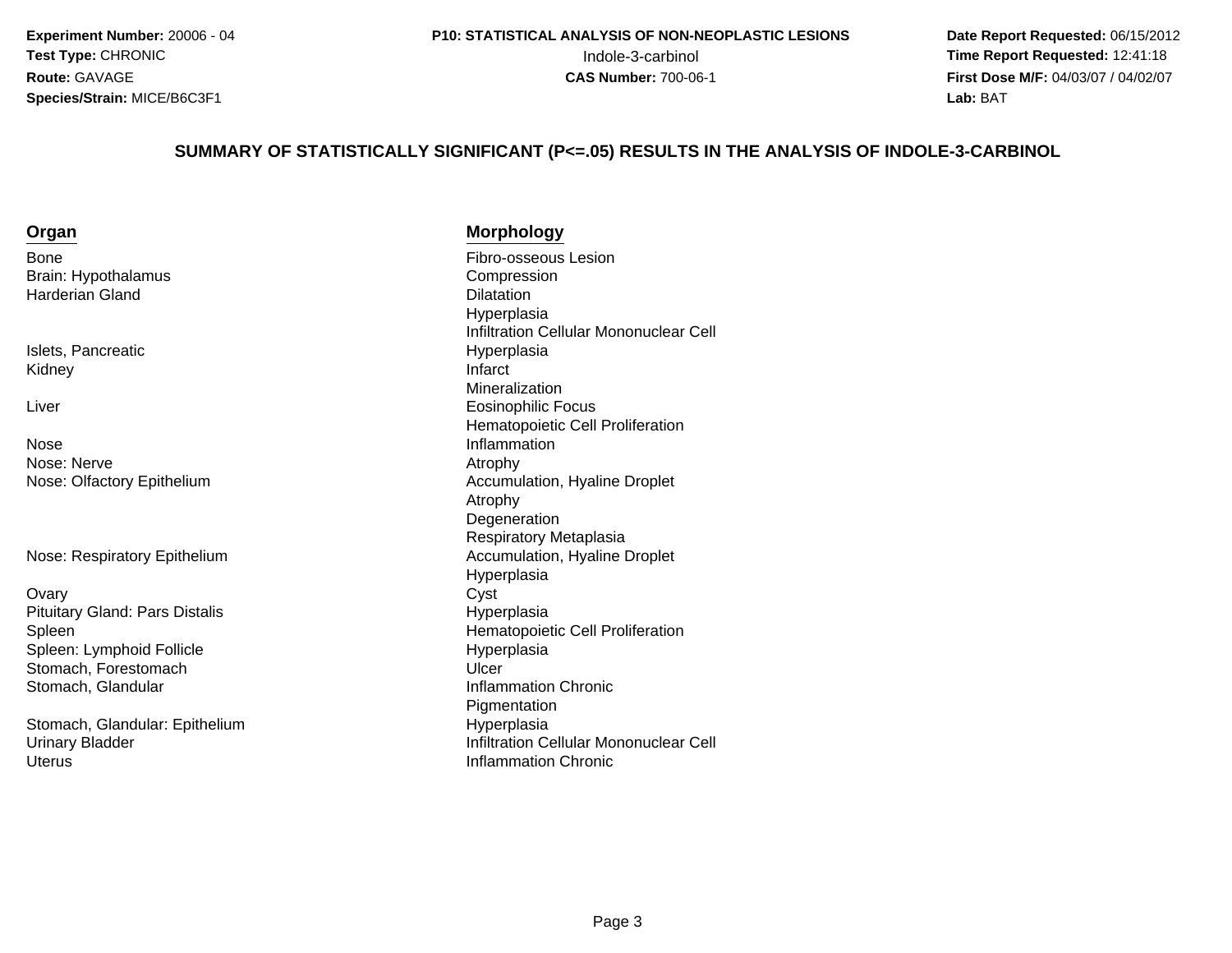**Experiment Number:** 20006 - 04
**Test Type:** CHRONIC
**Route:** GAVAGE
**Species/Strain:** MICE/B6C3F1

**P10: STATISTICAL ANALYSIS OF NON-NEOPLASTIC LESIONS**
Indole-3-carbinol
**CAS Number:** 700-06-1

**Date Report Requested:** 06/15/2012
**Time Report Requested:** 12:41:18
**First Dose M/F:** 04/03/07 / 04/02/07
**Lab:** BAT

## SUMMARY OF STATISTICALLY SIGNIFICANT (P<=.05) RESULTS IN THE ANALYSIS OF INDOLE-3-CARBINOL

| Organ | Morphology |
|---|---|
| Bone | Fibro-osseous Lesion |
| Brain: Hypothalamus | Compression |
| Harderian Gland | Dilatation |
| | Hyperplasia |
| | Infiltration Cellular Mononuclear Cell |
| Islets, Pancreatic | Hyperplasia |
| Kidney | Infarct |
| | Mineralization |
| Liver | Eosinophilic Focus |
| | Hematopoietic Cell Proliferation |
| Nose | Inflammation |
| Nose: Nerve | Atrophy |
| Nose: Olfactory Epithelium | Accumulation, Hyaline Droplet |
| | Atrophy |
| | Degeneration |
| | Respiratory Metaplasia |
| Nose: Respiratory Epithelium | Accumulation, Hyaline Droplet |
| | Hyperplasia |
| Ovary | Cyst |
| Pituitary Gland: Pars Distalis | Hyperplasia |
| Spleen | Hematopoietic Cell Proliferation |
| Spleen: Lymphoid Follicle | Hyperplasia |
| Stomach, Forestomach | Ulcer |
| Stomach, Glandular | Inflammation Chronic |
| | Pigmentation |
| Stomach, Glandular: Epithelium | Hyperplasia |
| Urinary Bladder | Infiltration Cellular Mononuclear Cell |
| Uterus | Inflammation Chronic |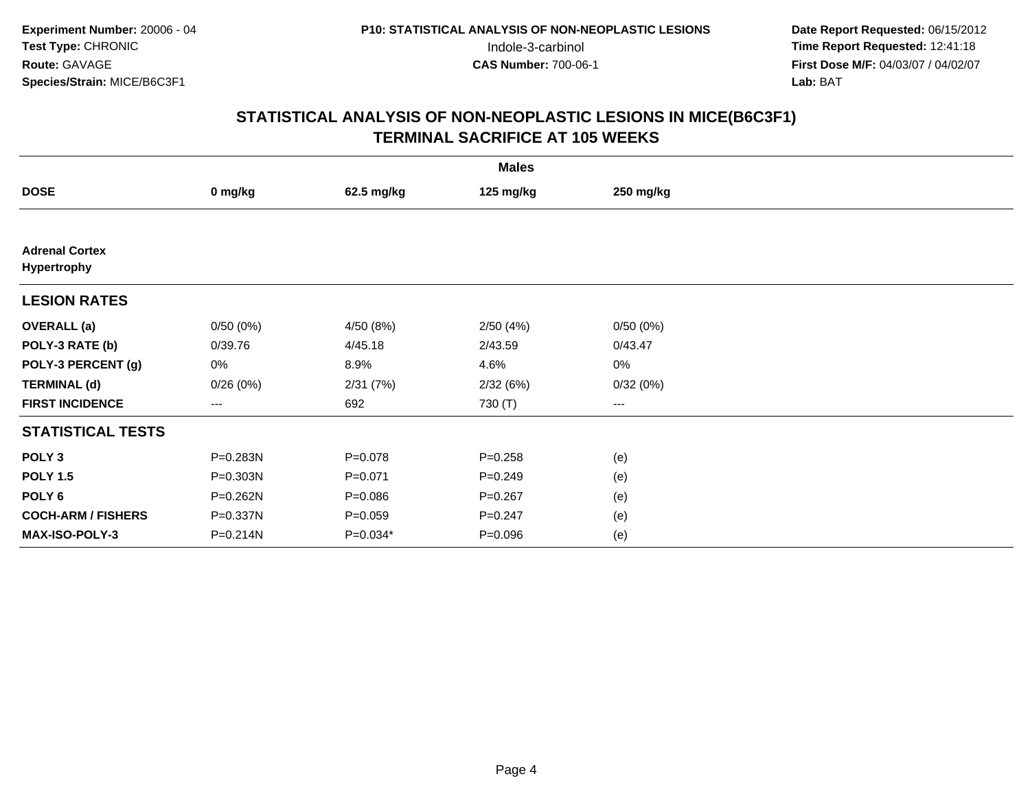**Experiment Number:** 20006 - 04
**Test Type:** CHRONIC
**Route:** GAVAGE
**Species/Strain:** MICE/B6C3F1

**P10: STATISTICAL ANALYSIS OF NON-NEOPLASTIC LESIONS**
Indole-3-carbinol
**CAS Number:** 700-06-1

**Date Report Requested:** 06/15/2012
**Time Report Requested:** 12:41:18
**First Dose M/F:** 04/03/07 / 04/02/07
**Lab:** BAT

## STATISTICAL ANALYSIS OF NON-NEOPLASTIC LESIONS IN MICE(B6C3F1)
## TERMINAL SACRIFICE AT 105 WEEKS

| | Males | | | |
|---|---|---|---|---|
| **DOSE** | **0 mg/kg** | **62.5 mg/kg** | **125 mg/kg** | **250 mg/kg** |
| **Adrenal Cortex Hypertrophy** | | | | |
| **LESION RATES** | | | | |
| **OVERALL (a)** | 0/50 (0%) | 4/50 (8%) | 2/50 (4%) | 0/50 (0%) |
| **POLY-3 RATE (b)** | 0/39.76 | 4/45.18 | 2/43.59 | 0/43.47 |
| **POLY-3 PERCENT (g)** | 0% | 8.9% | 4.6% | 0% |
| **TERMINAL (d)** | 0/26 (0%) | 2/31 (7%) | 2/32 (6%) | 0/32 (0%) |
| **FIRST INCIDENCE** | --- | 692 | 730 (T) | --- |
| **STATISTICAL TESTS** | | | | |
| **POLY 3** | P=0.283N | P=0.078 | P=0.258 | (e) |
| **POLY 1.5** | P=0.303N | P=0.071 | P=0.249 | (e) |
| **POLY 6** | P=0.262N | P=0.086 | P=0.267 | (e) |
| **COCH-ARM / FISHERS** | P=0.337N | P=0.059 | P=0.247 | (e) |
| **MAX-ISO-POLY-3** | P=0.214N | P=0.034* | P=0.096 | (e) |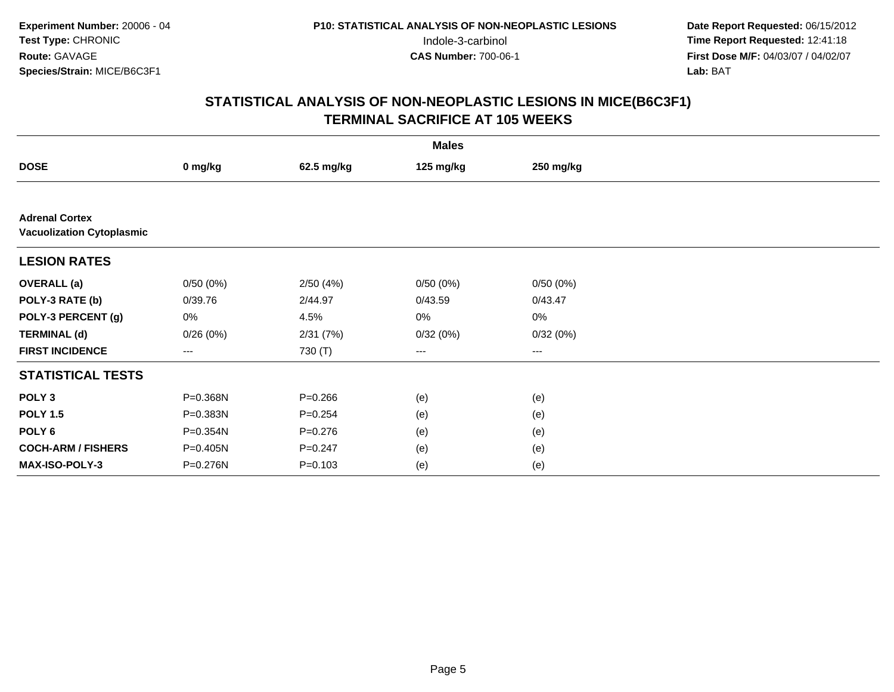**Experiment Number:** 20006 - 04
**Test Type:** CHRONIC
**Route:** GAVAGE
**Species/Strain:** MICE/B6C3F1

**P10: STATISTICAL ANALYSIS OF NON-NEOPLASTIC LESIONS**
Indole-3-carbinol
**CAS Number:** 700-06-1

**Date Report Requested:** 06/15/2012
**Time Report Requested:** 12:41:18
**First Dose M/F:** 04/03/07 / 04/02/07
**Lab:** BAT

## STATISTICAL ANALYSIS OF NON-NEOPLASTIC LESIONS IN MICE(B6C3F1)
## TERMINAL SACRIFICE AT 105 WEEKS

| | Males | | | |
|---|---|---|---|---|
| **DOSE** | **0 mg/kg** | **62.5 mg/kg** | **125 mg/kg** | **250 mg/kg** |
| **Adrenal Cortex** | | | | |
| **Vacuolization Cytoplasmic** | | | | |
| **LESION RATES** | | | | |
| **OVERALL (a)** | 0/50 (0%) | 2/50 (4%) | 0/50 (0%) | 0/50 (0%) |
| **POLY-3 RATE (b)** | 0/39.76 | 2/44.97 | 0/43.59 | 0/43.47 |
| **POLY-3 PERCENT (g)** | 0% | 4.5% | 0% | 0% |
| **TERMINAL (d)** | 0/26 (0%) | 2/31 (7%) | 0/32 (0%) | 0/32 (0%) |
| **FIRST INCIDENCE** | --- | 730 (T) | --- | --- |
| **STATISTICAL TESTS** | | | | |
| **POLY 3** | P=0.368N | P=0.266 | (e) | (e) |
| **POLY 1.5** | P=0.383N | P=0.254 | (e) | (e) |
| **POLY 6** | P=0.354N | P=0.276 | (e) | (e) |
| **COCH-ARM / FISHERS** | P=0.405N | P=0.247 | (e) | (e) |
| **MAX-ISO-POLY-3** | P=0.276N | P=0.103 | (e) | (e) |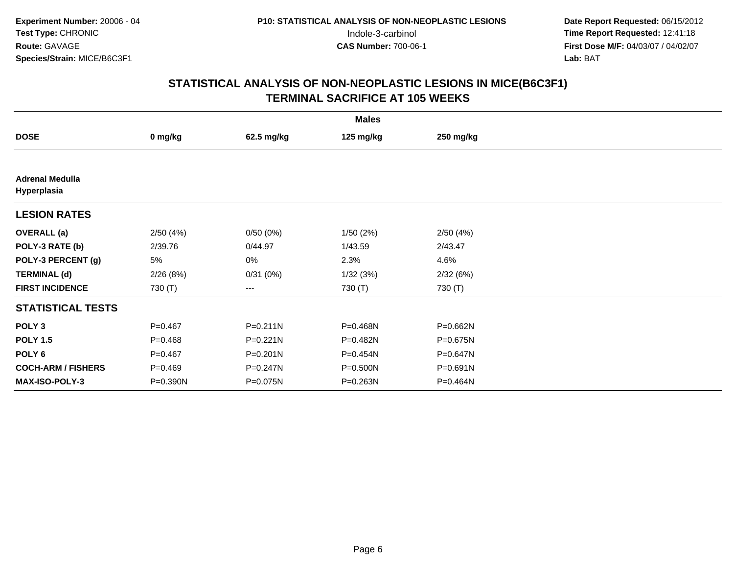**Experiment Number:** 20006 - 04
**Test Type:** CHRONIC
**Route:** GAVAGE
**Species/Strain:** MICE/B6C3F1

**P10: STATISTICAL ANALYSIS OF NON-NEOPLASTIC LESIONS**
Indole-3-carbinol
**CAS Number:** 700-06-1

**Date Report Requested:** 06/15/2012
**Time Report Requested:** 12:41:18
**First Dose M/F:** 04/03/07 / 04/02/07
**Lab:** BAT

## STATISTICAL ANALYSIS OF NON-NEOPLASTIC LESIONS IN MICE(B6C3F1)
## TERMINAL SACRIFICE AT 105 WEEKS

| | Males | | | |
|---|---|---|---|---|
| **DOSE** | **0 mg/kg** | **62.5 mg/kg** | **125 mg/kg** | **250 mg/kg** |
| **Adrenal Medulla** | | | | |
| **Hyperplasia** | | | | |
| **LESION RATES** | | | | |
| **OVERALL (a)** | 2/50 (4%) | 0/50 (0%) | 1/50 (2%) | 2/50 (4%) |
| **POLY-3 RATE (b)** | 2/39.76 | 0/44.97 | 1/43.59 | 2/43.47 |
| **POLY-3 PERCENT (g)** | 5% | 0% | 2.3% | 4.6% |
| **TERMINAL (d)** | 2/26 (8%) | 0/31 (0%) | 1/32 (3%) | 2/32 (6%) |
| **FIRST INCIDENCE** | 730 (T) | --- | 730 (T) | 730 (T) |
| **STATISTICAL TESTS** | | | | |
| **POLY 3** | P=0.467 | P=0.211N | P=0.468N | P=0.662N |
| **POLY 1.5** | P=0.468 | P=0.221N | P=0.482N | P=0.675N |
| **POLY 6** | P=0.467 | P=0.201N | P=0.454N | P=0.647N |
| **COCH-ARM / FISHERS** | P=0.469 | P=0.247N | P=0.500N | P=0.691N |
| **MAX-ISO-POLY-3** | P=0.390N | P=0.075N | P=0.263N | P=0.464N |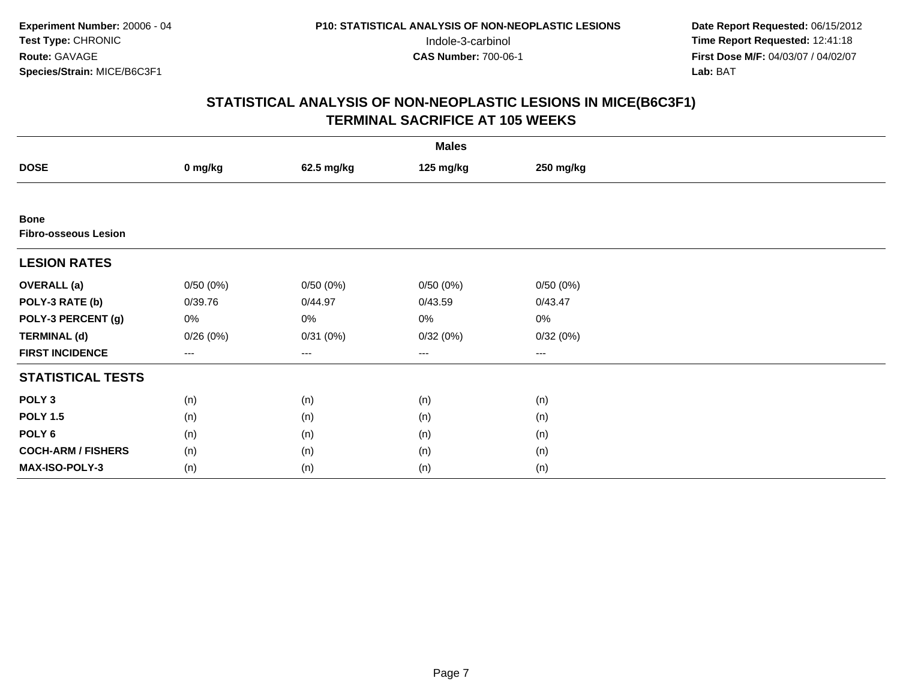**Experiment Number:** 20006 - 04
**Test Type:** CHRONIC
**Route:** GAVAGE
**Species/Strain:** MICE/B6C3F1

**P10: STATISTICAL ANALYSIS OF NON-NEOPLASTIC LESIONS**
Indole-3-carbinol
**CAS Number:** 700-06-1

**Date Report Requested:** 06/15/2012
**Time Report Requested:** 12:41:18
**First Dose M/F:** 04/03/07 / 04/02/07
**Lab:** BAT

## STATISTICAL ANALYSIS OF NON-NEOPLASTIC LESIONS IN MICE(B6C3F1)
## TERMINAL SACRIFICE AT 105 WEEKS

| | Males | | | |
|---|---|---|---|---|
| **DOSE** | **0 mg/kg** | **62.5 mg/kg** | **125 mg/kg** | **250 mg/kg** |
| **Bone** | | | | |
| **Fibro-osseous Lesion** | | | | |
| **LESION RATES** | | | | |
| **OVERALL (a)** | 0/50 (0%) | 0/50 (0%) | 0/50 (0%) | 0/50 (0%) |
| **POLY-3 RATE (b)** | 0/39.76 | 0/44.97 | 0/43.59 | 0/43.47 |
| **POLY-3 PERCENT (g)** | 0% | 0% | 0% | 0% |
| **TERMINAL (d)** | 0/26 (0%) | 0/31 (0%) | 0/32 (0%) | 0/32 (0%) |
| **FIRST INCIDENCE** | --- | --- | --- | --- |
| **STATISTICAL TESTS** | | | | |
| **POLY 3** | (n) | (n) | (n) | (n) |
| **POLY 1.5** | (n) | (n) | (n) | (n) |
| **POLY 6** | (n) | (n) | (n) | (n) |
| **COCH-ARM / FISHERS** | (n) | (n) | (n) | (n) |
| **MAX-ISO-POLY-3** | (n) | (n) | (n) | (n) |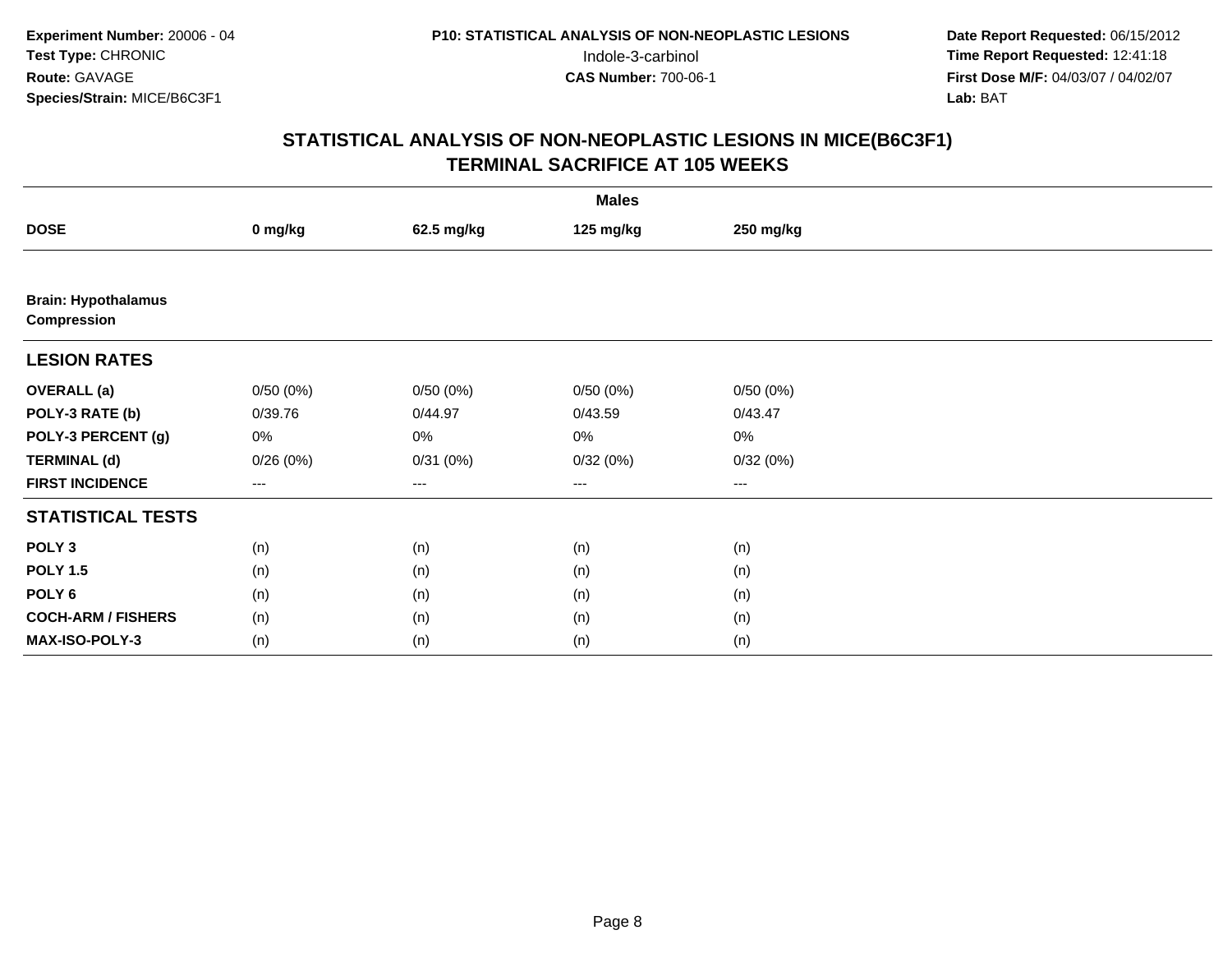Experiment Number: 20006 - 04
Test Type: CHRONIC
Route: GAVAGE
Species/Strain: MICE/B6C3F1

P10: STATISTICAL ANALYSIS OF NON-NEOPLASTIC LESIONS
Indole-3-carbinol
CAS Number: 700-06-1

Date Report Requested: 06/15/2012
Time Report Requested: 12:41:18
First Dose M/F: 04/03/07 / 04/02/07
Lab: BAT

# STATISTICAL ANALYSIS OF NON-NEOPLASTIC LESIONS IN MICE(B6C3F1)
## TERMINAL SACRIFICE AT 105 WEEKS

| | Males | | | |
|---|---|---|---|---|
| **DOSE** | **0 mg/kg** | **62.5 mg/kg** | **125 mg/kg** | **250 mg/kg** |
| **Brain: Hypothalamus Compression** | | | | |
| **LESION RATES** | | | | |
| **OVERALL (a)** | 0/50 (0%) | 0/50 (0%) | 0/50 (0%) | 0/50 (0%) |
| **POLY-3 RATE (b)** | 0/39.76 | 0/44.97 | 0/43.59 | 0/43.47 |
| **POLY-3 PERCENT (g)** | 0% | 0% | 0% | 0% |
| **TERMINAL (d)** | 0/26 (0%) | 0/31 (0%) | 0/32 (0%) | 0/32 (0%) |
| **FIRST INCIDENCE** | --- | --- | --- | --- |
| **STATISTICAL TESTS** | | | | |
| **POLY 3** | (n) | (n) | (n) | (n) |
| **POLY 1.5** | (n) | (n) | (n) | (n) |
| **POLY 6** | (n) | (n) | (n) | (n) |
| **COCH-ARM / FISHERS** | (n) | (n) | (n) | (n) |
| **MAX-ISO-POLY-3** | (n) | (n) | (n) | (n) |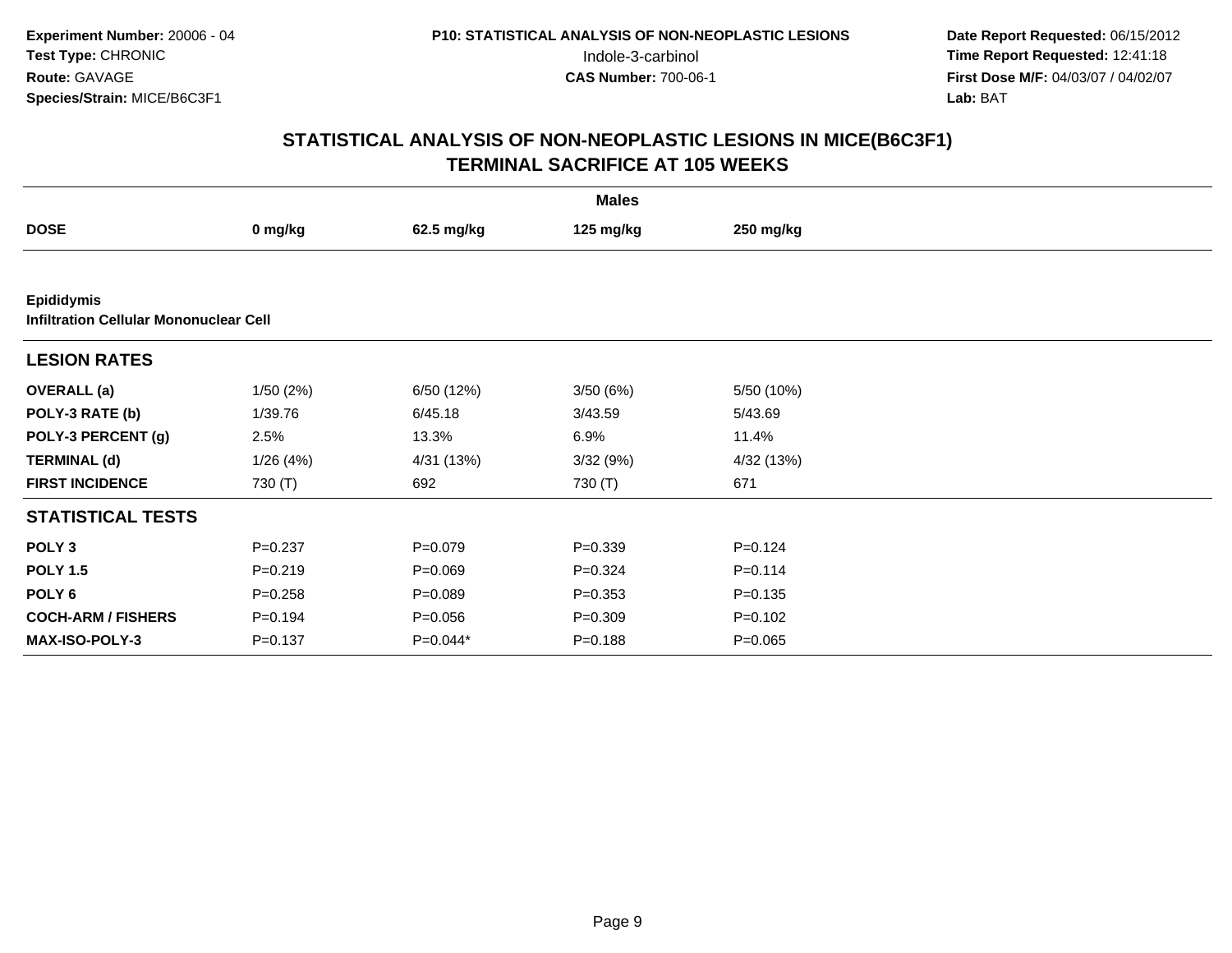**Experiment Number:** 20006 - 04
**Test Type:** CHRONIC
**Route:** GAVAGE
**Species/Strain:** MICE/B6C3F1

**P10: STATISTICAL ANALYSIS OF NON-NEOPLASTIC LESIONS**
Indole-3-carbinol
**CAS Number:** 700-06-1

**Date Report Requested:** 06/15/2012
**Time Report Requested:** 12:41:18
**First Dose M/F:** 04/03/07 / 04/02/07
**Lab:** BAT

## STATISTICAL ANALYSIS OF NON-NEOPLASTIC LESIONS IN MICE(B6C3F1)
## TERMINAL SACRIFICE AT 105 WEEKS

| | Males | | | |
|---|---|---|---|---|
| **DOSE** | **0 mg/kg** | **62.5 mg/kg** | **125 mg/kg** | **250 mg/kg** |
| **Epididymis** | | | | |
| **Infiltration Cellular Mononuclear Cell** | | | | |
| **LESION RATES** | | | | |
| **OVERALL (a)** | 1/50 (2%) | 6/50 (12%) | 3/50 (6%) | 5/50 (10%) |
| **POLY-3 RATE (b)** | 1/39.76 | 6/45.18 | 3/43.59 | 5/43.69 |
| **POLY-3 PERCENT (g)** | 2.5% | 13.3% | 6.9% | 11.4% |
| **TERMINAL (d)** | 1/26 (4%) | 4/31 (13%) | 3/32 (9%) | 4/32 (13%) |
| **FIRST INCIDENCE** | 730 (T) | 692 | 730 (T) | 671 |
| **STATISTICAL TESTS** | | | | |
| **POLY 3** | P=0.237 | P=0.079 | P=0.339 | P=0.124 |
| **POLY 1.5** | P=0.219 | P=0.069 | P=0.324 | P=0.114 |
| **POLY 6** | P=0.258 | P=0.089 | P=0.353 | P=0.135 |
| **COCH-ARM / FISHERS** | P=0.194 | P=0.056 | P=0.309 | P=0.102 |
| **MAX-ISO-POLY-3** | P=0.137 | P=0.044* | P=0.188 | P=0.065 |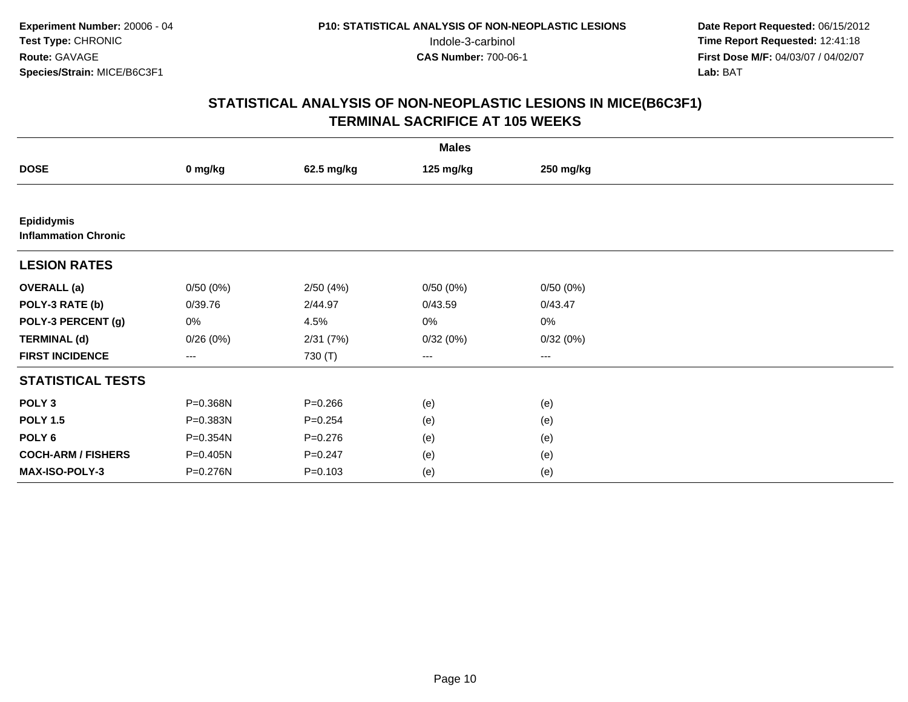**Experiment Number:** 20006 - 04
**Test Type:** CHRONIC
**Route:** GAVAGE
**Species/Strain:** MICE/B6C3F1

**P10: STATISTICAL ANALYSIS OF NON-NEOPLASTIC LESIONS**
Indole-3-carbinol
**CAS Number:** 700-06-1

**Date Report Requested:** 06/15/2012
**Time Report Requested:** 12:41:18
**First Dose M/F:** 04/03/07 / 04/02/07
**Lab:** BAT

## STATISTICAL ANALYSIS OF NON-NEOPLASTIC LESIONS IN MICE(B6C3F1)
## TERMINAL SACRIFICE AT 105 WEEKS

| | Males | | | |
|---|---|---|---|---|
| **DOSE** | **0 mg/kg** | **62.5 mg/kg** | **125 mg/kg** | **250 mg/kg** |
| **Epididymis** | | | | |
| **Inflammation Chronic** | | | | |
| **LESION RATES** | | | | |
| **OVERALL (a)** | 0/50 (0%) | 2/50 (4%) | 0/50 (0%) | 0/50 (0%) |
| **POLY-3 RATE (b)** | 0/39.76 | 2/44.97 | 0/43.59 | 0/43.47 |
| **POLY-3 PERCENT (g)** | 0% | 4.5% | 0% | 0% |
| **TERMINAL (d)** | 0/26 (0%) | 2/31 (7%) | 0/32 (0%) | 0/32 (0%) |
| **FIRST INCIDENCE** | --- | 730 (T) | --- | --- |
| **STATISTICAL TESTS** | | | | |
| **POLY 3** | P=0.368N | P=0.266 | (e) | (e) |
| **POLY 1.5** | P=0.383N | P=0.254 | (e) | (e) |
| **POLY 6** | P=0.354N | P=0.276 | (e) | (e) |
| **COCH-ARM / FISHERS** | P=0.405N | P=0.247 | (e) | (e) |
| **MAX-ISO-POLY-3** | P=0.276N | P=0.103 | (e) | (e) |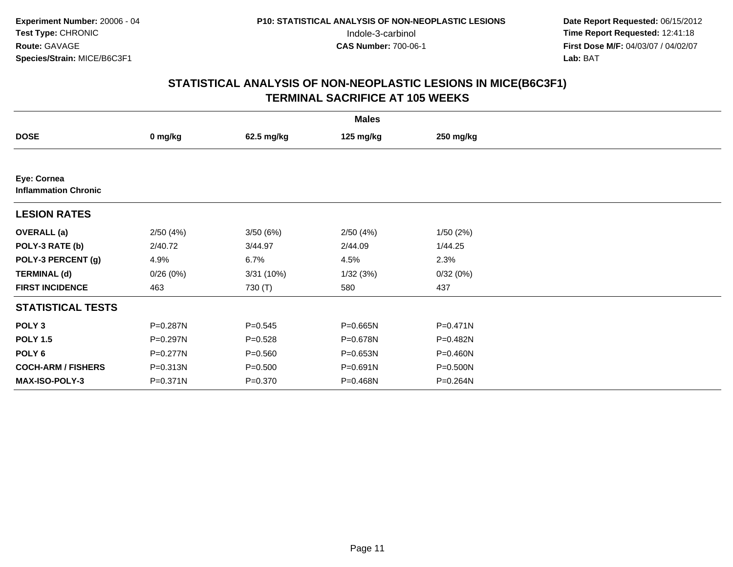**Experiment Number:** 20006 - 04
**Test Type:** CHRONIC
**Route:** GAVAGE
**Species/Strain:** MICE/B6C3F1

**P10: STATISTICAL ANALYSIS OF NON-NEOPLASTIC LESIONS**
Indole-3-carbinol
**CAS Number:** 700-06-1

**Date Report Requested:** 06/15/2012
**Time Report Requested:** 12:41:18
**First Dose M/F:** 04/03/07 / 04/02/07
**Lab:** BAT

## STATISTICAL ANALYSIS OF NON-NEOPLASTIC LESIONS IN MICE(B6C3F1)
## TERMINAL SACRIFICE AT 105 WEEKS

| | Males | | | |
|---|---|---|---|---|
| **DOSE** | **0 mg/kg** | **62.5 mg/kg** | **125 mg/kg** | **250 mg/kg** |
| **Eye: Cornea** | | | | |
| **Inflammation Chronic** | | | | |
| **LESION RATES** | | | | |
| **OVERALL (a)** | 2/50 (4%) | 3/50 (6%) | 2/50 (4%) | 1/50 (2%) |
| **POLY-3 RATE (b)** | 2/40.72 | 3/44.97 | 2/44.09 | 1/44.25 |
| **POLY-3 PERCENT (g)** | 4.9% | 6.7% | 4.5% | 2.3% |
| **TERMINAL (d)** | 0/26 (0%) | 3/31 (10%) | 1/32 (3%) | 0/32 (0%) |
| **FIRST INCIDENCE** | 463 | 730 (T) | 580 | 437 |
| **STATISTICAL TESTS** | | | | |
| **POLY 3** | P=0.287N | P=0.545 | P=0.665N | P=0.471N |
| **POLY 1.5** | P=0.297N | P=0.528 | P=0.678N | P=0.482N |
| **POLY 6** | P=0.277N | P=0.560 | P=0.653N | P=0.460N |
| **COCH-ARM / FISHERS** | P=0.313N | P=0.500 | P=0.691N | P=0.500N |
| **MAX-ISO-POLY-3** | P=0.371N | P=0.370 | P=0.468N | P=0.264N |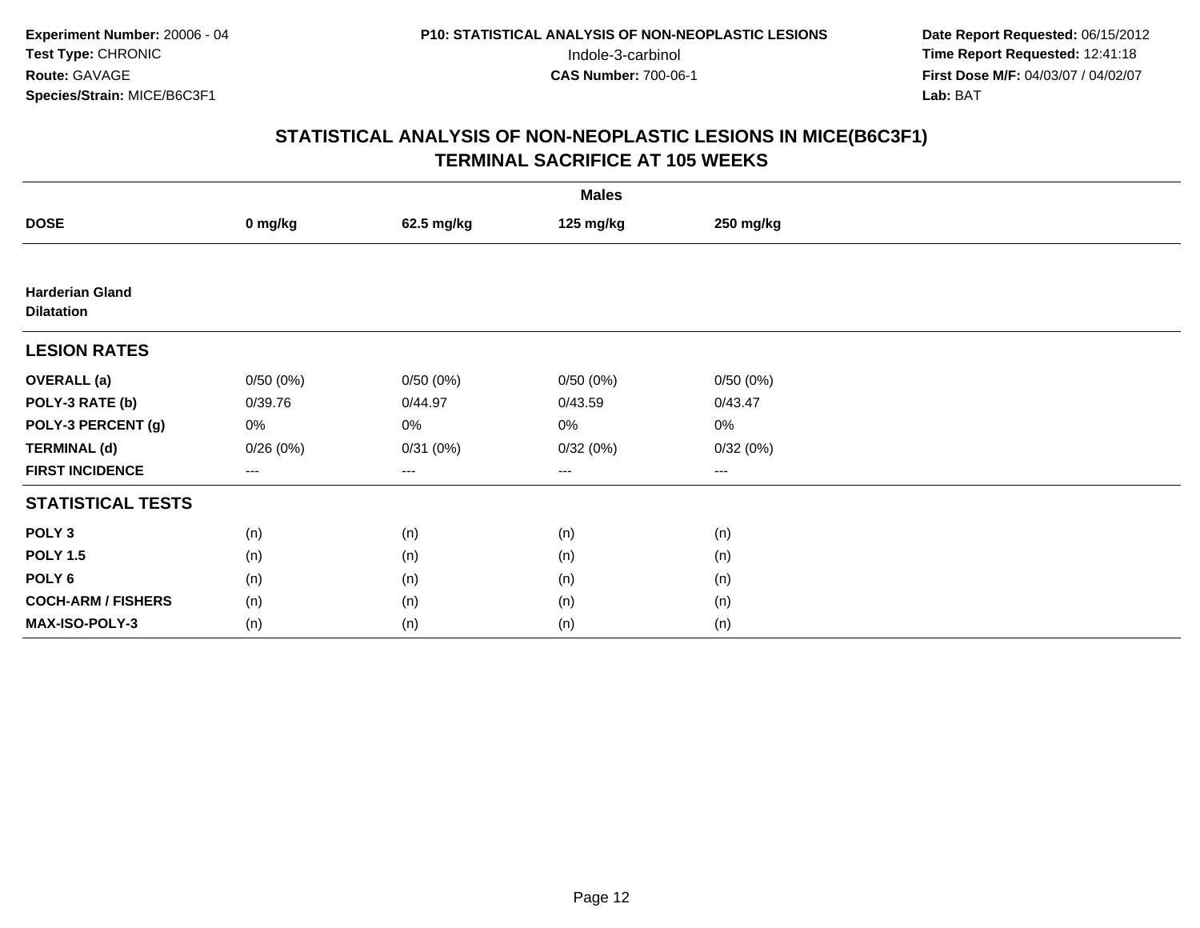**Experiment Number:** 20006 - 04
**Test Type:** CHRONIC
**Route:** GAVAGE
**Species/Strain:** MICE/B6C3F1

**P10: STATISTICAL ANALYSIS OF NON-NEOPLASTIC LESIONS**
Indole-3-carbinol
**CAS Number:** 700-06-1

**Date Report Requested:** 06/15/2012
**Time Report Requested:** 12:41:18
**First Dose M/F:** 04/03/07 / 04/02/07
**Lab:** BAT

## STATISTICAL ANALYSIS OF NON-NEOPLASTIC LESIONS IN MICE(B6C3F1)
## TERMINAL SACRIFICE AT 105 WEEKS

| | Males | | | |
|---|---|---|---|---|
| **DOSE** | **0 mg/kg** | **62.5 mg/kg** | **125 mg/kg** | **250 mg/kg** |
| **Harderian Gland** **Dilatation** | | | | |
| **LESION RATES** | | | | |
| **OVERALL (a)** | 0/50 (0%) | 0/50 (0%) | 0/50 (0%) | 0/50 (0%) |
| **POLY-3 RATE (b)** | 0/39.76 | 0/44.97 | 0/43.59 | 0/43.47 |
| **POLY-3 PERCENT (g)** | 0% | 0% | 0% | 0% |
| **TERMINAL (d)** | 0/26 (0%) | 0/31 (0%) | 0/32 (0%) | 0/32 (0%) |
| **FIRST INCIDENCE** | --- | --- | --- | --- |
| **STATISTICAL TESTS** | | | | |
| **POLY 3** | (n) | (n) | (n) | (n) |
| **POLY 1.5** | (n) | (n) | (n) | (n) |
| **POLY 6** | (n) | (n) | (n) | (n) |
| **COCH-ARM / FISHERS** | (n) | (n) | (n) | (n) |
| **MAX-ISO-POLY-3** | (n) | (n) | (n) | (n) |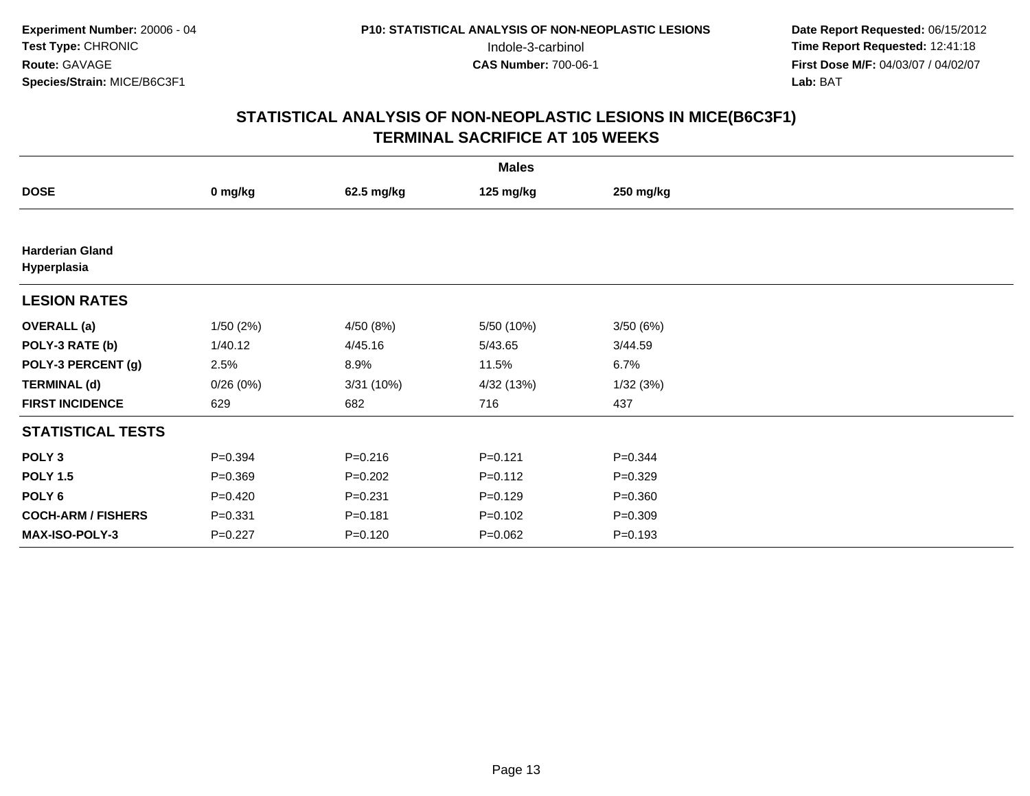Experiment Number: 20006 - 04
Test Type: CHRONIC
Route: GAVAGE
Species/Strain: MICE/B6C3F1

P10: STATISTICAL ANALYSIS OF NON-NEOPLASTIC LESIONS
Indole-3-carbinol
CAS Number: 700-06-1

Date Report Requested: 06/15/2012
Time Report Requested: 12:41:18
First Dose M/F: 04/03/07 / 04/02/07
Lab: BAT

## STATISTICAL ANALYSIS OF NON-NEOPLASTIC LESIONS IN MICE(B6C3F1)
## TERMINAL SACRIFICE AT 105 WEEKS

| | Males | | | |
|---|---|---|---|---|
| **DOSE** | **0 mg/kg** | **62.5 mg/kg** | **125 mg/kg** | **250 mg/kg** |
| **Harderian Gland** | | | | |
| **Hyperplasia** | | | | |
| **LESION RATES** | | | | |
| **OVERALL (a)** | 1/50 (2%) | 4/50 (8%) | 5/50 (10%) | 3/50 (6%) |
| **POLY-3 RATE (b)** | 1/40.12 | 4/45.16 | 5/43.65 | 3/44.59 |
| **POLY-3 PERCENT (g)** | 2.5% | 8.9% | 11.5% | 6.7% |
| **TERMINAL (d)** | 0/26 (0%) | 3/31 (10%) | 4/32 (13%) | 1/32 (3%) |
| **FIRST INCIDENCE** | 629 | 682 | 716 | 437 |
| **STATISTICAL TESTS** | | | | |
| **POLY 3** | P=0.394 | P=0.216 | P=0.121 | P=0.344 |
| **POLY 1.5** | P=0.369 | P=0.202 | P=0.112 | P=0.329 |
| **POLY 6** | P=0.420 | P=0.231 | P=0.129 | P=0.360 |
| **COCH-ARM / FISHERS** | P=0.331 | P=0.181 | P=0.102 | P=0.309 |
| **MAX-ISO-POLY-3** | P=0.227 | P=0.120 | P=0.062 | P=0.193 |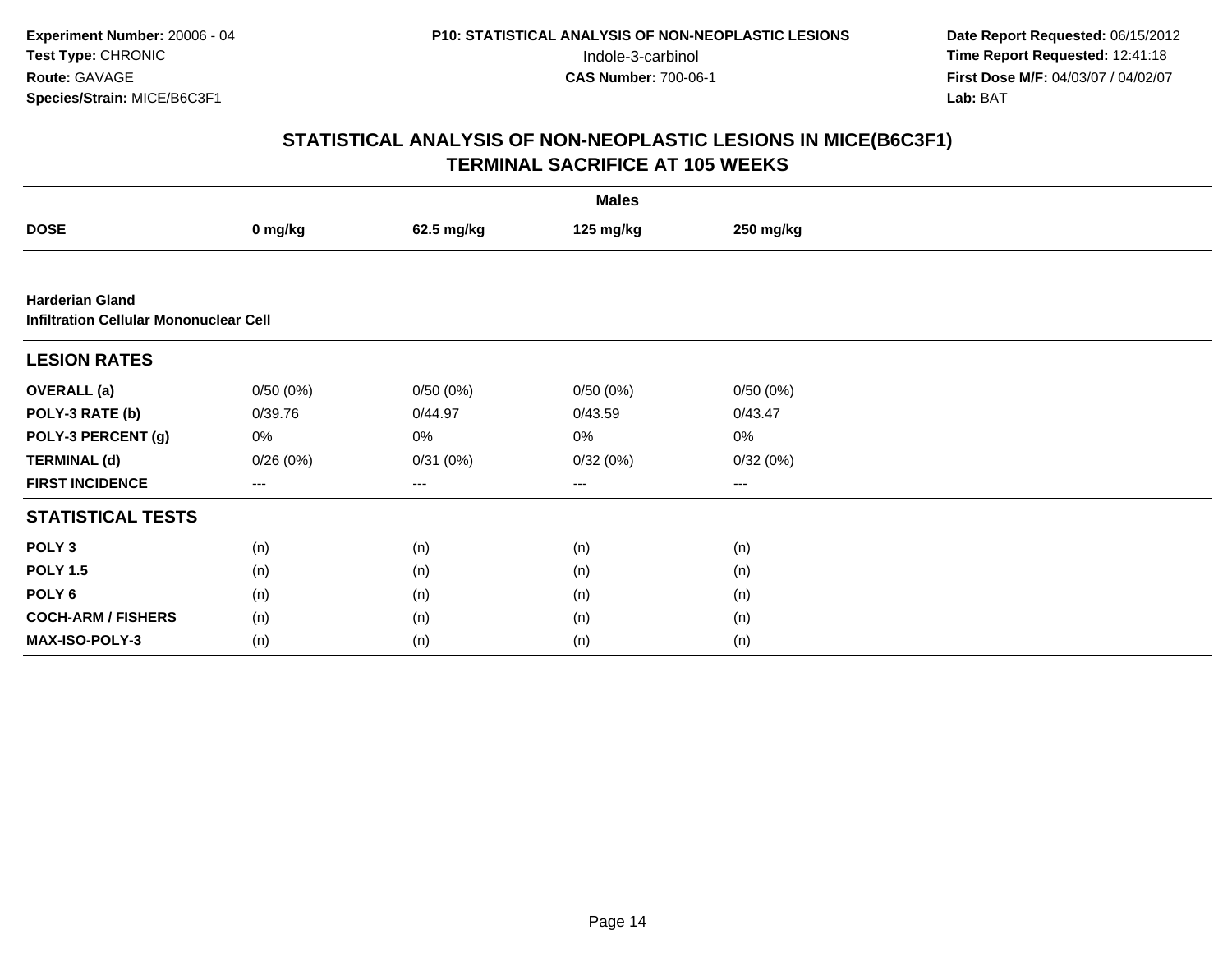**Experiment Number:** 20006 - 04
**Test Type:** CHRONIC
**Route:** GAVAGE
**Species/Strain:** MICE/B6C3F1

**P10: STATISTICAL ANALYSIS OF NON-NEOPLASTIC LESIONS**
Indole-3-carbinol
**CAS Number:** 700-06-1

**Date Report Requested:** 06/15/2012
**Time Report Requested:** 12:41:18
**First Dose M/F:** 04/03/07 / 04/02/07
**Lab:** BAT

## STATISTICAL ANALYSIS OF NON-NEOPLASTIC LESIONS IN MICE(B6C3F1)
## TERMINAL SACRIFICE AT 105 WEEKS

| | Males | | | |
|---|---|---|---|---|
| **DOSE** | **0 mg/kg** | **62.5 mg/kg** | **125 mg/kg** | **250 mg/kg** |
| **Harderian Gland** | | | | |
| **Infiltration Cellular Mononuclear Cell** | | | | |
| **LESION RATES** | | | | |
| **OVERALL (a)** | 0/50 (0%) | 0/50 (0%) | 0/50 (0%) | 0/50 (0%) |
| **POLY-3 RATE (b)** | 0/39.76 | 0/44.97 | 0/43.59 | 0/43.47 |
| **POLY-3 PERCENT (g)** | 0% | 0% | 0% | 0% |
| **TERMINAL (d)** | 0/26 (0%) | 0/31 (0%) | 0/32 (0%) | 0/32 (0%) |
| **FIRST INCIDENCE** | --- | --- | --- | --- |
| **STATISTICAL TESTS** | | | | |
| **POLY 3** | (n) | (n) | (n) | (n) |
| **POLY 1.5** | (n) | (n) | (n) | (n) |
| **POLY 6** | (n) | (n) | (n) | (n) |
| **COCH-ARM / FISHERS** | (n) | (n) | (n) | (n) |
| **MAX-ISO-POLY-3** | (n) | (n) | (n) | (n) |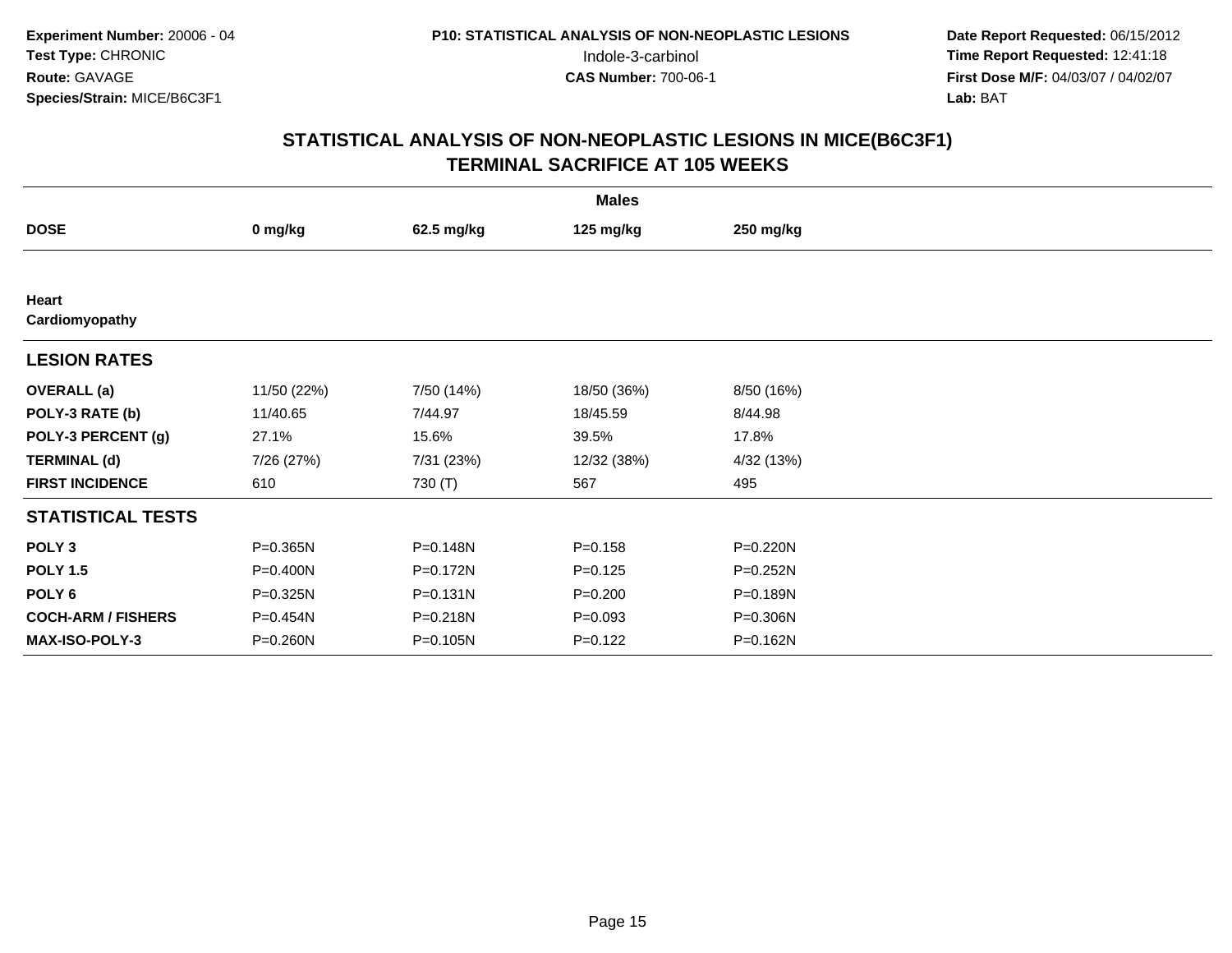**Experiment Number:** 20006 - 04
**Test Type:** CHRONIC
**Route:** GAVAGE
**Species/Strain:** MICE/B6C3F1

**P10: STATISTICAL ANALYSIS OF NON-NEOPLASTIC LESIONS**
Indole-3-carbinol
**CAS Number:** 700-06-1

**Date Report Requested:** 06/15/2012
**Time Report Requested:** 12:41:18
**First Dose M/F:** 04/03/07 / 04/02/07
**Lab:** BAT

## STATISTICAL ANALYSIS OF NON-NEOPLASTIC LESIONS IN MICE(B6C3F1)
## TERMINAL SACRIFICE AT 105 WEEKS

| | Males | | | |
|---|---|---|---|---|
| **DOSE** | **0 mg/kg** | **62.5 mg/kg** | **125 mg/kg** | **250 mg/kg** |
| **Heart** | | | | |
| **Cardiomyopathy** | | | | |
| **LESION RATES** | | | | |
| **OVERALL (a)** | 11/50 (22%) | 7/50 (14%) | 18/50 (36%) | 8/50 (16%) |
| **POLY-3 RATE (b)** | 11/40.65 | 7/44.97 | 18/45.59 | 8/44.98 |
| **POLY-3 PERCENT (g)** | 27.1% | 15.6% | 39.5% | 17.8% |
| **TERMINAL (d)** | 7/26 (27%) | 7/31 (23%) | 12/32 (38%) | 4/32 (13%) |
| **FIRST INCIDENCE** | 610 | 730 (T) | 567 | 495 |
| **STATISTICAL TESTS** | | | | |
| **POLY 3** | P=0.365N | P=0.148N | P=0.158 | P=0.220N |
| **POLY 1.5** | P=0.400N | P=0.172N | P=0.125 | P=0.252N |
| **POLY 6** | P=0.325N | P=0.131N | P=0.200 | P=0.189N |
| **COCH-ARM / FISHERS** | P=0.454N | P=0.218N | P=0.093 | P=0.306N |
| **MAX-ISO-POLY-3** | P=0.260N | P=0.105N | P=0.122 | P=0.162N |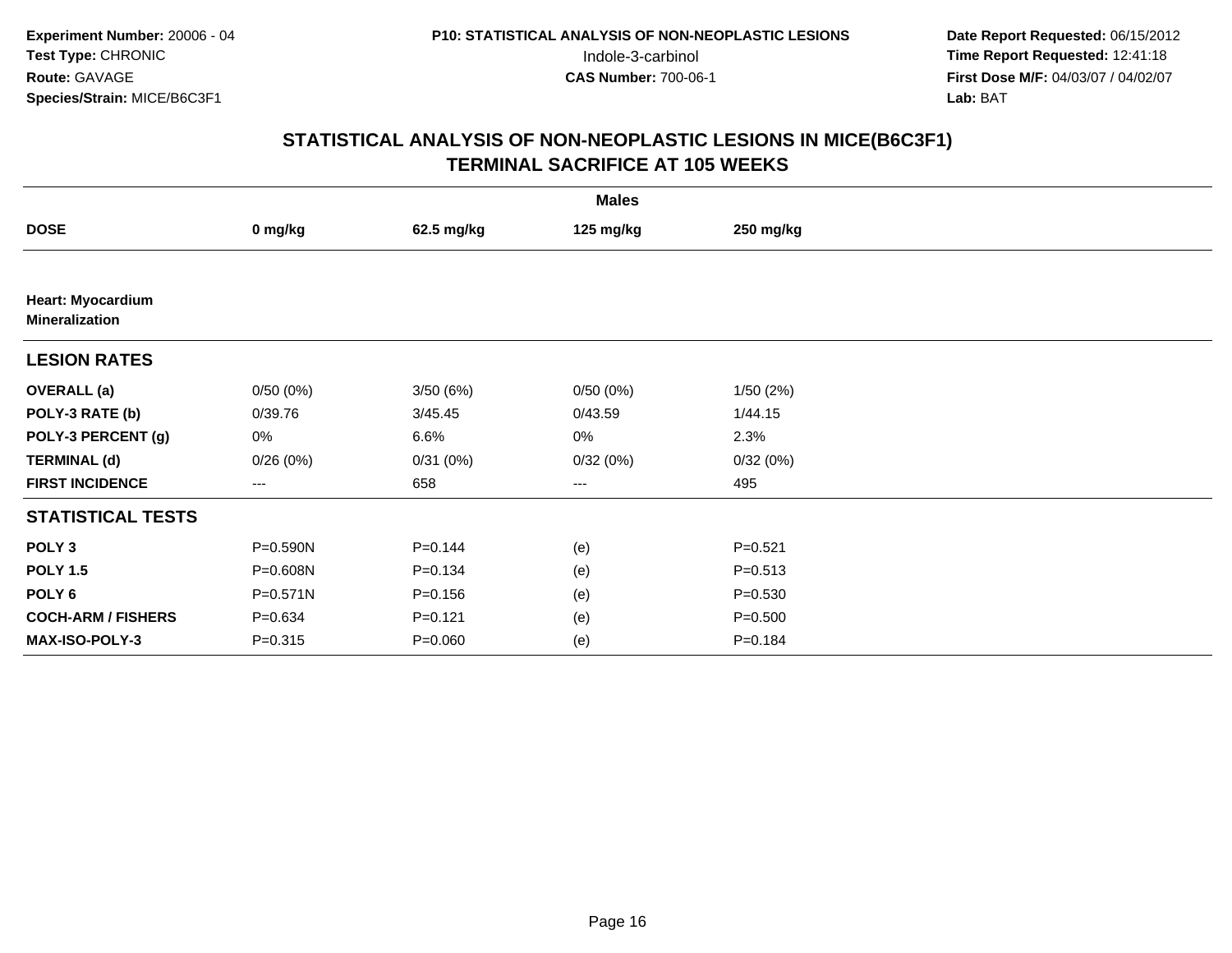**Experiment Number:** 20006 - 04
**Test Type:** CHRONIC
**Route:** GAVAGE
**Species/Strain:** MICE/B6C3F1

**P10: STATISTICAL ANALYSIS OF NON-NEOPLASTIC LESIONS**
Indole-3-carbinol
**CAS Number:** 700-06-1

**Date Report Requested:** 06/15/2012
**Time Report Requested:** 12:41:18
**First Dose M/F:** 04/03/07 / 04/02/07
**Lab:** BAT

## STATISTICAL ANALYSIS OF NON-NEOPLASTIC LESIONS IN MICE(B6C3F1) TERMINAL SACRIFICE AT 105 WEEKS

| | Males | | | |
|---|---|---|---|---|
| **DOSE** | **0 mg/kg** | **62.5 mg/kg** | **125 mg/kg** | **250 mg/kg** |
| **Heart: Myocardium** | | | | |
| **Mineralization** | | | | |
| **LESION RATES** | | | | |
| **OVERALL (a)** | 0/50 (0%) | 3/50 (6%) | 0/50 (0%) | 1/50 (2%) |
| **POLY-3 RATE (b)** | 0/39.76 | 3/45.45 | 0/43.59 | 1/44.15 |
| **POLY-3 PERCENT (g)** | 0% | 6.6% | 0% | 2.3% |
| **TERMINAL (d)** | 0/26 (0%) | 0/31 (0%) | 0/32 (0%) | 0/32 (0%) |
| **FIRST INCIDENCE** | --- | 658 | --- | 495 |
| **STATISTICAL TESTS** | | | | |
| **POLY 3** | P=0.590N | P=0.144 | (e) | P=0.521 |
| **POLY 1.5** | P=0.608N | P=0.134 | (e) | P=0.513 |
| **POLY 6** | P=0.571N | P=0.156 | (e) | P=0.530 |
| **COCH-ARM / FISHERS** | P=0.634 | P=0.121 | (e) | P=0.500 |
| **MAX-ISO-POLY-3** | P=0.315 | P=0.060 | (e) | P=0.184 |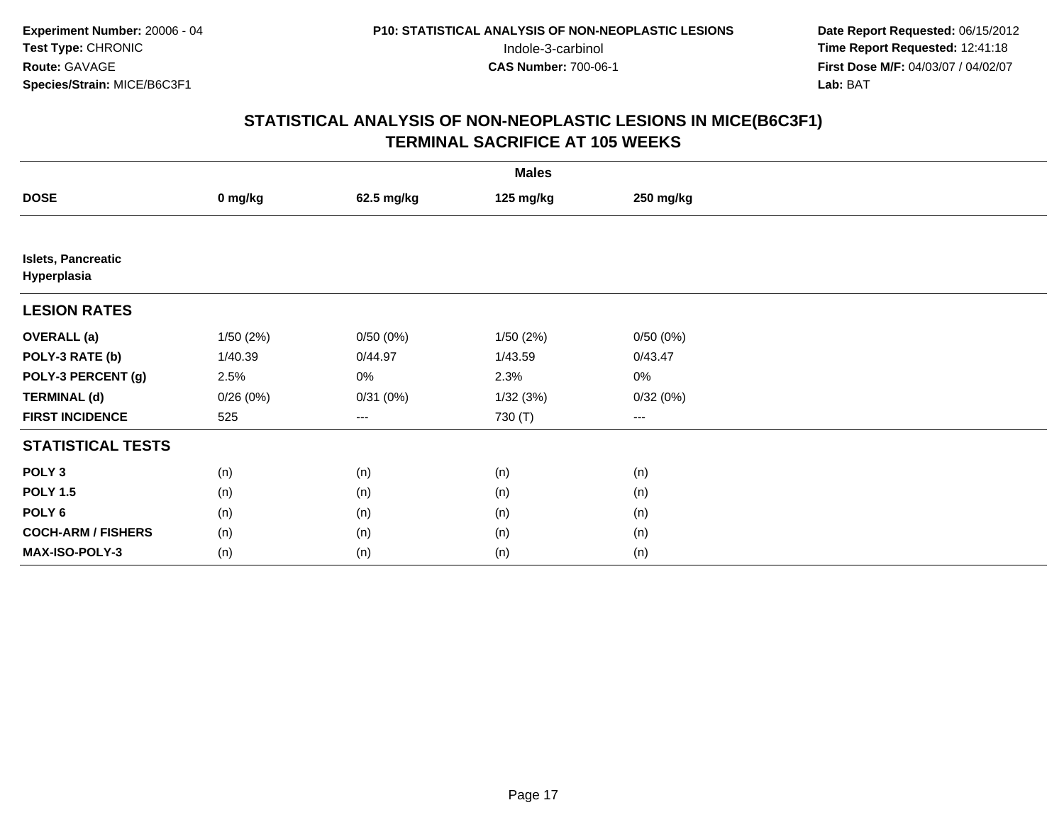**Experiment Number:** 20006 - 04
**Test Type:** CHRONIC
**Route:** GAVAGE
**Species/Strain:** MICE/B6C3F1

**P10: STATISTICAL ANALYSIS OF NON-NEOPLASTIC LESIONS**
Indole-3-carbinol
**CAS Number:** 700-06-1

**Date Report Requested:** 06/15/2012
**Time Report Requested:** 12:41:18
**First Dose M/F:** 04/03/07 / 04/02/07
**Lab:** BAT

## STATISTICAL ANALYSIS OF NON-NEOPLASTIC LESIONS IN MICE(B6C3F1) TERMINAL SACRIFICE AT 105 WEEKS

| | Males | | | |
|---|---|---|---|---|
| **DOSE** | **0 mg/kg** | **62.5 mg/kg** | **125 mg/kg** | **250 mg/kg** |
| **Islets, Pancreatic Hyperplasia** | | | | |
| **LESION RATES** | | | | |
| **OVERALL (a)** | 1/50 (2%) | 0/50 (0%) | 1/50 (2%) | 0/50 (0%) |
| **POLY-3 RATE (b)** | 1/40.39 | 0/44.97 | 1/43.59 | 0/43.47 |
| **POLY-3 PERCENT (g)** | 2.5% | 0% | 2.3% | 0% |
| **TERMINAL (d)** | 0/26 (0%) | 0/31 (0%) | 1/32 (3%) | 0/32 (0%) |
| **FIRST INCIDENCE** | 525 | --- | 730 (T) | --- |
| **STATISTICAL TESTS** | | | | |
| **POLY 3** | (n) | (n) | (n) | (n) |
| **POLY 1.5** | (n) | (n) | (n) | (n) |
| **POLY 6** | (n) | (n) | (n) | (n) |
| **COCH-ARM / FISHERS** | (n) | (n) | (n) | (n) |
| **MAX-ISO-POLY-3** | (n) | (n) | (n) | (n) |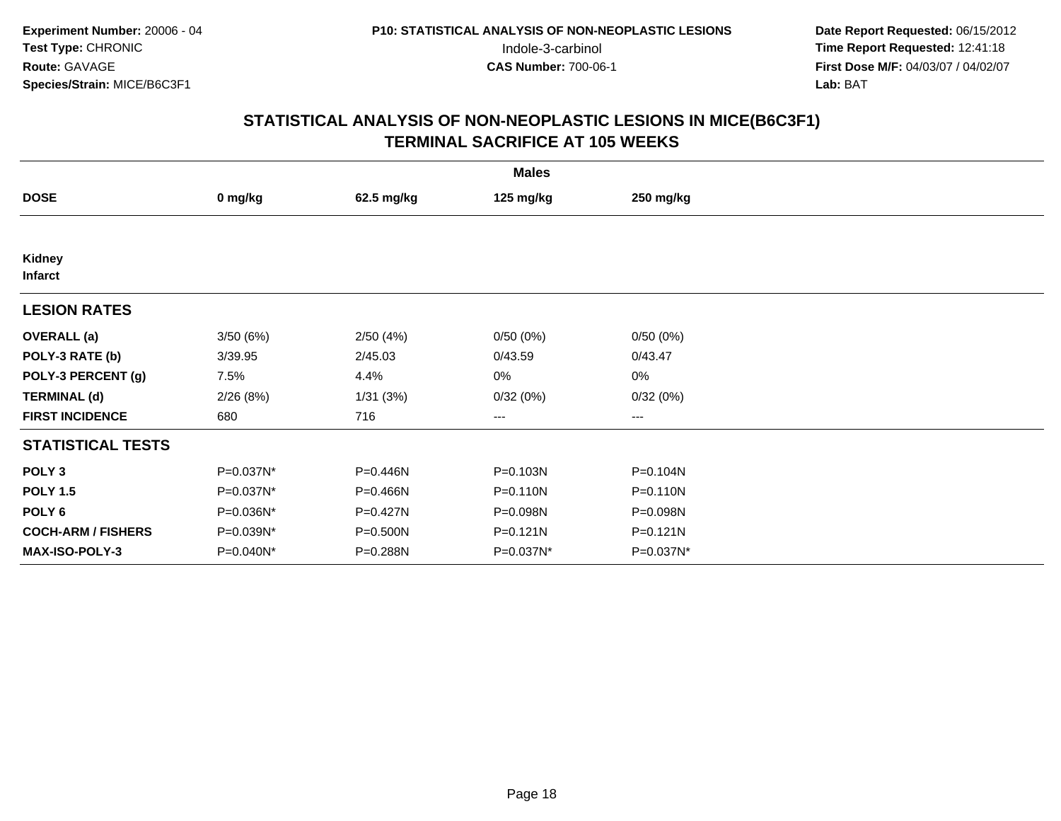**Experiment Number:** 20006 - 04
**Test Type:** CHRONIC
**Route:** GAVAGE
**Species/Strain:** MICE/B6C3F1

**P10: STATISTICAL ANALYSIS OF NON-NEOPLASTIC LESIONS**
Indole-3-carbinol
**CAS Number:** 700-06-1

**Date Report Requested:** 06/15/2012
**Time Report Requested:** 12:41:18
**First Dose M/F:** 04/03/07 / 04/02/07
**Lab:** BAT

## STATISTICAL ANALYSIS OF NON-NEOPLASTIC LESIONS IN MICE(B6C3F1)
## TERMINAL SACRIFICE AT 105 WEEKS

| | Males | | | |
|---|---|---|---|---|
| **DOSE** | **0 mg/kg** | **62.5 mg/kg** | **125 mg/kg** | **250 mg/kg** |
| **Kidney** | | | | |
| **Infarct** | | | | |
| **LESION RATES** | | | | |
| **OVERALL (a)** | 3/50 (6%) | 2/50 (4%) | 0/50 (0%) | 0/50 (0%) |
| **POLY-3 RATE (b)** | 3/39.95 | 2/45.03 | 0/43.59 | 0/43.47 |
| **POLY-3 PERCENT (g)** | 7.5% | 4.4% | 0% | 0% |
| **TERMINAL (d)** | 2/26 (8%) | 1/31 (3%) | 0/32 (0%) | 0/32 (0%) |
| **FIRST INCIDENCE** | 680 | 716 | --- | --- |
| **STATISTICAL TESTS** | | | | |
| **POLY 3** | P=0.037N* | P=0.446N | P=0.103N | P=0.104N |
| **POLY 1.5** | P=0.037N* | P=0.466N | P=0.110N | P=0.110N |
| **POLY 6** | P=0.036N* | P=0.427N | P=0.098N | P=0.098N |
| **COCH-ARM / FISHERS** | P=0.039N* | P=0.500N | P=0.121N | P=0.121N |
| **MAX-ISO-POLY-3** | P=0.040N* | P=0.288N | P=0.037N* | P=0.037N* |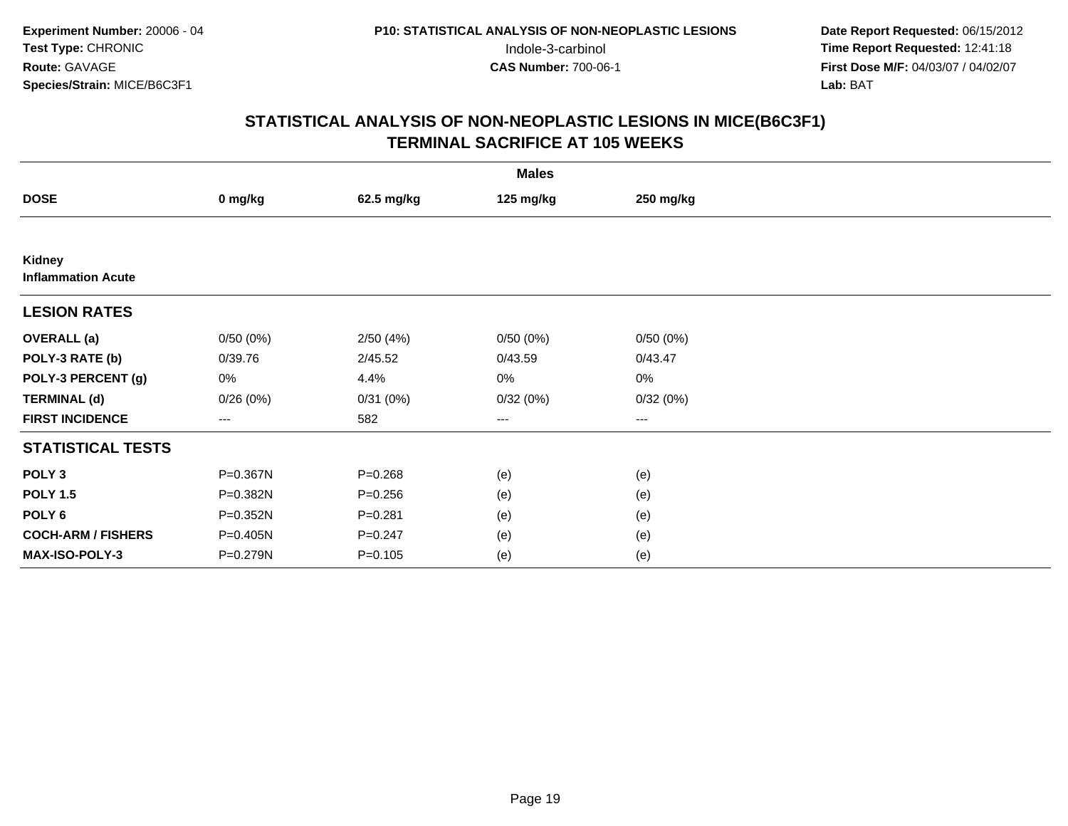**Experiment Number:** 20006 - 04
**Test Type:** CHRONIC
**Route:** GAVAGE
**Species/Strain:** MICE/B6C3F1

**P10: STATISTICAL ANALYSIS OF NON-NEOPLASTIC LESIONS**
Indole-3-carbinol
**CAS Number:** 700-06-1

**Date Report Requested:** 06/15/2012
**Time Report Requested:** 12:41:18
**First Dose M/F:** 04/03/07 / 04/02/07
**Lab:** BAT

## STATISTICAL ANALYSIS OF NON-NEOPLASTIC LESIONS IN MICE(B6C3F1)
## TERMINAL SACRIFICE AT 105 WEEKS

| | Males | | | |
|---|---|---|---|---|
| **DOSE** | **0 mg/kg** | **62.5 mg/kg** | **125 mg/kg** | **250 mg/kg** |
| **Kidney** | | | | |
| **Inflammation Acute** | | | | |
| **LESION RATES** | | | | |
| **OVERALL (a)** | 0/50 (0%) | 2/50 (4%) | 0/50 (0%) | 0/50 (0%) |
| **POLY-3 RATE (b)** | 0/39.76 | 2/45.52 | 0/43.59 | 0/43.47 |
| **POLY-3 PERCENT (g)** | 0% | 4.4% | 0% | 0% |
| **TERMINAL (d)** | 0/26 (0%) | 0/31 (0%) | 0/32 (0%) | 0/32 (0%) |
| **FIRST INCIDENCE** | --- | 582 | --- | --- |
| **STATISTICAL TESTS** | | | | |
| **POLY 3** | P=0.367N | P=0.268 | (e) | (e) |
| **POLY 1.5** | P=0.382N | P=0.256 | (e) | (e) |
| **POLY 6** | P=0.352N | P=0.281 | (e) | (e) |
| **COCH-ARM / FISHERS** | P=0.405N | P=0.247 | (e) | (e) |
| **MAX-ISO-POLY-3** | P=0.279N | P=0.105 | (e) | (e) |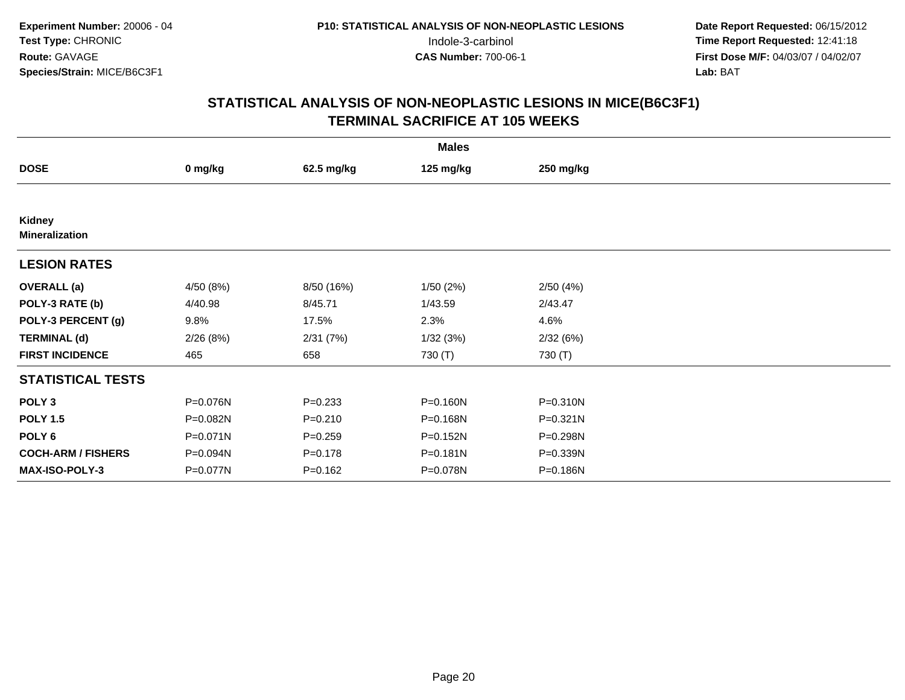**Experiment Number:** 20006 - 04
**Test Type:** CHRONIC
**Route:** GAVAGE
**Species/Strain:** MICE/B6C3F1

**P10: STATISTICAL ANALYSIS OF NON-NEOPLASTIC LESIONS**
Indole-3-carbinol
**CAS Number:** 700-06-1

**Date Report Requested:** 06/15/2012
**Time Report Requested:** 12:41:18
**First Dose M/F:** 04/03/07 / 04/02/07
**Lab:** BAT

## STATISTICAL ANALYSIS OF NON-NEOPLASTIC LESIONS IN MICE(B6C3F1)
## TERMINAL SACRIFICE AT 105 WEEKS

| | Males | | | |
|---|---|---|---|---|
| **DOSE** | **0 mg/kg** | **62.5 mg/kg** | **125 mg/kg** | **250 mg/kg** |
| **Kidney** | | | | |
| **Mineralization** | | | | |
| **LESION RATES** | | | | |
| **OVERALL (a)** | 4/50 (8%) | 8/50 (16%) | 1/50 (2%) | 2/50 (4%) |
| **POLY-3 RATE (b)** | 4/40.98 | 8/45.71 | 1/43.59 | 2/43.47 |
| **POLY-3 PERCENT (g)** | 9.8% | 17.5% | 2.3% | 4.6% |
| **TERMINAL (d)** | 2/26 (8%) | 2/31 (7%) | 1/32 (3%) | 2/32 (6%) |
| **FIRST INCIDENCE** | 465 | 658 | 730 (T) | 730 (T) |
| **STATISTICAL TESTS** | | | | |
| **POLY 3** | P=0.076N | P=0.233 | P=0.160N | P=0.310N |
| **POLY 1.5** | P=0.082N | P=0.210 | P=0.168N | P=0.321N |
| **POLY 6** | P=0.071N | P=0.259 | P=0.152N | P=0.298N |
| **COCH-ARM / FISHERS** | P=0.094N | P=0.178 | P=0.181N | P=0.339N |
| **MAX-ISO-POLY-3** | P=0.077N | P=0.162 | P=0.078N | P=0.186N |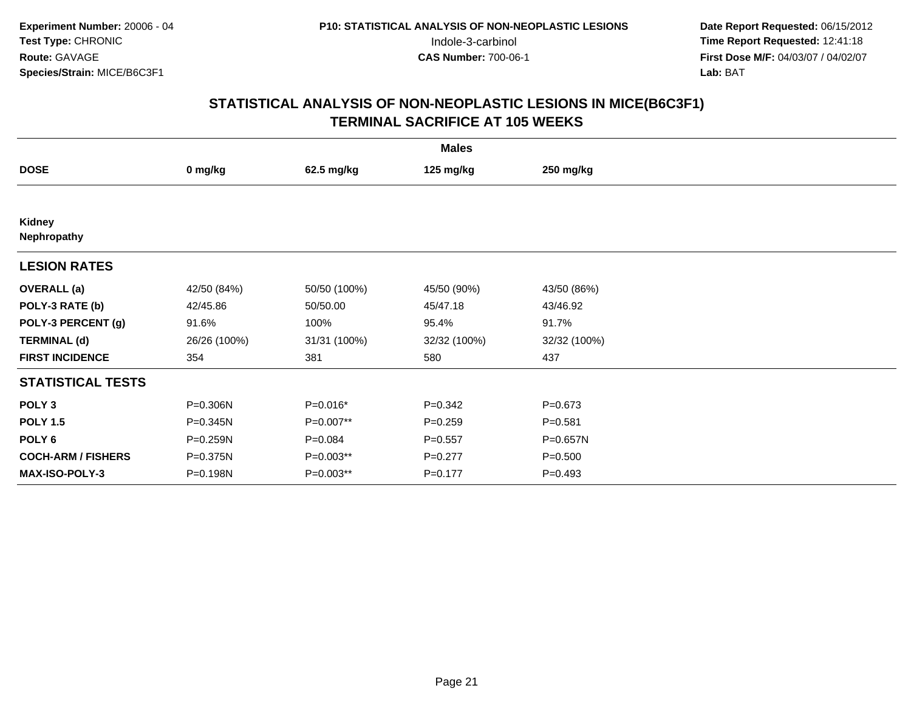**Experiment Number:** 20006 - 04
**Test Type:** CHRONIC
**Route:** GAVAGE
**Species/Strain:** MICE/B6C3F1

**P10: STATISTICAL ANALYSIS OF NON-NEOPLASTIC LESIONS**
Indole-3-carbinol
**CAS Number:** 700-06-1

**Date Report Requested:** 06/15/2012
**Time Report Requested:** 12:41:18
**First Dose M/F:** 04/03/07 / 04/02/07
**Lab:** BAT

# STATISTICAL ANALYSIS OF NON-NEOPLASTIC LESIONS IN MICE(B6C3F1)
## TERMINAL SACRIFICE AT 105 WEEKS

| | Males | | | |
|---|---|---|---|---|
| **DOSE** | **0 mg/kg** | **62.5 mg/kg** | **125 mg/kg** | **250 mg/kg** |
| **Kidney** | | | | |
| **Nephropathy** | | | | |
| **LESION RATES** | | | | |
| **OVERALL (a)** | 42/50 (84%) | 50/50 (100%) | 45/50 (90%) | 43/50 (86%) |
| **POLY-3 RATE (b)** | 42/45.86 | 50/50.00 | 45/47.18 | 43/46.92 |
| **POLY-3 PERCENT (g)** | 91.6% | 100% | 95.4% | 91.7% |
| **TERMINAL (d)** | 26/26 (100%) | 31/31 (100%) | 32/32 (100%) | 32/32 (100%) |
| **FIRST INCIDENCE** | 354 | 381 | 580 | 437 |
| **STATISTICAL TESTS** | | | | |
| **POLY 3** | P=0.306N | P=0.016* | P=0.342 | P=0.673 |
| **POLY 1.5** | P=0.345N | P=0.007** | P=0.259 | P=0.581 |
| **POLY 6** | P=0.259N | P=0.084 | P=0.557 | P=0.657N |
| **COCH-ARM / FISHERS** | P=0.375N | P=0.003** | P=0.277 | P=0.500 |
| **MAX-ISO-POLY-3** | P=0.198N | P=0.003** | P=0.177 | P=0.493 |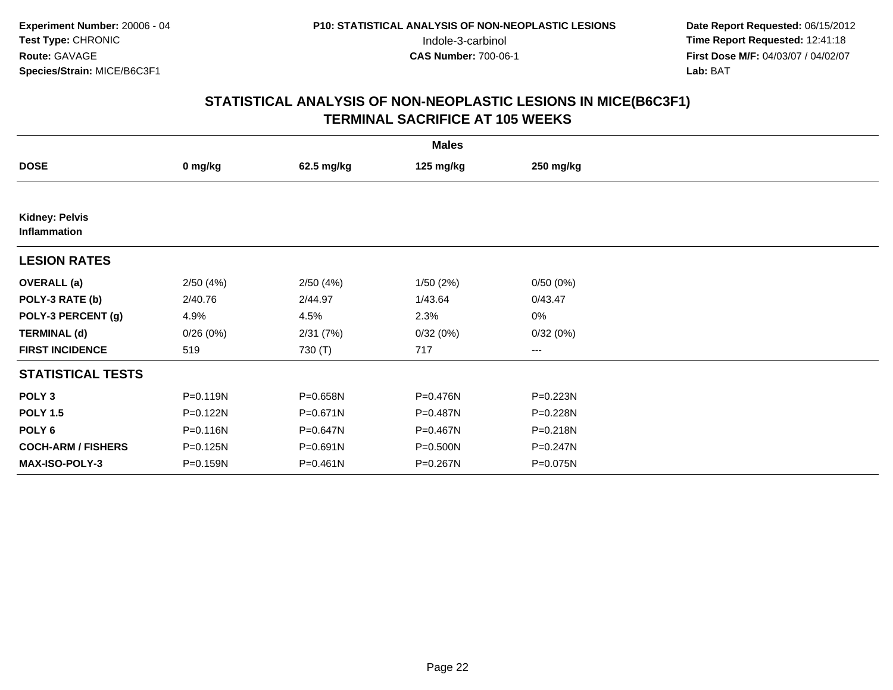**Experiment Number:** 20006 - 04
**Test Type:** CHRONIC
**Route:** GAVAGE
**Species/Strain:** MICE/B6C3F1

**P10: STATISTICAL ANALYSIS OF NON-NEOPLASTIC LESIONS**
Indole-3-carbinol
**CAS Number:** 700-06-1

**Date Report Requested:** 06/15/2012
**Time Report Requested:** 12:41:18
**First Dose M/F:** 04/03/07 / 04/02/07
**Lab:** BAT

## STATISTICAL ANALYSIS OF NON-NEOPLASTIC LESIONS IN MICE(B6C3F1)
## TERMINAL SACRIFICE AT 105 WEEKS

| | Males | | | |
|---|---|---|---|---|
| **DOSE** | **0 mg/kg** | **62.5 mg/kg** | **125 mg/kg** | **250 mg/kg** |
| **Kidney: Pelvis Inflammation** | | | | |
| **LESION RATES** | | | | |
| **OVERALL (a)** | 2/50 (4%) | 2/50 (4%) | 1/50 (2%) | 0/50 (0%) |
| **POLY-3 RATE (b)** | 2/40.76 | 2/44.97 | 1/43.64 | 0/43.47 |
| **POLY-3 PERCENT (g)** | 4.9% | 4.5% | 2.3% | 0% |
| **TERMINAL (d)** | 0/26 (0%) | 2/31 (7%) | 0/32 (0%) | 0/32 (0%) |
| **FIRST INCIDENCE** | 519 | 730 (T) | 717 | --- |
| **STATISTICAL TESTS** | | | | |
| **POLY 3** | P=0.119N | P=0.658N | P=0.476N | P=0.223N |
| **POLY 1.5** | P=0.122N | P=0.671N | P=0.487N | P=0.228N |
| **POLY 6** | P=0.116N | P=0.647N | P=0.467N | P=0.218N |
| **COCH-ARM / FISHERS** | P=0.125N | P=0.691N | P=0.500N | P=0.247N |
| **MAX-ISO-POLY-3** | P=0.159N | P=0.461N | P=0.267N | P=0.075N |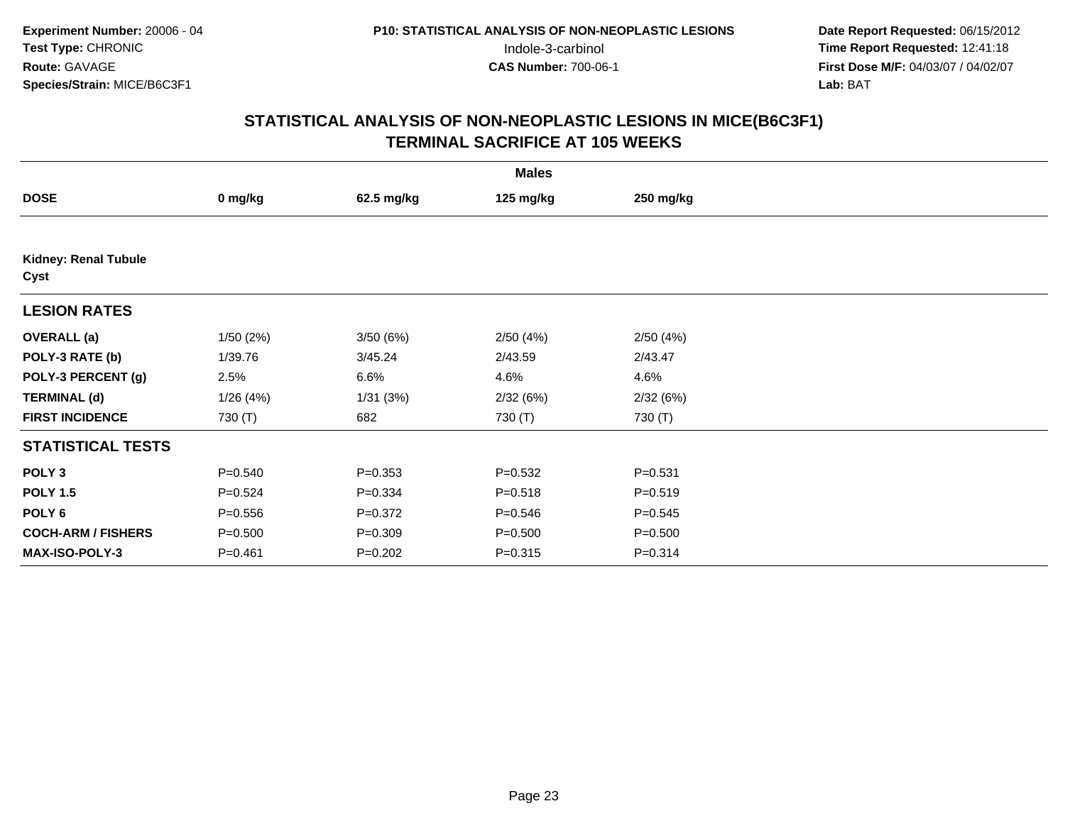Experiment Number: 20006 - 04
Test Type: CHRONIC
Route: GAVAGE
Species/Strain: MICE/B6C3F1

P10: STATISTICAL ANALYSIS OF NON-NEOPLASTIC LESIONS
Indole-3-carbinol
CAS Number: 700-06-1

Date Report Requested: 06/15/2012
Time Report Requested: 12:41:18
First Dose M/F: 04/03/07 / 04/02/07
Lab: BAT

## STATISTICAL ANALYSIS OF NON-NEOPLASTIC LESIONS IN MICE(B6C3F1)
## TERMINAL SACRIFICE AT 105 WEEKS

| | Males | | | |
|---|---|---|---|---|
| **DOSE** | **0 mg/kg** | **62.5 mg/kg** | **125 mg/kg** | **250 mg/kg** |
| **Kidney: Renal Tubule Cyst** | | | | |
| **LESION RATES** | | | | |
| **OVERALL (a)** | 1/50 (2%) | 3/50 (6%) | 2/50 (4%) | 2/50 (4%) |
| **POLY-3 RATE (b)** | 1/39.76 | 3/45.24 | 2/43.59 | 2/43.47 |
| **POLY-3 PERCENT (g)** | 2.5% | 6.6% | 4.6% | 4.6% |
| **TERMINAL (d)** | 1/26 (4%) | 1/31 (3%) | 2/32 (6%) | 2/32 (6%) |
| **FIRST INCIDENCE** | 730 (T) | 682 | 730 (T) | 730 (T) |
| **STATISTICAL TESTS** | | | | |
| **POLY 3** | P=0.540 | P=0.353 | P=0.532 | P=0.531 |
| **POLY 1.5** | P=0.524 | P=0.334 | P=0.518 | P=0.519 |
| **POLY 6** | P=0.556 | P=0.372 | P=0.546 | P=0.545 |
| **COCH-ARM / FISHERS** | P=0.500 | P=0.309 | P=0.500 | P=0.500 |
| **MAX-ISO-POLY-3** | P=0.461 | P=0.202 | P=0.315 | P=0.314 |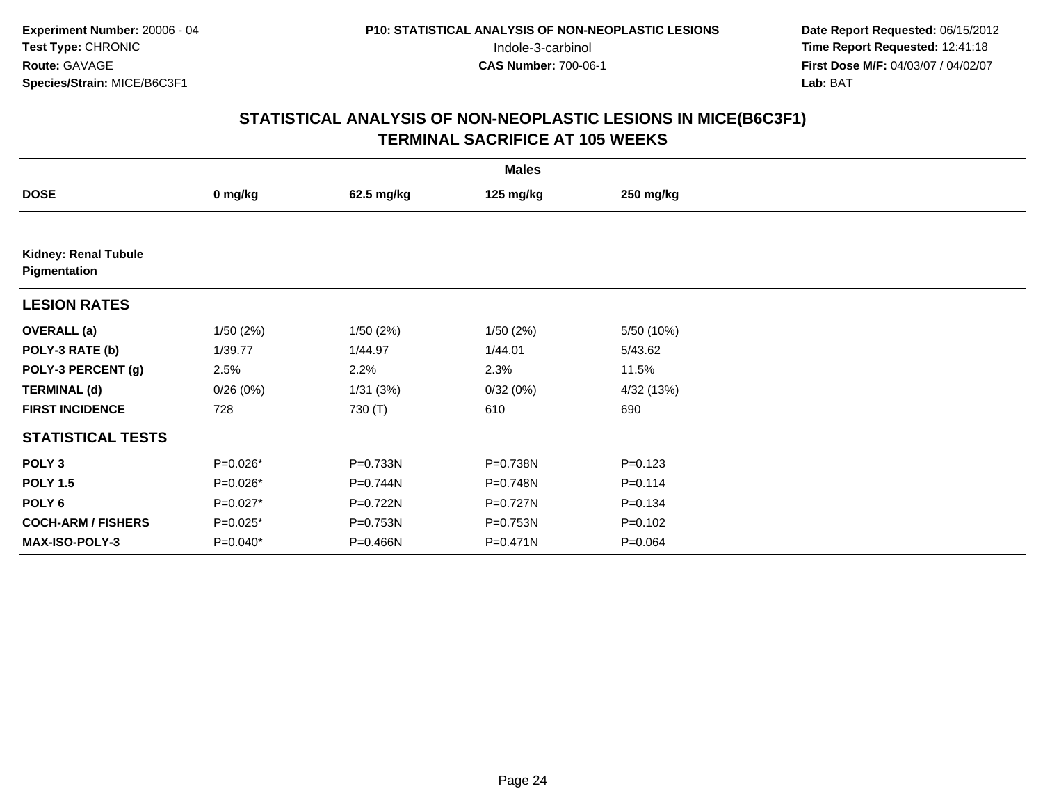**Experiment Number:** 20006 - 04
**Test Type:** CHRONIC
**Route:** GAVAGE
**Species/Strain:** MICE/B6C3F1

**P10: STATISTICAL ANALYSIS OF NON-NEOPLASTIC LESIONS**
Indole-3-carbinol
**CAS Number:** 700-06-1

**Date Report Requested:** 06/15/2012
**Time Report Requested:** 12:41:18
**First Dose M/F:** 04/03/07 / 04/02/07
**Lab:** BAT

## STATISTICAL ANALYSIS OF NON-NEOPLASTIC LESIONS IN MICE(B6C3F1) TERMINAL SACRIFICE AT 105 WEEKS

| | Males | | | |
|---|---|---|---|---|
| **DOSE** | **0 mg/kg** | **62.5 mg/kg** | **125 mg/kg** | **250 mg/kg** |
| **Kidney: Renal Tubule Pigmentation** | | | | |
| **LESION RATES** | | | | |
| **OVERALL (a)** | 1/50 (2%) | 1/50 (2%) | 1/50 (2%) | 5/50 (10%) |
| **POLY-3 RATE (b)** | 1/39.77 | 1/44.97 | 1/44.01 | 5/43.62 |
| **POLY-3 PERCENT (g)** | 2.5% | 2.2% | 2.3% | 11.5% |
| **TERMINAL (d)** | 0/26 (0%) | 1/31 (3%) | 0/32 (0%) | 4/32 (13%) |
| **FIRST INCIDENCE** | 728 | 730 (T) | 610 | 690 |
| **STATISTICAL TESTS** | | | | |
| **POLY 3** | P=0.026* | P=0.733N | P=0.738N | P=0.123 |
| **POLY 1.5** | P=0.026* | P=0.744N | P=0.748N | P=0.114 |
| **POLY 6** | P=0.027* | P=0.722N | P=0.727N | P=0.134 |
| **COCH-ARM / FISHERS** | P=0.025* | P=0.753N | P=0.753N | P=0.102 |
| **MAX-ISO-POLY-3** | P=0.040* | P=0.466N | P=0.471N | P=0.064 |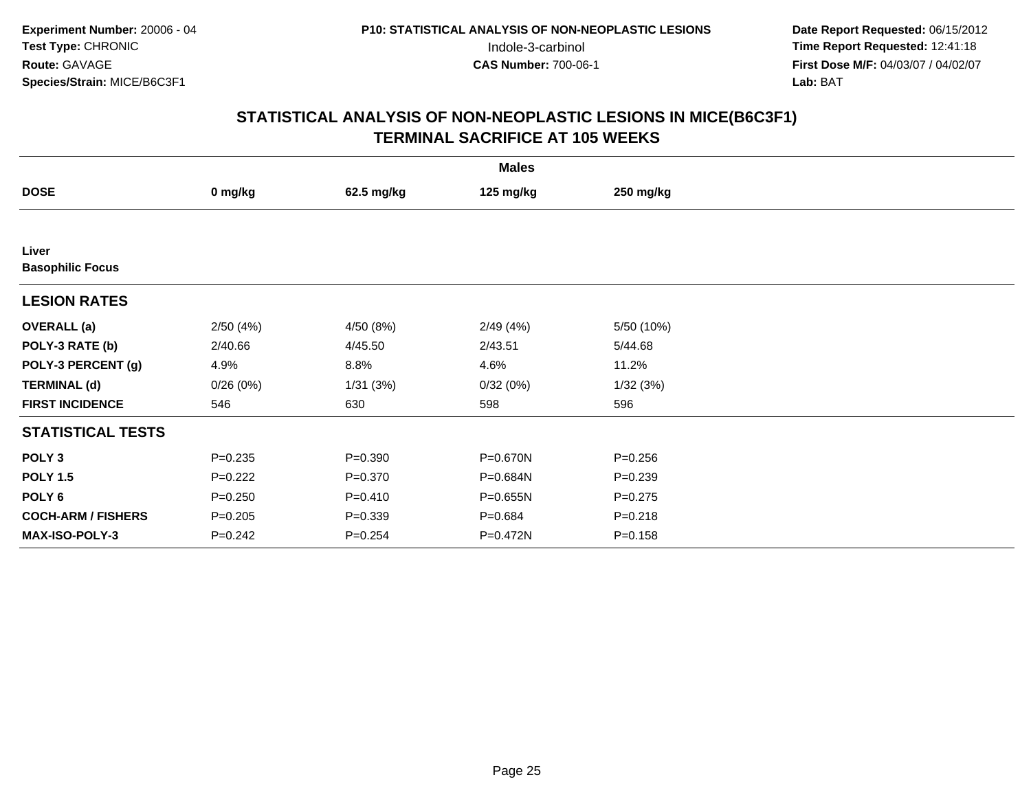**Experiment Number:** 20006 - 04
**Test Type:** CHRONIC
**Route:** GAVAGE
**Species/Strain:** MICE/B6C3F1

**P10: STATISTICAL ANALYSIS OF NON-NEOPLASTIC LESIONS**
Indole-3-carbinol
**CAS Number:** 700-06-1

**Date Report Requested:** 06/15/2012
**Time Report Requested:** 12:41:18
**First Dose M/F:** 04/03/07 / 04/02/07
**Lab:** BAT

## STATISTICAL ANALYSIS OF NON-NEOPLASTIC LESIONS IN MICE(B6C3F1)
## TERMINAL SACRIFICE AT 105 WEEKS

| | Males | | | |
|---|---|---|---|---|
| **DOSE** | **0 mg/kg** | **62.5 mg/kg** | **125 mg/kg** | **250 mg/kg** |
| **Liver** | | | | |
| **Basophilic Focus** | | | | |
| **LESION RATES** | | | | |
| **OVERALL (a)** | 2/50 (4%) | 4/50 (8%) | 2/49 (4%) | 5/50 (10%) |
| **POLY-3 RATE (b)** | 2/40.66 | 4/45.50 | 2/43.51 | 5/44.68 |
| **POLY-3 PERCENT (g)** | 4.9% | 8.8% | 4.6% | 11.2% |
| **TERMINAL (d)** | 0/26 (0%) | 1/31 (3%) | 0/32 (0%) | 1/32 (3%) |
| **FIRST INCIDENCE** | 546 | 630 | 598 | 596 |
| **STATISTICAL TESTS** | | | | |
| **POLY 3** | P=0.235 | P=0.390 | P=0.670N | P=0.256 |
| **POLY 1.5** | P=0.222 | P=0.370 | P=0.684N | P=0.239 |
| **POLY 6** | P=0.250 | P=0.410 | P=0.655N | P=0.275 |
| **COCH-ARM / FISHERS** | P=0.205 | P=0.339 | P=0.684 | P=0.218 |
| **MAX-ISO-POLY-3** | P=0.242 | P=0.254 | P=0.472N | P=0.158 |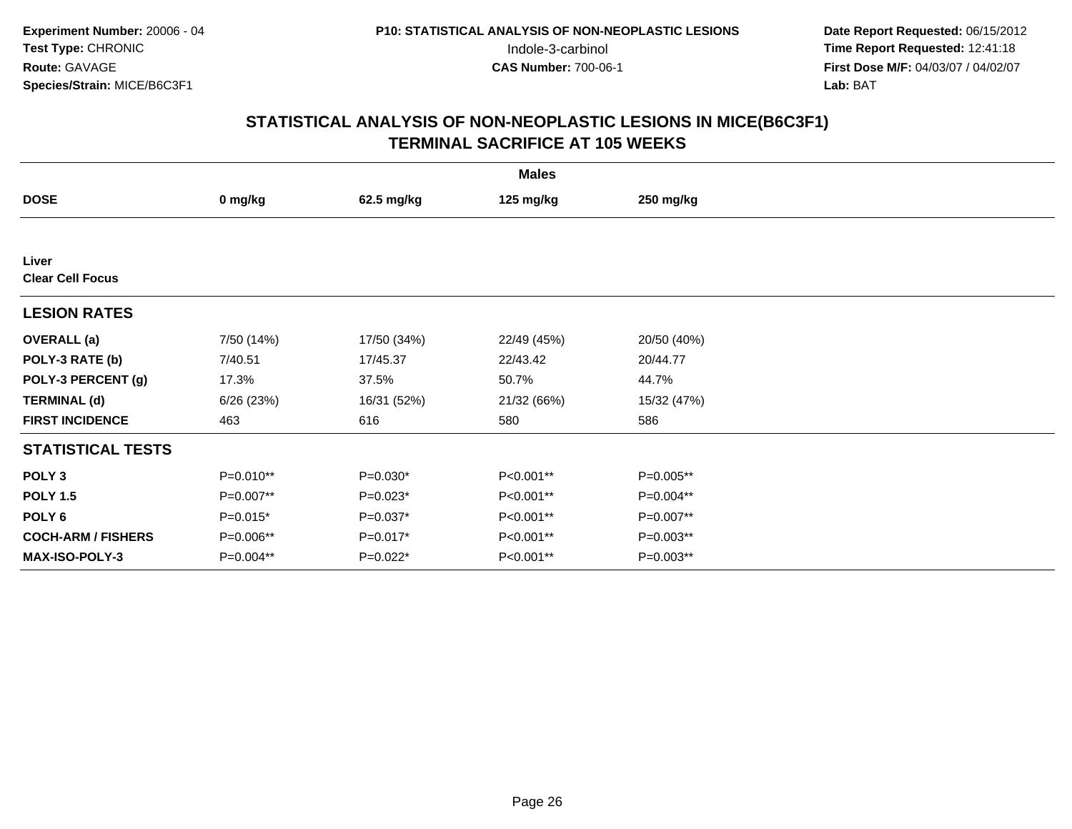**Experiment Number:** 20006 - 04
**Test Type:** CHRONIC
**Route:** GAVAGE
**Species/Strain:** MICE/B6C3F1

**P10: STATISTICAL ANALYSIS OF NON-NEOPLASTIC LESIONS**
Indole-3-carbinol
**CAS Number:** 700-06-1

**Date Report Requested:** 06/15/2012
**Time Report Requested:** 12:41:18
**First Dose M/F:** 04/03/07 / 04/02/07
**Lab:** BAT

## STATISTICAL ANALYSIS OF NON-NEOPLASTIC LESIONS IN MICE(B6C3F1)
## TERMINAL SACRIFICE AT 105 WEEKS

| | Males | | | |
|---|---|---|---|---|
| **DOSE** | **0 mg/kg** | **62.5 mg/kg** | **125 mg/kg** | **250 mg/kg** |
| **Liver** | | | | |
| **Clear Cell Focus** | | | | |
| **LESION RATES** | | | | |
| **OVERALL (a)** | 7/50 (14%) | 17/50 (34%) | 22/49 (45%) | 20/50 (40%) |
| **POLY-3 RATE (b)** | 7/40.51 | 17/45.37 | 22/43.42 | 20/44.77 |
| **POLY-3 PERCENT (g)** | 17.3% | 37.5% | 50.7% | 44.7% |
| **TERMINAL (d)** | 6/26 (23%) | 16/31 (52%) | 21/32 (66%) | 15/32 (47%) |
| **FIRST INCIDENCE** | 463 | 616 | 580 | 586 |
| **STATISTICAL TESTS** | | | | |
| **POLY 3** | P=0.010** | P=0.030* | P<0.001** | P=0.005** |
| **POLY 1.5** | P=0.007** | P=0.023* | P<0.001** | P=0.004** |
| **POLY 6** | P=0.015* | P=0.037* | P<0.001** | P=0.007** |
| **COCH-ARM / FISHERS** | P=0.006** | P=0.017* | P<0.001** | P=0.003** |
| **MAX-ISO-POLY-3** | P=0.004** | P=0.022* | P<0.001** | P=0.003** |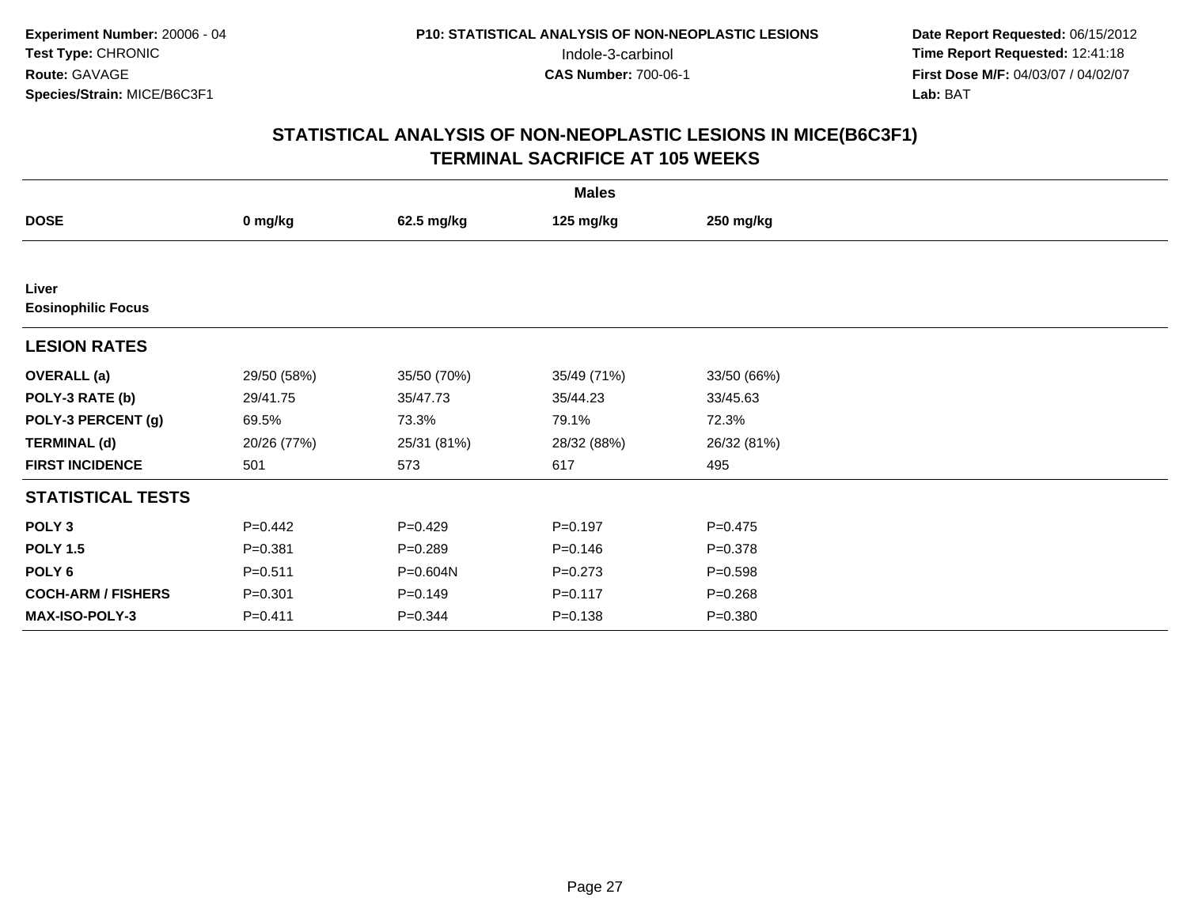**Experiment Number:** 20006 - 04
**Test Type:** CHRONIC
**Route:** GAVAGE
**Species/Strain:** MICE/B6C3F1

**P10: STATISTICAL ANALYSIS OF NON-NEOPLASTIC LESIONS**
Indole-3-carbinol
**CAS Number:** 700-06-1

**Date Report Requested:** 06/15/2012
**Time Report Requested:** 12:41:18
**First Dose M/F:** 04/03/07 / 04/02/07
**Lab:** BAT

## STATISTICAL ANALYSIS OF NON-NEOPLASTIC LESIONS IN MICE(B6C3F1)
## TERMINAL SACRIFICE AT 105 WEEKS

| | Males | | | |
|---|---|---|---|---|
| **DOSE** | **0 mg/kg** | **62.5 mg/kg** | **125 mg/kg** | **250 mg/kg** |
| **Liver** | | | | |
| **Eosinophilic Focus** | | | | |
| **LESION RATES** | | | | |
| **OVERALL (a)** | 29/50 (58%) | 35/50 (70%) | 35/49 (71%) | 33/50 (66%) |
| **POLY-3 RATE (b)** | 29/41.75 | 35/47.73 | 35/44.23 | 33/45.63 |
| **POLY-3 PERCENT (g)** | 69.5% | 73.3% | 79.1% | 72.3% |
| **TERMINAL (d)** | 20/26 (77%) | 25/31 (81%) | 28/32 (88%) | 26/32 (81%) |
| **FIRST INCIDENCE** | 501 | 573 | 617 | 495 |
| **STATISTICAL TESTS** | | | | |
| **POLY 3** | P=0.442 | P=0.429 | P=0.197 | P=0.475 |
| **POLY 1.5** | P=0.381 | P=0.289 | P=0.146 | P=0.378 |
| **POLY 6** | P=0.511 | P=0.604N | P=0.273 | P=0.598 |
| **COCH-ARM / FISHERS** | P=0.301 | P=0.149 | P=0.117 | P=0.268 |
| **MAX-ISO-POLY-3** | P=0.411 | P=0.344 | P=0.138 | P=0.380 |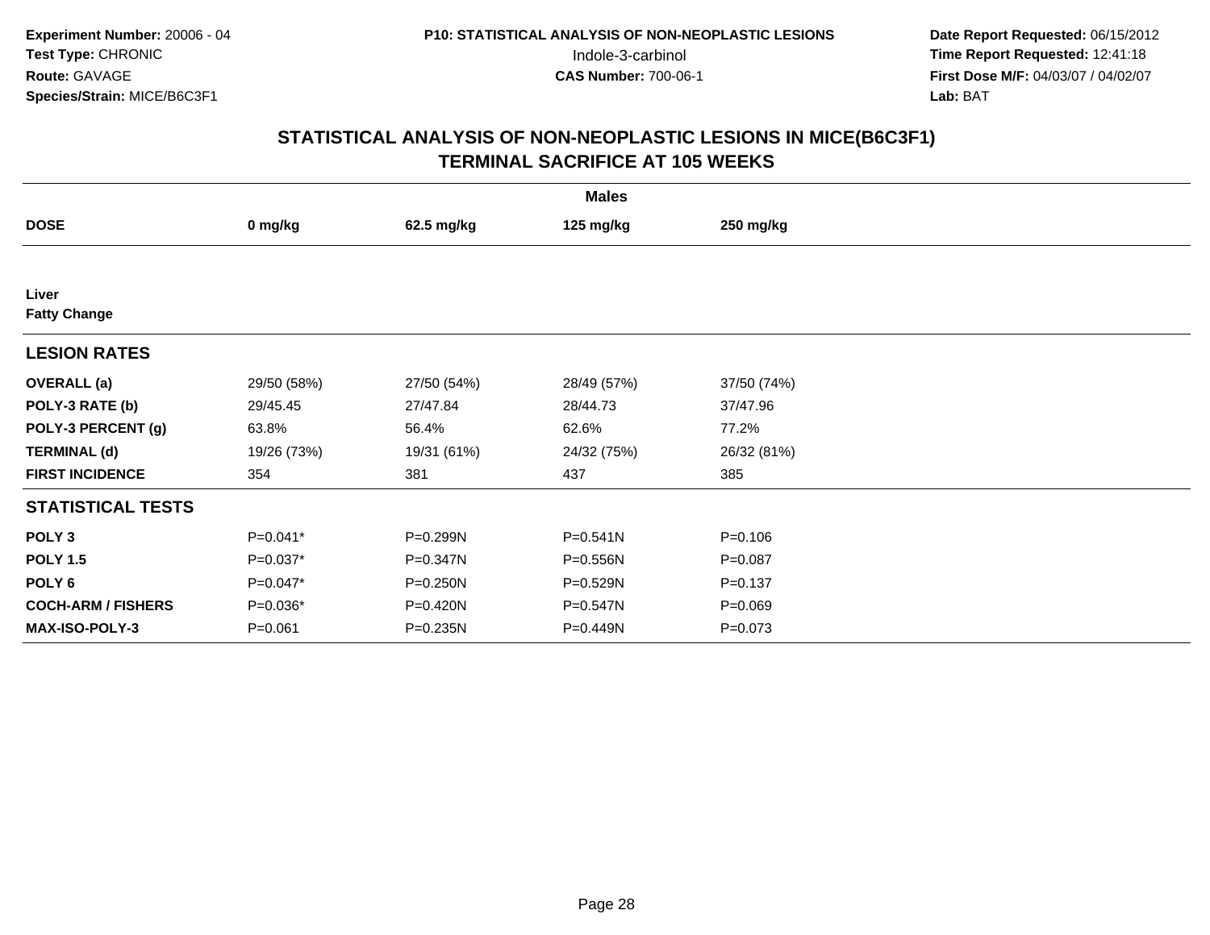**Experiment Number:** 20006 - 04
**Test Type:** CHRONIC
**Route:** GAVAGE
**Species/Strain:** MICE/B6C3F1

**P10: STATISTICAL ANALYSIS OF NON-NEOPLASTIC LESIONS**
Indole-3-carbinol
**CAS Number:** 700-06-1

**Date Report Requested:** 06/15/2012
**Time Report Requested:** 12:41:18
**First Dose M/F:** 04/03/07 / 04/02/07
**Lab:** BAT

## STATISTICAL ANALYSIS OF NON-NEOPLASTIC LESIONS IN MICE(B6C3F1)
## TERMINAL SACRIFICE AT 105 WEEKS

| | Males | | | |
|---|---|---|---|---|
| **DOSE** | **0 mg/kg** | **62.5 mg/kg** | **125 mg/kg** | **250 mg/kg** |
| **Liver** | | | | |
| **Fatty Change** | | | | |
| **LESION RATES** | | | | |
| **OVERALL (a)** | 29/50 (58%) | 27/50 (54%) | 28/49 (57%) | 37/50 (74%) |
| **POLY-3 RATE (b)** | 29/45.45 | 27/47.84 | 28/44.73 | 37/47.96 |
| **POLY-3 PERCENT (g)** | 63.8% | 56.4% | 62.6% | 77.2% |
| **TERMINAL (d)** | 19/26 (73%) | 19/31 (61%) | 24/32 (75%) | 26/32 (81%) |
| **FIRST INCIDENCE** | 354 | 381 | 437 | 385 |
| **STATISTICAL TESTS** | | | | |
| **POLY 3** | P=0.041* | P=0.299N | P=0.541N | P=0.106 |
| **POLY 1.5** | P=0.037* | P=0.347N | P=0.556N | P=0.087 |
| **POLY 6** | P=0.047* | P=0.250N | P=0.529N | P=0.137 |
| **COCH-ARM / FISHERS** | P=0.036* | P=0.420N | P=0.547N | P=0.069 |
| **MAX-ISO-POLY-3** | P=0.061 | P=0.235N | P=0.449N | P=0.073 |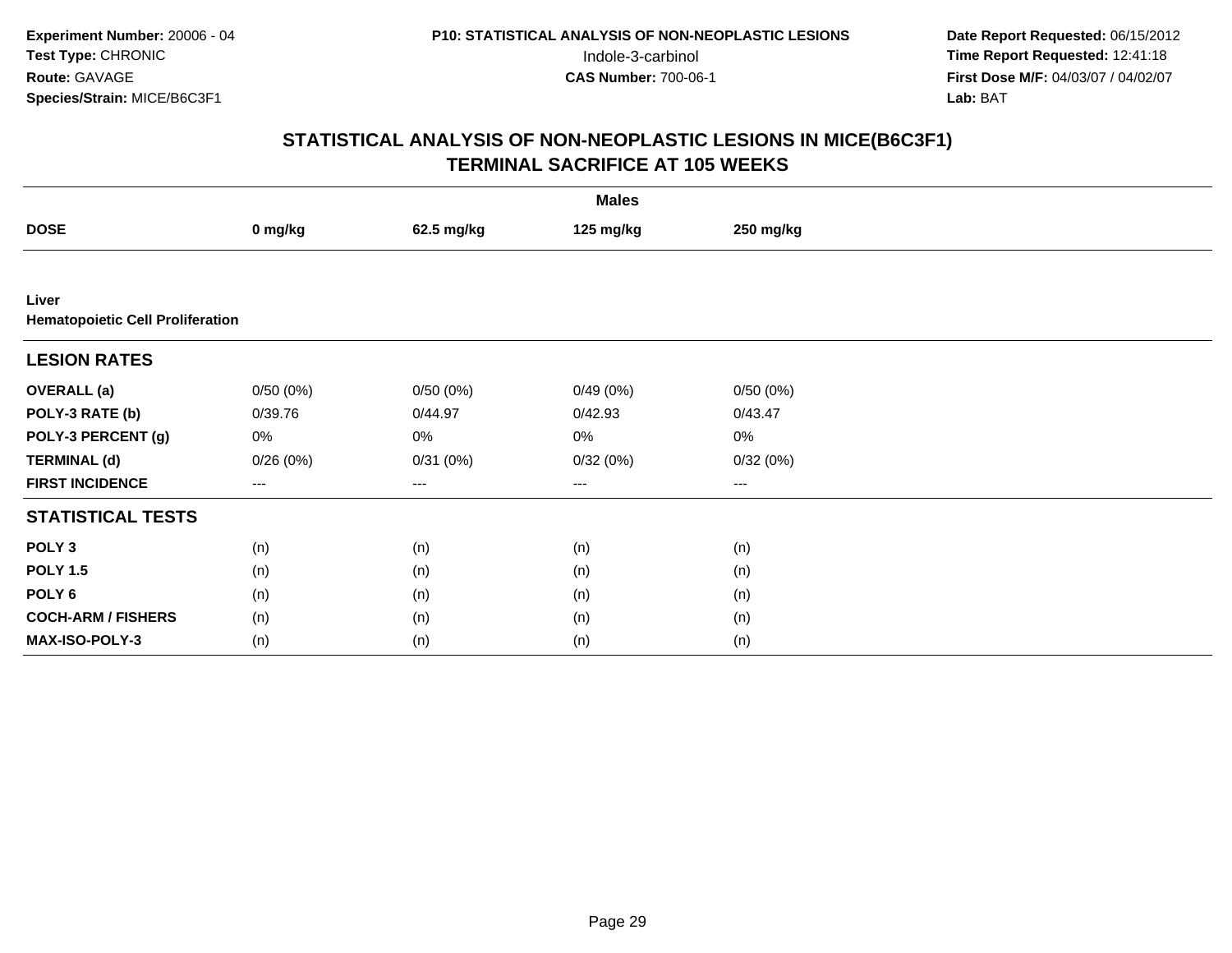**Experiment Number:** 20006 - 04
**Test Type:** CHRONIC
**Route:** GAVAGE
**Species/Strain:** MICE/B6C3F1

**P10: STATISTICAL ANALYSIS OF NON-NEOPLASTIC LESIONS**
Indole-3-carbinol
**CAS Number:** 700-06-1

**Date Report Requested:** 06/15/2012
**Time Report Requested:** 12:41:18
**First Dose M/F:** 04/03/07 / 04/02/07
**Lab:** BAT

## STATISTICAL ANALYSIS OF NON-NEOPLASTIC LESIONS IN MICE(B6C3F1)
## TERMINAL SACRIFICE AT 105 WEEKS

| | Males | | | |
|---|---|---|---|---|
| **DOSE** | **0 mg/kg** | **62.5 mg/kg** | **125 mg/kg** | **250 mg/kg** |
| **Liver** | | | | |
| **Hematopoietic Cell Proliferation** | | | | |
| **LESION RATES** | | | | |
| **OVERALL (a)** | 0/50 (0%) | 0/50 (0%) | 0/49 (0%) | 0/50 (0%) |
| **POLY-3 RATE (b)** | 0/39.76 | 0/44.97 | 0/42.93 | 0/43.47 |
| **POLY-3 PERCENT (g)** | 0% | 0% | 0% | 0% |
| **TERMINAL (d)** | 0/26 (0%) | 0/31 (0%) | 0/32 (0%) | 0/32 (0%) |
| **FIRST INCIDENCE** | --- | --- | --- | --- |
| **STATISTICAL TESTS** | | | | |
| **POLY 3** | (n) | (n) | (n) | (n) |
| **POLY 1.5** | (n) | (n) | (n) | (n) |
| **POLY 6** | (n) | (n) | (n) | (n) |
| **COCH-ARM / FISHERS** | (n) | (n) | (n) | (n) |
| **MAX-ISO-POLY-3** | (n) | (n) | (n) | (n) |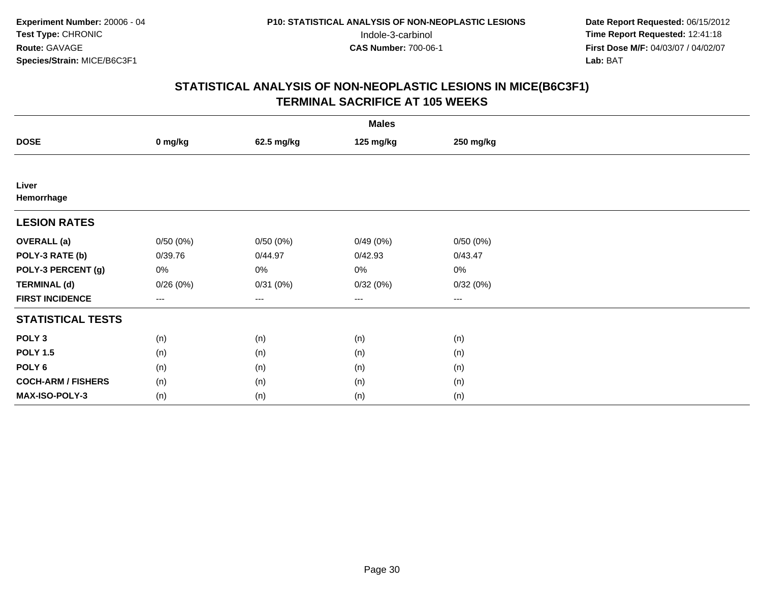**Experiment Number:** 20006 - 04
**Test Type:** CHRONIC
**Route:** GAVAGE
**Species/Strain:** MICE/B6C3F1

**P10: STATISTICAL ANALYSIS OF NON-NEOPLASTIC LESIONS**
Indole-3-carbinol
**CAS Number:** 700-06-1

**Date Report Requested:** 06/15/2012
**Time Report Requested:** 12:41:18
**First Dose M/F:** 04/03/07 / 04/02/07
**Lab:** BAT

## STATISTICAL ANALYSIS OF NON-NEOPLASTIC LESIONS IN MICE(B6C3F1)
## TERMINAL SACRIFICE AT 105 WEEKS

| | Males | | | |
|---|---|---|---|---|
| **DOSE** | **0 mg/kg** | **62.5 mg/kg** | **125 mg/kg** | **250 mg/kg** |
| **Liver** | | | | |
| **Hemorrhage** | | | | |
| **LESION RATES** | | | | |
| **OVERALL (a)** | 0/50 (0%) | 0/50 (0%) | 0/49 (0%) | 0/50 (0%) |
| **POLY-3 RATE (b)** | 0/39.76 | 0/44.97 | 0/42.93 | 0/43.47 |
| **POLY-3 PERCENT (g)** | 0% | 0% | 0% | 0% |
| **TERMINAL (d)** | 0/26 (0%) | 0/31 (0%) | 0/32 (0%) | 0/32 (0%) |
| **FIRST INCIDENCE** | --- | --- | --- | --- |
| **STATISTICAL TESTS** | | | | |
| **POLY 3** | (n) | (n) | (n) | (n) |
| **POLY 1.5** | (n) | (n) | (n) | (n) |
| **POLY 6** | (n) | (n) | (n) | (n) |
| **COCH-ARM / FISHERS** | (n) | (n) | (n) | (n) |
| **MAX-ISO-POLY-3** | (n) | (n) | (n) | (n) |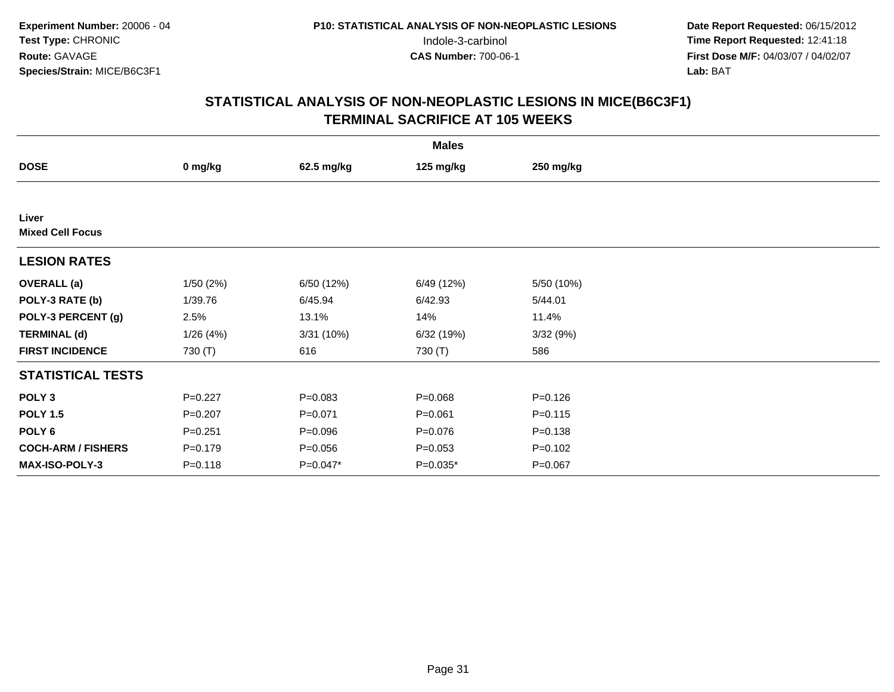**Experiment Number:** 20006 - 04
**Test Type:** CHRONIC
**Route:** GAVAGE
**Species/Strain:** MICE/B6C3F1

**P10: STATISTICAL ANALYSIS OF NON-NEOPLASTIC LESIONS**
Indole-3-carbinol
**CAS Number:** 700-06-1

**Date Report Requested:** 06/15/2012
**Time Report Requested:** 12:41:18
**First Dose M/F:** 04/03/07 / 04/02/07
**Lab:** BAT

## STATISTICAL ANALYSIS OF NON-NEOPLASTIC LESIONS IN MICE(B6C3F1)
## TERMINAL SACRIFICE AT 105 WEEKS

| | Males | | | |
|---|---|---|---|---|
| **DOSE** | **0 mg/kg** | **62.5 mg/kg** | **125 mg/kg** | **250 mg/kg** |
| **Liver** | | | | |
| **Mixed Cell Focus** | | | | |
| **LESION RATES** | | | | |
| **OVERALL (a)** | 1/50 (2%) | 6/50 (12%) | 6/49 (12%) | 5/50 (10%) |
| **POLY-3 RATE (b)** | 1/39.76 | 6/45.94 | 6/42.93 | 5/44.01 |
| **POLY-3 PERCENT (g)** | 2.5% | 13.1% | 14% | 11.4% |
| **TERMINAL (d)** | 1/26 (4%) | 3/31 (10%) | 6/32 (19%) | 3/32 (9%) |
| **FIRST INCIDENCE** | 730 (T) | 616 | 730 (T) | 586 |
| **STATISTICAL TESTS** | | | | |
| **POLY 3** | P=0.227 | P=0.083 | P=0.068 | P=0.126 |
| **POLY 1.5** | P=0.207 | P=0.071 | P=0.061 | P=0.115 |
| **POLY 6** | P=0.251 | P=0.096 | P=0.076 | P=0.138 |
| **COCH-ARM / FISHERS** | P=0.179 | P=0.056 | P=0.053 | P=0.102 |
| **MAX-ISO-POLY-3** | P=0.118 | P=0.047* | P=0.035* | P=0.067 |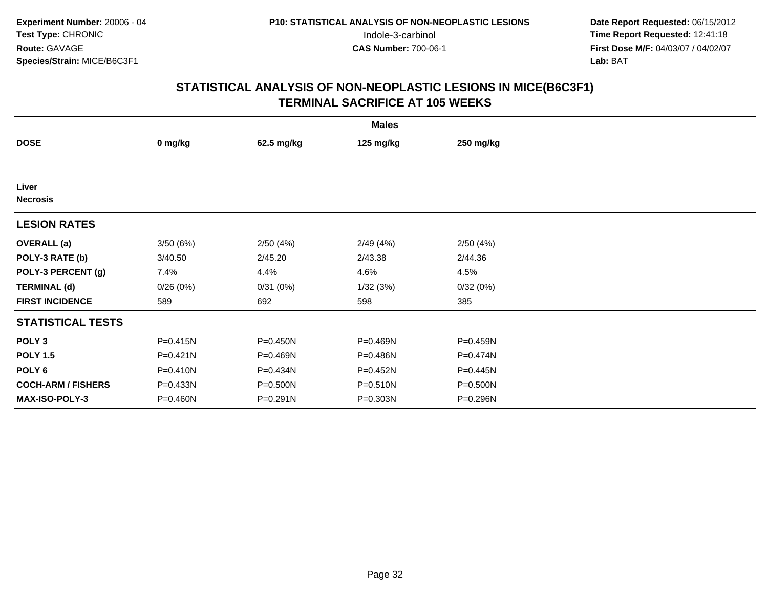**Experiment Number:** 20006 - 04
**Test Type:** CHRONIC
**Route:** GAVAGE
**Species/Strain:** MICE/B6C3F1

**P10: STATISTICAL ANALYSIS OF NON-NEOPLASTIC LESIONS**
Indole-3-carbinol
**CAS Number:** 700-06-1

**Date Report Requested:** 06/15/2012
**Time Report Requested:** 12:41:18
**First Dose M/F:** 04/03/07 / 04/02/07
**Lab:** BAT

## STATISTICAL ANALYSIS OF NON-NEOPLASTIC LESIONS IN MICE(B6C3F1)
## TERMINAL SACRIFICE AT 105 WEEKS

| | Males | | | |
|---|---|---|---|---|
| **DOSE** | **0 mg/kg** | **62.5 mg/kg** | **125 mg/kg** | **250 mg/kg** |
| **Liver** | | | | |
| **Necrosis** | | | | |
| **LESION RATES** | | | | |
| **OVERALL (a)** | 3/50 (6%) | 2/50 (4%) | 2/49 (4%) | 2/50 (4%) |
| **POLY-3 RATE (b)** | 3/40.50 | 2/45.20 | 2/43.38 | 2/44.36 |
| **POLY-3 PERCENT (g)** | 7.4% | 4.4% | 4.6% | 4.5% |
| **TERMINAL (d)** | 0/26 (0%) | 0/31 (0%) | 1/32 (3%) | 0/32 (0%) |
| **FIRST INCIDENCE** | 589 | 692 | 598 | 385 |
| **STATISTICAL TESTS** | | | | |
| **POLY 3** | P=0.415N | P=0.450N | P=0.469N | P=0.459N |
| **POLY 1.5** | P=0.421N | P=0.469N | P=0.486N | P=0.474N |
| **POLY 6** | P=0.410N | P=0.434N | P=0.452N | P=0.445N |
| **COCH-ARM / FISHERS** | P=0.433N | P=0.500N | P=0.510N | P=0.500N |
| **MAX-ISO-POLY-3** | P=0.460N | P=0.291N | P=0.303N | P=0.296N |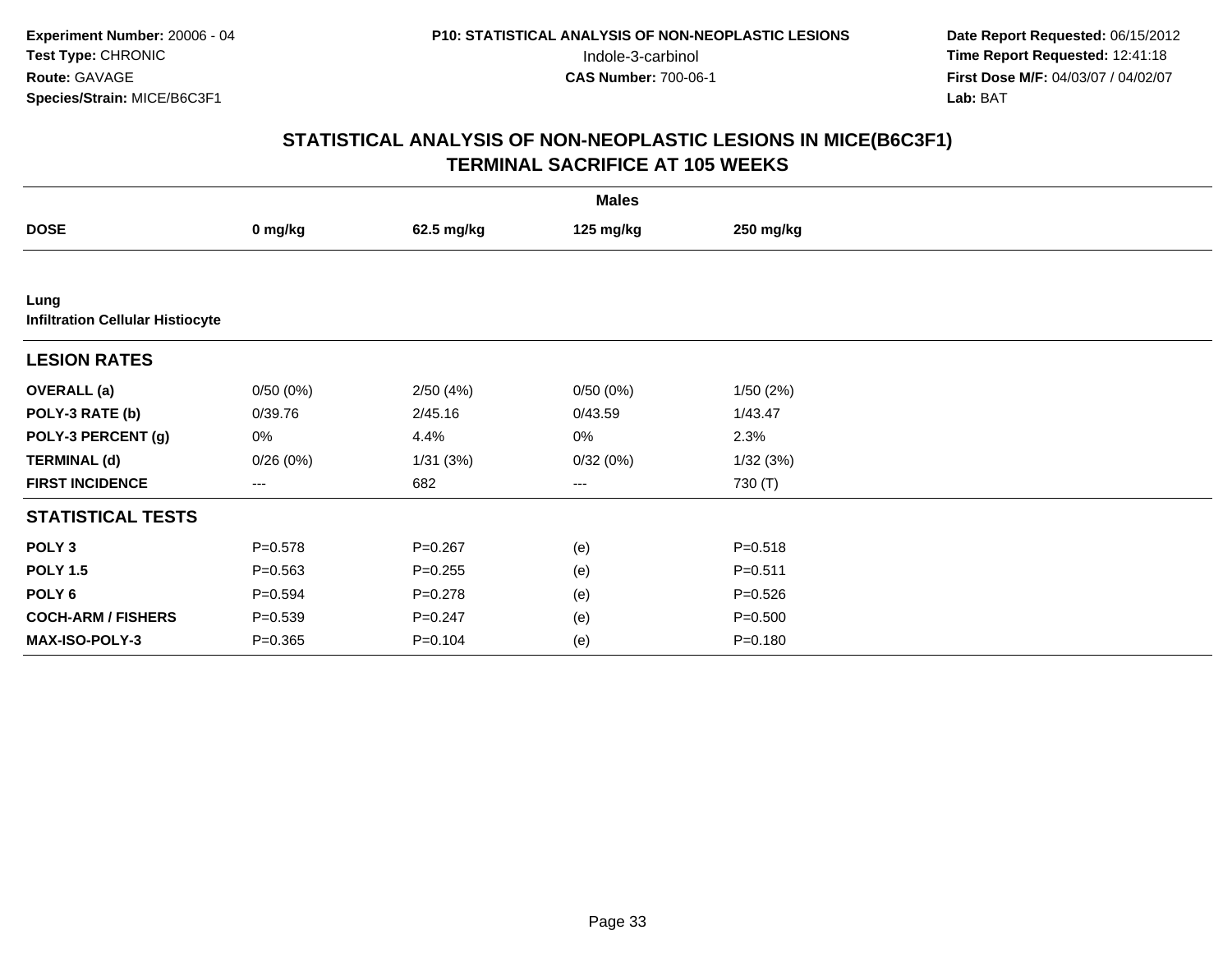Experiment Number: 20006 - 04
Test Type: CHRONIC
Route: GAVAGE
Species/Strain: MICE/B6C3F1

P10: STATISTICAL ANALYSIS OF NON-NEOPLASTIC LESIONS
Indole-3-carbinol
CAS Number: 700-06-1

Date Report Requested: 06/15/2012
Time Report Requested: 12:41:18
First Dose M/F: 04/03/07 / 04/02/07
Lab: BAT

## STATISTICAL ANALYSIS OF NON-NEOPLASTIC LESIONS IN MICE(B6C3F1)
## TERMINAL SACRIFICE AT 105 WEEKS

| | Males | | | |
|---|---|---|---|---|
| **DOSE** | **0 mg/kg** | **62.5 mg/kg** | **125 mg/kg** | **250 mg/kg** |
| **Lung** | | | | |
| **Infiltration Cellular Histiocyte** | | | | |
| **LESION RATES** | | | | |
| **OVERALL (a)** | 0/50 (0%) | 2/50 (4%) | 0/50 (0%) | 1/50 (2%) |
| **POLY-3 RATE (b)** | 0/39.76 | 2/45.16 | 0/43.59 | 1/43.47 |
| **POLY-3 PERCENT (g)** | 0% | 4.4% | 0% | 2.3% |
| **TERMINAL (d)** | 0/26 (0%) | 1/31 (3%) | 0/32 (0%) | 1/32 (3%) |
| **FIRST INCIDENCE** | --- | 682 | --- | 730 (T) |
| **STATISTICAL TESTS** | | | | |
| **POLY 3** | P=0.578 | P=0.267 | (e) | P=0.518 |
| **POLY 1.5** | P=0.563 | P=0.255 | (e) | P=0.511 |
| **POLY 6** | P=0.594 | P=0.278 | (e) | P=0.526 |
| **COCH-ARM / FISHERS** | P=0.539 | P=0.247 | (e) | P=0.500 |
| **MAX-ISO-POLY-3** | P=0.365 | P=0.104 | (e) | P=0.180 |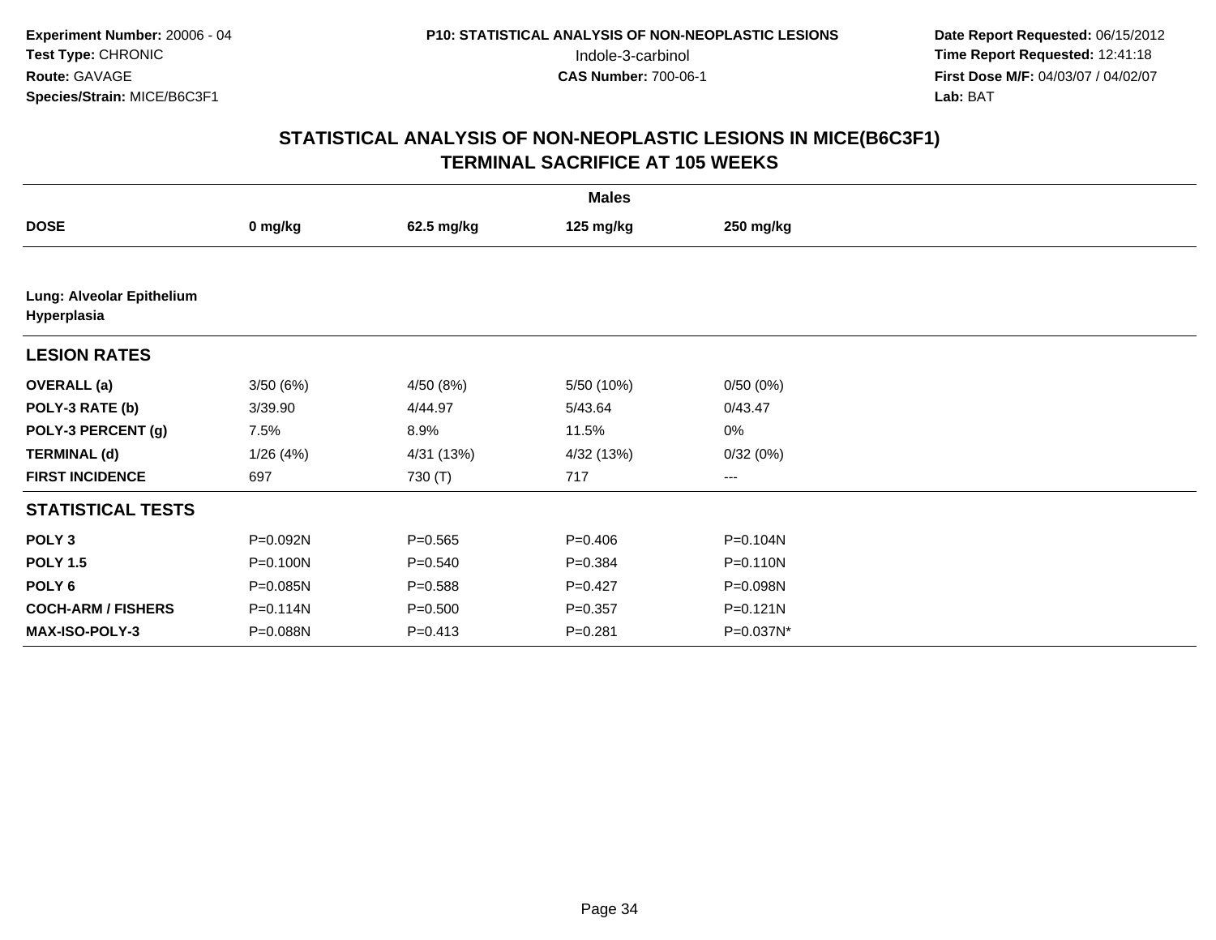**Experiment Number:** 20006 - 04
**Test Type:** CHRONIC
**Route:** GAVAGE
**Species/Strain:** MICE/B6C3F1

**P10: STATISTICAL ANALYSIS OF NON-NEOPLASTIC LESIONS**
Indole-3-carbinol
**CAS Number:** 700-06-1

**Date Report Requested:** 06/15/2012
**Time Report Requested:** 12:41:18
**First Dose M/F:** 04/03/07 / 04/02/07
**Lab:** BAT

## STATISTICAL ANALYSIS OF NON-NEOPLASTIC LESIONS IN MICE(B6C3F1)
## TERMINAL SACRIFICE AT 105 WEEKS

| | Males | | | |
|---|---|---|---|---|
| **DOSE** | **0 mg/kg** | **62.5 mg/kg** | **125 mg/kg** | **250 mg/kg** |
| **Lung: Alveolar Epithelium Hyperplasia** | | | | |
| **LESION RATES** | | | | |
| **OVERALL (a)** | 3/50 (6%) | 4/50 (8%) | 5/50 (10%) | 0/50 (0%) |
| **POLY-3 RATE (b)** | 3/39.90 | 4/44.97 | 5/43.64 | 0/43.47 |
| **POLY-3 PERCENT (g)** | 7.5% | 8.9% | 11.5% | 0% |
| **TERMINAL (d)** | 1/26 (4%) | 4/31 (13%) | 4/32 (13%) | 0/32 (0%) |
| **FIRST INCIDENCE** | 697 | 730 (T) | 717 | --- |
| **STATISTICAL TESTS** | | | | |
| **POLY 3** | P=0.092N | P=0.565 | P=0.406 | P=0.104N |
| **POLY 1.5** | P=0.100N | P=0.540 | P=0.384 | P=0.110N |
| **POLY 6** | P=0.085N | P=0.588 | P=0.427 | P=0.098N |
| **COCH-ARM / FISHERS** | P=0.114N | P=0.500 | P=0.357 | P=0.121N |
| **MAX-ISO-POLY-3** | P=0.088N | P=0.413 | P=0.281 | P=0.037N* |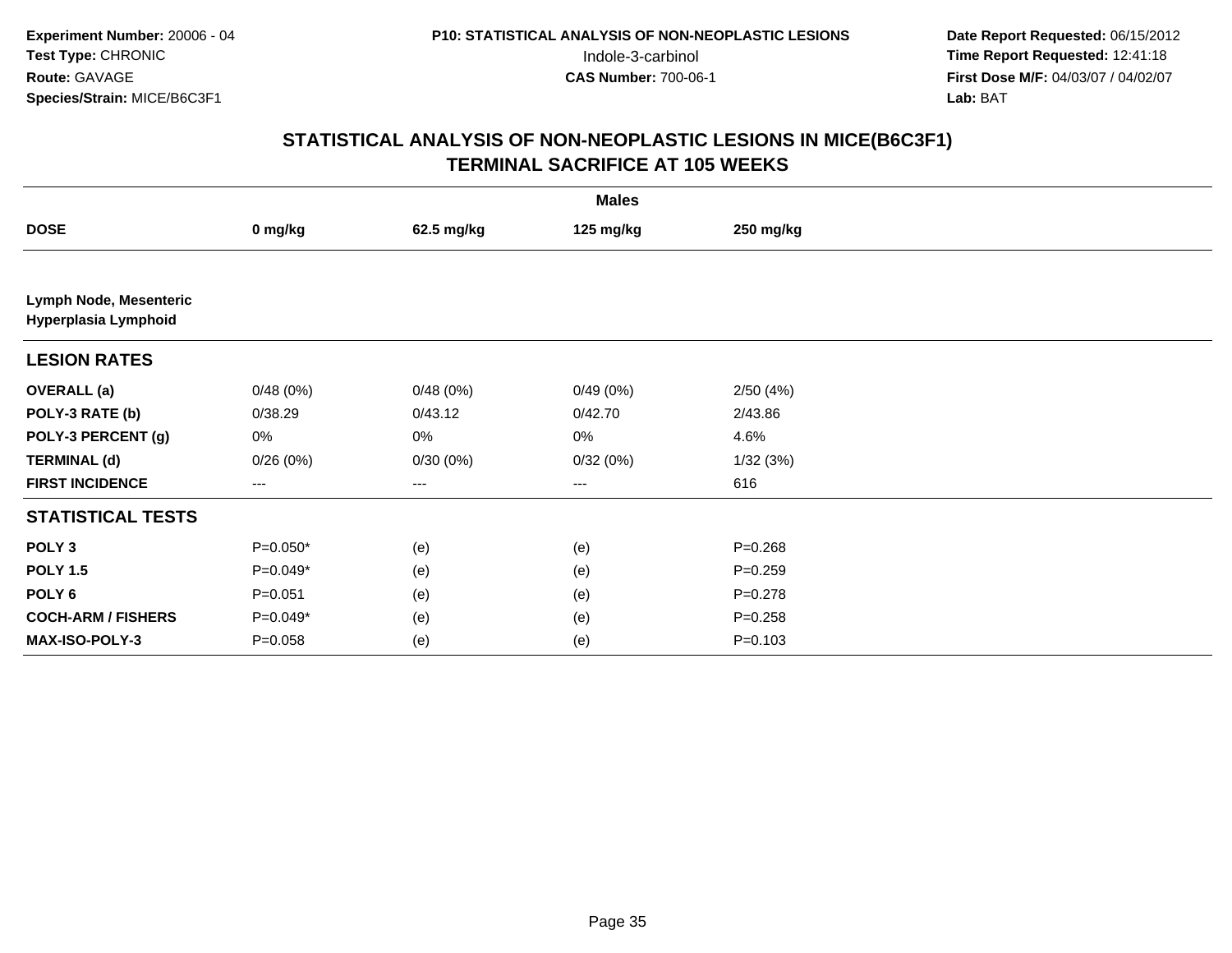**Experiment Number:** 20006 - 04
**Test Type:** CHRONIC
**Route:** GAVAGE
**Species/Strain:** MICE/B6C3F1

**P10: STATISTICAL ANALYSIS OF NON-NEOPLASTIC LESIONS**
Indole-3-carbinol
**CAS Number:** 700-06-1

**Date Report Requested:** 06/15/2012
**Time Report Requested:** 12:41:18
**First Dose M/F:** 04/03/07 / 04/02/07
**Lab:** BAT

## STATISTICAL ANALYSIS OF NON-NEOPLASTIC LESIONS IN MICE(B6C3F1)
## TERMINAL SACRIFICE AT 105 WEEKS

| | Males | | | |
|---|---|---|---|---|
| **DOSE** | **0 mg/kg** | **62.5 mg/kg** | **125 mg/kg** | **250 mg/kg** |
| **Lymph Node, Mesenteric** **Hyperplasia Lymphoid** | | | | |
| **LESION RATES** | | | | |
| **OVERALL (a)** | 0/48 (0%) | 0/48 (0%) | 0/49 (0%) | 2/50 (4%) |
| **POLY-3 RATE (b)** | 0/38.29 | 0/43.12 | 0/42.70 | 2/43.86 |
| **POLY-3 PERCENT (g)** | 0% | 0% | 0% | 4.6% |
| **TERMINAL (d)** | 0/26 (0%) | 0/30 (0%) | 0/32 (0%) | 1/32 (3%) |
| **FIRST INCIDENCE** | --- | --- | --- | 616 |
| **STATISTICAL TESTS** | | | | |
| **POLY 3** | P=0.050* | (e) | (e) | P=0.268 |
| **POLY 1.5** | P=0.049* | (e) | (e) | P=0.259 |
| **POLY 6** | P=0.051 | (e) | (e) | P=0.278 |
| **COCH-ARM / FISHERS** | P=0.049* | (e) | (e) | P=0.258 |
| **MAX-ISO-POLY-3** | P=0.058 | (e) | (e) | P=0.103 |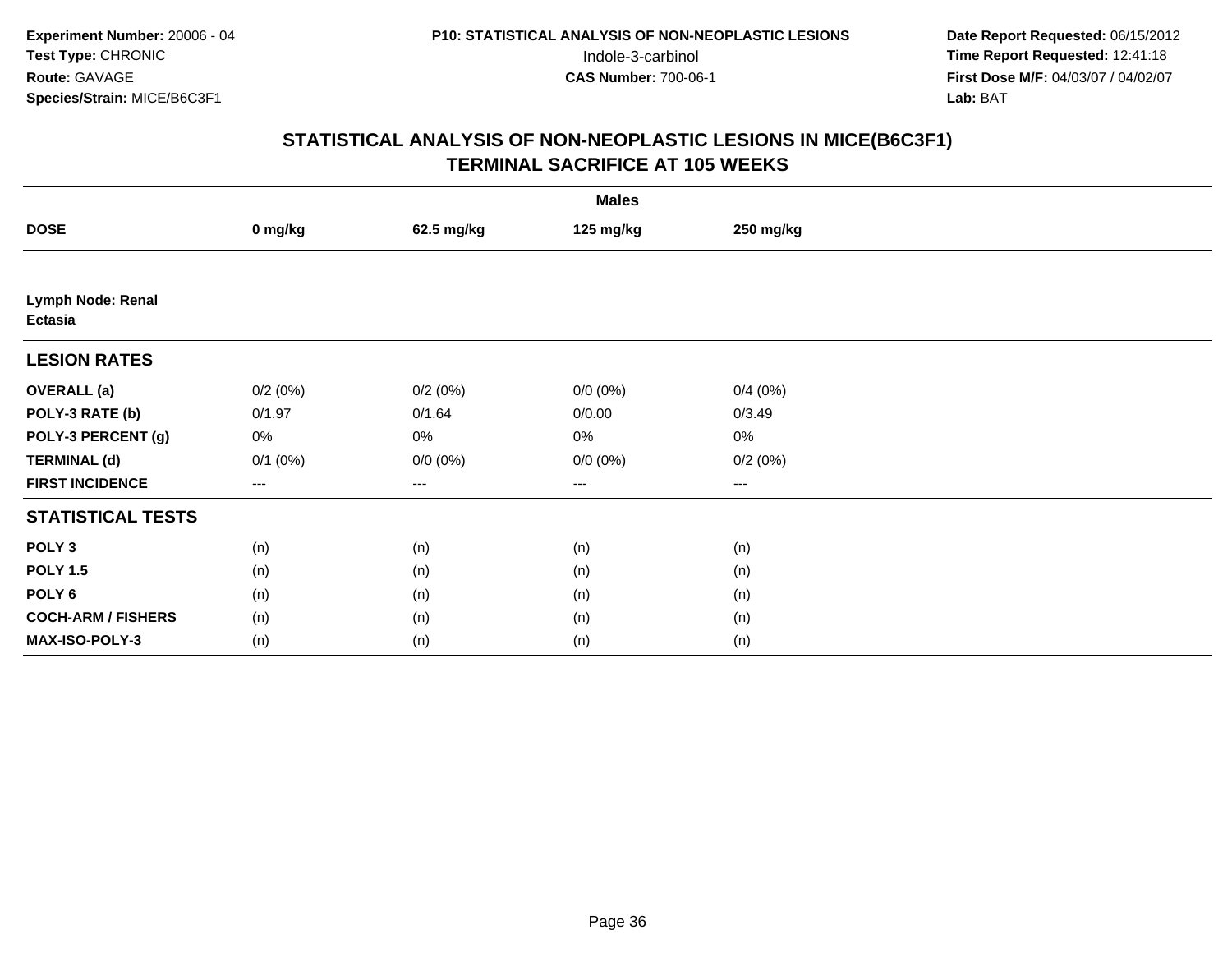Experiment Number: 20006 - 04
Test Type: CHRONIC
Route: GAVAGE
Species/Strain: MICE/B6C3F1

P10: STATISTICAL ANALYSIS OF NON-NEOPLASTIC LESIONS
Indole-3-carbinol
CAS Number: 700-06-1

Date Report Requested: 06/15/2012
Time Report Requested: 12:41:18
First Dose M/F: 04/03/07 / 04/02/07
Lab: BAT

## STATISTICAL ANALYSIS OF NON-NEOPLASTIC LESIONS IN MICE(B6C3F1)
## TERMINAL SACRIFICE AT 105 WEEKS

| | Males | | | |
|---|---|---|---|---|
| **DOSE** | **0 mg/kg** | **62.5 mg/kg** | **125 mg/kg** | **250 mg/kg** |
| **Lymph Node: Renal** | | | | |
| **Ectasia** | | | | |
| **LESION RATES** | | | | |
| **OVERALL (a)** | 0/2 (0%) | 0/2 (0%) | 0/0 (0%) | 0/4 (0%) |
| **POLY-3 RATE (b)** | 0/1.97 | 0/1.64 | 0/0.00 | 0/3.49 |
| **POLY-3 PERCENT (g)** | 0% | 0% | 0% | 0% |
| **TERMINAL (d)** | 0/1 (0%) | 0/0 (0%) | 0/0 (0%) | 0/2 (0%) |
| **FIRST INCIDENCE** | --- | --- | --- | --- |
| **STATISTICAL TESTS** | | | | |
| **POLY 3** | (n) | (n) | (n) | (n) |
| **POLY 1.5** | (n) | (n) | (n) | (n) |
| **POLY 6** | (n) | (n) | (n) | (n) |
| **COCH-ARM / FISHERS** | (n) | (n) | (n) | (n) |
| **MAX-ISO-POLY-3** | (n) | (n) | (n) | (n) |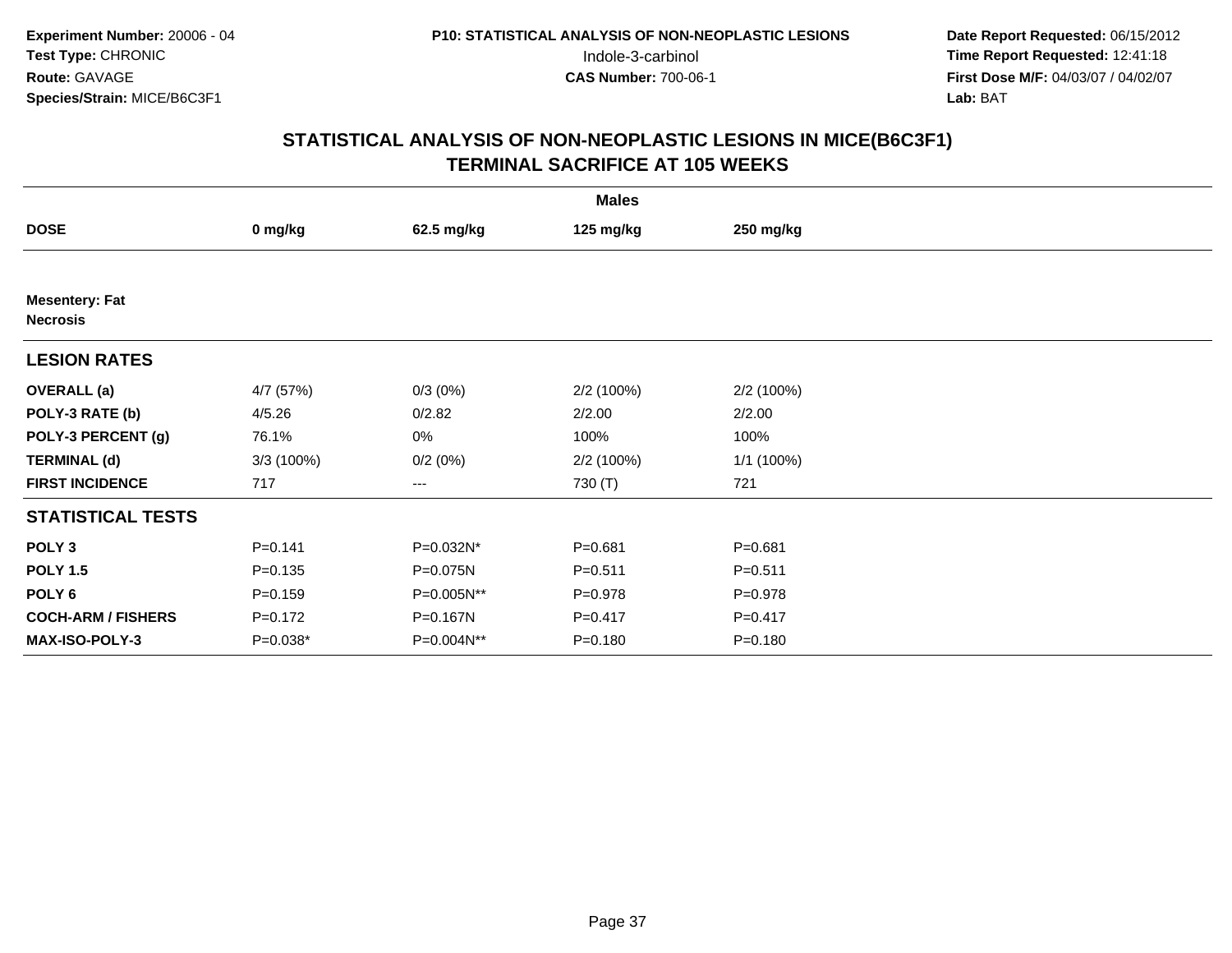Experiment Number: 20006 - 04
Test Type: CHRONIC
Route: GAVAGE
Species/Strain: MICE/B6C3F1

P10: STATISTICAL ANALYSIS OF NON-NEOPLASTIC LESIONS
Indole-3-carbinol
CAS Number: 700-06-1

Date Report Requested: 06/15/2012
Time Report Requested: 12:41:18
First Dose M/F: 04/03/07 / 04/02/07
Lab: BAT

## STATISTICAL ANALYSIS OF NON-NEOPLASTIC LESIONS IN MICE(B6C3F1)
## TERMINAL SACRIFICE AT 105 WEEKS

| | Males | | | |
|---|---|---|---|---|
| **DOSE** | **0 mg/kg** | **62.5 mg/kg** | **125 mg/kg** | **250 mg/kg** |
| **Mesentery: Fat** **Necrosis** | | | | |
| **LESION RATES** | | | | |
| **OVERALL (a)** | 4/7 (57%) | 0/3 (0%) | 2/2 (100%) | 2/2 (100%) |
| **POLY-3 RATE (b)** | 4/5.26 | 0/2.82 | 2/2.00 | 2/2.00 |
| **POLY-3 PERCENT (g)** | 76.1% | 0% | 100% | 100% |
| **TERMINAL (d)** | 3/3 (100%) | 0/2 (0%) | 2/2 (100%) | 1/1 (100%) |
| **FIRST INCIDENCE** | 717 | --- | 730 (T) | 721 |
| **STATISTICAL TESTS** | | | | |
| **POLY 3** | P=0.141 | P=0.032N* | P=0.681 | P=0.681 |
| **POLY 1.5** | P=0.135 | P=0.075N | P=0.511 | P=0.511 |
| **POLY 6** | P=0.159 | P=0.005N** | P=0.978 | P=0.978 |
| **COCH-ARM / FISHERS** | P=0.172 | P=0.167N | P=0.417 | P=0.417 |
| **MAX-ISO-POLY-3** | P=0.038* | P=0.004N** | P=0.180 | P=0.180 |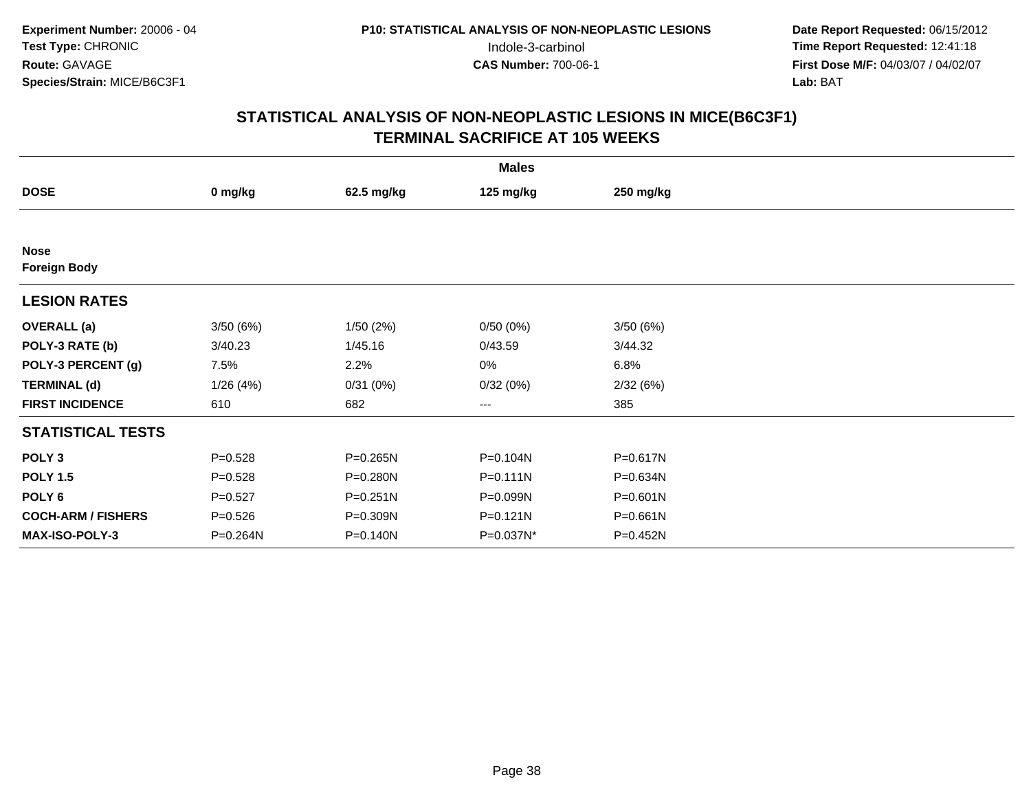**Experiment Number:** 20006 - 04
**Test Type:** CHRONIC
**Route:** GAVAGE
**Species/Strain:** MICE/B6C3F1

**P10: STATISTICAL ANALYSIS OF NON-NEOPLASTIC LESIONS**
Indole-3-carbinol
**CAS Number:** 700-06-1

**Date Report Requested:** 06/15/2012
**Time Report Requested:** 12:41:18
**First Dose M/F:** 04/03/07 / 04/02/07
**Lab:** BAT

## STATISTICAL ANALYSIS OF NON-NEOPLASTIC LESIONS IN MICE(B6C3F1) TERMINAL SACRIFICE AT 105 WEEKS

| | Males | | | |
|---|---|---|---|---|
| **DOSE** | **0 mg/kg** | **62.5 mg/kg** | **125 mg/kg** | **250 mg/kg** |
| **Nose** | | | | |
| **Foreign Body** | | | | |
| **LESION RATES** | | | | |
| **OVERALL (a)** | 3/50 (6%) | 1/50 (2%) | 0/50 (0%) | 3/50 (6%) |
| **POLY-3 RATE (b)** | 3/40.23 | 1/45.16 | 0/43.59 | 3/44.32 |
| **POLY-3 PERCENT (g)** | 7.5% | 2.2% | 0% | 6.8% |
| **TERMINAL (d)** | 1/26 (4%) | 0/31 (0%) | 0/32 (0%) | 2/32 (6%) |
| **FIRST INCIDENCE** | 610 | 682 | --- | 385 |
| **STATISTICAL TESTS** | | | | |
| **POLY 3** | P=0.528 | P=0.265N | P=0.104N | P=0.617N |
| **POLY 1.5** | P=0.528 | P=0.280N | P=0.111N | P=0.634N |
| **POLY 6** | P=0.527 | P=0.251N | P=0.099N | P=0.601N |
| **COCH-ARM / FISHERS** | P=0.526 | P=0.309N | P=0.121N | P=0.661N |
| **MAX-ISO-POLY-3** | P=0.264N | P=0.140N | P=0.037N* | P=0.452N |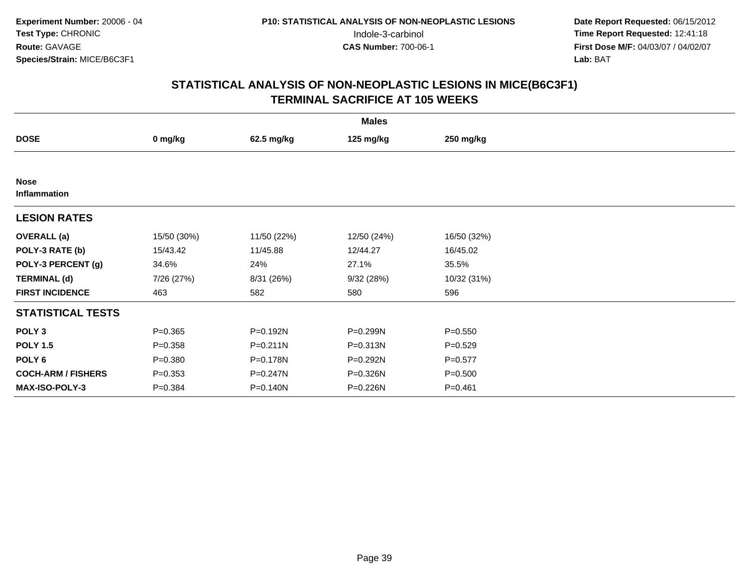**Experiment Number:** 20006 - 04
**Test Type:** CHRONIC
**Route:** GAVAGE
**Species/Strain:** MICE/B6C3F1

**P10: STATISTICAL ANALYSIS OF NON-NEOPLASTIC LESIONS**
Indole-3-carbinol
**CAS Number:** 700-06-1

**Date Report Requested:** 06/15/2012
**Time Report Requested:** 12:41:18
**First Dose M/F:** 04/03/07 / 04/02/07
**Lab:** BAT

## STATISTICAL ANALYSIS OF NON-NEOPLASTIC LESIONS IN MICE(B6C3F1)
## TERMINAL SACRIFICE AT 105 WEEKS

| | Males | | | |
|---|---|---|---|---|
| **DOSE** | **0 mg/kg** | **62.5 mg/kg** | **125 mg/kg** | **250 mg/kg** |
| **Nose** | | | | |
| **Inflammation** | | | | |
| **LESION RATES** | | | | |
| **OVERALL (a)** | 15/50 (30%) | 11/50 (22%) | 12/50 (24%) | 16/50 (32%) |
| **POLY-3 RATE (b)** | 15/43.42 | 11/45.88 | 12/44.27 | 16/45.02 |
| **POLY-3 PERCENT (g)** | 34.6% | 24% | 27.1% | 35.5% |
| **TERMINAL (d)** | 7/26 (27%) | 8/31 (26%) | 9/32 (28%) | 10/32 (31%) |
| **FIRST INCIDENCE** | 463 | 582 | 580 | 596 |
| **STATISTICAL TESTS** | | | | |
| **POLY 3** | P=0.365 | P=0.192N | P=0.299N | P=0.550 |
| **POLY 1.5** | P=0.358 | P=0.211N | P=0.313N | P=0.529 |
| **POLY 6** | P=0.380 | P=0.178N | P=0.292N | P=0.577 |
| **COCH-ARM / FISHERS** | P=0.353 | P=0.247N | P=0.326N | P=0.500 |
| **MAX-ISO-POLY-3** | P=0.384 | P=0.140N | P=0.226N | P=0.461 |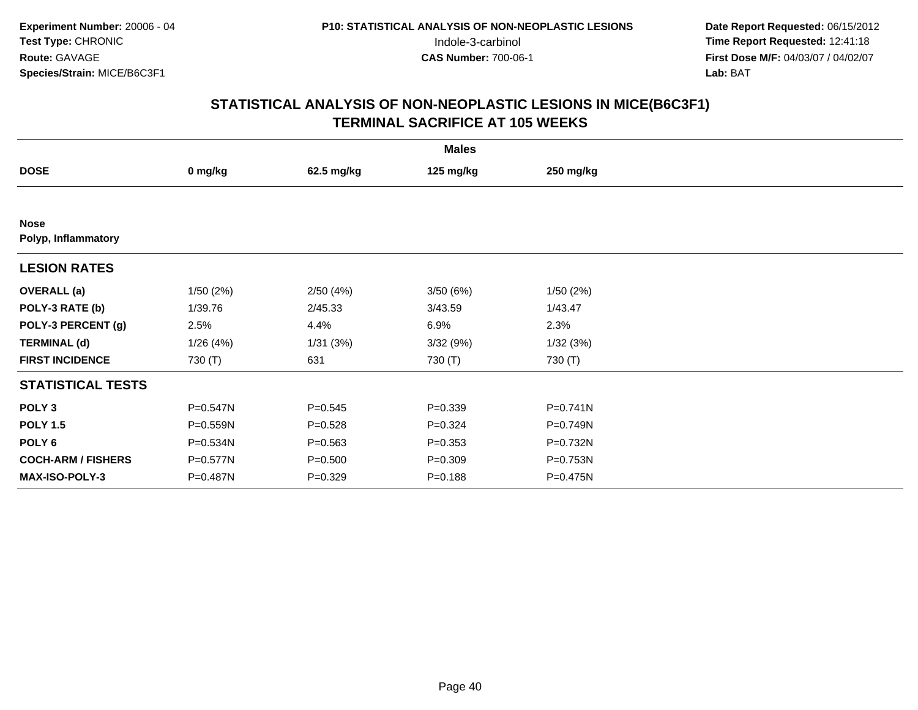**Experiment Number:** 20006 - 04
**Test Type:** CHRONIC
**Route:** GAVAGE
**Species/Strain:** MICE/B6C3F1

**P10: STATISTICAL ANALYSIS OF NON-NEOPLASTIC LESIONS**
Indole-3-carbinol
**CAS Number:** 700-06-1

**Date Report Requested:** 06/15/2012
**Time Report Requested:** 12:41:18
**First Dose M/F:** 04/03/07 / 04/02/07
**Lab:** BAT

## STATISTICAL ANALYSIS OF NON-NEOPLASTIC LESIONS IN MICE(B6C3F1) TERMINAL SACRIFICE AT 105 WEEKS

| | Males | | | |
|---|---|---|---|---|
| **DOSE** | **0 mg/kg** | **62.5 mg/kg** | **125 mg/kg** | **250 mg/kg** |
| **Nose** | | | | |
| **Polyp, Inflammatory** | | | | |
| **LESION RATES** | | | | |
| **OVERALL (a)** | 1/50 (2%) | 2/50 (4%) | 3/50 (6%) | 1/50 (2%) |
| **POLY-3 RATE (b)** | 1/39.76 | 2/45.33 | 3/43.59 | 1/43.47 |
| **POLY-3 PERCENT (g)** | 2.5% | 4.4% | 6.9% | 2.3% |
| **TERMINAL (d)** | 1/26 (4%) | 1/31 (3%) | 3/32 (9%) | 1/32 (3%) |
| **FIRST INCIDENCE** | 730 (T) | 631 | 730 (T) | 730 (T) |
| **STATISTICAL TESTS** | | | | |
| **POLY 3** | P=0.547N | P=0.545 | P=0.339 | P=0.741N |
| **POLY 1.5** | P=0.559N | P=0.528 | P=0.324 | P=0.749N |
| **POLY 6** | P=0.534N | P=0.563 | P=0.353 | P=0.732N |
| **COCH-ARM / FISHERS** | P=0.577N | P=0.500 | P=0.309 | P=0.753N |
| **MAX-ISO-POLY-3** | P=0.487N | P=0.329 | P=0.188 | P=0.475N |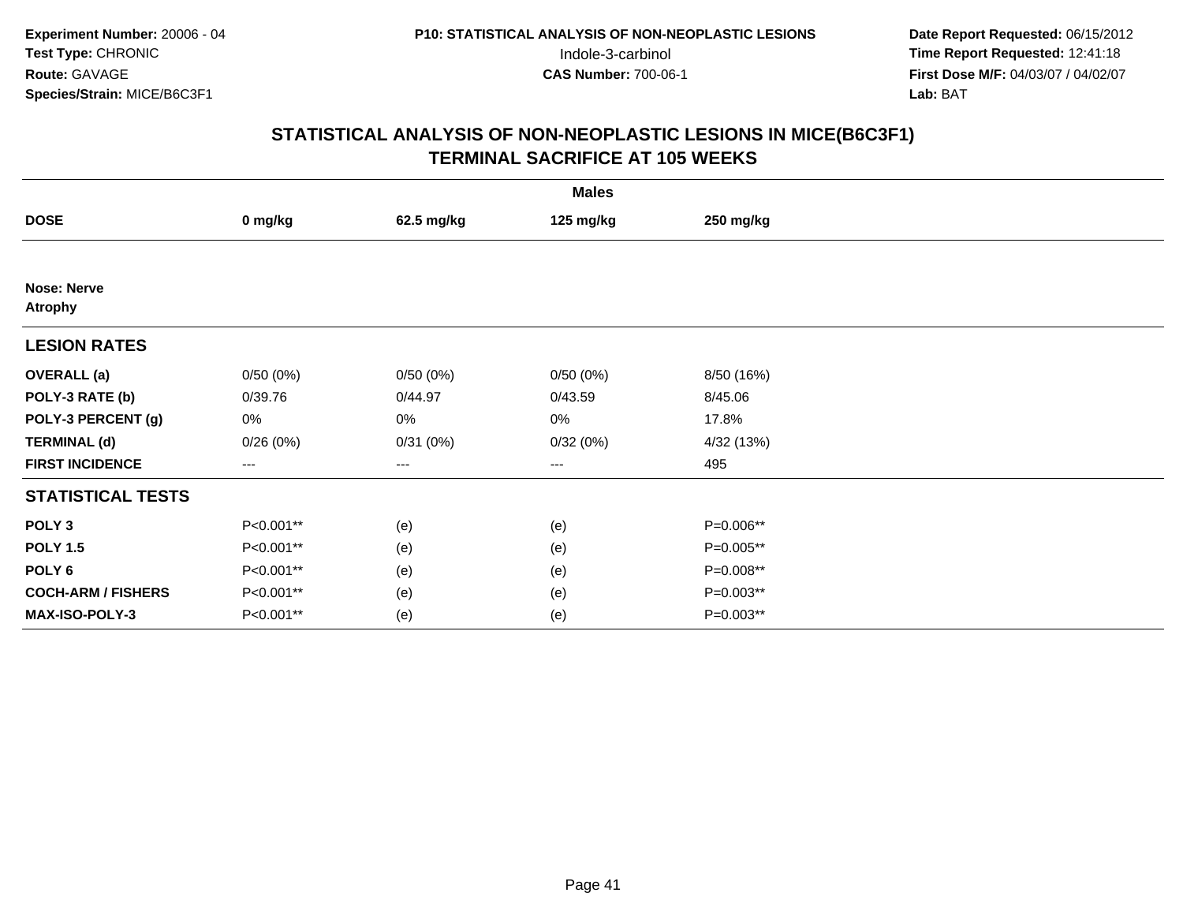**Experiment Number:** 20006 - 04
**Test Type:** CHRONIC
**Route:** GAVAGE
**Species/Strain:** MICE/B6C3F1

**P10: STATISTICAL ANALYSIS OF NON-NEOPLASTIC LESIONS**
Indole-3-carbinol
**CAS Number:** 700-06-1

**Date Report Requested:** 06/15/2012
**Time Report Requested:** 12:41:18
**First Dose M/F:** 04/03/07 / 04/02/07
**Lab:** BAT

## STATISTICAL ANALYSIS OF NON-NEOPLASTIC LESIONS IN MICE(B6C3F1)
## TERMINAL SACRIFICE AT 105 WEEKS

| | Males | | | |
|---|---|---|---|---|
| **DOSE** | **0 mg/kg** | **62.5 mg/kg** | **125 mg/kg** | **250 mg/kg** |
| **Nose: Nerve** | | | | |
| **Atrophy** | | | | |
| **LESION RATES** | | | | |
| **OVERALL (a)** | 0/50 (0%) | 0/50 (0%) | 0/50 (0%) | 8/50 (16%) |
| **POLY-3 RATE (b)** | 0/39.76 | 0/44.97 | 0/43.59 | 8/45.06 |
| **POLY-3 PERCENT (g)** | 0% | 0% | 0% | 17.8% |
| **TERMINAL (d)** | 0/26 (0%) | 0/31 (0%) | 0/32 (0%) | 4/32 (13%) |
| **FIRST INCIDENCE** | --- | --- | --- | 495 |
| **STATISTICAL TESTS** | | | | |
| **POLY 3** | P<0.001** | (e) | (e) | P=0.006** |
| **POLY 1.5** | P<0.001** | (e) | (e) | P=0.005** |
| **POLY 6** | P<0.001** | (e) | (e) | P=0.008** |
| **COCH-ARM / FISHERS** | P<0.001** | (e) | (e) | P=0.003** |
| **MAX-ISO-POLY-3** | P<0.001** | (e) | (e) | P=0.003** |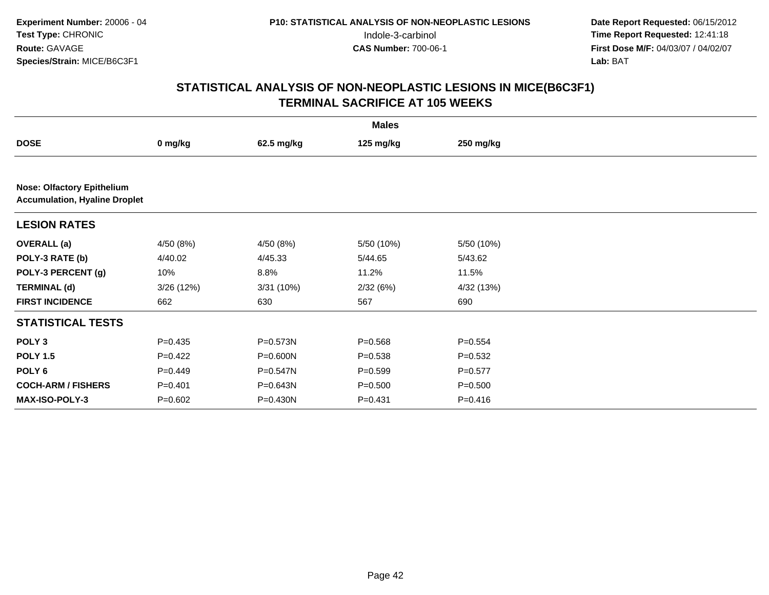**Experiment Number:** 20006 - 04
**Test Type:** CHRONIC
**Route:** GAVAGE
**Species/Strain:** MICE/B6C3F1

**P10: STATISTICAL ANALYSIS OF NON-NEOPLASTIC LESIONS**
Indole-3-carbinol
**CAS Number:** 700-06-1

**Date Report Requested:** 06/15/2012
**Time Report Requested:** 12:41:18
**First Dose M/F:** 04/03/07 / 04/02/07
**Lab:** BAT

## STATISTICAL ANALYSIS OF NON-NEOPLASTIC LESIONS IN MICE(B6C3F1)
## TERMINAL SACRIFICE AT 105 WEEKS

| | Males | | | |
|---|---|---|---|---|
| **DOSE** | **0 mg/kg** | **62.5 mg/kg** | **125 mg/kg** | **250 mg/kg** |
| **Nose: Olfactory Epithelium** | | | | |
| **Accumulation, Hyaline Droplet** | | | | |
| **LESION RATES** | | | | |
| **OVERALL (a)** | 4/50 (8%) | 4/50 (8%) | 5/50 (10%) | 5/50 (10%) |
| **POLY-3 RATE (b)** | 4/40.02 | 4/45.33 | 5/44.65 | 5/43.62 |
| **POLY-3 PERCENT (g)** | 10% | 8.8% | 11.2% | 11.5% |
| **TERMINAL (d)** | 3/26 (12%) | 3/31 (10%) | 2/32 (6%) | 4/32 (13%) |
| **FIRST INCIDENCE** | 662 | 630 | 567 | 690 |
| **STATISTICAL TESTS** | | | | |
| **POLY 3** | P=0.435 | P=0.573N | P=0.568 | P=0.554 |
| **POLY 1.5** | P=0.422 | P=0.600N | P=0.538 | P=0.532 |
| **POLY 6** | P=0.449 | P=0.547N | P=0.599 | P=0.577 |
| **COCH-ARM / FISHERS** | P=0.401 | P=0.643N | P=0.500 | P=0.500 |
| **MAX-ISO-POLY-3** | P=0.602 | P=0.430N | P=0.431 | P=0.416 |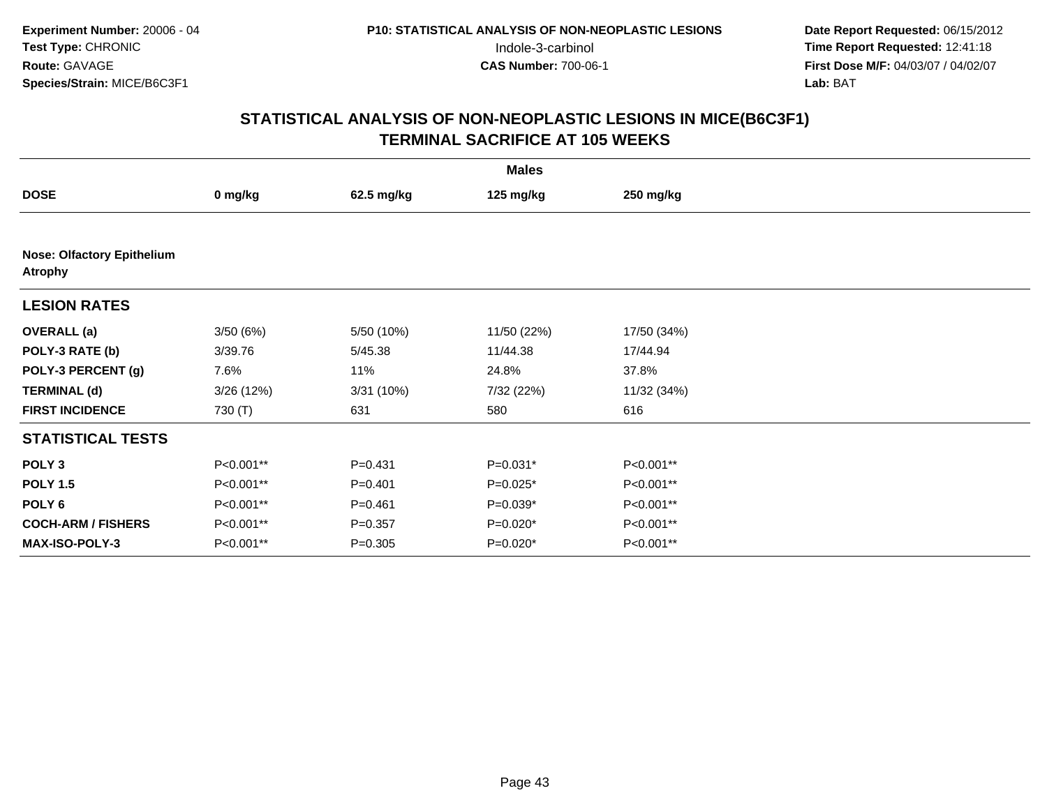**Experiment Number:** 20006 - 04
**Test Type:** CHRONIC
**Route:** GAVAGE
**Species/Strain:** MICE/B6C3F1

**P10: STATISTICAL ANALYSIS OF NON-NEOPLASTIC LESIONS**
Indole-3-carbinol
**CAS Number:** 700-06-1

**Date Report Requested:** 06/15/2012
**Time Report Requested:** 12:41:18
**First Dose M/F:** 04/03/07 / 04/02/07
**Lab:** BAT

## STATISTICAL ANALYSIS OF NON-NEOPLASTIC LESIONS IN MICE(B6C3F1)
## TERMINAL SACRIFICE AT 105 WEEKS

| | Males | | | |
|---|---|---|---|---|
| **DOSE** | **0 mg/kg** | **62.5 mg/kg** | **125 mg/kg** | **250 mg/kg** |
| **Nose: Olfactory Epithelium Atrophy** | | | | |
| **LESION RATES** | | | | |
| **OVERALL (a)** | 3/50 (6%) | 5/50 (10%) | 11/50 (22%) | 17/50 (34%) |
| **POLY-3 RATE (b)** | 3/39.76 | 5/45.38 | 11/44.38 | 17/44.94 |
| **POLY-3 PERCENT (g)** | 7.6% | 11% | 24.8% | 37.8% |
| **TERMINAL (d)** | 3/26 (12%) | 3/31 (10%) | 7/32 (22%) | 11/32 (34%) |
| **FIRST INCIDENCE** | 730 (T) | 631 | 580 | 616 |
| **STATISTICAL TESTS** | | | | |
| **POLY 3** | P<0.001** | P=0.431 | P=0.031* | P<0.001** |
| **POLY 1.5** | P<0.001** | P=0.401 | P=0.025* | P<0.001** |
| **POLY 6** | P<0.001** | P=0.461 | P=0.039* | P<0.001** |
| **COCH-ARM / FISHERS** | P<0.001** | P=0.357 | P=0.020* | P<0.001** |
| **MAX-ISO-POLY-3** | P<0.001** | P=0.305 | P=0.020* | P<0.001** |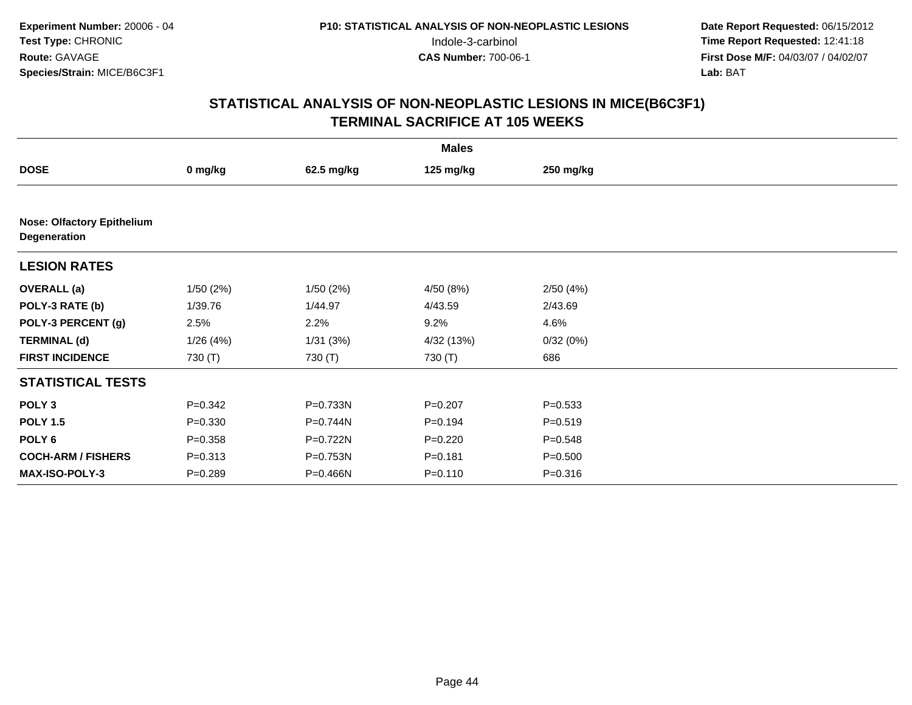Experiment Number: 20006 - 04
Test Type: CHRONIC
Route: GAVAGE
Species/Strain: MICE/B6C3F1

P10: STATISTICAL ANALYSIS OF NON-NEOPLASTIC LESIONS
Indole-3-carbinol
CAS Number: 700-06-1

Date Report Requested: 06/15/2012
Time Report Requested: 12:41:18
First Dose M/F: 04/03/07 / 04/02/07
Lab: BAT

## STATISTICAL ANALYSIS OF NON-NEOPLASTIC LESIONS IN MICE(B6C3F1)
## TERMINAL SACRIFICE AT 105 WEEKS

| | Males | | | |
|---|---|---|---|---|
| **DOSE** | **0 mg/kg** | **62.5 mg/kg** | **125 mg/kg** | **250 mg/kg** |
| **Nose: Olfactory Epithelium Degeneration** | | | | |
| **LESION RATES** | | | | |
| **OVERALL (a)** | 1/50 (2%) | 1/50 (2%) | 4/50 (8%) | 2/50 (4%) |
| **POLY-3 RATE (b)** | 1/39.76 | 1/44.97 | 4/43.59 | 2/43.69 |
| **POLY-3 PERCENT (g)** | 2.5% | 2.2% | 9.2% | 4.6% |
| **TERMINAL (d)** | 1/26 (4%) | 1/31 (3%) | 4/32 (13%) | 0/32 (0%) |
| **FIRST INCIDENCE** | 730 (T) | 730 (T) | 730 (T) | 686 |
| **STATISTICAL TESTS** | | | | |
| **POLY 3** | P=0.342 | P=0.733N | P=0.207 | P=0.533 |
| **POLY 1.5** | P=0.330 | P=0.744N | P=0.194 | P=0.519 |
| **POLY 6** | P=0.358 | P=0.722N | P=0.220 | P=0.548 |
| **COCH-ARM / FISHERS** | P=0.313 | P=0.753N | P=0.181 | P=0.500 |
| **MAX-ISO-POLY-3** | P=0.289 | P=0.466N | P=0.110 | P=0.316 |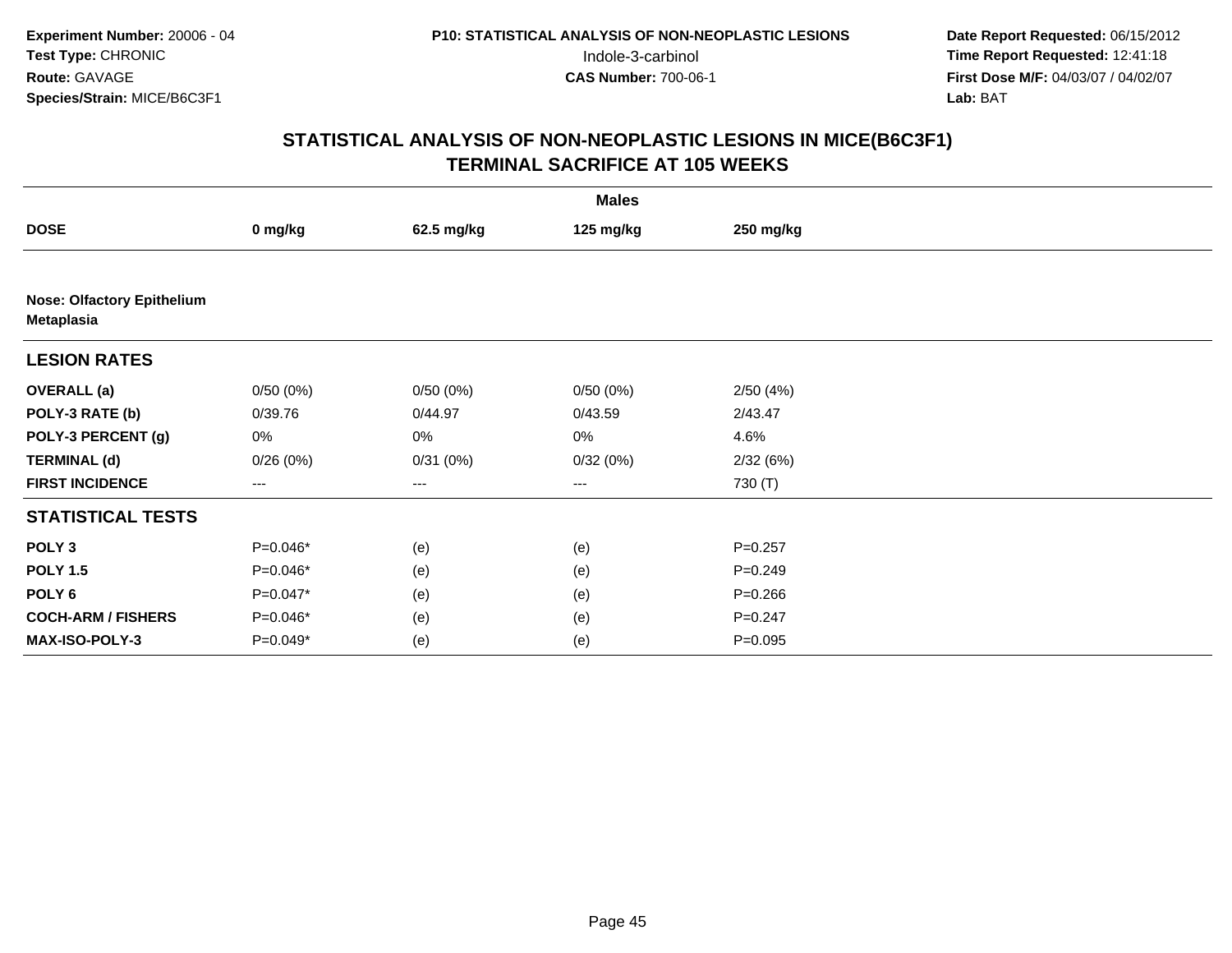Experiment Number: 20006 - 04
Test Type: CHRONIC
Route: GAVAGE
Species/Strain: MICE/B6C3F1

P10: STATISTICAL ANALYSIS OF NON-NEOPLASTIC LESIONS
Indole-3-carbinol
CAS Number: 700-06-1

Date Report Requested: 06/15/2012
Time Report Requested: 12:41:18
First Dose M/F: 04/03/07 / 04/02/07
Lab: BAT

## STATISTICAL ANALYSIS OF NON-NEOPLASTIC LESIONS IN MICE(B6C3F1)
## TERMINAL SACRIFICE AT 105 WEEKS

| | Males | | | |
|---|---|---|---|---|
| **DOSE** | **0 mg/kg** | **62.5 mg/kg** | **125 mg/kg** | **250 mg/kg** |
| **Nose: Olfactory Epithelium Metaplasia** | | | | |
| **LESION RATES** | | | | |
| **OVERALL (a)** | 0/50 (0%) | 0/50 (0%) | 0/50 (0%) | 2/50 (4%) |
| **POLY-3 RATE (b)** | 0/39.76 | 0/44.97 | 0/43.59 | 2/43.47 |
| **POLY-3 PERCENT (g)** | 0% | 0% | 0% | 4.6% |
| **TERMINAL (d)** | 0/26 (0%) | 0/31 (0%) | 0/32 (0%) | 2/32 (6%) |
| **FIRST INCIDENCE** | --- | --- | --- | 730 (T) |
| **STATISTICAL TESTS** | | | | |
| **POLY 3** | P=0.046* | (e) | (e) | P=0.257 |
| **POLY 1.5** | P=0.046* | (e) | (e) | P=0.249 |
| **POLY 6** | P=0.047* | (e) | (e) | P=0.266 |
| **COCH-ARM / FISHERS** | P=0.046* | (e) | (e) | P=0.247 |
| **MAX-ISO-POLY-3** | P=0.049* | (e) | (e) | P=0.095 |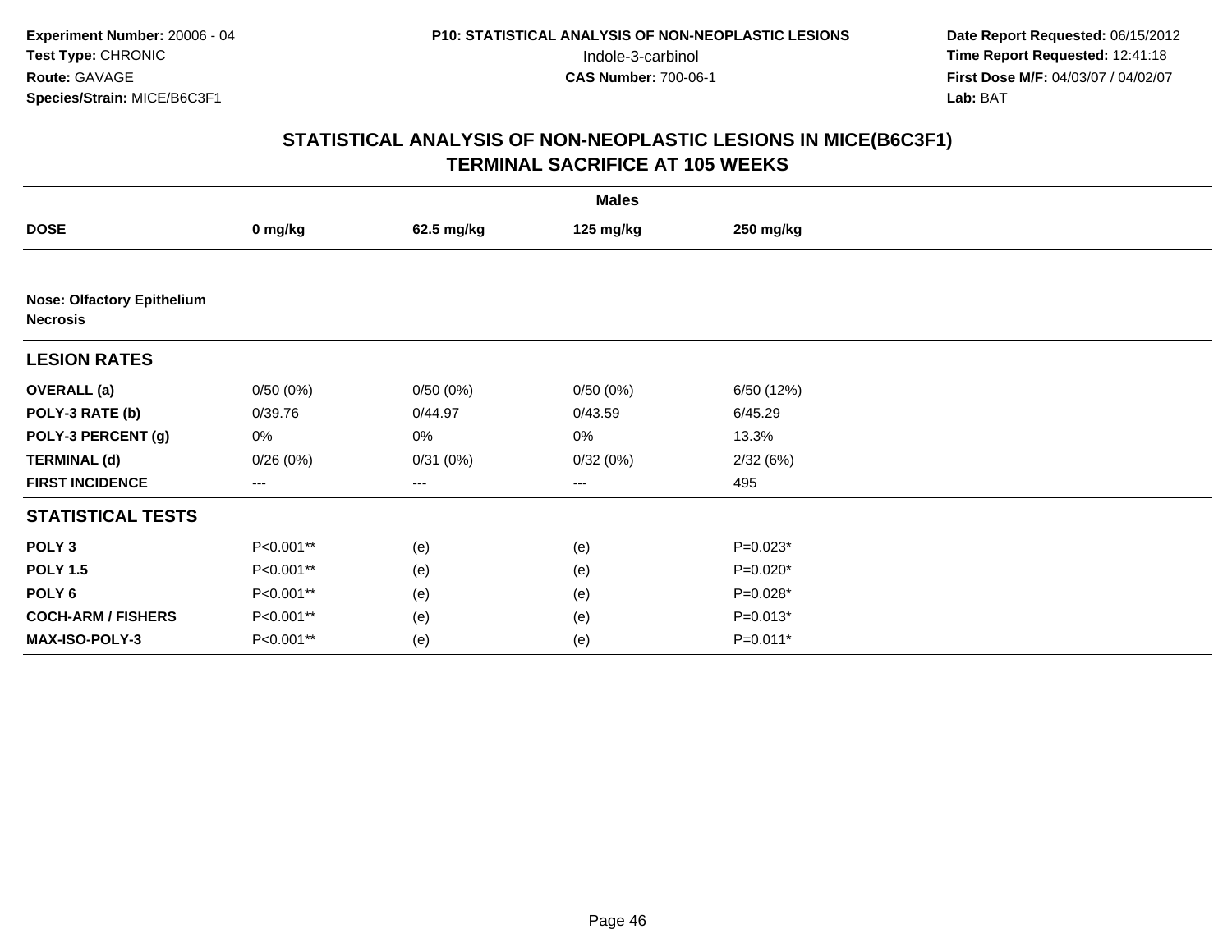**Experiment Number:** 20006 - 04
**Test Type:** CHRONIC
**Route:** GAVAGE
**Species/Strain:** MICE/B6C3F1

**P10: STATISTICAL ANALYSIS OF NON-NEOPLASTIC LESIONS**
Indole-3-carbinol
**CAS Number:** 700-06-1

**Date Report Requested:** 06/15/2012
**Time Report Requested:** 12:41:18
**First Dose M/F:** 04/03/07 / 04/02/07
**Lab:** BAT

## STATISTICAL ANALYSIS OF NON-NEOPLASTIC LESIONS IN MICE(B6C3F1)
## TERMINAL SACRIFICE AT 105 WEEKS

| | **Males** | | | |
|---|---|---|---|---|
| **DOSE** | **0 mg/kg** | **62.5 mg/kg** | **125 mg/kg** | **250 mg/kg** |
| **Nose: Olfactory Epithelium Necrosis** | | | | |
| **LESION RATES** | | | | |
| **OVERALL (a)** | 0/50 (0%) | 0/50 (0%) | 0/50 (0%) | 6/50 (12%) |
| **POLY-3 RATE (b)** | 0/39.76 | 0/44.97 | 0/43.59 | 6/45.29 |
| **POLY-3 PERCENT (g)** | 0% | 0% | 0% | 13.3% |
| **TERMINAL (d)** | 0/26 (0%) | 0/31 (0%) | 0/32 (0%) | 2/32 (6%) |
| **FIRST INCIDENCE** | --- | --- | --- | 495 |
| **STATISTICAL TESTS** | | | | |
| **POLY 3** | P<0.001** | (e) | (e) | P=0.023* |
| **POLY 1.5** | P<0.001** | (e) | (e) | P=0.020* |
| **POLY 6** | P<0.001** | (e) | (e) | P=0.028* |
| **COCH-ARM / FISHERS** | P<0.001** | (e) | (e) | P=0.013* |
| **MAX-ISO-POLY-3** | P<0.001** | (e) | (e) | P=0.011* |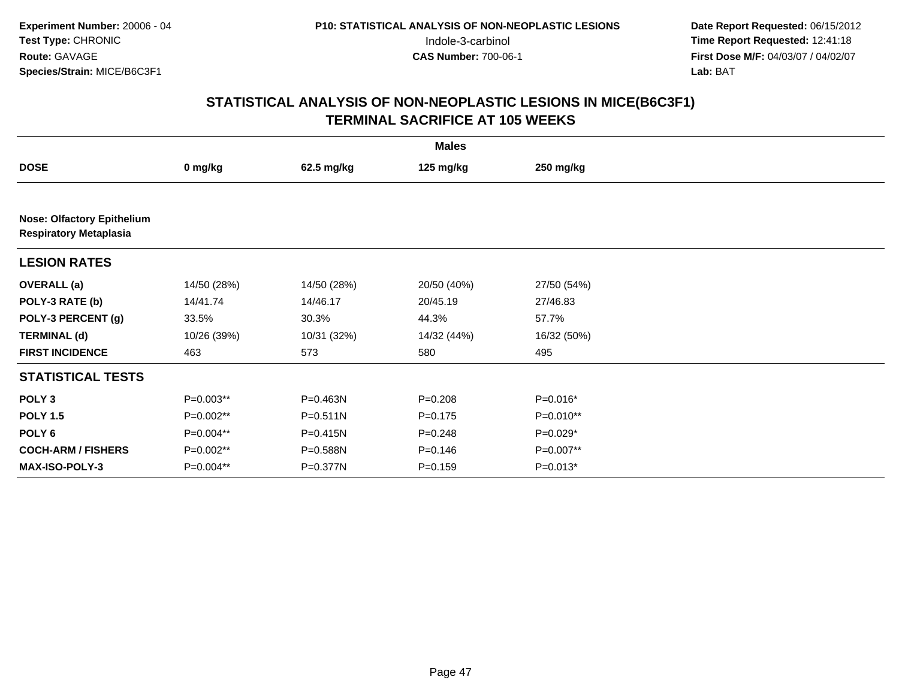**Experiment Number:** 20006 - 04
**Test Type:** CHRONIC
**Route:** GAVAGE
**Species/Strain:** MICE/B6C3F1

**P10: STATISTICAL ANALYSIS OF NON-NEOPLASTIC LESIONS**
Indole-3-carbinol
**CAS Number:** 700-06-1

**Date Report Requested:** 06/15/2012
**Time Report Requested:** 12:41:18
**First Dose M/F:** 04/03/07 / 04/02/07
**Lab:** BAT

## STATISTICAL ANALYSIS OF NON-NEOPLASTIC LESIONS IN MICE(B6C3F1)
## TERMINAL SACRIFICE AT 105 WEEKS

| | Males | | | |
|---|---|---|---|---|
| **DOSE** | **0 mg/kg** | **62.5 mg/kg** | **125 mg/kg** | **250 mg/kg** |
| **Nose: Olfactory Epithelium** | | | | |
| **Respiratory Metaplasia** | | | | |
| **LESION RATES** | | | | |
| **OVERALL (a)** | 14/50 (28%) | 14/50 (28%) | 20/50 (40%) | 27/50 (54%) |
| **POLY-3 RATE (b)** | 14/41.74 | 14/46.17 | 20/45.19 | 27/46.83 |
| **POLY-3 PERCENT (g)** | 33.5% | 30.3% | 44.3% | 57.7% |
| **TERMINAL (d)** | 10/26 (39%) | 10/31 (32%) | 14/32 (44%) | 16/32 (50%) |
| **FIRST INCIDENCE** | 463 | 573 | 580 | 495 |
| **STATISTICAL TESTS** | | | | |
| **POLY 3** | P=0.003** | P=0.463N | P=0.208 | P=0.016* |
| **POLY 1.5** | P=0.002** | P=0.511N | P=0.175 | P=0.010** |
| **POLY 6** | P=0.004** | P=0.415N | P=0.248 | P=0.029* |
| **COCH-ARM / FISHERS** | P=0.002** | P=0.588N | P=0.146 | P=0.007** |
| **MAX-ISO-POLY-3** | P=0.004** | P=0.377N | P=0.159 | P=0.013* |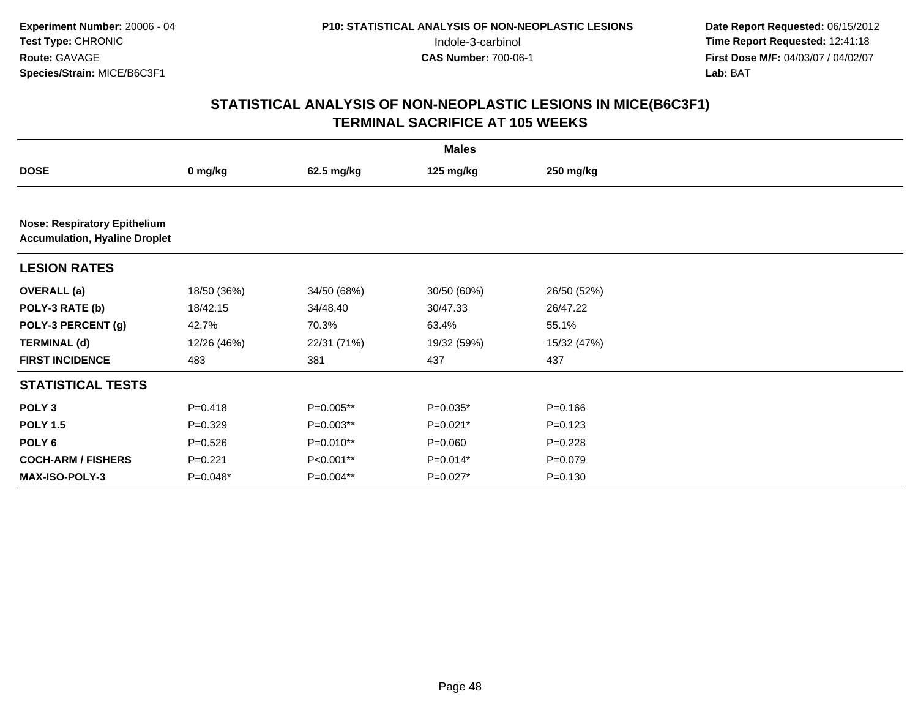**Experiment Number:** 20006 - 04
**Test Type:** CHRONIC
**Route:** GAVAGE
**Species/Strain:** MICE/B6C3F1

**P10: STATISTICAL ANALYSIS OF NON-NEOPLASTIC LESIONS**
Indole-3-carbinol
**CAS Number:** 700-06-1

**Date Report Requested:** 06/15/2012
**Time Report Requested:** 12:41:18
**First Dose M/F:** 04/03/07 / 04/02/07
**Lab:** BAT

## STATISTICAL ANALYSIS OF NON-NEOPLASTIC LESIONS IN MICE(B6C3F1)
## TERMINAL SACRIFICE AT 105 WEEKS

| | Males | | | |
|---|---|---|---|---|
| **DOSE** | **0 mg/kg** | **62.5 mg/kg** | **125 mg/kg** | **250 mg/kg** |
| **Nose: Respiratory Epithelium** | | | | |
| **Accumulation, Hyaline Droplet** | | | | |
| **LESION RATES** | | | | |
| **OVERALL (a)** | 18/50 (36%) | 34/50 (68%) | 30/50 (60%) | 26/50 (52%) |
| **POLY-3 RATE (b)** | 18/42.15 | 34/48.40 | 30/47.33 | 26/47.22 |
| **POLY-3 PERCENT (g)** | 42.7% | 70.3% | 63.4% | 55.1% |
| **TERMINAL (d)** | 12/26 (46%) | 22/31 (71%) | 19/32 (59%) | 15/32 (47%) |
| **FIRST INCIDENCE** | 483 | 381 | 437 | 437 |
| **STATISTICAL TESTS** | | | | |
| **POLY 3** | P=0.418 | P=0.005** | P=0.035* | P=0.166 |
| **POLY 1.5** | P=0.329 | P=0.003** | P=0.021* | P=0.123 |
| **POLY 6** | P=0.526 | P=0.010** | P=0.060 | P=0.228 |
| **COCH-ARM / FISHERS** | P=0.221 | P<0.001** | P=0.014* | P=0.079 |
| **MAX-ISO-POLY-3** | P=0.048* | P=0.004** | P=0.027* | P=0.130 |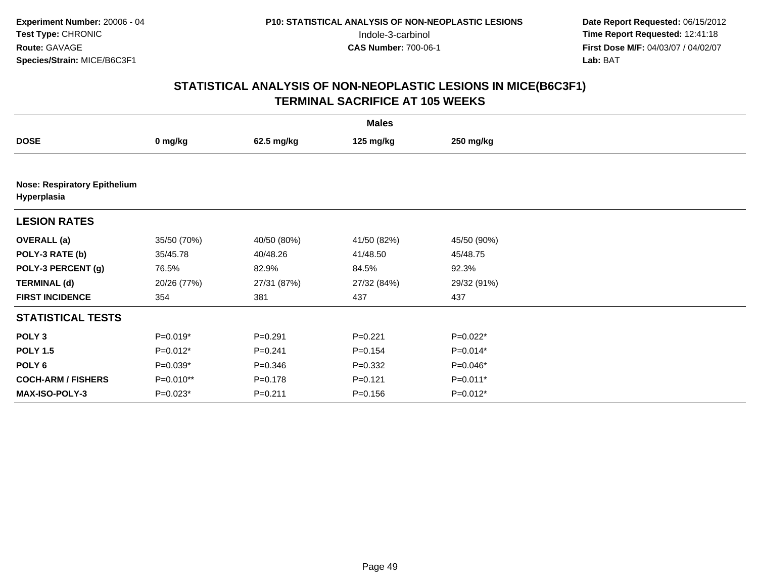**Experiment Number:** 20006 - 04
**Test Type:** CHRONIC
**Route:** GAVAGE
**Species/Strain:** MICE/B6C3F1

**P10: STATISTICAL ANALYSIS OF NON-NEOPLASTIC LESIONS**
Indole-3-carbinol
**CAS Number:** 700-06-1

**Date Report Requested:** 06/15/2012
**Time Report Requested:** 12:41:18
**First Dose M/F:** 04/03/07 / 04/02/07
**Lab:** BAT

## STATISTICAL ANALYSIS OF NON-NEOPLASTIC LESIONS IN MICE(B6C3F1) TERMINAL SACRIFICE AT 105 WEEKS

| | Males | | | |
|---|---|---|---|---|
| **DOSE** | **0 mg/kg** | **62.5 mg/kg** | **125 mg/kg** | **250 mg/kg** |
| **Nose: Respiratory Epithelium Hyperplasia** | | | | |
| **LESION RATES** | | | | |
| **OVERALL (a)** | 35/50 (70%) | 40/50 (80%) | 41/50 (82%) | 45/50 (90%) |
| **POLY-3 RATE (b)** | 35/45.78 | 40/48.26 | 41/48.50 | 45/48.75 |
| **POLY-3 PERCENT (g)** | 76.5% | 82.9% | 84.5% | 92.3% |
| **TERMINAL (d)** | 20/26 (77%) | 27/31 (87%) | 27/32 (84%) | 29/32 (91%) |
| **FIRST INCIDENCE** | 354 | 381 | 437 | 437 |
| **STATISTICAL TESTS** | | | | |
| **POLY 3** | P=0.019* | P=0.291 | P=0.221 | P=0.022* |
| **POLY 1.5** | P=0.012* | P=0.241 | P=0.154 | P=0.014* |
| **POLY 6** | P=0.039* | P=0.346 | P=0.332 | P=0.046* |
| **COCH-ARM / FISHERS** | P=0.010** | P=0.178 | P=0.121 | P=0.011* |
| **MAX-ISO-POLY-3** | P=0.023* | P=0.211 | P=0.156 | P=0.012* |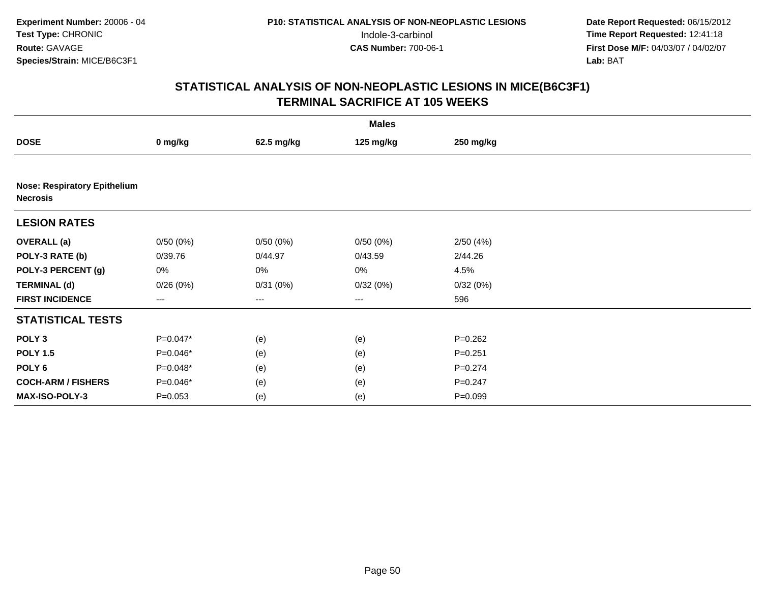**Experiment Number:** 20006 - 04
**Test Type:** CHRONIC
**Route:** GAVAGE
**Species/Strain:** MICE/B6C3F1

**P10: STATISTICAL ANALYSIS OF NON-NEOPLASTIC LESIONS**
Indole-3-carbinol
**CAS Number:** 700-06-1

**Date Report Requested:** 06/15/2012
**Time Report Requested:** 12:41:18
**First Dose M/F:** 04/03/07 / 04/02/07
**Lab:** BAT

## STATISTICAL ANALYSIS OF NON-NEOPLASTIC LESIONS IN MICE(B6C3F1) TERMINAL SACRIFICE AT 105 WEEKS

| | Males | | | |
|---|---|---|---|---|
| **DOSE** | **0 mg/kg** | **62.5 mg/kg** | **125 mg/kg** | **250 mg/kg** |
| **Nose: Respiratory Epithelium Necrosis** | | | | |
| **LESION RATES** | | | | |
| **OVERALL (a)** | 0/50 (0%) | 0/50 (0%) | 0/50 (0%) | 2/50 (4%) |
| **POLY-3 RATE (b)** | 0/39.76 | 0/44.97 | 0/43.59 | 2/44.26 |
| **POLY-3 PERCENT (g)** | 0% | 0% | 0% | 4.5% |
| **TERMINAL (d)** | 0/26 (0%) | 0/31 (0%) | 0/32 (0%) | 0/32 (0%) |
| **FIRST INCIDENCE** | --- | --- | --- | 596 |
| **STATISTICAL TESTS** | | | | |
| **POLY 3** | P=0.047* | (e) | (e) | P=0.262 |
| **POLY 1.5** | P=0.046* | (e) | (e) | P=0.251 |
| **POLY 6** | P=0.048* | (e) | (e) | P=0.274 |
| **COCH-ARM / FISHERS** | P=0.046* | (e) | (e) | P=0.247 |
| **MAX-ISO-POLY-3** | P=0.053 | (e) | (e) | P=0.099 |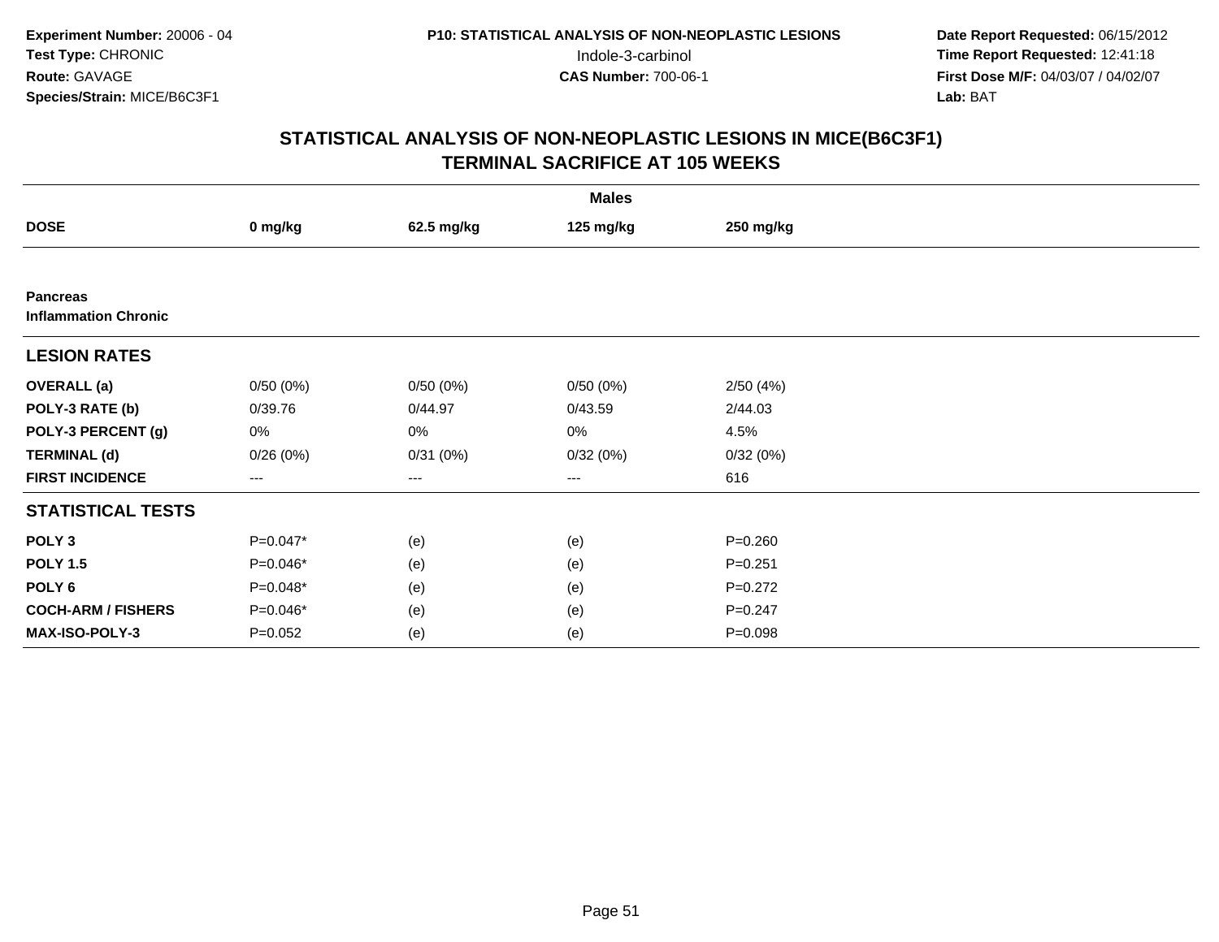**Experiment Number:** 20006 - 04
**Test Type:** CHRONIC
**Route:** GAVAGE
**Species/Strain:** MICE/B6C3F1

**P10: STATISTICAL ANALYSIS OF NON-NEOPLASTIC LESIONS**
Indole-3-carbinol
**CAS Number:** 700-06-1

**Date Report Requested:** 06/15/2012
**Time Report Requested:** 12:41:18
**First Dose M/F:** 04/03/07 / 04/02/07
**Lab:** BAT

## STATISTICAL ANALYSIS OF NON-NEOPLASTIC LESIONS IN MICE(B6C3F1) TERMINAL SACRIFICE AT 105 WEEKS

| | Males | | | |
|---|---|---|---|---|
| **DOSE** | **0 mg/kg** | **62.5 mg/kg** | **125 mg/kg** | **250 mg/kg** |
| **Pancreas** | | | | |
| **Inflammation Chronic** | | | | |
| **LESION RATES** | | | | |
| **OVERALL (a)** | 0/50 (0%) | 0/50 (0%) | 0/50 (0%) | 2/50 (4%) |
| **POLY-3 RATE (b)** | 0/39.76 | 0/44.97 | 0/43.59 | 2/44.03 |
| **POLY-3 PERCENT (g)** | 0% | 0% | 0% | 4.5% |
| **TERMINAL (d)** | 0/26 (0%) | 0/31 (0%) | 0/32 (0%) | 0/32 (0%) |
| **FIRST INCIDENCE** | --- | --- | --- | 616 |
| **STATISTICAL TESTS** | | | | |
| **POLY 3** | P=0.047* | (e) | (e) | P=0.260 |
| **POLY 1.5** | P=0.046* | (e) | (e) | P=0.251 |
| **POLY 6** | P=0.048* | (e) | (e) | P=0.272 |
| **COCH-ARM / FISHERS** | P=0.046* | (e) | (e) | P=0.247 |
| **MAX-ISO-POLY-3** | P=0.052 | (e) | (e) | P=0.098 |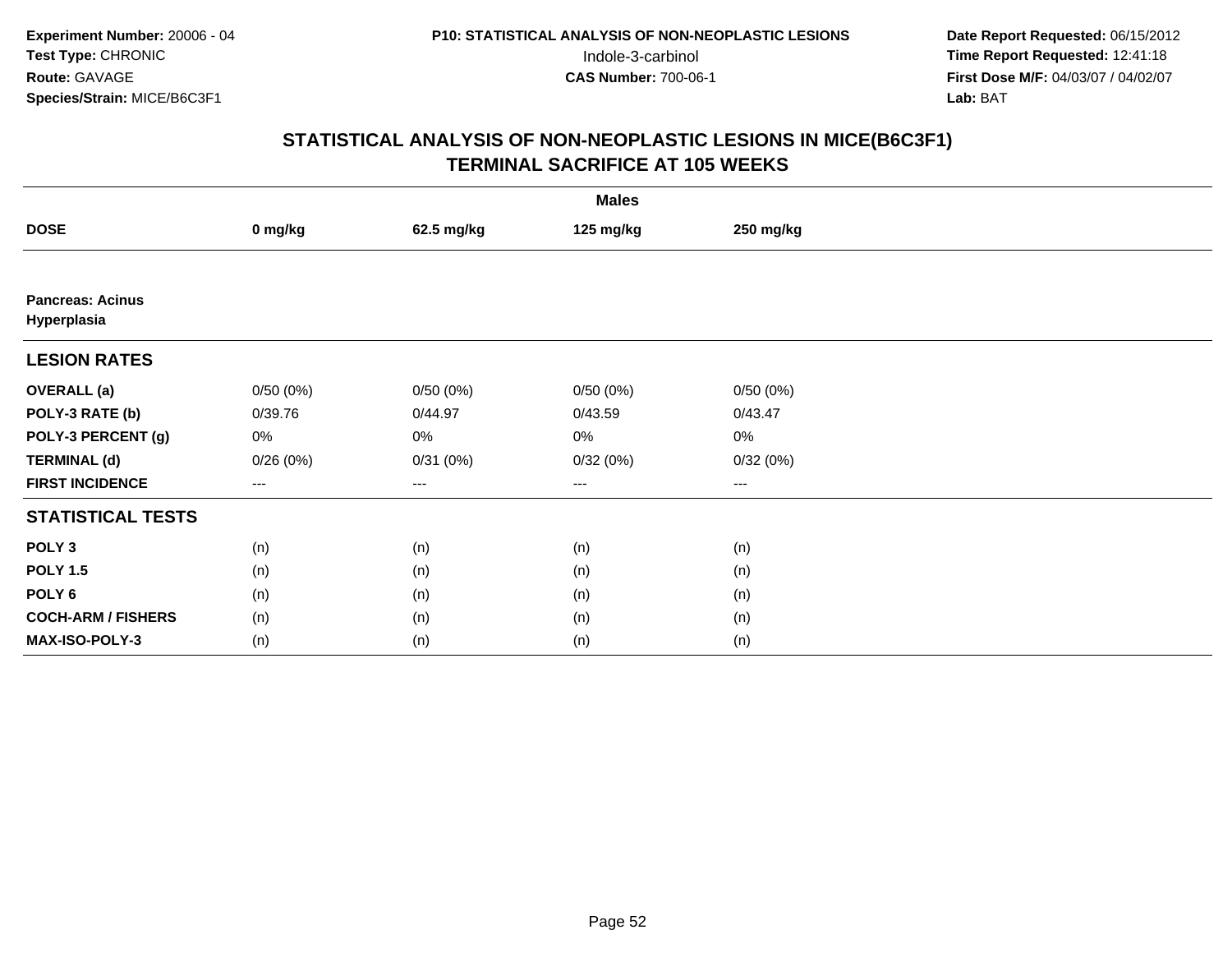Experiment Number: 20006 - 04
Test Type: CHRONIC
Route: GAVAGE
Species/Strain: MICE/B6C3F1

P10: STATISTICAL ANALYSIS OF NON-NEOPLASTIC LESIONS
Indole-3-carbinol
CAS Number: 700-06-1

Date Report Requested: 06/15/2012
Time Report Requested: 12:41:18
First Dose M/F: 04/03/07 / 04/02/07
Lab: BAT

## STATISTICAL ANALYSIS OF NON-NEOPLASTIC LESIONS IN MICE(B6C3F1) TERMINAL SACRIFICE AT 105 WEEKS

| | Males | | | |
|---|---|---|---|---|
| **DOSE** | **0 mg/kg** | **62.5 mg/kg** | **125 mg/kg** | **250 mg/kg** |
| **Pancreas: Acinus Hyperplasia** | | | | |
| **LESION RATES** | | | | |
| **OVERALL (a)** | 0/50 (0%) | 0/50 (0%) | 0/50 (0%) | 0/50 (0%) |
| **POLY-3 RATE (b)** | 0/39.76 | 0/44.97 | 0/43.59 | 0/43.47 |
| **POLY-3 PERCENT (g)** | 0% | 0% | 0% | 0% |
| **TERMINAL (d)** | 0/26 (0%) | 0/31 (0%) | 0/32 (0%) | 0/32 (0%) |
| **FIRST INCIDENCE** | --- | --- | --- | --- |
| **STATISTICAL TESTS** | | | | |
| **POLY 3** | (n) | (n) | (n) | (n) |
| **POLY 1.5** | (n) | (n) | (n) | (n) |
| **POLY 6** | (n) | (n) | (n) | (n) |
| **COCH-ARM / FISHERS** | (n) | (n) | (n) | (n) |
| **MAX-ISO-POLY-3** | (n) | (n) | (n) | (n) |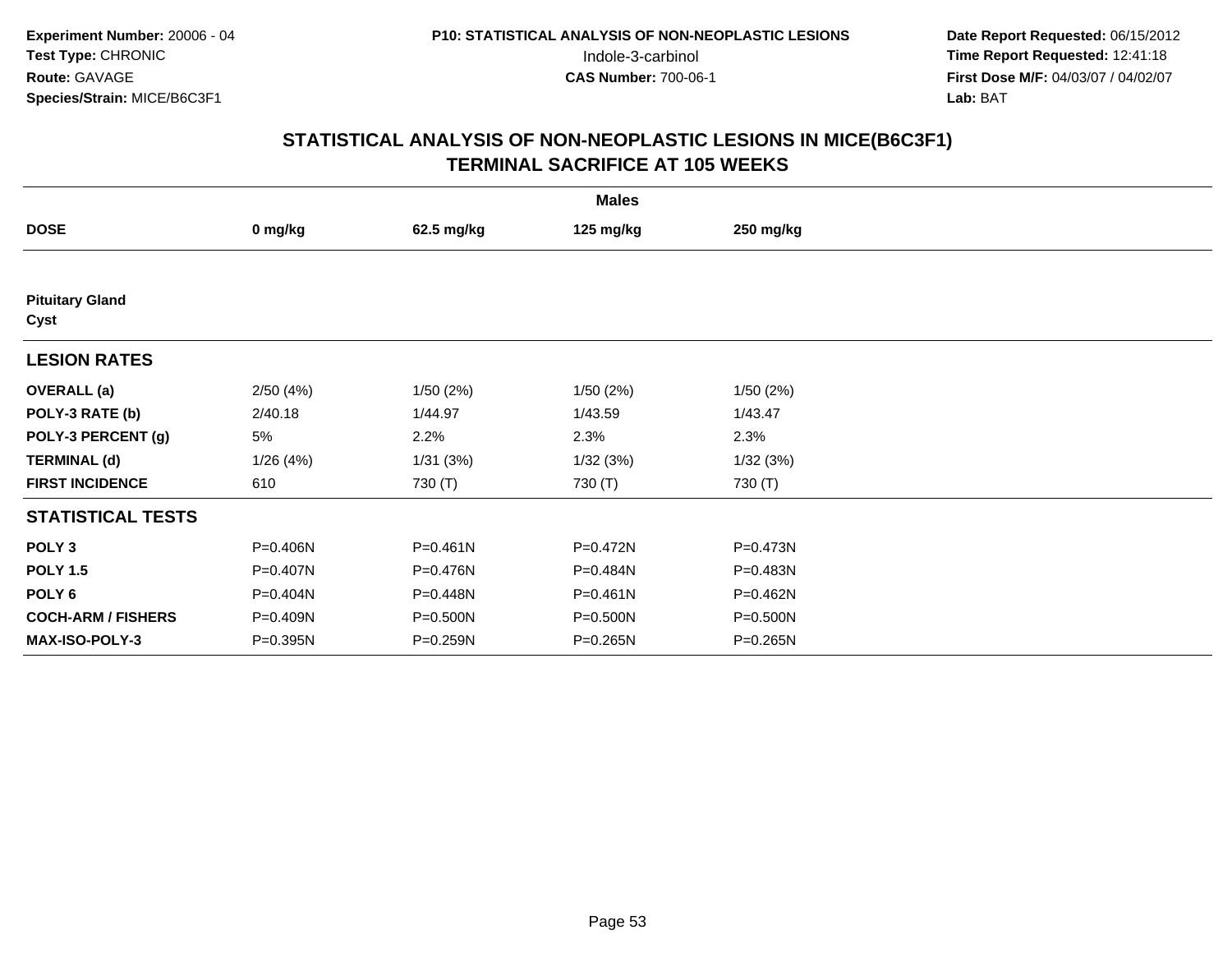Experiment Number: 20006 - 04
Test Type: CHRONIC
Route: GAVAGE
Species/Strain: MICE/B6C3F1

P10: STATISTICAL ANALYSIS OF NON-NEOPLASTIC LESIONS
Indole-3-carbinol
CAS Number: 700-06-1

Date Report Requested: 06/15/2012
Time Report Requested: 12:41:18
First Dose M/F: 04/03/07 / 04/02/07
Lab: BAT

## STATISTICAL ANALYSIS OF NON-NEOPLASTIC LESIONS IN MICE(B6C3F1) TERMINAL SACRIFICE AT 105 WEEKS

| | Males | | | |
|---|---|---|---|---|
| **DOSE** | **0 mg/kg** | **62.5 mg/kg** | **125 mg/kg** | **250 mg/kg** |
| **Pituitary Gland** | | | | |
| **Cyst** | | | | |
| **LESION RATES** | | | | |
| **OVERALL (a)** | 2/50 (4%) | 1/50 (2%) | 1/50 (2%) | 1/50 (2%) |
| **POLY-3 RATE (b)** | 2/40.18 | 1/44.97 | 1/43.59 | 1/43.47 |
| **POLY-3 PERCENT (g)** | 5% | 2.2% | 2.3% | 2.3% |
| **TERMINAL (d)** | 1/26 (4%) | 1/31 (3%) | 1/32 (3%) | 1/32 (3%) |
| **FIRST INCIDENCE** | 610 | 730 (T) | 730 (T) | 730 (T) |
| **STATISTICAL TESTS** | | | | |
| **POLY 3** | P=0.406N | P=0.461N | P=0.472N | P=0.473N |
| **POLY 1.5** | P=0.407N | P=0.476N | P=0.484N | P=0.483N |
| **POLY 6** | P=0.404N | P=0.448N | P=0.461N | P=0.462N |
| **COCH-ARM / FISHERS** | P=0.409N | P=0.500N | P=0.500N | P=0.500N |
| **MAX-ISO-POLY-3** | P=0.395N | P=0.259N | P=0.265N | P=0.265N |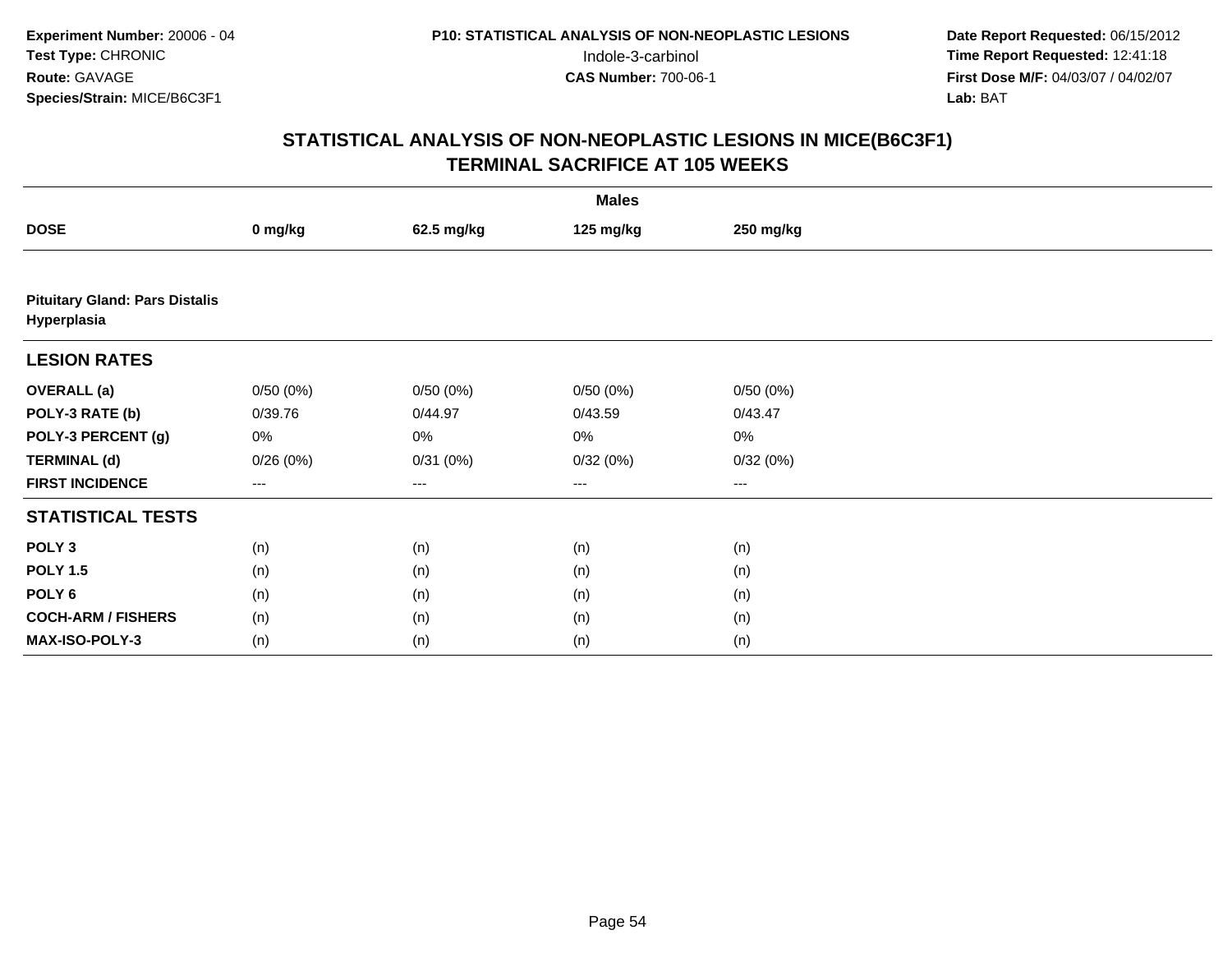Experiment Number: 20006 - 04
Test Type: CHRONIC
Route: GAVAGE
Species/Strain: MICE/B6C3F1

P10: STATISTICAL ANALYSIS OF NON-NEOPLASTIC LESIONS
Indole-3-carbinol
CAS Number: 700-06-1

Date Report Requested: 06/15/2012
Time Report Requested: 12:41:18
First Dose M/F: 04/03/07 / 04/02/07
Lab: BAT

## STATISTICAL ANALYSIS OF NON-NEOPLASTIC LESIONS IN MICE(B6C3F1)
## TERMINAL SACRIFICE AT 105 WEEKS

| | Males | | | |
|---|---|---|---|---|
| **DOSE** | **0 mg/kg** | **62.5 mg/kg** | **125 mg/kg** | **250 mg/kg** |
| **Pituitary Gland: Pars Distalis Hyperplasia** | | | | |
| **LESION RATES** | | | | |
| **OVERALL (a)** | 0/50 (0%) | 0/50 (0%) | 0/50 (0%) | 0/50 (0%) |
| **POLY-3 RATE (b)** | 0/39.76 | 0/44.97 | 0/43.59 | 0/43.47 |
| **POLY-3 PERCENT (g)** | 0% | 0% | 0% | 0% |
| **TERMINAL (d)** | 0/26 (0%) | 0/31 (0%) | 0/32 (0%) | 0/32 (0%) |
| **FIRST INCIDENCE** | --- | --- | --- | --- |
| **STATISTICAL TESTS** | | | | |
| **POLY 3** | (n) | (n) | (n) | (n) |
| **POLY 1.5** | (n) | (n) | (n) | (n) |
| **POLY 6** | (n) | (n) | (n) | (n) |
| **COCH-ARM / FISHERS** | (n) | (n) | (n) | (n) |
| **MAX-ISO-POLY-3** | (n) | (n) | (n) | (n) |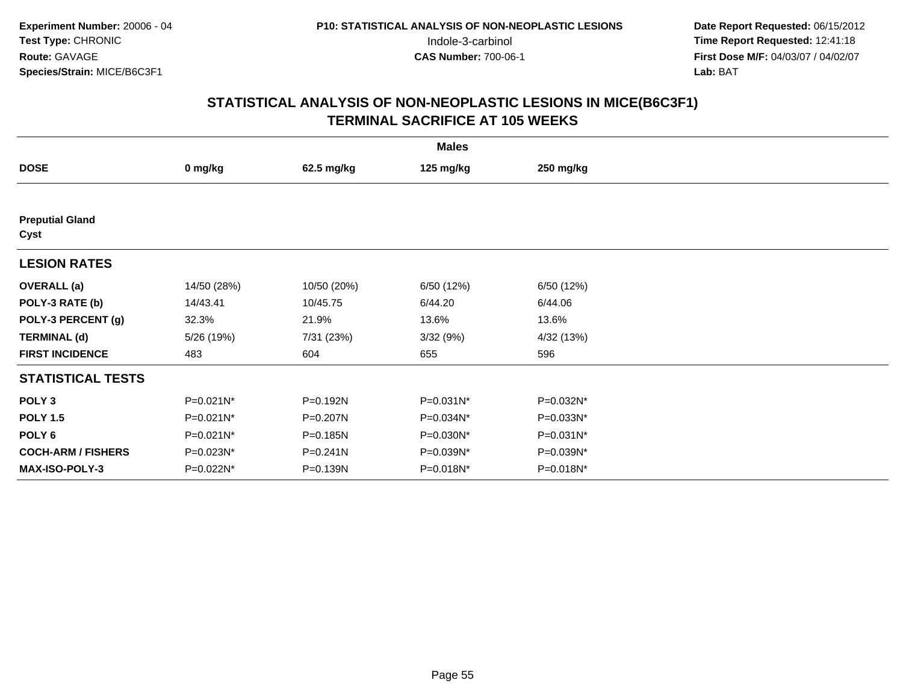**Experiment Number:** 20006 - 04
**Test Type:** CHRONIC
**Route:** GAVAGE
**Species/Strain:** MICE/B6C3F1

**P10: STATISTICAL ANALYSIS OF NON-NEOPLASTIC LESIONS**
Indole-3-carbinol
**CAS Number:** 700-06-1

**Date Report Requested:** 06/15/2012
**Time Report Requested:** 12:41:18
**First Dose M/F:** 04/03/07 / 04/02/07
**Lab:** BAT

## STATISTICAL ANALYSIS OF NON-NEOPLASTIC LESIONS IN MICE(B6C3F1)
## TERMINAL SACRIFICE AT 105 WEEKS

| | Males | | | |
|---|---|---|---|---|
| **DOSE** | **0 mg/kg** | **62.5 mg/kg** | **125 mg/kg** | **250 mg/kg** |
| **Preputial Gland** | | | | |
| **Cyst** | | | | |
| **LESION RATES** | | | | |
| **OVERALL (a)** | 14/50 (28%) | 10/50 (20%) | 6/50 (12%) | 6/50 (12%) |
| **POLY-3 RATE (b)** | 14/43.41 | 10/45.75 | 6/44.20 | 6/44.06 |
| **POLY-3 PERCENT (g)** | 32.3% | 21.9% | 13.6% | 13.6% |
| **TERMINAL (d)** | 5/26 (19%) | 7/31 (23%) | 3/32 (9%) | 4/32 (13%) |
| **FIRST INCIDENCE** | 483 | 604 | 655 | 596 |
| **STATISTICAL TESTS** | | | | |
| **POLY 3** | P=0.021N* | P=0.192N | P=0.031N* | P=0.032N* |
| **POLY 1.5** | P=0.021N* | P=0.207N | P=0.034N* | P=0.033N* |
| **POLY 6** | P=0.021N* | P=0.185N | P=0.030N* | P=0.031N* |
| **COCH-ARM / FISHERS** | P=0.023N* | P=0.241N | P=0.039N* | P=0.039N* |
| **MAX-ISO-POLY-3** | P=0.022N* | P=0.139N | P=0.018N* | P=0.018N* |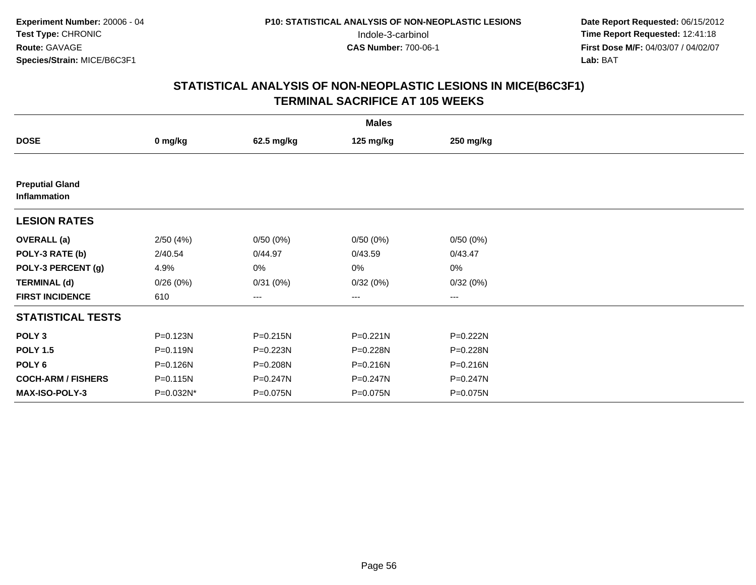**Experiment Number:** 20006 - 04
**Test Type:** CHRONIC
**Route:** GAVAGE
**Species/Strain:** MICE/B6C3F1

**P10: STATISTICAL ANALYSIS OF NON-NEOPLASTIC LESIONS**
Indole-3-carbinol
**CAS Number:** 700-06-1

**Date Report Requested:** 06/15/2012
**Time Report Requested:** 12:41:18
**First Dose M/F:** 04/03/07 / 04/02/07
**Lab:** BAT

## STATISTICAL ANALYSIS OF NON-NEOPLASTIC LESIONS IN MICE(B6C3F1) TERMINAL SACRIFICE AT 105 WEEKS

| | Males | | | |
|---|---|---|---|---|
| **DOSE** | **0 mg/kg** | **62.5 mg/kg** | **125 mg/kg** | **250 mg/kg** |
| **Preputial Gland Inflammation** | | | | |
| **LESION RATES** | | | | |
| **OVERALL (a)** | 2/50 (4%) | 0/50 (0%) | 0/50 (0%) | 0/50 (0%) |
| **POLY-3 RATE (b)** | 2/40.54 | 0/44.97 | 0/43.59 | 0/43.47 |
| **POLY-3 PERCENT (g)** | 4.9% | 0% | 0% | 0% |
| **TERMINAL (d)** | 0/26 (0%) | 0/31 (0%) | 0/32 (0%) | 0/32 (0%) |
| **FIRST INCIDENCE** | 610 | --- | --- | --- |
| **STATISTICAL TESTS** | | | | |
| **POLY 3** | P=0.123N | P=0.215N | P=0.221N | P=0.222N |
| **POLY 1.5** | P=0.119N | P=0.223N | P=0.228N | P=0.228N |
| **POLY 6** | P=0.126N | P=0.208N | P=0.216N | P=0.216N |
| **COCH-ARM / FISHERS** | P=0.115N | P=0.247N | P=0.247N | P=0.247N |
| **MAX-ISO-POLY-3** | P=0.032N* | P=0.075N | P=0.075N | P=0.075N |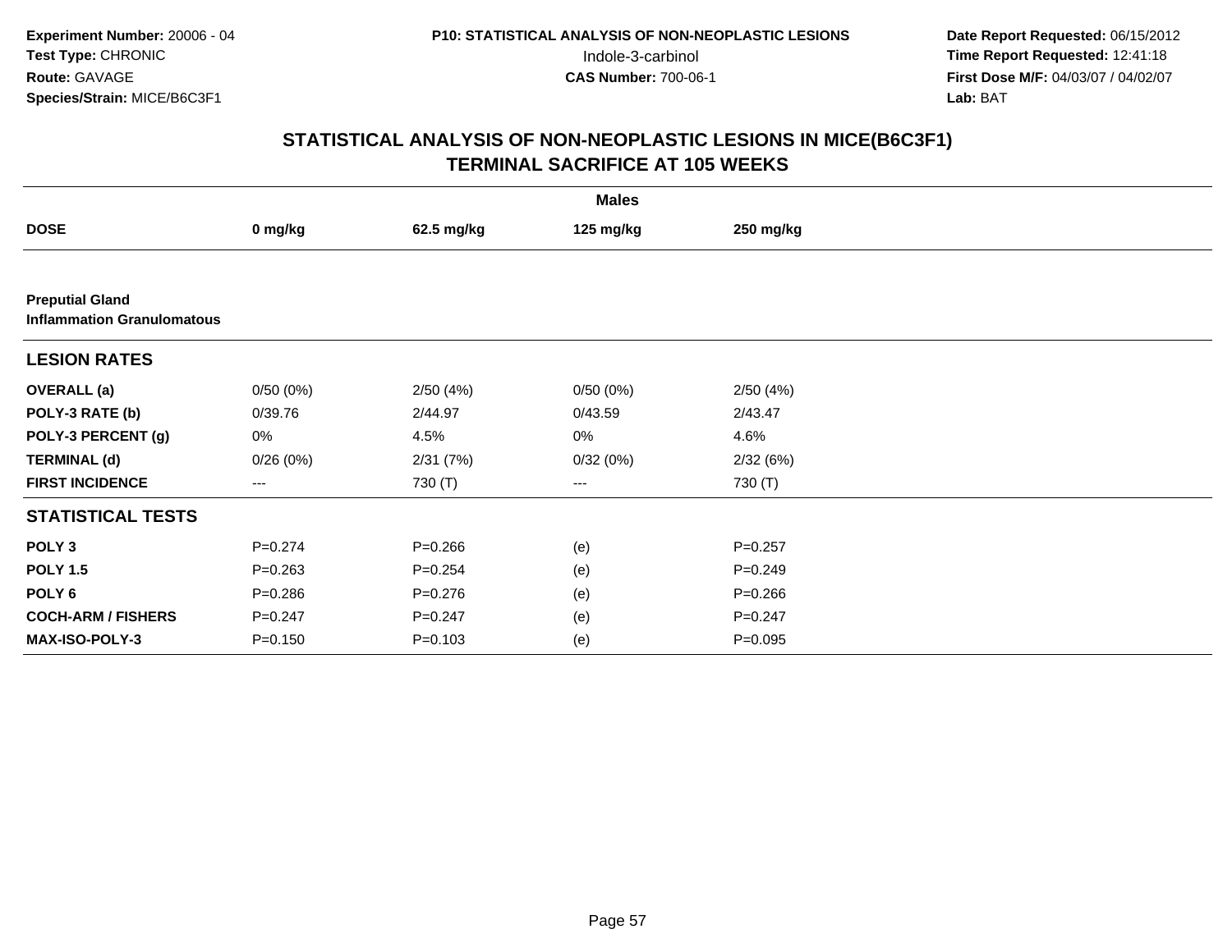**Experiment Number:** 20006 - 04
**Test Type:** CHRONIC
**Route:** GAVAGE
**Species/Strain:** MICE/B6C3F1

**P10: STATISTICAL ANALYSIS OF NON-NEOPLASTIC LESIONS**
Indole-3-carbinol
**CAS Number:** 700-06-1

**Date Report Requested:** 06/15/2012
**Time Report Requested:** 12:41:18
**First Dose M/F:** 04/03/07 / 04/02/07
**Lab:** BAT

## STATISTICAL ANALYSIS OF NON-NEOPLASTIC LESIONS IN MICE(B6C3F1) TERMINAL SACRIFICE AT 105 WEEKS

| | Males | | | |
|---|---|---|---|---|
| **DOSE** | **0 mg/kg** | **62.5 mg/kg** | **125 mg/kg** | **250 mg/kg** |
| **Preputial Gland** | | | | |
| **Inflammation Granulomatous** | | | | |
| **LESION RATES** | | | | |
| **OVERALL (a)** | 0/50 (0%) | 2/50 (4%) | 0/50 (0%) | 2/50 (4%) |
| **POLY-3 RATE (b)** | 0/39.76 | 2/44.97 | 0/43.59 | 2/43.47 |
| **POLY-3 PERCENT (g)** | 0% | 4.5% | 0% | 4.6% |
| **TERMINAL (d)** | 0/26 (0%) | 2/31 (7%) | 0/32 (0%) | 2/32 (6%) |
| **FIRST INCIDENCE** | --- | 730 (T) | --- | 730 (T) |
| **STATISTICAL TESTS** | | | | |
| **POLY 3** | P=0.274 | P=0.266 | (e) | P=0.257 |
| **POLY 1.5** | P=0.263 | P=0.254 | (e) | P=0.249 |
| **POLY 6** | P=0.286 | P=0.276 | (e) | P=0.266 |
| **COCH-ARM / FISHERS** | P=0.247 | P=0.247 | (e) | P=0.247 |
| **MAX-ISO-POLY-3** | P=0.150 | P=0.103 | (e) | P=0.095 |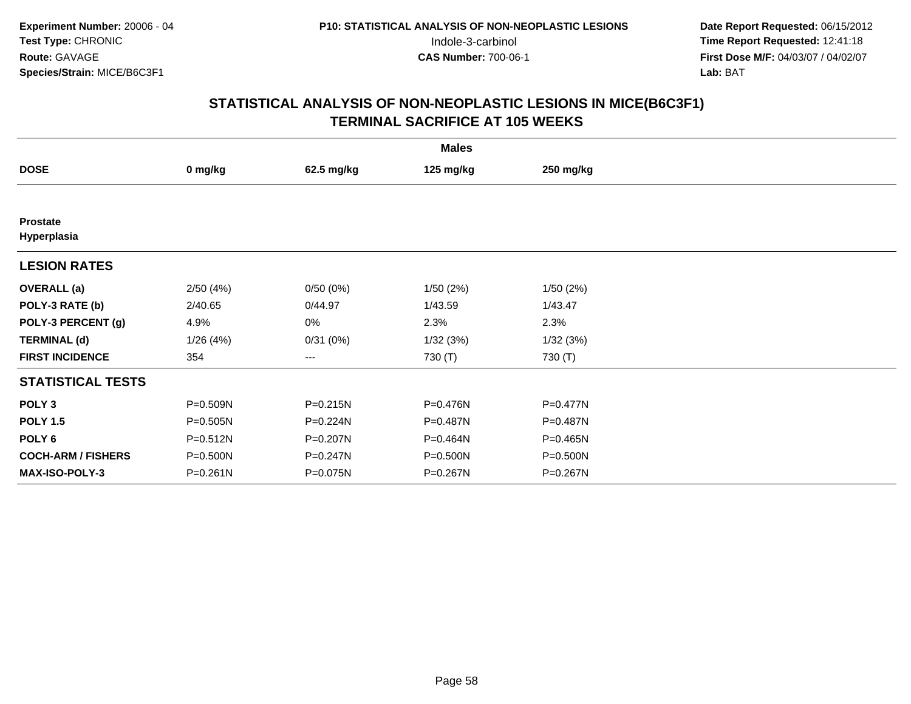**Experiment Number:** 20006 - 04
**Test Type:** CHRONIC
**Route:** GAVAGE
**Species/Strain:** MICE/B6C3F1

**P10: STATISTICAL ANALYSIS OF NON-NEOPLASTIC LESIONS**
Indole-3-carbinol
**CAS Number:** 700-06-1

**Date Report Requested:** 06/15/2012
**Time Report Requested:** 12:41:18
**First Dose M/F:** 04/03/07 / 04/02/07
**Lab:** BAT

## STATISTICAL ANALYSIS OF NON-NEOPLASTIC LESIONS IN MICE(B6C3F1) TERMINAL SACRIFICE AT 105 WEEKS

| | Males | | | |
|---|---|---|---|---|
| **DOSE** | **0 mg/kg** | **62.5 mg/kg** | **125 mg/kg** | **250 mg/kg** |
| **Prostate** | | | | |
| **Hyperplasia** | | | | |
| **LESION RATES** | | | | |
| **OVERALL (a)** | 2/50 (4%) | 0/50 (0%) | 1/50 (2%) | 1/50 (2%) |
| **POLY-3 RATE (b)** | 2/40.65 | 0/44.97 | 1/43.59 | 1/43.47 |
| **POLY-3 PERCENT (g)** | 4.9% | 0% | 2.3% | 2.3% |
| **TERMINAL (d)** | 1/26 (4%) | 0/31 (0%) | 1/32 (3%) | 1/32 (3%) |
| **FIRST INCIDENCE** | 354 | --- | 730 (T) | 730 (T) |
| **STATISTICAL TESTS** | | | | |
| **POLY 3** | P=0.509N | P=0.215N | P=0.476N | P=0.477N |
| **POLY 1.5** | P=0.505N | P=0.224N | P=0.487N | P=0.487N |
| **POLY 6** | P=0.512N | P=0.207N | P=0.464N | P=0.465N |
| **COCH-ARM / FISHERS** | P=0.500N | P=0.247N | P=0.500N | P=0.500N |
| **MAX-ISO-POLY-3** | P=0.261N | P=0.075N | P=0.267N | P=0.267N |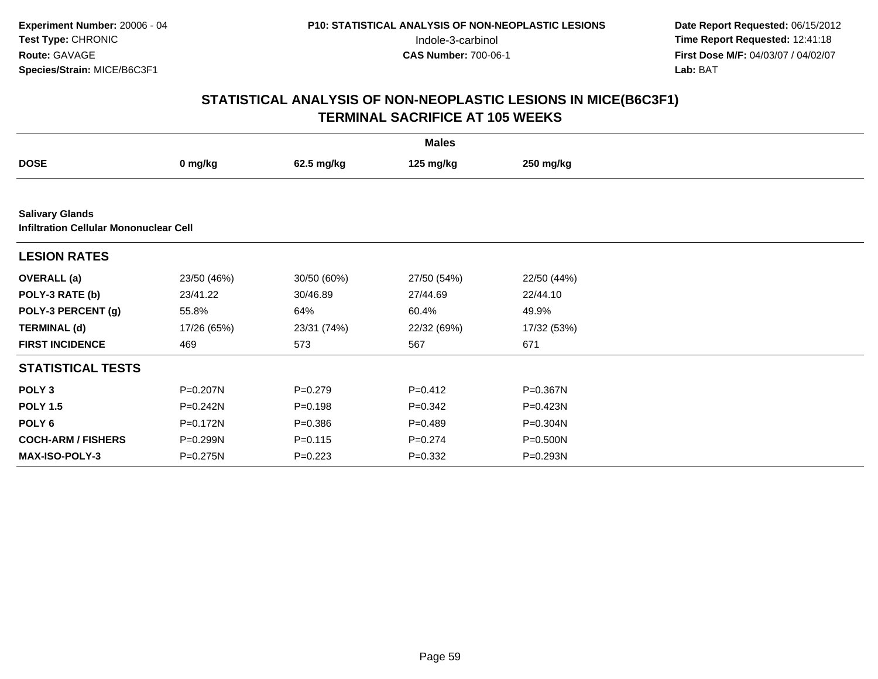Experiment Number: 20006 - 04
Test Type: CHRONIC
Route: GAVAGE
Species/Strain: MICE/B6C3F1

P10: STATISTICAL ANALYSIS OF NON-NEOPLASTIC LESIONS
Indole-3-carbinol
CAS Number: 700-06-1

Date Report Requested: 06/15/2012
Time Report Requested: 12:41:18
First Dose M/F: 04/03/07 / 04/02/07
Lab: BAT

## STATISTICAL ANALYSIS OF NON-NEOPLASTIC LESIONS IN MICE(B6C3F1) TERMINAL SACRIFICE AT 105 WEEKS

| | Males | | | |
|---|---|---|---|---|
| **DOSE** | **0 mg/kg** | **62.5 mg/kg** | **125 mg/kg** | **250 mg/kg** |
| **Salivary Glands** | | | | |
| **Infiltration Cellular Mononuclear Cell** | | | | |
| **LESION RATES** | | | | |
| **OVERALL (a)** | 23/50 (46%) | 30/50 (60%) | 27/50 (54%) | 22/50 (44%) |
| **POLY-3 RATE (b)** | 23/41.22 | 30/46.89 | 27/44.69 | 22/44.10 |
| **POLY-3 PERCENT (g)** | 55.8% | 64% | 60.4% | 49.9% |
| **TERMINAL (d)** | 17/26 (65%) | 23/31 (74%) | 22/32 (69%) | 17/32 (53%) |
| **FIRST INCIDENCE** | 469 | 573 | 567 | 671 |
| **STATISTICAL TESTS** | | | | |
| **POLY 3** | P=0.207N | P=0.279 | P=0.412 | P=0.367N |
| **POLY 1.5** | P=0.242N | P=0.198 | P=0.342 | P=0.423N |
| **POLY 6** | P=0.172N | P=0.386 | P=0.489 | P=0.304N |
| **COCH-ARM / FISHERS** | P=0.299N | P=0.115 | P=0.274 | P=0.500N |
| **MAX-ISO-POLY-3** | P=0.275N | P=0.223 | P=0.332 | P=0.293N |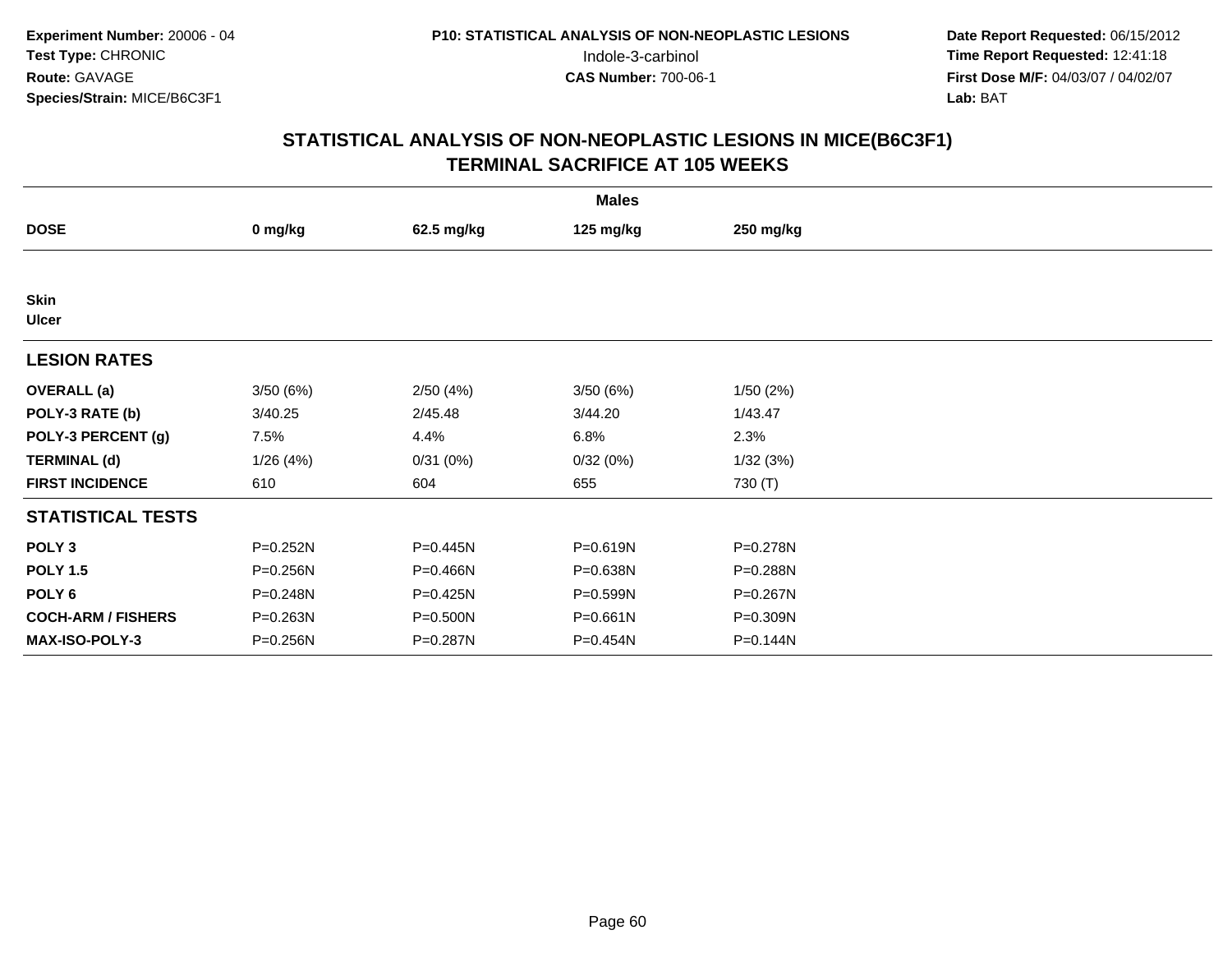**Experiment Number:** 20006 - 04
**Test Type:** CHRONIC
**Route:** GAVAGE
**Species/Strain:** MICE/B6C3F1

**P10: STATISTICAL ANALYSIS OF NON-NEOPLASTIC LESIONS**
Indole-3-carbinol
**CAS Number:** 700-06-1

**Date Report Requested:** 06/15/2012
**Time Report Requested:** 12:41:18
**First Dose M/F:** 04/03/07 / 04/02/07
**Lab:** BAT

## STATISTICAL ANALYSIS OF NON-NEOPLASTIC LESIONS IN MICE(B6C3F1)
## TERMINAL SACRIFICE AT 105 WEEKS

| | Males | | | |
|---|---|---|---|---|
| **DOSE** | **0 mg/kg** | **62.5 mg/kg** | **125 mg/kg** | **250 mg/kg** |
| **Skin** | | | | |
| **Ulcer** | | | | |
| **LESION RATES** | | | | |
| **OVERALL (a)** | 3/50 (6%) | 2/50 (4%) | 3/50 (6%) | 1/50 (2%) |
| **POLY-3 RATE (b)** | 3/40.25 | 2/45.48 | 3/44.20 | 1/43.47 |
| **POLY-3 PERCENT (g)** | 7.5% | 4.4% | 6.8% | 2.3% |
| **TERMINAL (d)** | 1/26 (4%) | 0/31 (0%) | 0/32 (0%) | 1/32 (3%) |
| **FIRST INCIDENCE** | 610 | 604 | 655 | 730 (T) |
| **STATISTICAL TESTS** | | | | |
| **POLY 3** | P=0.252N | P=0.445N | P=0.619N | P=0.278N |
| **POLY 1.5** | P=0.256N | P=0.466N | P=0.638N | P=0.288N |
| **POLY 6** | P=0.248N | P=0.425N | P=0.599N | P=0.267N |
| **COCH-ARM / FISHERS** | P=0.263N | P=0.500N | P=0.661N | P=0.309N |
| **MAX-ISO-POLY-3** | P=0.256N | P=0.287N | P=0.454N | P=0.144N |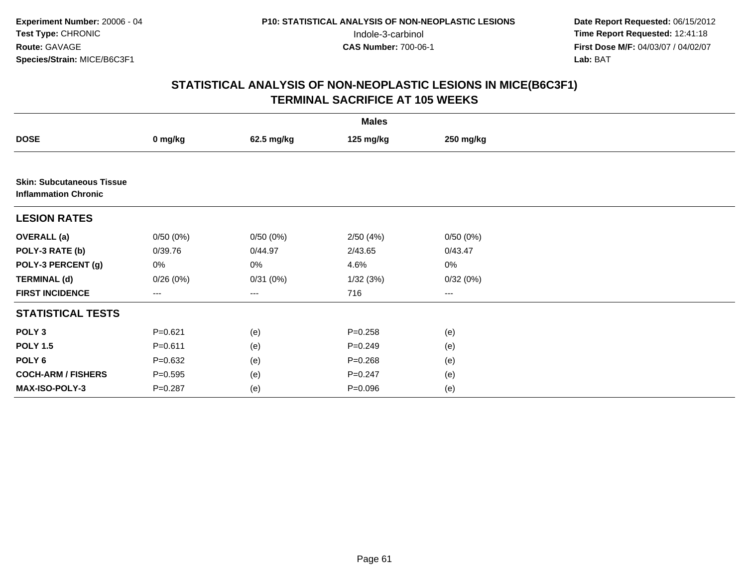Experiment Number: 20006 - 04
Test Type: CHRONIC
Route: GAVAGE
Species/Strain: MICE/B6C3F1

P10: STATISTICAL ANALYSIS OF NON-NEOPLASTIC LESIONS
Indole-3-carbinol
CAS Number: 700-06-1

Date Report Requested: 06/15/2012
Time Report Requested: 12:41:18
First Dose M/F: 04/03/07 / 04/02/07
Lab: BAT

## STATISTICAL ANALYSIS OF NON-NEOPLASTIC LESIONS IN MICE(B6C3F1)
## TERMINAL SACRIFICE AT 105 WEEKS

| | Males | | | |
|---|---|---|---|---|
| **DOSE** | **0 mg/kg** | **62.5 mg/kg** | **125 mg/kg** | **250 mg/kg** |
| **Skin: Subcutaneous Tissue Inflammation Chronic** | | | | |
| **LESION RATES** | | | | |
| **OVERALL (a)** | 0/50 (0%) | 0/50 (0%) | 2/50 (4%) | 0/50 (0%) |
| **POLY-3 RATE (b)** | 0/39.76 | 0/44.97 | 2/43.65 | 0/43.47 |
| **POLY-3 PERCENT (g)** | 0% | 0% | 4.6% | 0% |
| **TERMINAL (d)** | 0/26 (0%) | 0/31 (0%) | 1/32 (3%) | 0/32 (0%) |
| **FIRST INCIDENCE** | --- | --- | 716 | --- |
| **STATISTICAL TESTS** | | | | |
| **POLY 3** | P=0.621 | (e) | P=0.258 | (e) |
| **POLY 1.5** | P=0.611 | (e) | P=0.249 | (e) |
| **POLY 6** | P=0.632 | (e) | P=0.268 | (e) |
| **COCH-ARM / FISHERS** | P=0.595 | (e) | P=0.247 | (e) |
| **MAX-ISO-POLY-3** | P=0.287 | (e) | P=0.096 | (e) |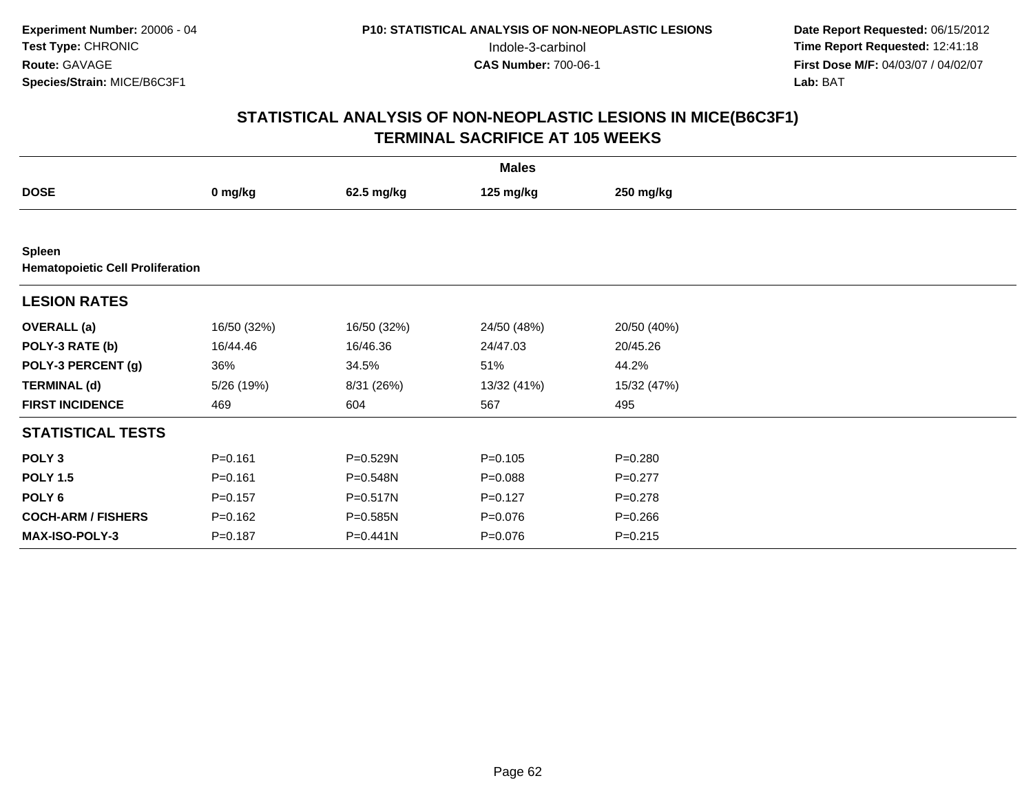**Experiment Number:** 20006 - 04
**Test Type:** CHRONIC
**Route:** GAVAGE
**Species/Strain:** MICE/B6C3F1

**P10: STATISTICAL ANALYSIS OF NON-NEOPLASTIC LESIONS**
Indole-3-carbinol
**CAS Number:** 700-06-1

**Date Report Requested:** 06/15/2012
**Time Report Requested:** 12:41:18
**First Dose M/F:** 04/03/07 / 04/02/07
**Lab:** BAT

## STATISTICAL ANALYSIS OF NON-NEOPLASTIC LESIONS IN MICE(B6C3F1) TERMINAL SACRIFICE AT 105 WEEKS

| | Males | | | |
|---|---|---|---|---|
| **DOSE** | **0 mg/kg** | **62.5 mg/kg** | **125 mg/kg** | **250 mg/kg** |
| **Spleen** | | | | |
| **Hematopoietic Cell Proliferation** | | | | |
| **LESION RATES** | | | | |
| **OVERALL (a)** | 16/50 (32%) | 16/50 (32%) | 24/50 (48%) | 20/50 (40%) |
| **POLY-3 RATE (b)** | 16/44.46 | 16/46.36 | 24/47.03 | 20/45.26 |
| **POLY-3 PERCENT (g)** | 36% | 34.5% | 51% | 44.2% |
| **TERMINAL (d)** | 5/26 (19%) | 8/31 (26%) | 13/32 (41%) | 15/32 (47%) |
| **FIRST INCIDENCE** | 469 | 604 | 567 | 495 |
| **STATISTICAL TESTS** | | | | |
| **POLY 3** | P=0.161 | P=0.529N | P=0.105 | P=0.280 |
| **POLY 1.5** | P=0.161 | P=0.548N | P=0.088 | P=0.277 |
| **POLY 6** | P=0.157 | P=0.517N | P=0.127 | P=0.278 |
| **COCH-ARM / FISHERS** | P=0.162 | P=0.585N | P=0.076 | P=0.266 |
| **MAX-ISO-POLY-3** | P=0.187 | P=0.441N | P=0.076 | P=0.215 |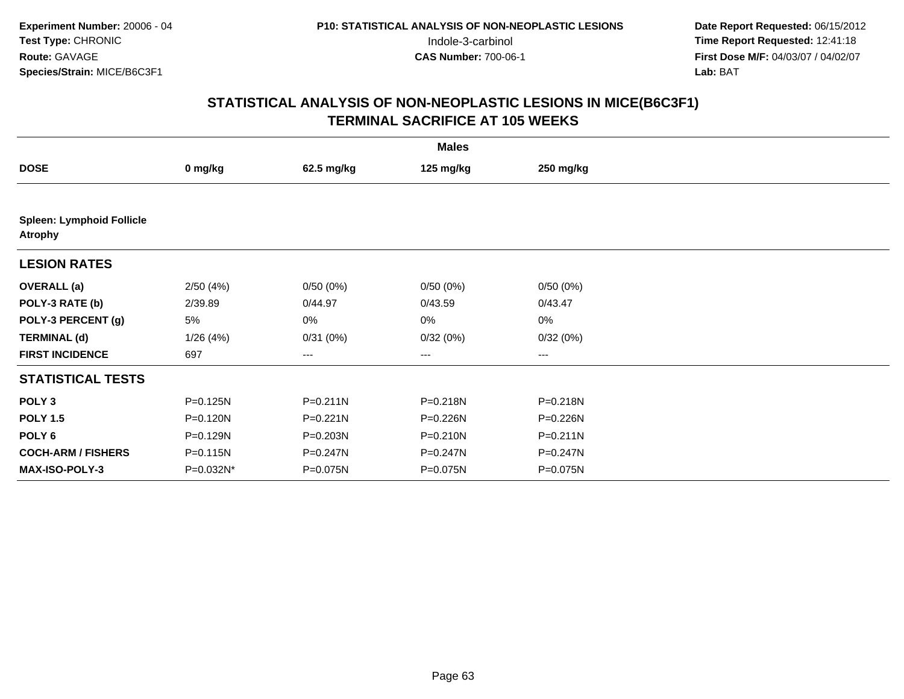**Experiment Number:** 20006 - 04
**Test Type:** CHRONIC
**Route:** GAVAGE
**Species/Strain:** MICE/B6C3F1

**P10: STATISTICAL ANALYSIS OF NON-NEOPLASTIC LESIONS**
Indole-3-carbinol
**CAS Number:** 700-06-1

**Date Report Requested:** 06/15/2012
**Time Report Requested:** 12:41:18
**First Dose M/F:** 04/03/07 / 04/02/07
**Lab:** BAT

## STATISTICAL ANALYSIS OF NON-NEOPLASTIC LESIONS IN MICE(B6C3F1) TERMINAL SACRIFICE AT 105 WEEKS

| | Males | | | |
|---|---|---|---|---|
| **DOSE** | **0 mg/kg** | **62.5 mg/kg** | **125 mg/kg** | **250 mg/kg** |
| **Spleen: Lymphoid Follicle Atrophy** | | | | |
| **LESION RATES** | | | | |
| **OVERALL (a)** | 2/50 (4%) | 0/50 (0%) | 0/50 (0%) | 0/50 (0%) |
| **POLY-3 RATE (b)** | 2/39.89 | 0/44.97 | 0/43.59 | 0/43.47 |
| **POLY-3 PERCENT (g)** | 5% | 0% | 0% | 0% |
| **TERMINAL (d)** | 1/26 (4%) | 0/31 (0%) | 0/32 (0%) | 0/32 (0%) |
| **FIRST INCIDENCE** | 697 | --- | --- | --- |
| **STATISTICAL TESTS** | | | | |
| **POLY 3** | P=0.125N | P=0.211N | P=0.218N | P=0.218N |
| **POLY 1.5** | P=0.120N | P=0.221N | P=0.226N | P=0.226N |
| **POLY 6** | P=0.129N | P=0.203N | P=0.210N | P=0.211N |
| **COCH-ARM / FISHERS** | P=0.115N | P=0.247N | P=0.247N | P=0.247N |
| **MAX-ISO-POLY-3** | P=0.032N* | P=0.075N | P=0.075N | P=0.075N |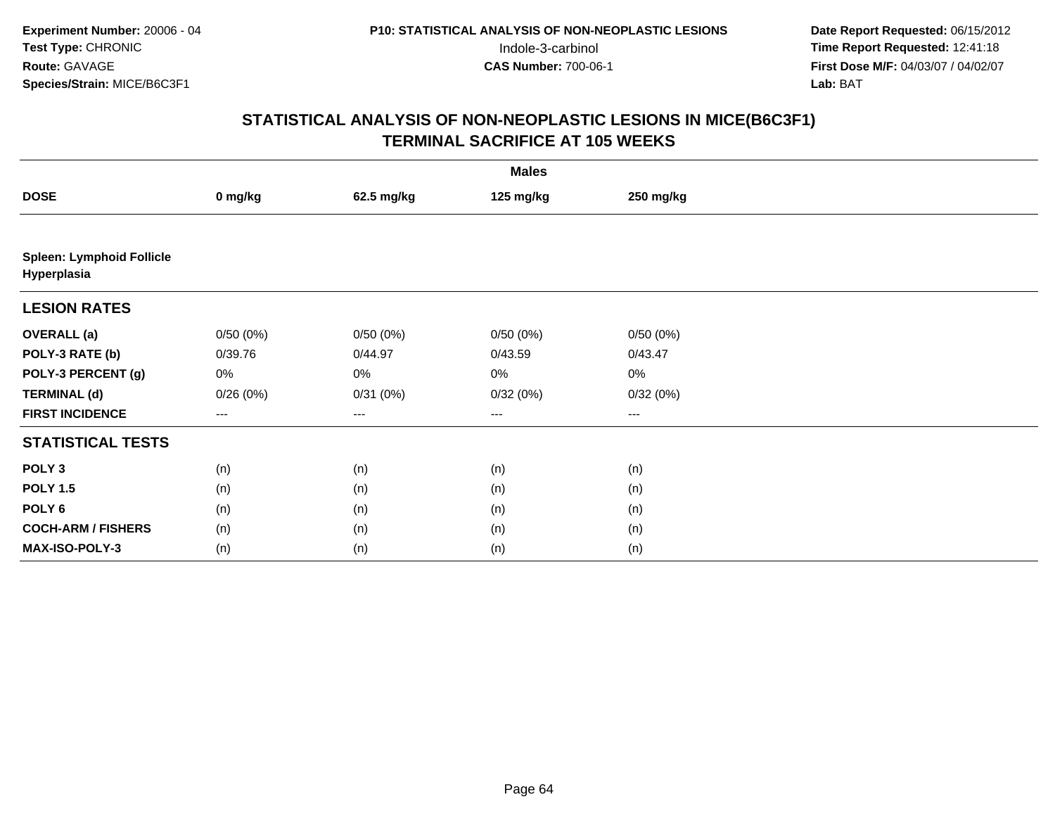Experiment Number: 20006 - 04
Test Type: CHRONIC
Route: GAVAGE
Species/Strain: MICE/B6C3F1

P10: STATISTICAL ANALYSIS OF NON-NEOPLASTIC LESIONS
Indole-3-carbinol
CAS Number: 700-06-1

Date Report Requested: 06/15/2012
Time Report Requested: 12:41:18
First Dose M/F: 04/03/07 / 04/02/07
Lab: BAT

## STATISTICAL ANALYSIS OF NON-NEOPLASTIC LESIONS IN MICE(B6C3F1)
## TERMINAL SACRIFICE AT 105 WEEKS

| | Males | | | |
|---|---|---|---|---|
| **DOSE** | **0 mg/kg** | **62.5 mg/kg** | **125 mg/kg** | **250 mg/kg** |
| **Spleen: Lymphoid Follicle Hyperplasia** | | | | |
| **LESION RATES** | | | | |
| **OVERALL (a)** | 0/50 (0%) | 0/50 (0%) | 0/50 (0%) | 0/50 (0%) |
| **POLY-3 RATE (b)** | 0/39.76 | 0/44.97 | 0/43.59 | 0/43.47 |
| **POLY-3 PERCENT (g)** | 0% | 0% | 0% | 0% |
| **TERMINAL (d)** | 0/26 (0%) | 0/31 (0%) | 0/32 (0%) | 0/32 (0%) |
| **FIRST INCIDENCE** | --- | --- | --- | --- |
| **STATISTICAL TESTS** | | | | |
| **POLY 3** | (n) | (n) | (n) | (n) |
| **POLY 1.5** | (n) | (n) | (n) | (n) |
| **POLY 6** | (n) | (n) | (n) | (n) |
| **COCH-ARM / FISHERS** | (n) | (n) | (n) | (n) |
| **MAX-ISO-POLY-3** | (n) | (n) | (n) | (n) |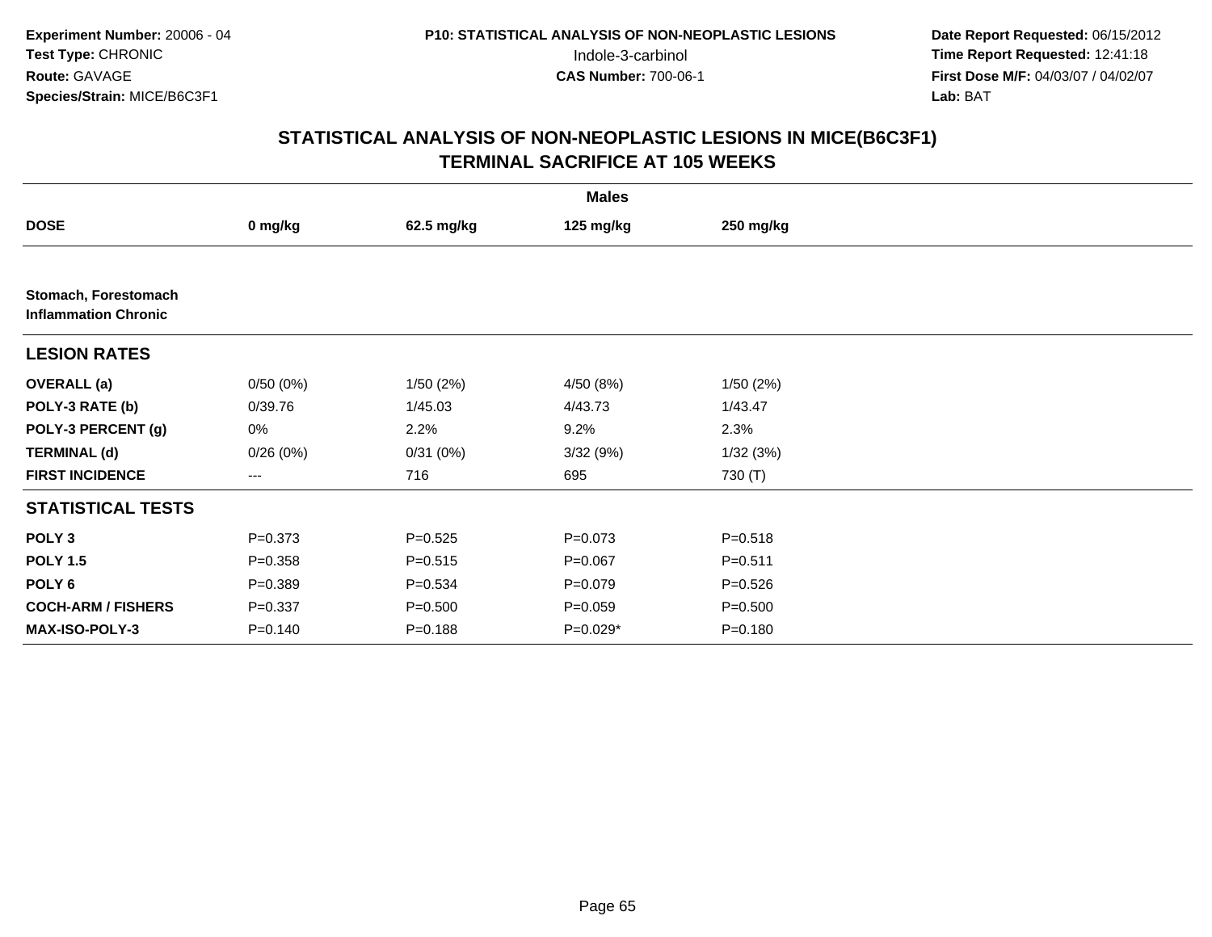**Experiment Number:** 20006 - 04
**Test Type:** CHRONIC
**Route:** GAVAGE
**Species/Strain:** MICE/B6C3F1

**P10: STATISTICAL ANALYSIS OF NON-NEOPLASTIC LESIONS**
Indole-3-carbinol
**CAS Number:** 700-06-1

**Date Report Requested:** 06/15/2012
**Time Report Requested:** 12:41:18
**First Dose M/F:** 04/03/07 / 04/02/07
**Lab:** BAT

## STATISTICAL ANALYSIS OF NON-NEOPLASTIC LESIONS IN MICE(B6C3F1)
## TERMINAL SACRIFICE AT 105 WEEKS

| | Males | | | |
|---|---|---|---|---|
| **DOSE** | **0 mg/kg** | **62.5 mg/kg** | **125 mg/kg** | **250 mg/kg** |
| **Stomach, Forestomach Inflammation Chronic** | | | | |
| **LESION RATES** | | | | |
| **OVERALL (a)** | 0/50 (0%) | 1/50 (2%) | 4/50 (8%) | 1/50 (2%) |
| **POLY-3 RATE (b)** | 0/39.76 | 1/45.03 | 4/43.73 | 1/43.47 |
| **POLY-3 PERCENT (g)** | 0% | 2.2% | 9.2% | 2.3% |
| **TERMINAL (d)** | 0/26 (0%) | 0/31 (0%) | 3/32 (9%) | 1/32 (3%) |
| **FIRST INCIDENCE** | --- | 716 | 695 | 730 (T) |
| **STATISTICAL TESTS** | | | | |
| **POLY 3** | P=0.373 | P=0.525 | P=0.073 | P=0.518 |
| **POLY 1.5** | P=0.358 | P=0.515 | P=0.067 | P=0.511 |
| **POLY 6** | P=0.389 | P=0.534 | P=0.079 | P=0.526 |
| **COCH-ARM / FISHERS** | P=0.337 | P=0.500 | P=0.059 | P=0.500 |
| **MAX-ISO-POLY-3** | P=0.140 | P=0.188 | P=0.029* | P=0.180 |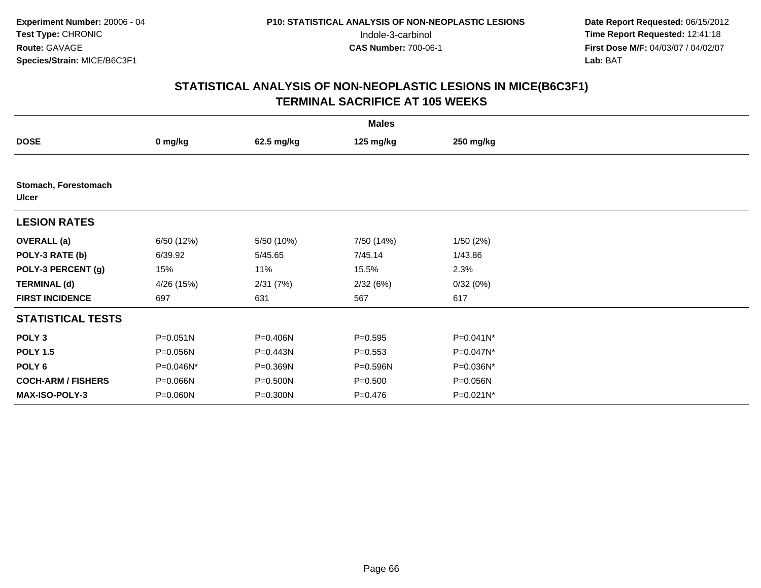Experiment Number: 20006 - 04
Test Type: CHRONIC
Route: GAVAGE
Species/Strain: MICE/B6C3F1

P10: STATISTICAL ANALYSIS OF NON-NEOPLASTIC LESIONS
Indole-3-carbinol
CAS Number: 700-06-1

Date Report Requested: 06/15/2012
Time Report Requested: 12:41:18
First Dose M/F: 04/03/07 / 04/02/07
Lab: BAT

## STATISTICAL ANALYSIS OF NON-NEOPLASTIC LESIONS IN MICE(B6C3F1)
## TERMINAL SACRIFICE AT 105 WEEKS

| | Males | | | |
|---|---|---|---|---|
| **DOSE** | **0 mg/kg** | **62.5 mg/kg** | **125 mg/kg** | **250 mg/kg** |
| **Stomach, Forestomach** | | | | |
| **Ulcer** | | | | |
| **LESION RATES** | | | | |
| **OVERALL (a)** | 6/50 (12%) | 5/50 (10%) | 7/50 (14%) | 1/50 (2%) |
| **POLY-3 RATE (b)** | 6/39.92 | 5/45.65 | 7/45.14 | 1/43.86 |
| **POLY-3 PERCENT (g)** | 15% | 11% | 15.5% | 2.3% |
| **TERMINAL (d)** | 4/26 (15%) | 2/31 (7%) | 2/32 (6%) | 0/32 (0%) |
| **FIRST INCIDENCE** | 697 | 631 | 567 | 617 |
| **STATISTICAL TESTS** | | | | |
| **POLY 3** | P=0.051N | P=0.406N | P=0.595 | P=0.041N* |
| **POLY 1.5** | P=0.056N | P=0.443N | P=0.553 | P=0.047N* |
| **POLY 6** | P=0.046N* | P=0.369N | P=0.596N | P=0.036N* |
| **COCH-ARM / FISHERS** | P=0.066N | P=0.500N | P=0.500 | P=0.056N |
| **MAX-ISO-POLY-3** | P=0.060N | P=0.300N | P=0.476 | P=0.021N* |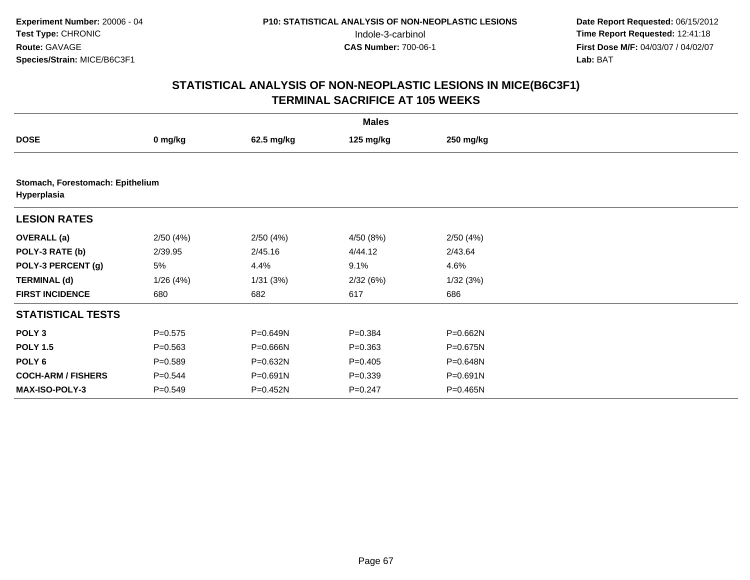**Experiment Number:** 20006 - 04
**Test Type:** CHRONIC
**Route:** GAVAGE
**Species/Strain:** MICE/B6C3F1

**P10: STATISTICAL ANALYSIS OF NON-NEOPLASTIC LESIONS**
Indole-3-carbinol
**CAS Number:** 700-06-1

**Date Report Requested:** 06/15/2012
**Time Report Requested:** 12:41:18
**First Dose M/F:** 04/03/07 / 04/02/07
**Lab:** BAT

## STATISTICAL ANALYSIS OF NON-NEOPLASTIC LESIONS IN MICE(B6C3F1) TERMINAL SACRIFICE AT 105 WEEKS

| | Males | | | |
|---|---|---|---|---|
| **DOSE** | **0 mg/kg** | **62.5 mg/kg** | **125 mg/kg** | **250 mg/kg** |
| **Stomach, Forestomach: Epithelium Hyperplasia** | | | | |
| **LESION RATES** | | | | |
| **OVERALL (a)** | 2/50 (4%) | 2/50 (4%) | 4/50 (8%) | 2/50 (4%) |
| **POLY-3 RATE (b)** | 2/39.95 | 2/45.16 | 4/44.12 | 2/43.64 |
| **POLY-3 PERCENT (g)** | 5% | 4.4% | 9.1% | 4.6% |
| **TERMINAL (d)** | 1/26 (4%) | 1/31 (3%) | 2/32 (6%) | 1/32 (3%) |
| **FIRST INCIDENCE** | 680 | 682 | 617 | 686 |
| **STATISTICAL TESTS** | | | | |
| **POLY 3** | P=0.575 | P=0.649N | P=0.384 | P=0.662N |
| **POLY 1.5** | P=0.563 | P=0.666N | P=0.363 | P=0.675N |
| **POLY 6** | P=0.589 | P=0.632N | P=0.405 | P=0.648N |
| **COCH-ARM / FISHERS** | P=0.544 | P=0.691N | P=0.339 | P=0.691N |
| **MAX-ISO-POLY-3** | P=0.549 | P=0.452N | P=0.247 | P=0.465N |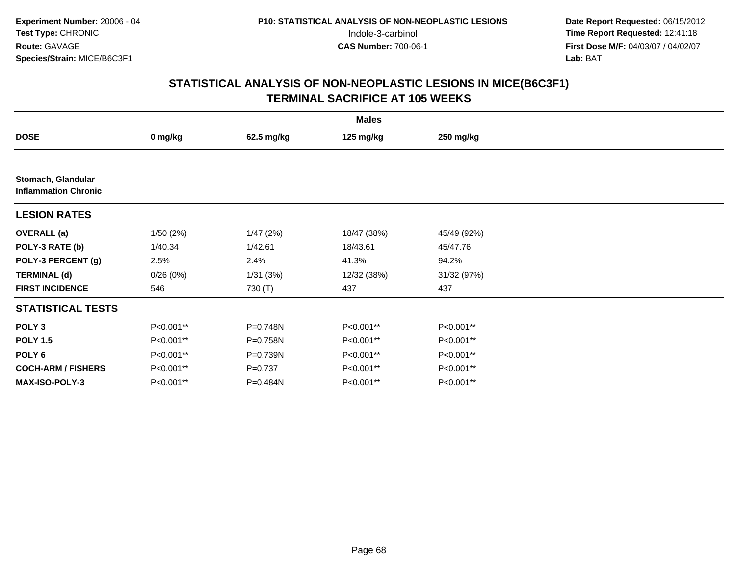**Experiment Number:** 20006 - 04
**Test Type:** CHRONIC
**Route:** GAVAGE
**Species/Strain:** MICE/B6C3F1

**P10: STATISTICAL ANALYSIS OF NON-NEOPLASTIC LESIONS**
Indole-3-carbinol
**CAS Number:** 700-06-1

**Date Report Requested:** 06/15/2012
**Time Report Requested:** 12:41:18
**First Dose M/F:** 04/03/07 / 04/02/07
**Lab:** BAT

## STATISTICAL ANALYSIS OF NON-NEOPLASTIC LESIONS IN MICE(B6C3F1)
## TERMINAL SACRIFICE AT 105 WEEKS

| | Males | | | |
|---|---|---|---|---|
| **DOSE** | **0 mg/kg** | **62.5 mg/kg** | **125 mg/kg** | **250 mg/kg** |
| **Stomach, Glandular** | | | | |
| **Inflammation Chronic** | | | | |
| **LESION RATES** | | | | |
| **OVERALL (a)** | 1/50 (2%) | 1/47 (2%) | 18/47 (38%) | 45/49 (92%) |
| **POLY-3 RATE (b)** | 1/40.34 | 1/42.61 | 18/43.61 | 45/47.76 |
| **POLY-3 PERCENT (g)** | 2.5% | 2.4% | 41.3% | 94.2% |
| **TERMINAL (d)** | 0/26 (0%) | 1/31 (3%) | 12/32 (38%) | 31/32 (97%) |
| **FIRST INCIDENCE** | 546 | 730 (T) | 437 | 437 |
| **STATISTICAL TESTS** | | | | |
| **POLY 3** | P<0.001** | P=0.748N | P<0.001** | P<0.001** |
| **POLY 1.5** | P<0.001** | P=0.758N | P<0.001** | P<0.001** |
| **POLY 6** | P<0.001** | P=0.739N | P<0.001** | P<0.001** |
| **COCH-ARM / FISHERS** | P<0.001** | P=0.737 | P<0.001** | P<0.001** |
| **MAX-ISO-POLY-3** | P<0.001** | P=0.484N | P<0.001** | P<0.001** |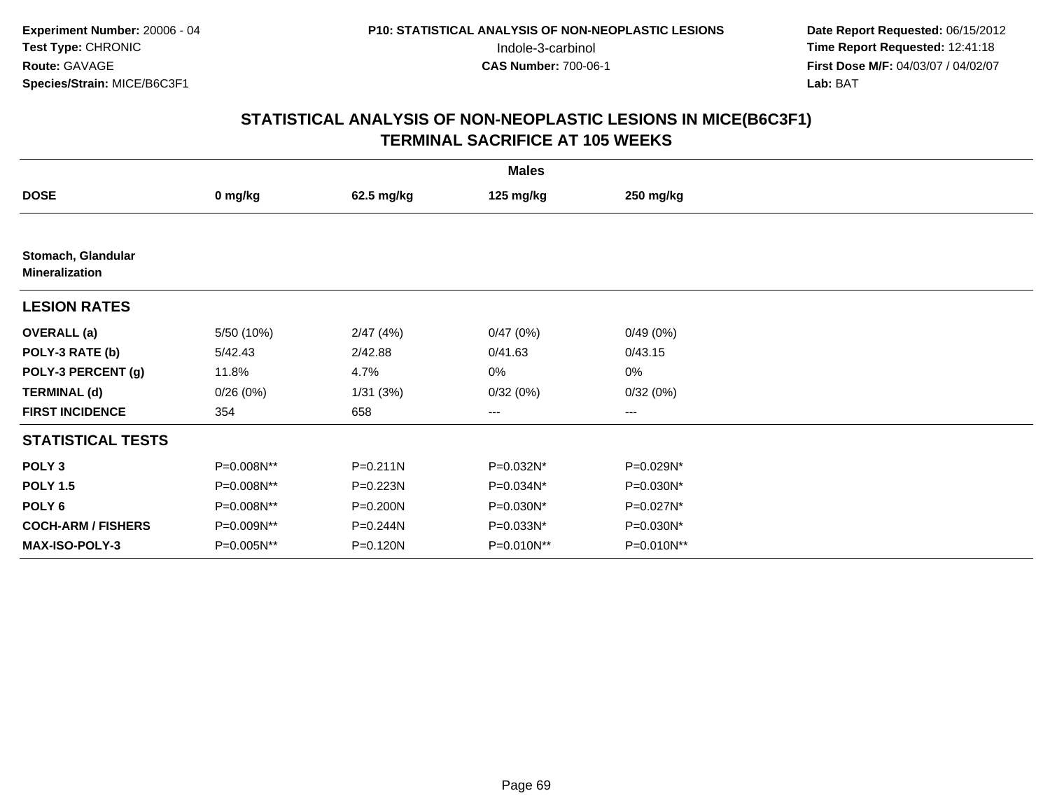**Experiment Number:** 20006 - 04
**Test Type:** CHRONIC
**Route:** GAVAGE
**Species/Strain:** MICE/B6C3F1

**P10: STATISTICAL ANALYSIS OF NON-NEOPLASTIC LESIONS**
Indole-3-carbinol
**CAS Number:** 700-06-1

**Date Report Requested:** 06/15/2012
**Time Report Requested:** 12:41:18
**First Dose M/F:** 04/03/07 / 04/02/07
**Lab:** BAT

## STATISTICAL ANALYSIS OF NON-NEOPLASTIC LESIONS IN MICE(B6C3F1) TERMINAL SACRIFICE AT 105 WEEKS

| | Males | | | |
|---|---|---|---|---|
| **DOSE** | **0 mg/kg** | **62.5 mg/kg** | **125 mg/kg** | **250 mg/kg** |
| **Stomach, Glandular** **Mineralization** | | | | |
| **LESION RATES** | | | | |
| **OVERALL (a)** | 5/50 (10%) | 2/47 (4%) | 0/47 (0%) | 0/49 (0%) |
| **POLY-3 RATE (b)** | 5/42.43 | 2/42.88 | 0/41.63 | 0/43.15 |
| **POLY-3 PERCENT (g)** | 11.8% | 4.7% | 0% | 0% |
| **TERMINAL (d)** | 0/26 (0%) | 1/31 (3%) | 0/32 (0%) | 0/32 (0%) |
| **FIRST INCIDENCE** | 354 | 658 | --- | --- |
| **STATISTICAL TESTS** | | | | |
| **POLY 3** | P=0.008N** | P=0.211N | P=0.032N* | P=0.029N* |
| **POLY 1.5** | P=0.008N** | P=0.223N | P=0.034N* | P=0.030N* |
| **POLY 6** | P=0.008N** | P=0.200N | P=0.030N* | P=0.027N* |
| **COCH-ARM / FISHERS** | P=0.009N** | P=0.244N | P=0.033N* | P=0.030N* |
| **MAX-ISO-POLY-3** | P=0.005N** | P=0.120N | P=0.010N** | P=0.010N** |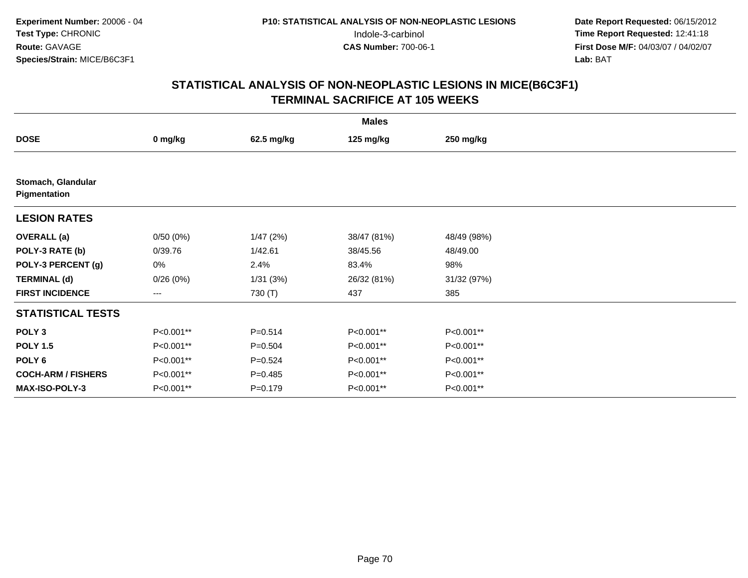Experiment Number: 20006 - 04
Test Type: CHRONIC
Route: GAVAGE
Species/Strain: MICE/B6C3F1

P10: STATISTICAL ANALYSIS OF NON-NEOPLASTIC LESIONS
Indole-3-carbinol
CAS Number: 700-06-1

Date Report Requested: 06/15/2012
Time Report Requested: 12:41:18
First Dose M/F: 04/03/07 / 04/02/07
Lab: BAT

## STATISTICAL ANALYSIS OF NON-NEOPLASTIC LESIONS IN MICE(B6C3F1)
## TERMINAL SACRIFICE AT 105 WEEKS

| | Males | | | |
|---|---|---|---|---|
| **DOSE** | **0 mg/kg** | **62.5 mg/kg** | **125 mg/kg** | **250 mg/kg** |
| **Stomach, Glandular** | | | | |
| **Pigmentation** | | | | |
| **LESION RATES** | | | | |
| **OVERALL (a)** | 0/50 (0%) | 1/47 (2%) | 38/47 (81%) | 48/49 (98%) |
| **POLY-3 RATE (b)** | 0/39.76 | 1/42.61 | 38/45.56 | 48/49.00 |
| **POLY-3 PERCENT (g)** | 0% | 2.4% | 83.4% | 98% |
| **TERMINAL (d)** | 0/26 (0%) | 1/31 (3%) | 26/32 (81%) | 31/32 (97%) |
| **FIRST INCIDENCE** | --- | 730 (T) | 437 | 385 |
| **STATISTICAL TESTS** | | | | |
| **POLY 3** | P<0.001** | P=0.514 | P<0.001** | P<0.001** |
| **POLY 1.5** | P<0.001** | P=0.504 | P<0.001** | P<0.001** |
| **POLY 6** | P<0.001** | P=0.524 | P<0.001** | P<0.001** |
| **COCH-ARM / FISHERS** | P<0.001** | P=0.485 | P<0.001** | P<0.001** |
| **MAX-ISO-POLY-3** | P<0.001** | P=0.179 | P<0.001** | P<0.001** |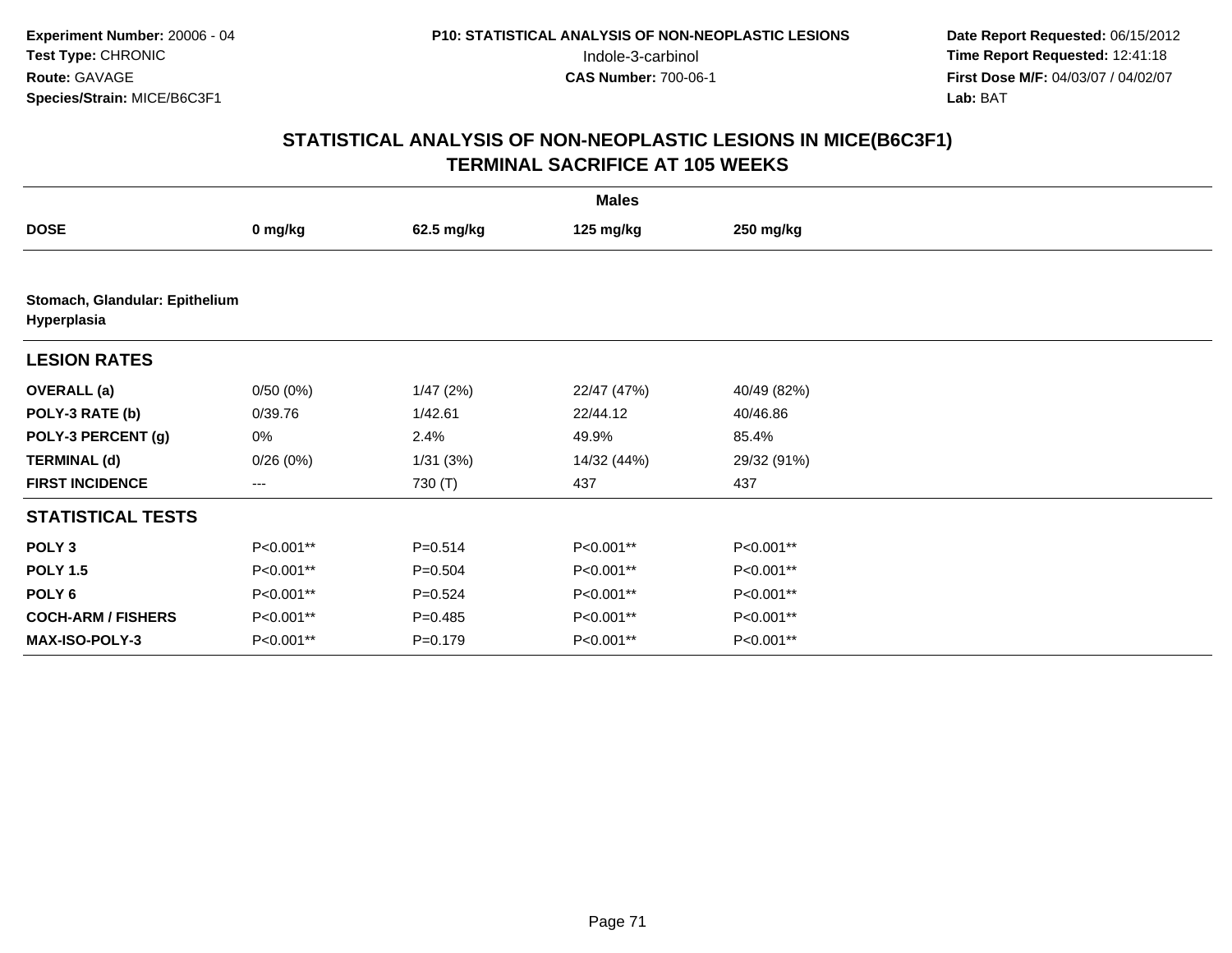Experiment Number: 20006 - 04
Test Type: CHRONIC
Route: GAVAGE
Species/Strain: MICE/B6C3F1

P10: STATISTICAL ANALYSIS OF NON-NEOPLASTIC LESIONS
Indole-3-carbinol
CAS Number: 700-06-1

Date Report Requested: 06/15/2012
Time Report Requested: 12:41:18
First Dose M/F: 04/03/07 / 04/02/07
Lab: BAT

## STATISTICAL ANALYSIS OF NON-NEOPLASTIC LESIONS IN MICE(B6C3F1)
## TERMINAL SACRIFICE AT 105 WEEKS

| | Males | | | |
|---|---|---|---|---|
| **DOSE** | **0 mg/kg** | **62.5 mg/kg** | **125 mg/kg** | **250 mg/kg** |
| **Stomach, Glandular: Epithelium Hyperplasia** | | | | |
| **LESION RATES** | | | | |
| **OVERALL (a)** | 0/50 (0%) | 1/47 (2%) | 22/47 (47%) | 40/49 (82%) |
| **POLY-3 RATE (b)** | 0/39.76 | 1/42.61 | 22/44.12 | 40/46.86 |
| **POLY-3 PERCENT (g)** | 0% | 2.4% | 49.9% | 85.4% |
| **TERMINAL (d)** | 0/26 (0%) | 1/31 (3%) | 14/32 (44%) | 29/32 (91%) |
| **FIRST INCIDENCE** | --- | 730 (T) | 437 | 437 |
| **STATISTICAL TESTS** | | | | |
| **POLY 3** | P<0.001** | P=0.514 | P<0.001** | P<0.001** |
| **POLY 1.5** | P<0.001** | P=0.504 | P<0.001** | P<0.001** |
| **POLY 6** | P<0.001** | P=0.524 | P<0.001** | P<0.001** |
| **COCH-ARM / FISHERS** | P<0.001** | P=0.485 | P<0.001** | P<0.001** |
| **MAX-ISO-POLY-3** | P<0.001** | P=0.179 | P<0.001** | P<0.001** |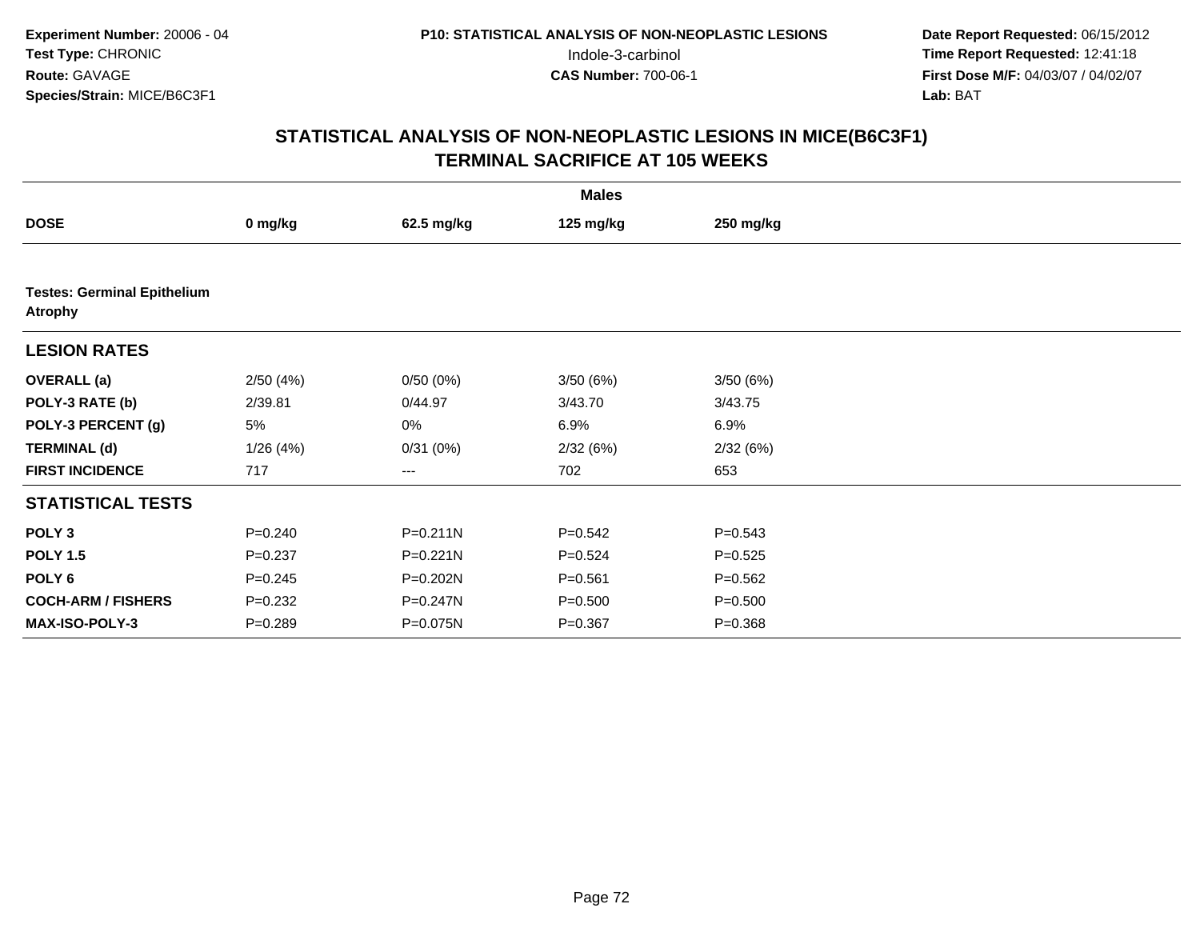**Experiment Number:** 20006 - 04
**Test Type:** CHRONIC
**Route:** GAVAGE
**Species/Strain:** MICE/B6C3F1

**P10: STATISTICAL ANALYSIS OF NON-NEOPLASTIC LESIONS**
Indole-3-carbinol
**CAS Number:** 700-06-1

**Date Report Requested:** 06/15/2012
**Time Report Requested:** 12:41:18
**First Dose M/F:** 04/03/07 / 04/02/07
**Lab:** BAT

## STATISTICAL ANALYSIS OF NON-NEOPLASTIC LESIONS IN MICE(B6C3F1)
## TERMINAL SACRIFICE AT 105 WEEKS

| | Males | | | |
|---|---|---|---|---|
| **DOSE** | **0 mg/kg** | **62.5 mg/kg** | **125 mg/kg** | **250 mg/kg** |
| **Testes: Germinal Epithelium Atrophy** | | | | |
| **LESION RATES** | | | | |
| **OVERALL (a)** | 2/50 (4%) | 0/50 (0%) | 3/50 (6%) | 3/50 (6%) |
| **POLY-3 RATE (b)** | 2/39.81 | 0/44.97 | 3/43.70 | 3/43.75 |
| **POLY-3 PERCENT (g)** | 5% | 0% | 6.9% | 6.9% |
| **TERMINAL (d)** | 1/26 (4%) | 0/31 (0%) | 2/32 (6%) | 2/32 (6%) |
| **FIRST INCIDENCE** | 717 | --- | 702 | 653 |
| **STATISTICAL TESTS** | | | | |
| **POLY 3** | P=0.240 | P=0.211N | P=0.542 | P=0.543 |
| **POLY 1.5** | P=0.237 | P=0.221N | P=0.524 | P=0.525 |
| **POLY 6** | P=0.245 | P=0.202N | P=0.561 | P=0.562 |
| **COCH-ARM / FISHERS** | P=0.232 | P=0.247N | P=0.500 | P=0.500 |
| **MAX-ISO-POLY-3** | P=0.289 | P=0.075N | P=0.367 | P=0.368 |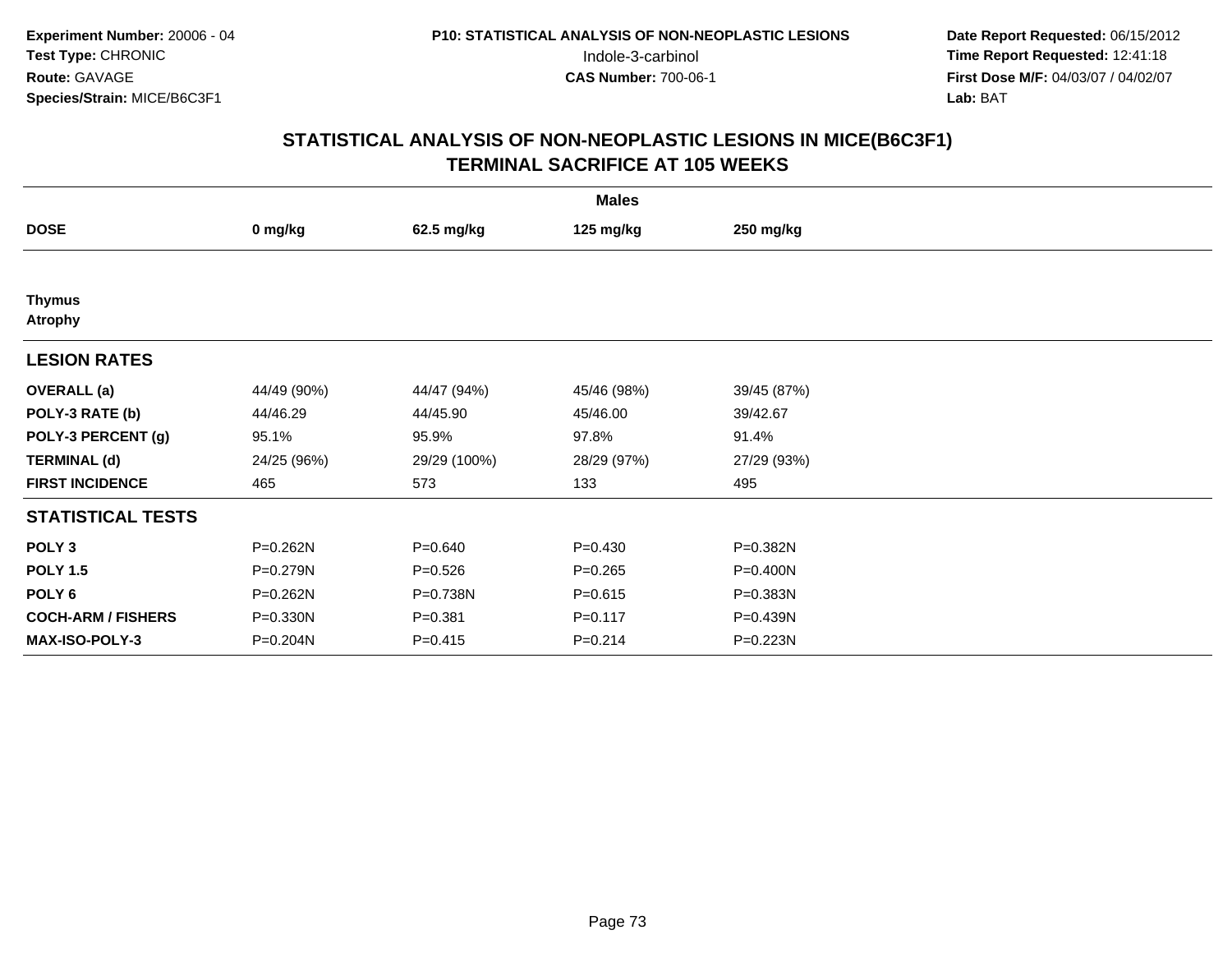**Experiment Number:** 20006 - 04
**Test Type:** CHRONIC
**Route:** GAVAGE
**Species/Strain:** MICE/B6C3F1

**P10: STATISTICAL ANALYSIS OF NON-NEOPLASTIC LESIONS**
Indole-3-carbinol
**CAS Number:** 700-06-1

**Date Report Requested:** 06/15/2012
**Time Report Requested:** 12:41:18
**First Dose M/F:** 04/03/07 / 04/02/07
**Lab:** BAT

## STATISTICAL ANALYSIS OF NON-NEOPLASTIC LESIONS IN MICE(B6C3F1)
## TERMINAL SACRIFICE AT 105 WEEKS

| | Males | | | |
|---|---|---|---|---|
| **DOSE** | **0 mg/kg** | **62.5 mg/kg** | **125 mg/kg** | **250 mg/kg** |
| **Thymus** | | | | |
| **Atrophy** | | | | |
| **LESION RATES** | | | | |
| **OVERALL (a)** | 44/49 (90%) | 44/47 (94%) | 45/46 (98%) | 39/45 (87%) |
| **POLY-3 RATE (b)** | 44/46.29 | 44/45.90 | 45/46.00 | 39/42.67 |
| **POLY-3 PERCENT (g)** | 95.1% | 95.9% | 97.8% | 91.4% |
| **TERMINAL (d)** | 24/25 (96%) | 29/29 (100%) | 28/29 (97%) | 27/29 (93%) |
| **FIRST INCIDENCE** | 465 | 573 | 133 | 495 |
| **STATISTICAL TESTS** | | | | |
| **POLY 3** | P=0.262N | P=0.640 | P=0.430 | P=0.382N |
| **POLY 1.5** | P=0.279N | P=0.526 | P=0.265 | P=0.400N |
| **POLY 6** | P=0.262N | P=0.738N | P=0.615 | P=0.383N |
| **COCH-ARM / FISHERS** | P=0.330N | P=0.381 | P=0.117 | P=0.439N |
| **MAX-ISO-POLY-3** | P=0.204N | P=0.415 | P=0.214 | P=0.223N |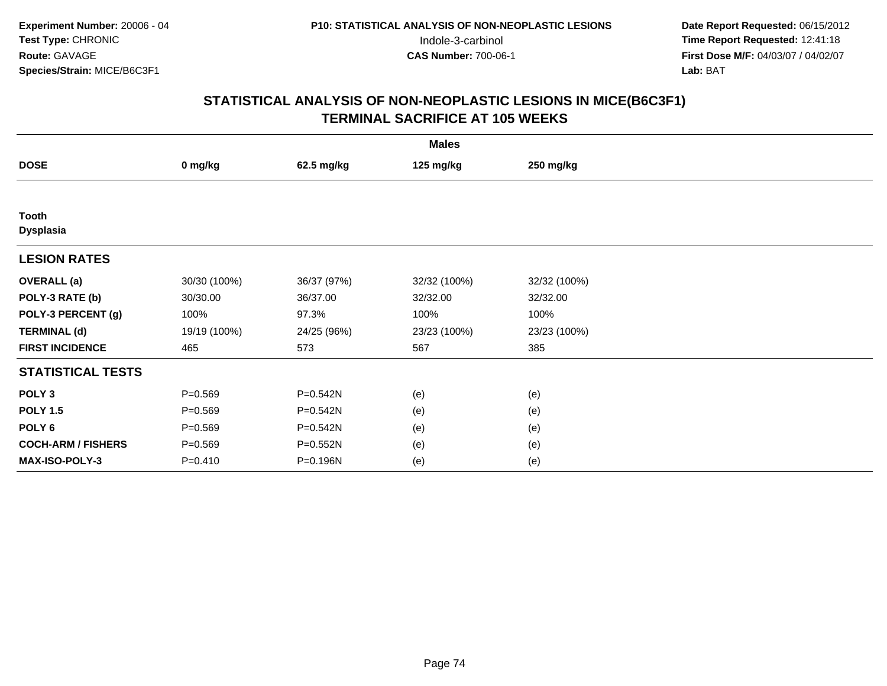**Experiment Number:** 20006 - 04
**Test Type:** CHRONIC
**Route:** GAVAGE
**Species/Strain:** MICE/B6C3F1

**P10: STATISTICAL ANALYSIS OF NON-NEOPLASTIC LESIONS**
Indole-3-carbinol
**CAS Number:** 700-06-1

**Date Report Requested:** 06/15/2012
**Time Report Requested:** 12:41:18
**First Dose M/F:** 04/03/07 / 04/02/07
**Lab:** BAT

# STATISTICAL ANALYSIS OF NON-NEOPLASTIC LESIONS IN MICE(B6C3F1)
## TERMINAL SACRIFICE AT 105 WEEKS

| | Males | | | |
|---|---|---|---|---|
| **DOSE** | **0 mg/kg** | **62.5 mg/kg** | **125 mg/kg** | **250 mg/kg** |
| **Tooth** | | | | |
| **Dysplasia** | | | | |
| **LESION RATES** | | | | |
| **OVERALL (a)** | 30/30 (100%) | 36/37 (97%) | 32/32 (100%) | 32/32 (100%) |
| **POLY-3 RATE (b)** | 30/30.00 | 36/37.00 | 32/32.00 | 32/32.00 |
| **POLY-3 PERCENT (g)** | 100% | 97.3% | 100% | 100% |
| **TERMINAL (d)** | 19/19 (100%) | 24/25 (96%) | 23/23 (100%) | 23/23 (100%) |
| **FIRST INCIDENCE** | 465 | 573 | 567 | 385 |
| **STATISTICAL TESTS** | | | | |
| **POLY 3** | P=0.569 | P=0.542N | (e) | (e) |
| **POLY 1.5** | P=0.569 | P=0.542N | (e) | (e) |
| **POLY 6** | P=0.569 | P=0.542N | (e) | (e) |
| **COCH-ARM / FISHERS** | P=0.569 | P=0.552N | (e) | (e) |
| **MAX-ISO-POLY-3** | P=0.410 | P=0.196N | (e) | (e) |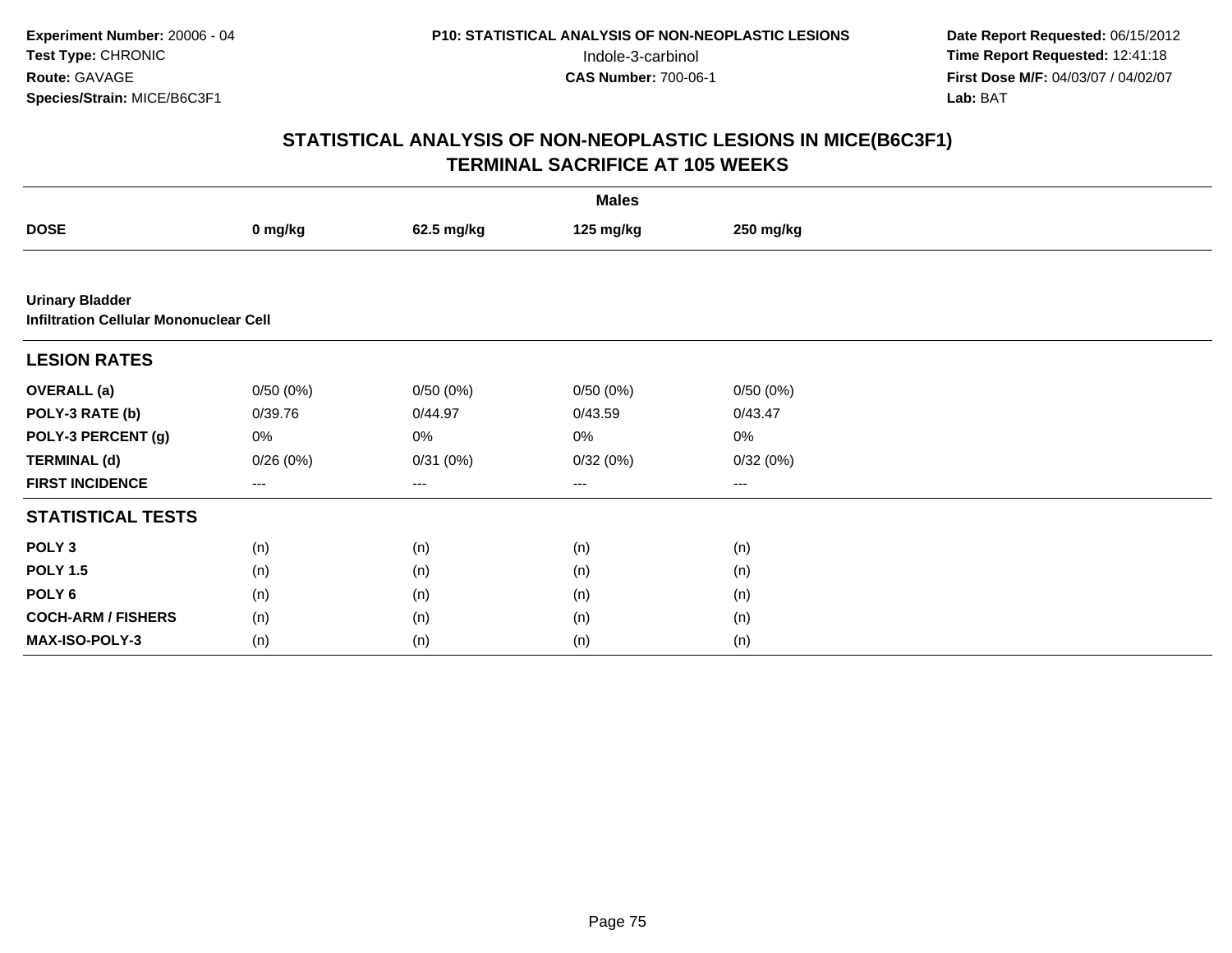**Experiment Number:** 20006 - 04
**Test Type:** CHRONIC
**Route:** GAVAGE
**Species/Strain:** MICE/B6C3F1

**P10: STATISTICAL ANALYSIS OF NON-NEOPLASTIC LESIONS**
Indole-3-carbinol
**CAS Number:** 700-06-1

**Date Report Requested:** 06/15/2012
**Time Report Requested:** 12:41:18
**First Dose M/F:** 04/03/07 / 04/02/07
**Lab:** BAT

## STATISTICAL ANALYSIS OF NON-NEOPLASTIC LESIONS IN MICE(B6C3F1) TERMINAL SACRIFICE AT 105 WEEKS

| | Males | | | |
|---|---|---|---|---|
| **DOSE** | **0 mg/kg** | **62.5 mg/kg** | **125 mg/kg** | **250 mg/kg** |
| **Urinary Bladder** | | | | |
| **Infiltration Cellular Mononuclear Cell** | | | | |
| **LESION RATES** | | | | |
| **OVERALL (a)** | 0/50 (0%) | 0/50 (0%) | 0/50 (0%) | 0/50 (0%) |
| **POLY-3 RATE (b)** | 0/39.76 | 0/44.97 | 0/43.59 | 0/43.47 |
| **POLY-3 PERCENT (g)** | 0% | 0% | 0% | 0% |
| **TERMINAL (d)** | 0/26 (0%) | 0/31 (0%) | 0/32 (0%) | 0/32 (0%) |
| **FIRST INCIDENCE** | --- | --- | --- | --- |
| **STATISTICAL TESTS** | | | | |
| **POLY 3** | (n) | (n) | (n) | (n) |
| **POLY 1.5** | (n) | (n) | (n) | (n) |
| **POLY 6** | (n) | (n) | (n) | (n) |
| **COCH-ARM / FISHERS** | (n) | (n) | (n) | (n) |
| **MAX-ISO-POLY-3** | (n) | (n) | (n) | (n) |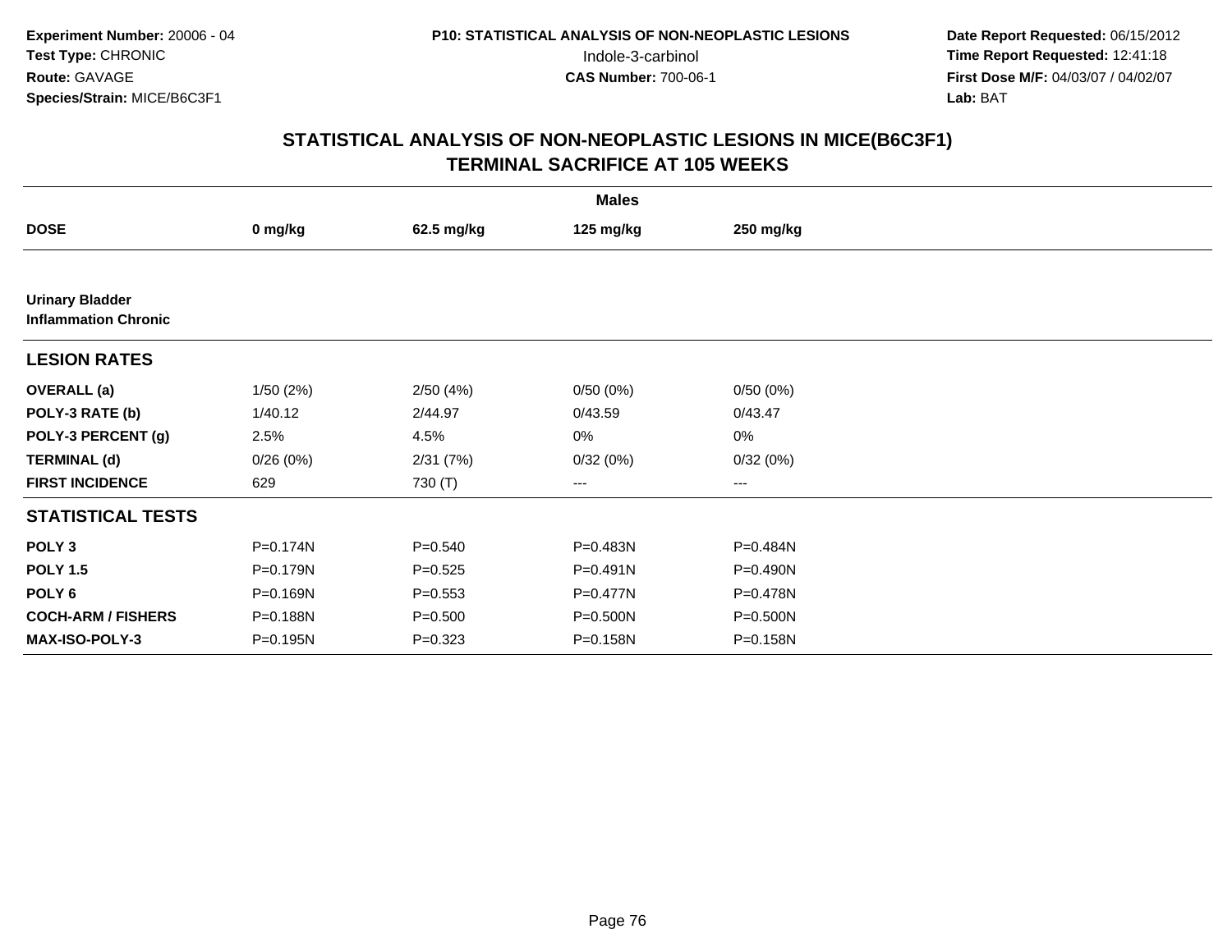**Experiment Number:** 20006 - 04
**Test Type:** CHRONIC
**Route:** GAVAGE
**Species/Strain:** MICE/B6C3F1

**P10: STATISTICAL ANALYSIS OF NON-NEOPLASTIC LESIONS**
Indole-3-carbinol
**CAS Number:** 700-06-1

**Date Report Requested:** 06/15/2012
**Time Report Requested:** 12:41:18
**First Dose M/F:** 04/03/07 / 04/02/07
**Lab:** BAT

## STATISTICAL ANALYSIS OF NON-NEOPLASTIC LESIONS IN MICE(B6C3F1) TERMINAL SACRIFICE AT 105 WEEKS

| | Males | | | |
|---|---|---|---|---|
| **DOSE** | **0 mg/kg** | **62.5 mg/kg** | **125 mg/kg** | **250 mg/kg** |
| **Urinary Bladder** | | | | |
| **Inflammation Chronic** | | | | |
| **LESION RATES** | | | | |
| **OVERALL (a)** | 1/50 (2%) | 2/50 (4%) | 0/50 (0%) | 0/50 (0%) |
| **POLY-3 RATE (b)** | 1/40.12 | 2/44.97 | 0/43.59 | 0/43.47 |
| **POLY-3 PERCENT (g)** | 2.5% | 4.5% | 0% | 0% |
| **TERMINAL (d)** | 0/26 (0%) | 2/31 (7%) | 0/32 (0%) | 0/32 (0%) |
| **FIRST INCIDENCE** | 629 | 730 (T) | --- | --- |
| **STATISTICAL TESTS** | | | | |
| **POLY 3** | P=0.174N | P=0.540 | P=0.483N | P=0.484N |
| **POLY 1.5** | P=0.179N | P=0.525 | P=0.491N | P=0.490N |
| **POLY 6** | P=0.169N | P=0.553 | P=0.477N | P=0.478N |
| **COCH-ARM / FISHERS** | P=0.188N | P=0.500 | P=0.500N | P=0.500N |
| **MAX-ISO-POLY-3** | P=0.195N | P=0.323 | P=0.158N | P=0.158N |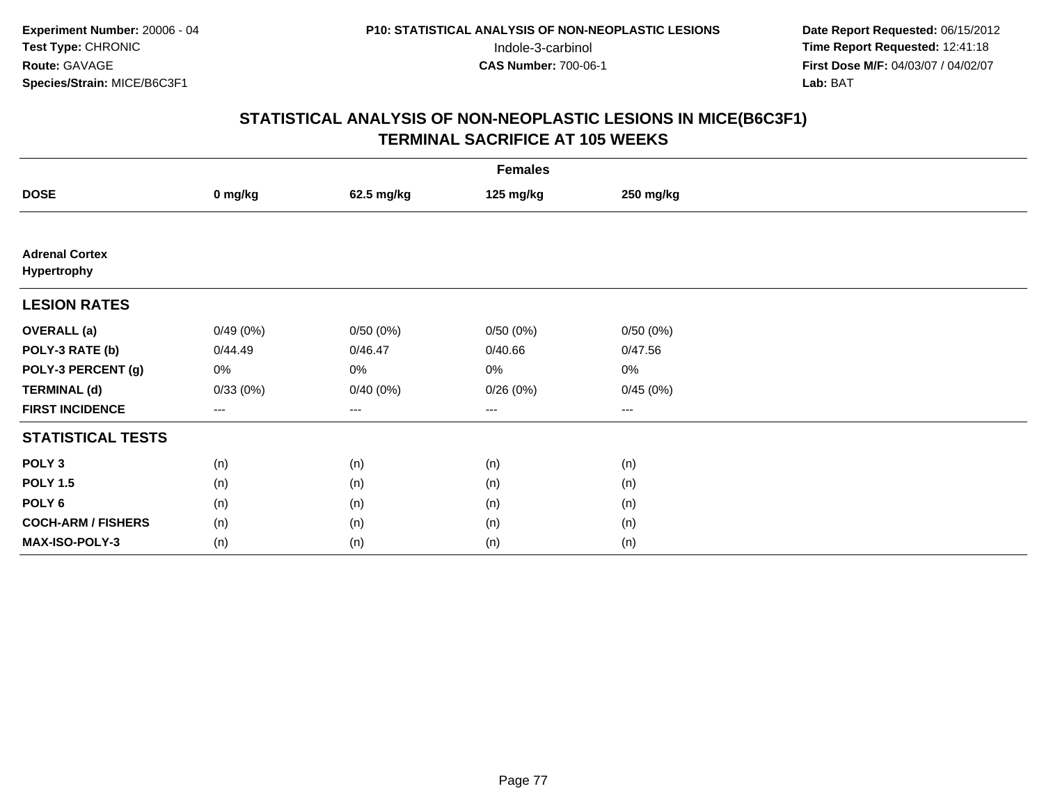Experiment Number: 20006 - 04
Test Type: CHRONIC
Route: GAVAGE
Species/Strain: MICE/B6C3F1

P10: STATISTICAL ANALYSIS OF NON-NEOPLASTIC LESIONS
Indole-3-carbinol
CAS Number: 700-06-1

Date Report Requested: 06/15/2012
Time Report Requested: 12:41:18
First Dose M/F: 04/03/07 / 04/02/07
Lab: BAT

## STATISTICAL ANALYSIS OF NON-NEOPLASTIC LESIONS IN MICE(B6C3F1)
## TERMINAL SACRIFICE AT 105 WEEKS

| | Females | | | |
|---|---|---|---|---|
| **DOSE** | **0 mg/kg** | **62.5 mg/kg** | **125 mg/kg** | **250 mg/kg** |
| **Adrenal Cortex** | | | | |
| **Hypertrophy** | | | | |
| **LESION RATES** | | | | |
| **OVERALL (a)** | 0/49 (0%) | 0/50 (0%) | 0/50 (0%) | 0/50 (0%) |
| **POLY-3 RATE (b)** | 0/44.49 | 0/46.47 | 0/40.66 | 0/47.56 |
| **POLY-3 PERCENT (g)** | 0% | 0% | 0% | 0% |
| **TERMINAL (d)** | 0/33 (0%) | 0/40 (0%) | 0/26 (0%) | 0/45 (0%) |
| **FIRST INCIDENCE** | --- | --- | --- | --- |
| **STATISTICAL TESTS** | | | | |
| **POLY 3** | (n) | (n) | (n) | (n) |
| **POLY 1.5** | (n) | (n) | (n) | (n) |
| **POLY 6** | (n) | (n) | (n) | (n) |
| **COCH-ARM / FISHERS** | (n) | (n) | (n) | (n) |
| **MAX-ISO-POLY-3** | (n) | (n) | (n) | (n) |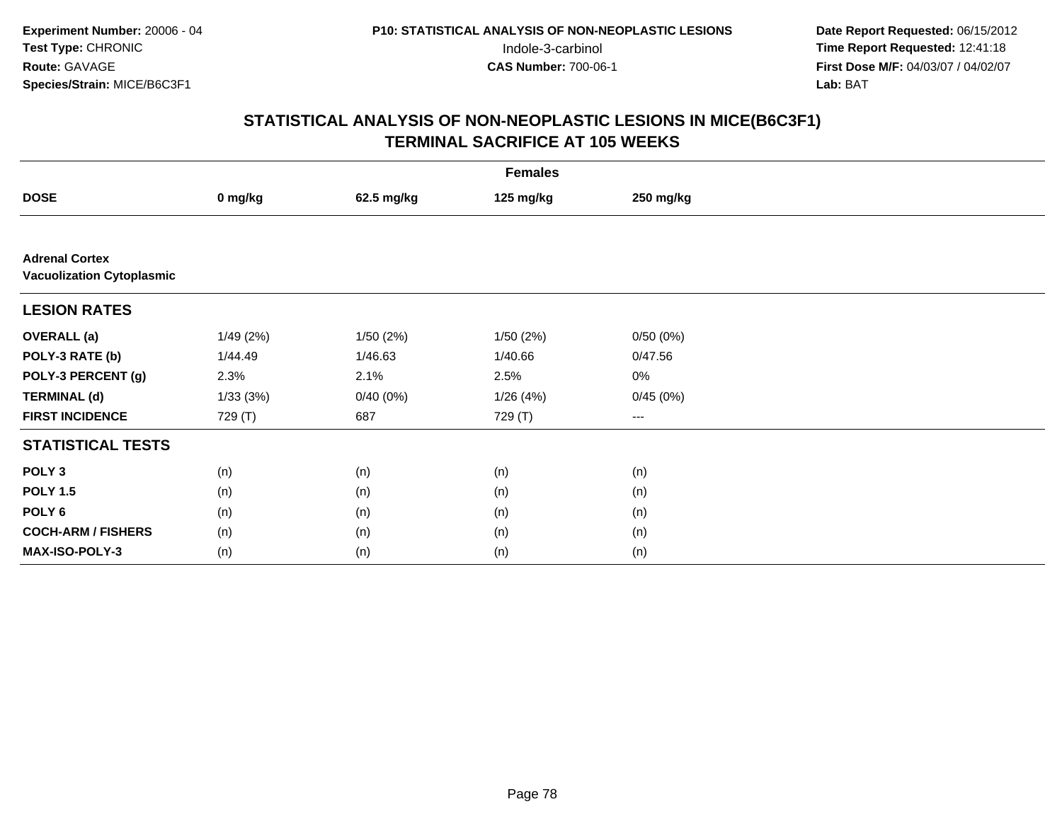**Experiment Number:** 20006 - 04
**Test Type:** CHRONIC
**Route:** GAVAGE
**Species/Strain:** MICE/B6C3F1

**P10: STATISTICAL ANALYSIS OF NON-NEOPLASTIC LESIONS**
Indole-3-carbinol
**CAS Number:** 700-06-1

**Date Report Requested:** 06/15/2012
**Time Report Requested:** 12:41:18
**First Dose M/F:** 04/03/07 / 04/02/07
**Lab:** BAT

## STATISTICAL ANALYSIS OF NON-NEOPLASTIC LESIONS IN MICE(B6C3F1)
## TERMINAL SACRIFICE AT 105 WEEKS

| | Females | | | |
|---|---|---|---|---|
| **DOSE** | **0 mg/kg** | **62.5 mg/kg** | **125 mg/kg** | **250 mg/kg** |
| **Adrenal Cortex** | | | | |
| **Vacuolization Cytoplasmic** | | | | |
| **LESION RATES** | | | | |
| **OVERALL (a)** | 1/49 (2%) | 1/50 (2%) | 1/50 (2%) | 0/50 (0%) |
| **POLY-3 RATE (b)** | 1/44.49 | 1/46.63 | 1/40.66 | 0/47.56 |
| **POLY-3 PERCENT (g)** | 2.3% | 2.1% | 2.5% | 0% |
| **TERMINAL (d)** | 1/33 (3%) | 0/40 (0%) | 1/26 (4%) | 0/45 (0%) |
| **FIRST INCIDENCE** | 729 (T) | 687 | 729 (T) | --- |
| **STATISTICAL TESTS** | | | | |
| **POLY 3** | (n) | (n) | (n) | (n) |
| **POLY 1.5** | (n) | (n) | (n) | (n) |
| **POLY 6** | (n) | (n) | (n) | (n) |
| **COCH-ARM / FISHERS** | (n) | (n) | (n) | (n) |
| **MAX-ISO-POLY-3** | (n) | (n) | (n) | (n) |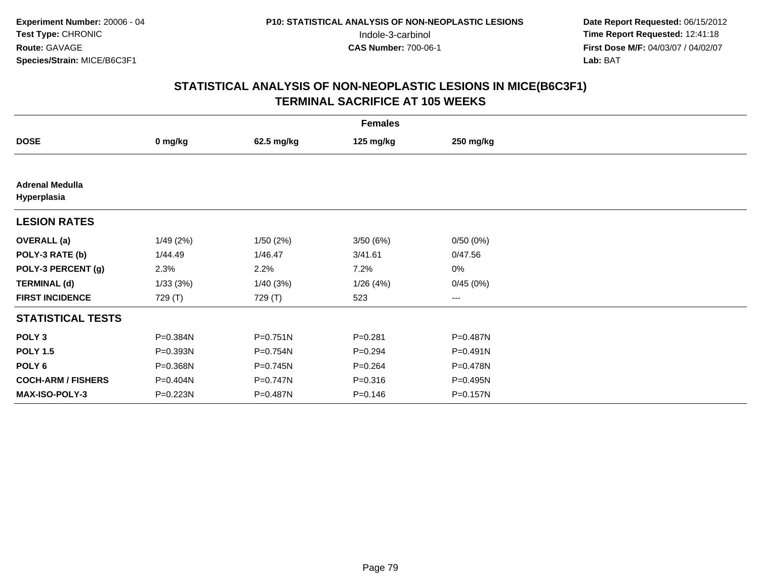Experiment Number: 20006 - 04
Test Type: CHRONIC
Route: GAVAGE
Species/Strain: MICE/B6C3F1

P10: STATISTICAL ANALYSIS OF NON-NEOPLASTIC LESIONS
Indole-3-carbinol
CAS Number: 700-06-1

Date Report Requested: 06/15/2012
Time Report Requested: 12:41:18
First Dose M/F: 04/03/07 / 04/02/07
Lab: BAT

## STATISTICAL ANALYSIS OF NON-NEOPLASTIC LESIONS IN MICE(B6C3F1)
## TERMINAL SACRIFICE AT 105 WEEKS

| | Females | | | |
|---|---|---|---|---|
| **DOSE** | **0 mg/kg** | **62.5 mg/kg** | **125 mg/kg** | **250 mg/kg** |
| **Adrenal Medulla Hyperplasia** | | | | |
| **LESION RATES** | | | | |
| **OVERALL (a)** | 1/49 (2%) | 1/50 (2%) | 3/50 (6%) | 0/50 (0%) |
| **POLY-3 RATE (b)** | 1/44.49 | 1/46.47 | 3/41.61 | 0/47.56 |
| **POLY-3 PERCENT (g)** | 2.3% | 2.2% | 7.2% | 0% |
| **TERMINAL (d)** | 1/33 (3%) | 1/40 (3%) | 1/26 (4%) | 0/45 (0%) |
| **FIRST INCIDENCE** | 729 (T) | 729 (T) | 523 | --- |
| **STATISTICAL TESTS** | | | | |
| **POLY 3** | P=0.384N | P=0.751N | P=0.281 | P=0.487N |
| **POLY 1.5** | P=0.393N | P=0.754N | P=0.294 | P=0.491N |
| **POLY 6** | P=0.368N | P=0.745N | P=0.264 | P=0.478N |
| **COCH-ARM / FISHERS** | P=0.404N | P=0.747N | P=0.316 | P=0.495N |
| **MAX-ISO-POLY-3** | P=0.223N | P=0.487N | P=0.146 | P=0.157N |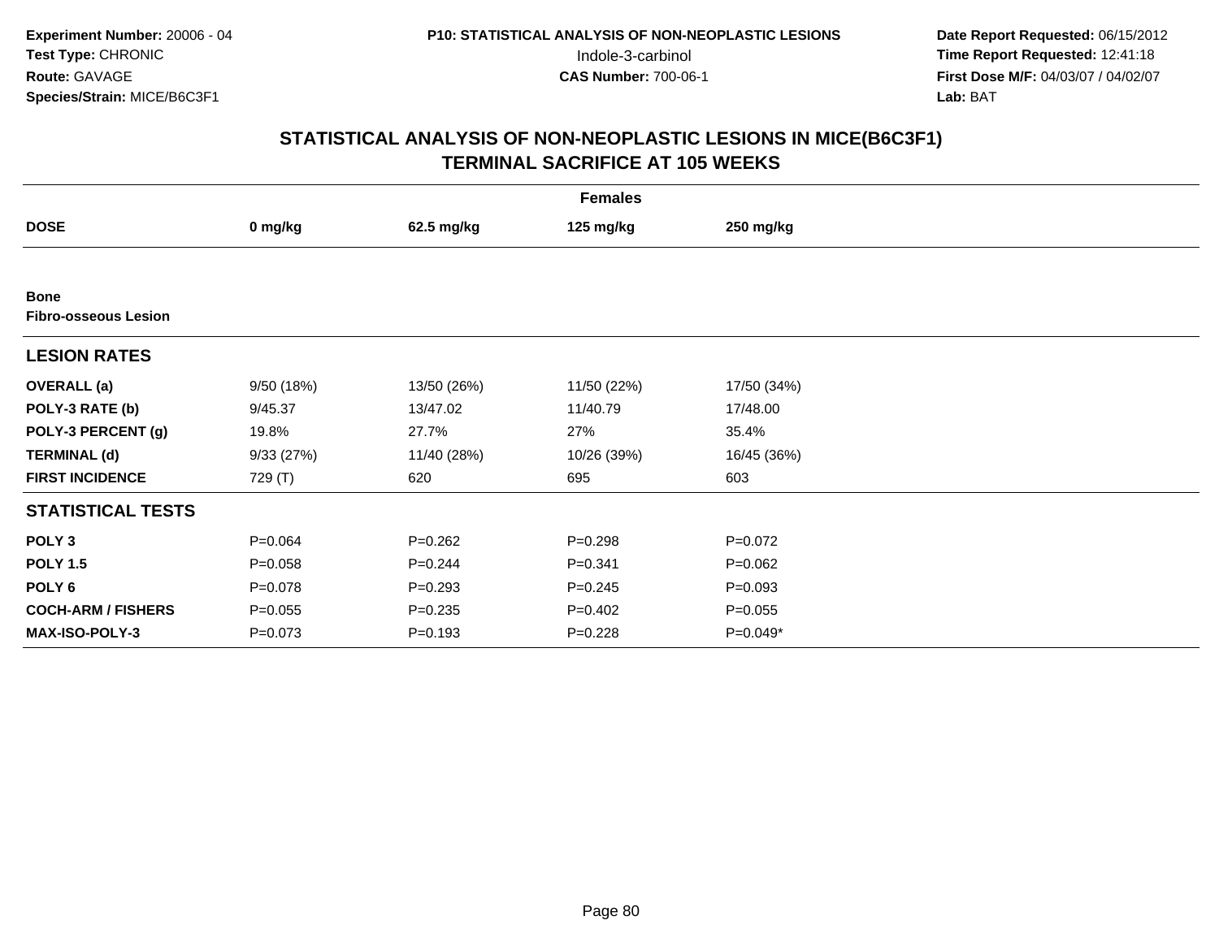Experiment Number: 20006 - 04
Test Type: CHRONIC
Route: GAVAGE
Species/Strain: MICE/B6C3F1

P10: STATISTICAL ANALYSIS OF NON-NEOPLASTIC LESIONS
Indole-3-carbinol
CAS Number: 700-06-1

Date Report Requested: 06/15/2012
Time Report Requested: 12:41:18
First Dose M/F: 04/03/07 / 04/02/07
Lab: BAT

## STATISTICAL ANALYSIS OF NON-NEOPLASTIC LESIONS IN MICE(B6C3F1)
## TERMINAL SACRIFICE AT 105 WEEKS

| | Females | | | |
|---|---|---|---|---|
| **DOSE** | **0 mg/kg** | **62.5 mg/kg** | **125 mg/kg** | **250 mg/kg** |
| **Bone** | | | | |
| **Fibro-osseous Lesion** | | | | |
| **LESION RATES** | | | | |
| **OVERALL (a)** | 9/50 (18%) | 13/50 (26%) | 11/50 (22%) | 17/50 (34%) |
| **POLY-3 RATE (b)** | 9/45.37 | 13/47.02 | 11/40.79 | 17/48.00 |
| **POLY-3 PERCENT (g)** | 19.8% | 27.7% | 27% | 35.4% |
| **TERMINAL (d)** | 9/33 (27%) | 11/40 (28%) | 10/26 (39%) | 16/45 (36%) |
| **FIRST INCIDENCE** | 729 (T) | 620 | 695 | 603 |
| **STATISTICAL TESTS** | | | | |
| **POLY 3** | P=0.064 | P=0.262 | P=0.298 | P=0.072 |
| **POLY 1.5** | P=0.058 | P=0.244 | P=0.341 | P=0.062 |
| **POLY 6** | P=0.078 | P=0.293 | P=0.245 | P=0.093 |
| **COCH-ARM / FISHERS** | P=0.055 | P=0.235 | P=0.402 | P=0.055 |
| **MAX-ISO-POLY-3** | P=0.073 | P=0.193 | P=0.228 | P=0.049* |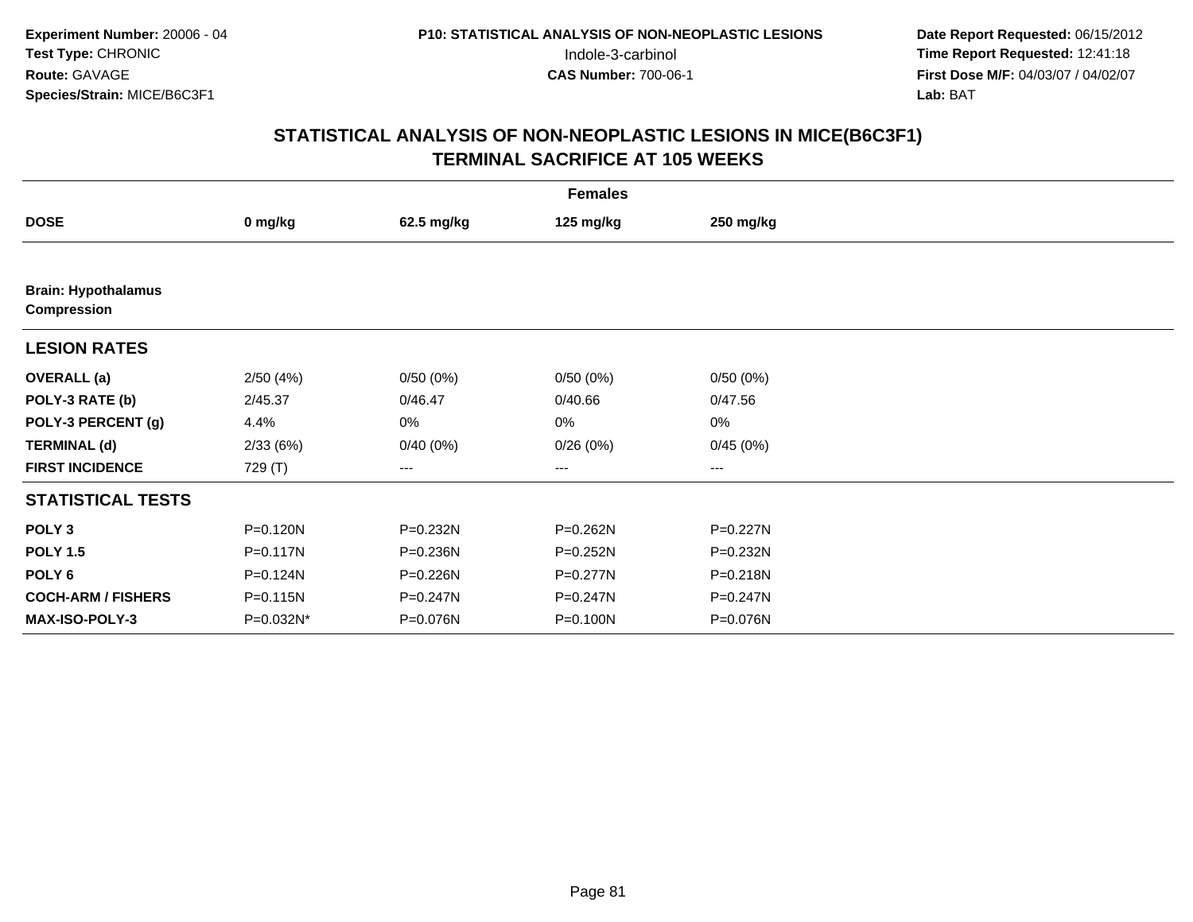**Experiment Number:** 20006 - 04
**Test Type:** CHRONIC
**Route:** GAVAGE
**Species/Strain:** MICE/B6C3F1

**P10: STATISTICAL ANALYSIS OF NON-NEOPLASTIC LESIONS**
Indole-3-carbinol
**CAS Number:** 700-06-1

**Date Report Requested:** 06/15/2012
**Time Report Requested:** 12:41:18
**First Dose M/F:** 04/03/07 / 04/02/07
**Lab:** BAT

## STATISTICAL ANALYSIS OF NON-NEOPLASTIC LESIONS IN MICE(B6C3F1) TERMINAL SACRIFICE AT 105 WEEKS

| | Females | | | |
|---|---|---|---|---|
| **DOSE** | **0 mg/kg** | **62.5 mg/kg** | **125 mg/kg** | **250 mg/kg** |
| **Brain: Hypothalamus Compression** | | | | |
| **LESION RATES** | | | | |
| **OVERALL (a)** | 2/50 (4%) | 0/50 (0%) | 0/50 (0%) | 0/50 (0%) |
| **POLY-3 RATE (b)** | 2/45.37 | 0/46.47 | 0/40.66 | 0/47.56 |
| **POLY-3 PERCENT (g)** | 4.4% | 0% | 0% | 0% |
| **TERMINAL (d)** | 2/33 (6%) | 0/40 (0%) | 0/26 (0%) | 0/45 (0%) |
| **FIRST INCIDENCE** | 729 (T) | --- | --- | --- |
| **STATISTICAL TESTS** | | | | |
| **POLY 3** | P=0.120N | P=0.232N | P=0.262N | P=0.227N |
| **POLY 1.5** | P=0.117N | P=0.236N | P=0.252N | P=0.232N |
| **POLY 6** | P=0.124N | P=0.226N | P=0.277N | P=0.218N |
| **COCH-ARM / FISHERS** | P=0.115N | P=0.247N | P=0.247N | P=0.247N |
| **MAX-ISO-POLY-3** | P=0.032N* | P=0.076N | P=0.100N | P=0.076N |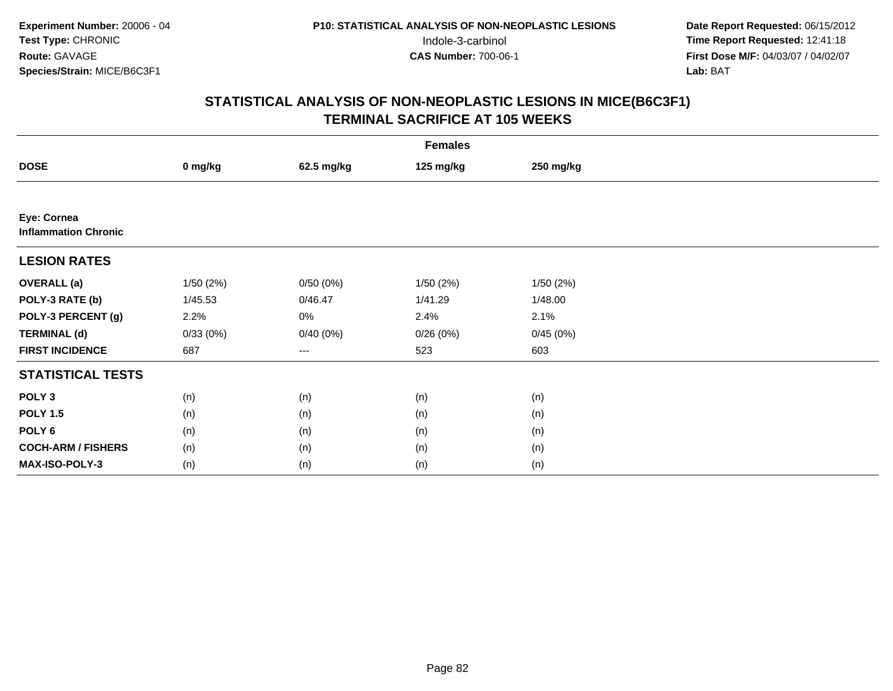Experiment Number: 20006 - 04
Test Type: CHRONIC
Route: GAVAGE
Species/Strain: MICE/B6C3F1

P10: STATISTICAL ANALYSIS OF NON-NEOPLASTIC LESIONS
Indole-3-carbinol
CAS Number: 700-06-1

Date Report Requested: 06/15/2012
Time Report Requested: 12:41:18
First Dose M/F: 04/03/07 / 04/02/07
Lab: BAT

## STATISTICAL ANALYSIS OF NON-NEOPLASTIC LESIONS IN MICE(B6C3F1)
## TERMINAL SACRIFICE AT 105 WEEKS

| | Females | | | |
|---|---|---|---|---|
| **DOSE** | **0 mg/kg** | **62.5 mg/kg** | **125 mg/kg** | **250 mg/kg** |
| **Eye: Cornea** | | | | |
| **Inflammation Chronic** | | | | |
| **LESION RATES** | | | | |
| **OVERALL (a)** | 1/50 (2%) | 0/50 (0%) | 1/50 (2%) | 1/50 (2%) |
| **POLY-3 RATE (b)** | 1/45.53 | 0/46.47 | 1/41.29 | 1/48.00 |
| **POLY-3 PERCENT (g)** | 2.2% | 0% | 2.4% | 2.1% |
| **TERMINAL (d)** | 0/33 (0%) | 0/40 (0%) | 0/26 (0%) | 0/45 (0%) |
| **FIRST INCIDENCE** | 687 | --- | 523 | 603 |
| **STATISTICAL TESTS** | | | | |
| **POLY 3** | (n) | (n) | (n) | (n) |
| **POLY 1.5** | (n) | (n) | (n) | (n) |
| **POLY 6** | (n) | (n) | (n) | (n) |
| **COCH-ARM / FISHERS** | (n) | (n) | (n) | (n) |
| **MAX-ISO-POLY-3** | (n) | (n) | (n) | (n) |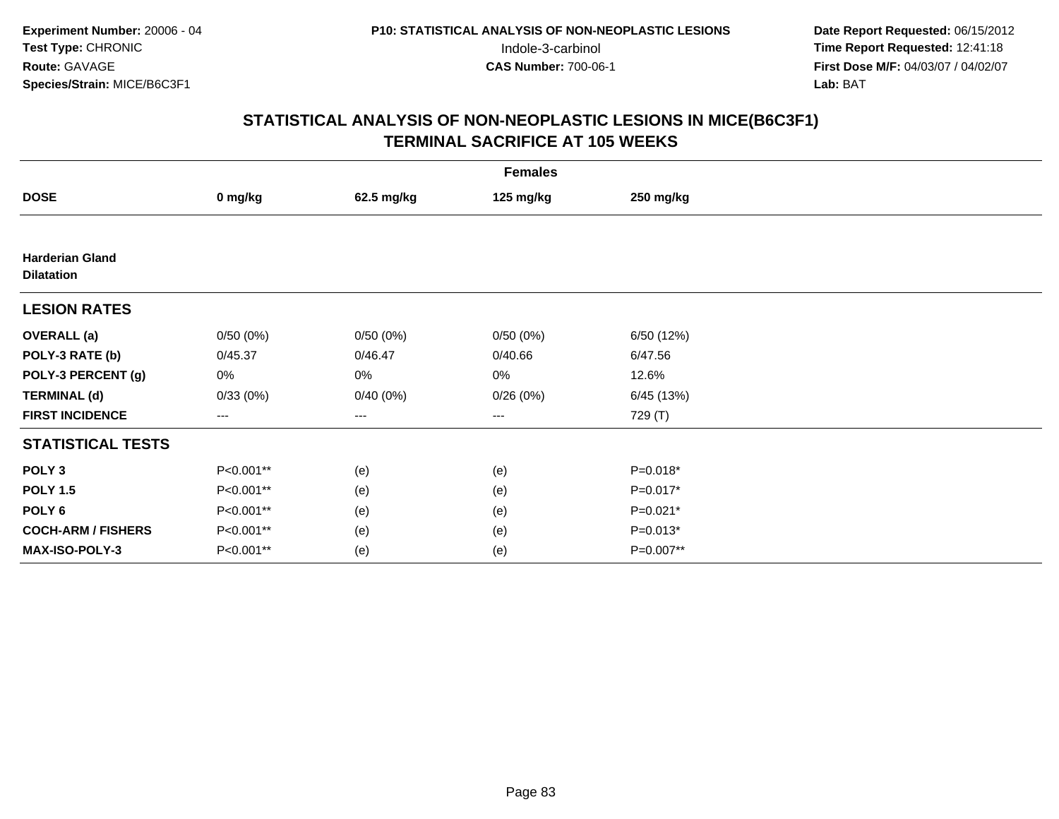**Experiment Number:** 20006 - 04
**Test Type:** CHRONIC
**Route:** GAVAGE
**Species/Strain:** MICE/B6C3F1

**P10: STATISTICAL ANALYSIS OF NON-NEOPLASTIC LESIONS**
Indole-3-carbinol
**CAS Number:** 700-06-1

**Date Report Requested:** 06/15/2012
**Time Report Requested:** 12:41:18
**First Dose M/F:** 04/03/07 / 04/02/07
**Lab:** BAT

## STATISTICAL ANALYSIS OF NON-NEOPLASTIC LESIONS IN MICE(B6C3F1)
## TERMINAL SACRIFICE AT 105 WEEKS

| | Females | | | |
|---|---|---|---|---|
| **DOSE** | **0 mg/kg** | **62.5 mg/kg** | **125 mg/kg** | **250 mg/kg** |
| **Harderian Gland** | | | | |
| **Dilatation** | | | | |
| **LESION RATES** | | | | |
| **OVERALL (a)** | 0/50 (0%) | 0/50 (0%) | 0/50 (0%) | 6/50 (12%) |
| **POLY-3 RATE (b)** | 0/45.37 | 0/46.47 | 0/40.66 | 6/47.56 |
| **POLY-3 PERCENT (g)** | 0% | 0% | 0% | 12.6% |
| **TERMINAL (d)** | 0/33 (0%) | 0/40 (0%) | 0/26 (0%) | 6/45 (13%) |
| **FIRST INCIDENCE** | --- | --- | --- | 729 (T) |
| **STATISTICAL TESTS** | | | | |
| **POLY 3** | P<0.001** | (e) | (e) | P=0.018* |
| **POLY 1.5** | P<0.001** | (e) | (e) | P=0.017* |
| **POLY 6** | P<0.001** | (e) | (e) | P=0.021* |
| **COCH-ARM / FISHERS** | P<0.001** | (e) | (e) | P=0.013* |
| **MAX-ISO-POLY-3** | P<0.001** | (e) | (e) | P=0.007** |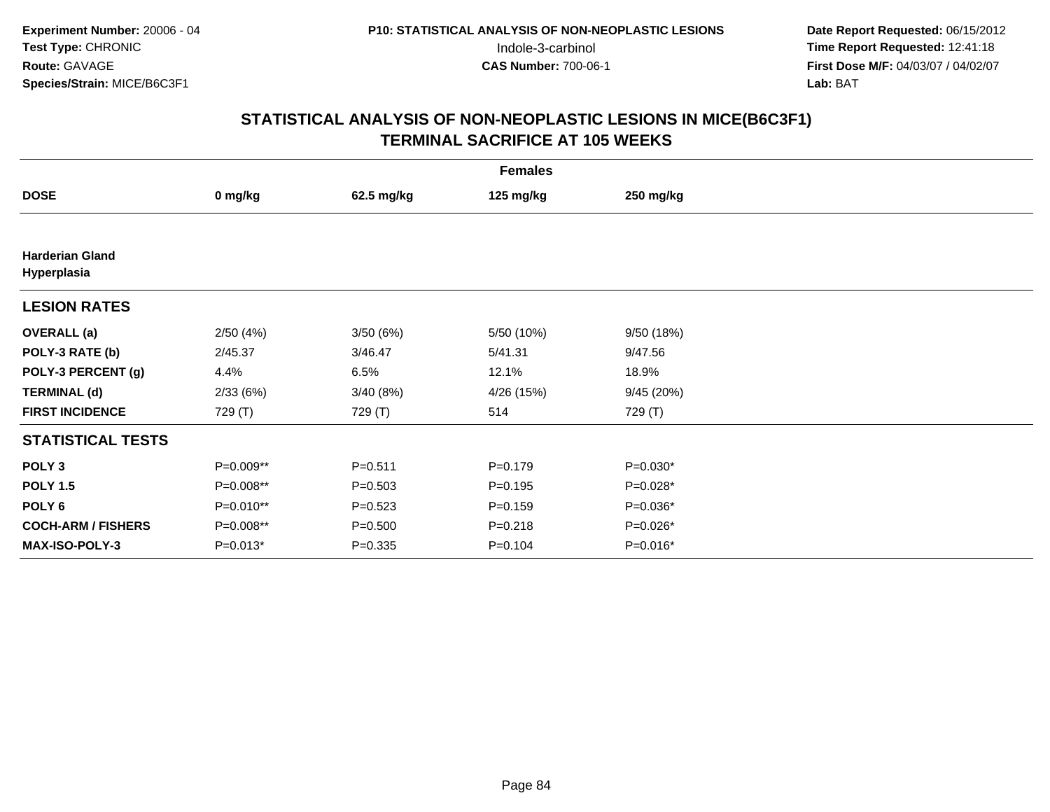**Experiment Number:** 20006 - 04
**Test Type:** CHRONIC
**Route:** GAVAGE
**Species/Strain:** MICE/B6C3F1

**P10: STATISTICAL ANALYSIS OF NON-NEOPLASTIC LESIONS**
Indole-3-carbinol
**CAS Number:** 700-06-1

**Date Report Requested:** 06/15/2012
**Time Report Requested:** 12:41:18
**First Dose M/F:** 04/03/07 / 04/02/07
**Lab:** BAT

## STATISTICAL ANALYSIS OF NON-NEOPLASTIC LESIONS IN MICE(B6C3F1)
## TERMINAL SACRIFICE AT 105 WEEKS

| | Females | | | |
|---|---|---|---|---|
| **DOSE** | **0 mg/kg** | **62.5 mg/kg** | **125 mg/kg** | **250 mg/kg** |
| **Harderian Gland** | | | | |
| **Hyperplasia** | | | | |
| **LESION RATES** | | | | |
| **OVERALL (a)** | 2/50 (4%) | 3/50 (6%) | 5/50 (10%) | 9/50 (18%) |
| **POLY-3 RATE (b)** | 2/45.37 | 3/46.47 | 5/41.31 | 9/47.56 |
| **POLY-3 PERCENT (g)** | 4.4% | 6.5% | 12.1% | 18.9% |
| **TERMINAL (d)** | 2/33 (6%) | 3/40 (8%) | 4/26 (15%) | 9/45 (20%) |
| **FIRST INCIDENCE** | 729 (T) | 729 (T) | 514 | 729 (T) |
| **STATISTICAL TESTS** | | | | |
| **POLY 3** | P=0.009** | P=0.511 | P=0.179 | P=0.030* |
| **POLY 1.5** | P=0.008** | P=0.503 | P=0.195 | P=0.028* |
| **POLY 6** | P=0.010** | P=0.523 | P=0.159 | P=0.036* |
| **COCH-ARM / FISHERS** | P=0.008** | P=0.500 | P=0.218 | P=0.026* |
| **MAX-ISO-POLY-3** | P=0.013* | P=0.335 | P=0.104 | P=0.016* |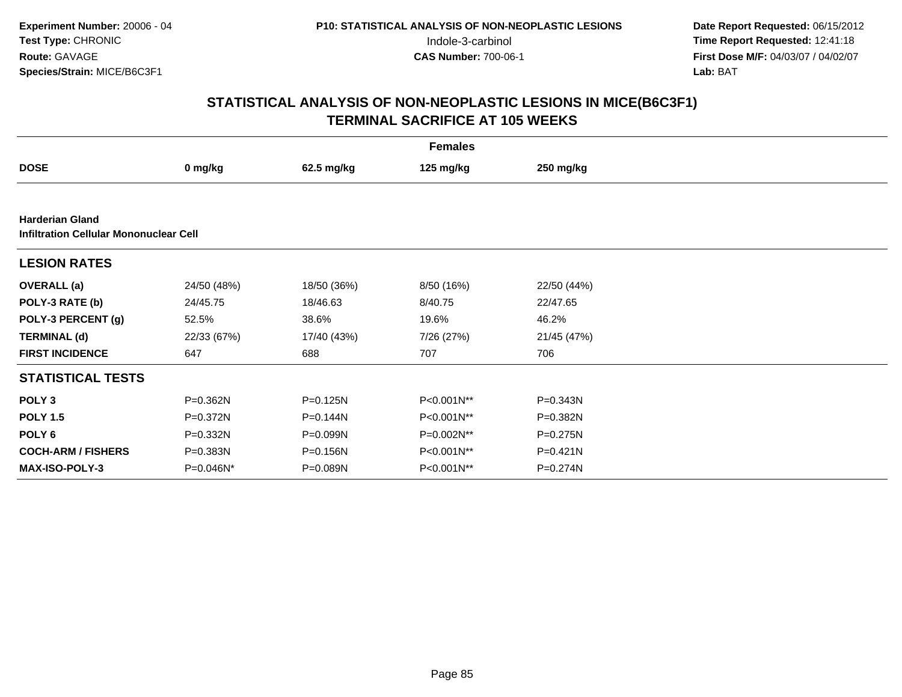Experiment Number: 20006 - 04
Test Type: CHRONIC
Route: GAVAGE
Species/Strain: MICE/B6C3F1

P10: STATISTICAL ANALYSIS OF NON-NEOPLASTIC LESIONS
Indole-3-carbinol
CAS Number: 700-06-1

Date Report Requested: 06/15/2012
Time Report Requested: 12:41:18
First Dose M/F: 04/03/07 / 04/02/07
Lab: BAT

## STATISTICAL ANALYSIS OF NON-NEOPLASTIC LESIONS IN MICE(B6C3F1) TERMINAL SACRIFICE AT 105 WEEKS

| | Females | | | |
|---|---|---|---|---|
| **DOSE** | **0 mg/kg** | **62.5 mg/kg** | **125 mg/kg** | **250 mg/kg** |
| **Harderian Gland** | | | | |
| **Infiltration Cellular Mononuclear Cell** | | | | |
| **LESION RATES** | | | | |
| **OVERALL (a)** | 24/50 (48%) | 18/50 (36%) | 8/50 (16%) | 22/50 (44%) |
| **POLY-3 RATE (b)** | 24/45.75 | 18/46.63 | 8/40.75 | 22/47.65 |
| **POLY-3 PERCENT (g)** | 52.5% | 38.6% | 19.6% | 46.2% |
| **TERMINAL (d)** | 22/33 (67%) | 17/40 (43%) | 7/26 (27%) | 21/45 (47%) |
| **FIRST INCIDENCE** | 647 | 688 | 707 | 706 |
| **STATISTICAL TESTS** | | | | |
| **POLY 3** | P=0.362N | P=0.125N | P<0.001N** | P=0.343N |
| **POLY 1.5** | P=0.372N | P=0.144N | P<0.001N** | P=0.382N |
| **POLY 6** | P=0.332N | P=0.099N | P=0.002N** | P=0.275N |
| **COCH-ARM / FISHERS** | P=0.383N | P=0.156N | P<0.001N** | P=0.421N |
| **MAX-ISO-POLY-3** | P=0.046N* | P=0.089N | P<0.001N** | P=0.274N |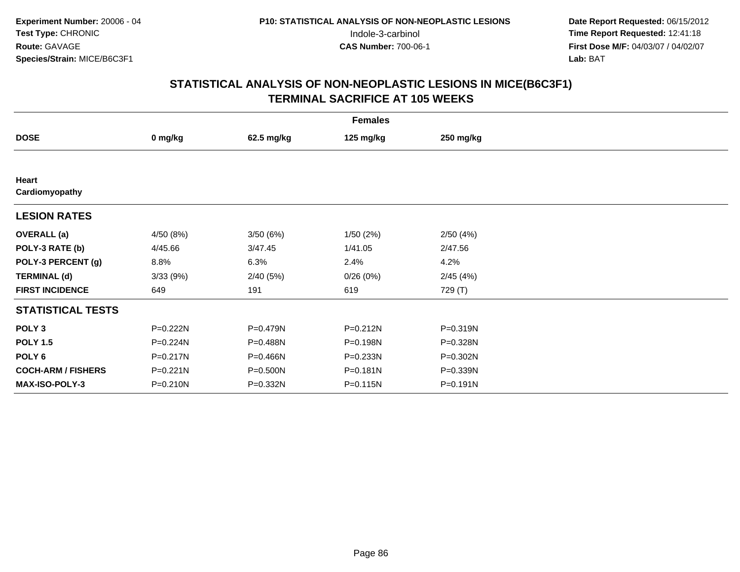Experiment Number: 20006 - 04
Test Type: CHRONIC
Route: GAVAGE
Species/Strain: MICE/B6C3F1

P10: STATISTICAL ANALYSIS OF NON-NEOPLASTIC LESIONS
Indole-3-carbinol
CAS Number: 700-06-1

Date Report Requested: 06/15/2012
Time Report Requested: 12:41:18
First Dose M/F: 04/03/07 / 04/02/07
Lab: BAT

## STATISTICAL ANALYSIS OF NON-NEOPLASTIC LESIONS IN MICE(B6C3F1)
## TERMINAL SACRIFICE AT 105 WEEKS

| | Females | | | |
|---|---|---|---|---|
| **DOSE** | **0 mg/kg** | **62.5 mg/kg** | **125 mg/kg** | **250 mg/kg** |
| **Heart** | | | | |
| **Cardiomyopathy** | | | | |
| **LESION RATES** | | | | |
| **OVERALL (a)** | 4/50 (8%) | 3/50 (6%) | 1/50 (2%) | 2/50 (4%) |
| **POLY-3 RATE (b)** | 4/45.66 | 3/47.45 | 1/41.05 | 2/47.56 |
| **POLY-3 PERCENT (g)** | 8.8% | 6.3% | 2.4% | 4.2% |
| **TERMINAL (d)** | 3/33 (9%) | 2/40 (5%) | 0/26 (0%) | 2/45 (4%) |
| **FIRST INCIDENCE** | 649 | 191 | 619 | 729 (T) |
| **STATISTICAL TESTS** | | | | |
| **POLY 3** | P=0.222N | P=0.479N | P=0.212N | P=0.319N |
| **POLY 1.5** | P=0.224N | P=0.488N | P=0.198N | P=0.328N |
| **POLY 6** | P=0.217N | P=0.466N | P=0.233N | P=0.302N |
| **COCH-ARM / FISHERS** | P=0.221N | P=0.500N | P=0.181N | P=0.339N |
| **MAX-ISO-POLY-3** | P=0.210N | P=0.332N | P=0.115N | P=0.191N |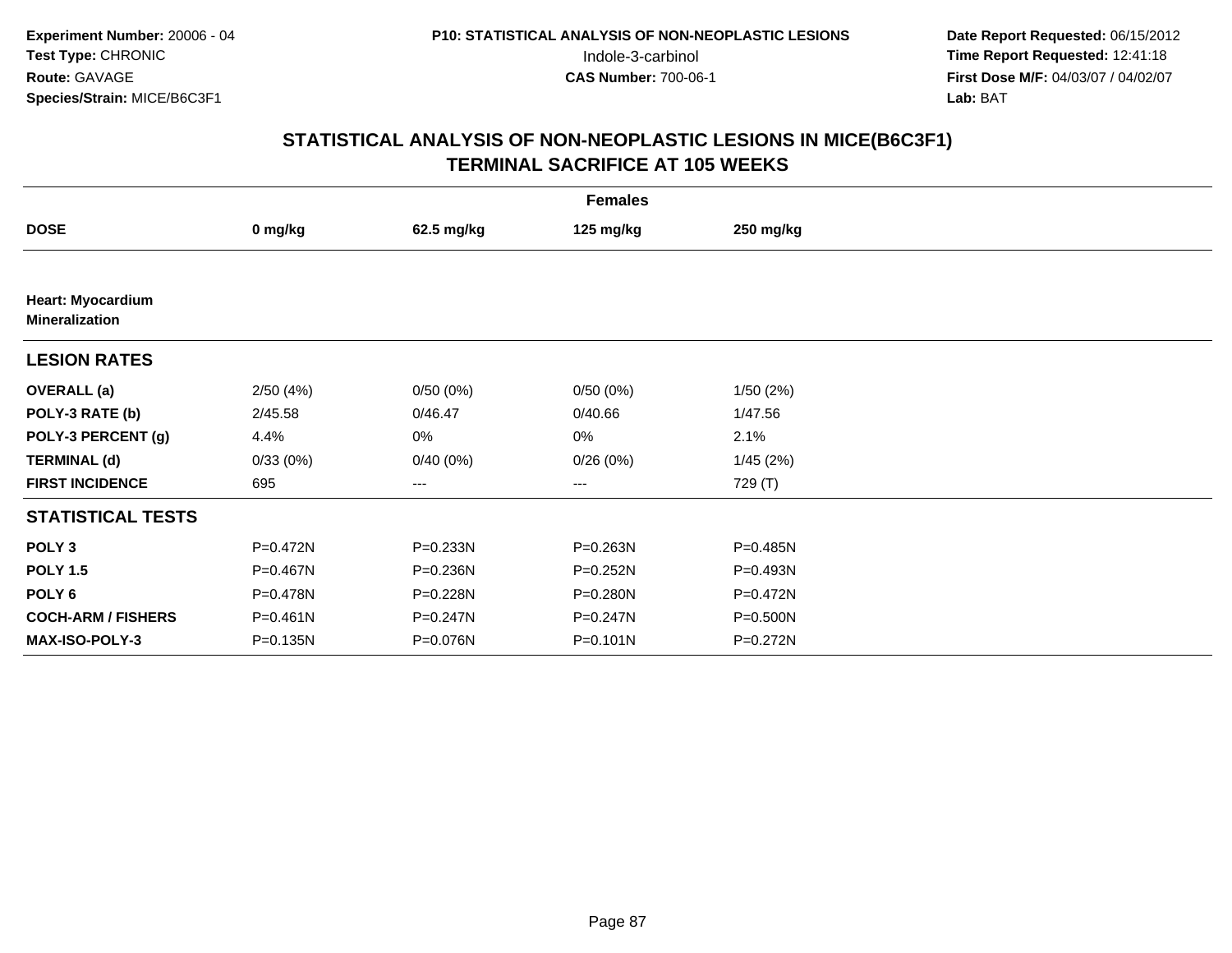**Experiment Number:** 20006 - 04
**Test Type:** CHRONIC
**Route:** GAVAGE
**Species/Strain:** MICE/B6C3F1

**P10: STATISTICAL ANALYSIS OF NON-NEOPLASTIC LESIONS**
Indole-3-carbinol
**CAS Number:** 700-06-1

**Date Report Requested:** 06/15/2012
**Time Report Requested:** 12:41:18
**First Dose M/F:** 04/03/07 / 04/02/07
**Lab:** BAT

## STATISTICAL ANALYSIS OF NON-NEOPLASTIC LESIONS IN MICE(B6C3F1)
## TERMINAL SACRIFICE AT 105 WEEKS

| | Females | | | |
|---|---|---|---|---|
| **DOSE** | **0 mg/kg** | **62.5 mg/kg** | **125 mg/kg** | **250 mg/kg** |
| **Heart: Myocardium Mineralization** | | | | |
| **LESION RATES** | | | | |
| **OVERALL (a)** | 2/50 (4%) | 0/50 (0%) | 0/50 (0%) | 1/50 (2%) |
| **POLY-3 RATE (b)** | 2/45.58 | 0/46.47 | 0/40.66 | 1/47.56 |
| **POLY-3 PERCENT (g)** | 4.4% | 0% | 0% | 2.1% |
| **TERMINAL (d)** | 0/33 (0%) | 0/40 (0%) | 0/26 (0%) | 1/45 (2%) |
| **FIRST INCIDENCE** | 695 | --- | --- | 729 (T) |
| **STATISTICAL TESTS** | | | | |
| **POLY 3** | P=0.472N | P=0.233N | P=0.263N | P=0.485N |
| **POLY 1.5** | P=0.467N | P=0.236N | P=0.252N | P=0.493N |
| **POLY 6** | P=0.478N | P=0.228N | P=0.280N | P=0.472N |
| **COCH-ARM / FISHERS** | P=0.461N | P=0.247N | P=0.247N | P=0.500N |
| **MAX-ISO-POLY-3** | P=0.135N | P=0.076N | P=0.101N | P=0.272N |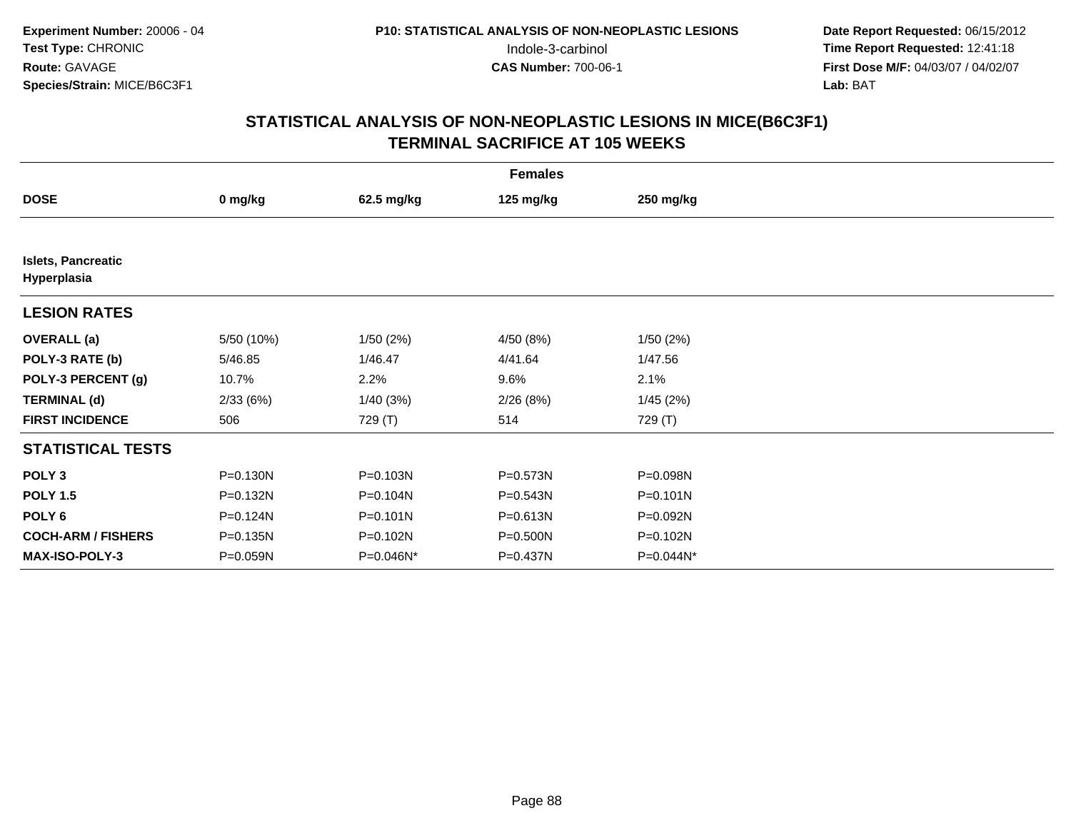**Experiment Number:** 20006 - 04
**Test Type:** CHRONIC
**Route:** GAVAGE
**Species/Strain:** MICE/B6C3F1

**P10: STATISTICAL ANALYSIS OF NON-NEOPLASTIC LESIONS**
Indole-3-carbinol
**CAS Number:** 700-06-1

**Date Report Requested:** 06/15/2012
**Time Report Requested:** 12:41:18
**First Dose M/F:** 04/03/07 / 04/02/07
**Lab:** BAT

## STATISTICAL ANALYSIS OF NON-NEOPLASTIC LESIONS IN MICE(B6C3F1)
## TERMINAL SACRIFICE AT 105 WEEKS

| | Females | | | |
|---|---|---|---|---|
| **DOSE** | **0 mg/kg** | **62.5 mg/kg** | **125 mg/kg** | **250 mg/kg** |
| **Islets, Pancreatic Hyperplasia** | | | | |
| **LESION RATES** | | | | |
| **OVERALL (a)** | 5/50 (10%) | 1/50 (2%) | 4/50 (8%) | 1/50 (2%) |
| **POLY-3 RATE (b)** | 5/46.85 | 1/46.47 | 4/41.64 | 1/47.56 |
| **POLY-3 PERCENT (g)** | 10.7% | 2.2% | 9.6% | 2.1% |
| **TERMINAL (d)** | 2/33 (6%) | 1/40 (3%) | 2/26 (8%) | 1/45 (2%) |
| **FIRST INCIDENCE** | 506 | 729 (T) | 514 | 729 (T) |
| **STATISTICAL TESTS** | | | | |
| **POLY 3** | P=0.130N | P=0.103N | P=0.573N | P=0.098N |
| **POLY 1.5** | P=0.132N | P=0.104N | P=0.543N | P=0.101N |
| **POLY 6** | P=0.124N | P=0.101N | P=0.613N | P=0.092N |
| **COCH-ARM / FISHERS** | P=0.135N | P=0.102N | P=0.500N | P=0.102N |
| **MAX-ISO-POLY-3** | P=0.059N | P=0.046N* | P=0.437N | P=0.044N* |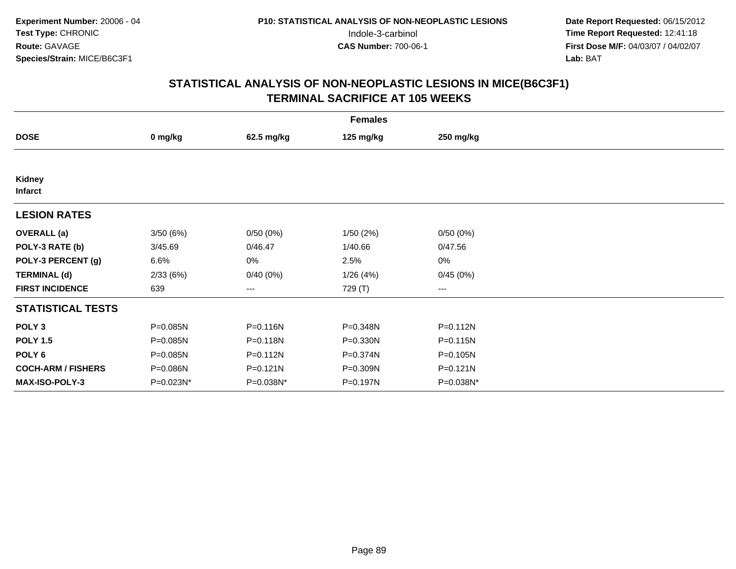Experiment Number: 20006 - 04
Test Type: CHRONIC
Route: GAVAGE
Species/Strain: MICE/B6C3F1

P10: STATISTICAL ANALYSIS OF NON-NEOPLASTIC LESIONS
Indole-3-carbinol
CAS Number: 700-06-1

Date Report Requested: 06/15/2012
Time Report Requested: 12:41:18
First Dose M/F: 04/03/07 / 04/02/07
Lab: BAT

## STATISTICAL ANALYSIS OF NON-NEOPLASTIC LESIONS IN MICE(B6C3F1)
## TERMINAL SACRIFICE AT 105 WEEKS

| | Females | | | |
|---|---|---|---|---|
| **DOSE** | **0 mg/kg** | **62.5 mg/kg** | **125 mg/kg** | **250 mg/kg** |
| **Kidney** | | | | |
| **Infarct** | | | | |
| **LESION RATES** | | | | |
| **OVERALL (a)** | 3/50 (6%) | 0/50 (0%) | 1/50 (2%) | 0/50 (0%) |
| **POLY-3 RATE (b)** | 3/45.69 | 0/46.47 | 1/40.66 | 0/47.56 |
| **POLY-3 PERCENT (g)** | 6.6% | 0% | 2.5% | 0% |
| **TERMINAL (d)** | 2/33 (6%) | 0/40 (0%) | 1/26 (4%) | 0/45 (0%) |
| **FIRST INCIDENCE** | 639 | --- | 729 (T) | --- |
| **STATISTICAL TESTS** | | | | |
| **POLY 3** | P=0.085N | P=0.116N | P=0.348N | P=0.112N |
| **POLY 1.5** | P=0.085N | P=0.118N | P=0.330N | P=0.115N |
| **POLY 6** | P=0.085N | P=0.112N | P=0.374N | P=0.105N |
| **COCH-ARM / FISHERS** | P=0.086N | P=0.121N | P=0.309N | P=0.121N |
| **MAX-ISO-POLY-3** | P=0.023N* | P=0.038N* | P=0.197N | P=0.038N* |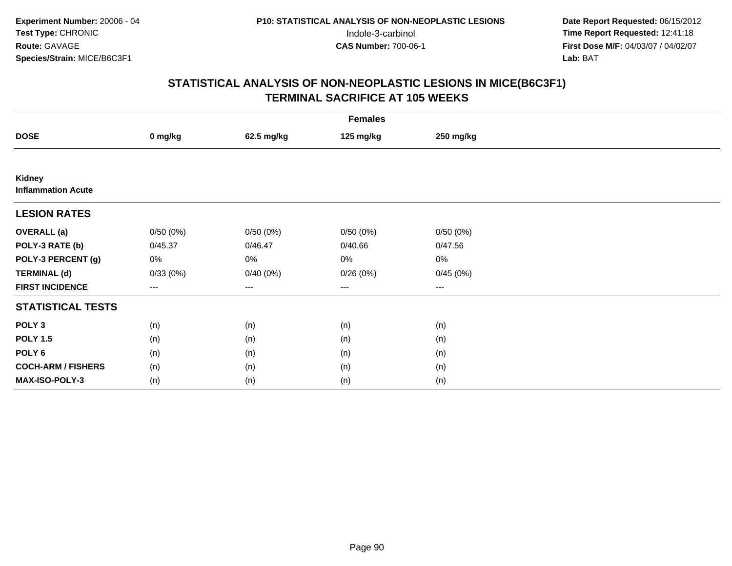Experiment Number: 20006 - 04
Test Type: CHRONIC
Route: GAVAGE
Species/Strain: MICE/B6C3F1

P10: STATISTICAL ANALYSIS OF NON-NEOPLASTIC LESIONS
Indole-3-carbinol
CAS Number: 700-06-1

Date Report Requested: 06/15/2012
Time Report Requested: 12:41:18
First Dose M/F: 04/03/07 / 04/02/07
Lab: BAT

## STATISTICAL ANALYSIS OF NON-NEOPLASTIC LESIONS IN MICE(B6C3F1) TERMINAL SACRIFICE AT 105 WEEKS

| | Females | | | |
|---|---|---|---|---|
| **DOSE** | **0 mg/kg** | **62.5 mg/kg** | **125 mg/kg** | **250 mg/kg** |
| **Kidney** | | | | |
| **Inflammation Acute** | | | | |
| **LESION RATES** | | | | |
| **OVERALL (a)** | 0/50 (0%) | 0/50 (0%) | 0/50 (0%) | 0/50 (0%) |
| **POLY-3 RATE (b)** | 0/45.37 | 0/46.47 | 0/40.66 | 0/47.56 |
| **POLY-3 PERCENT (g)** | 0% | 0% | 0% | 0% |
| **TERMINAL (d)** | 0/33 (0%) | 0/40 (0%) | 0/26 (0%) | 0/45 (0%) |
| **FIRST INCIDENCE** | --- | --- | --- | --- |
| **STATISTICAL TESTS** | | | | |
| **POLY 3** | (n) | (n) | (n) | (n) |
| **POLY 1.5** | (n) | (n) | (n) | (n) |
| **POLY 6** | (n) | (n) | (n) | (n) |
| **COCH-ARM / FISHERS** | (n) | (n) | (n) | (n) |
| **MAX-ISO-POLY-3** | (n) | (n) | (n) | (n) |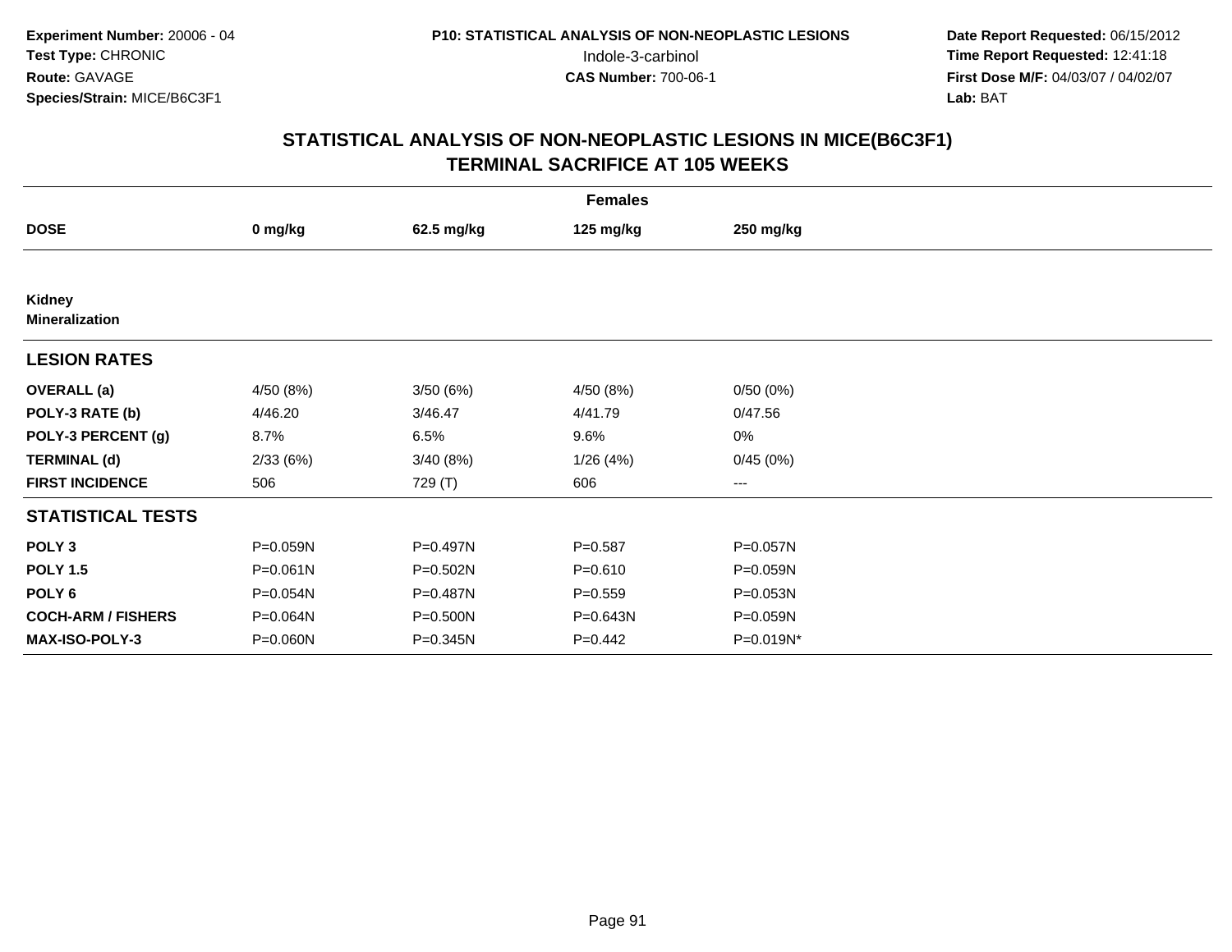**Experiment Number:** 20006 - 04
**Test Type:** CHRONIC
**Route:** GAVAGE
**Species/Strain:** MICE/B6C3F1

**P10: STATISTICAL ANALYSIS OF NON-NEOPLASTIC LESIONS**
Indole-3-carbinol
**CAS Number:** 700-06-1

**Date Report Requested:** 06/15/2012
**Time Report Requested:** 12:41:18
**First Dose M/F:** 04/03/07 / 04/02/07
**Lab:** BAT

## STATISTICAL ANALYSIS OF NON-NEOPLASTIC LESIONS IN MICE(B6C3F1)
## TERMINAL SACRIFICE AT 105 WEEKS

| | Females | | | |
|---|---|---|---|---|
| **DOSE** | **0 mg/kg** | **62.5 mg/kg** | **125 mg/kg** | **250 mg/kg** |
| **Kidney** | | | | |
| **Mineralization** | | | | |
| **LESION RATES** | | | | |
| **OVERALL (a)** | 4/50 (8%) | 3/50 (6%) | 4/50 (8%) | 0/50 (0%) |
| **POLY-3 RATE (b)** | 4/46.20 | 3/46.47 | 4/41.79 | 0/47.56 |
| **POLY-3 PERCENT (g)** | 8.7% | 6.5% | 9.6% | 0% |
| **TERMINAL (d)** | 2/33 (6%) | 3/40 (8%) | 1/26 (4%) | 0/45 (0%) |
| **FIRST INCIDENCE** | 506 | 729 (T) | 606 | --- |
| **STATISTICAL TESTS** | | | | |
| **POLY 3** | P=0.059N | P=0.497N | P=0.587 | P=0.057N |
| **POLY 1.5** | P=0.061N | P=0.502N | P=0.610 | P=0.059N |
| **POLY 6** | P=0.054N | P=0.487N | P=0.559 | P=0.053N |
| **COCH-ARM / FISHERS** | P=0.064N | P=0.500N | P=0.643N | P=0.059N |
| **MAX-ISO-POLY-3** | P=0.060N | P=0.345N | P=0.442 | P=0.019N* |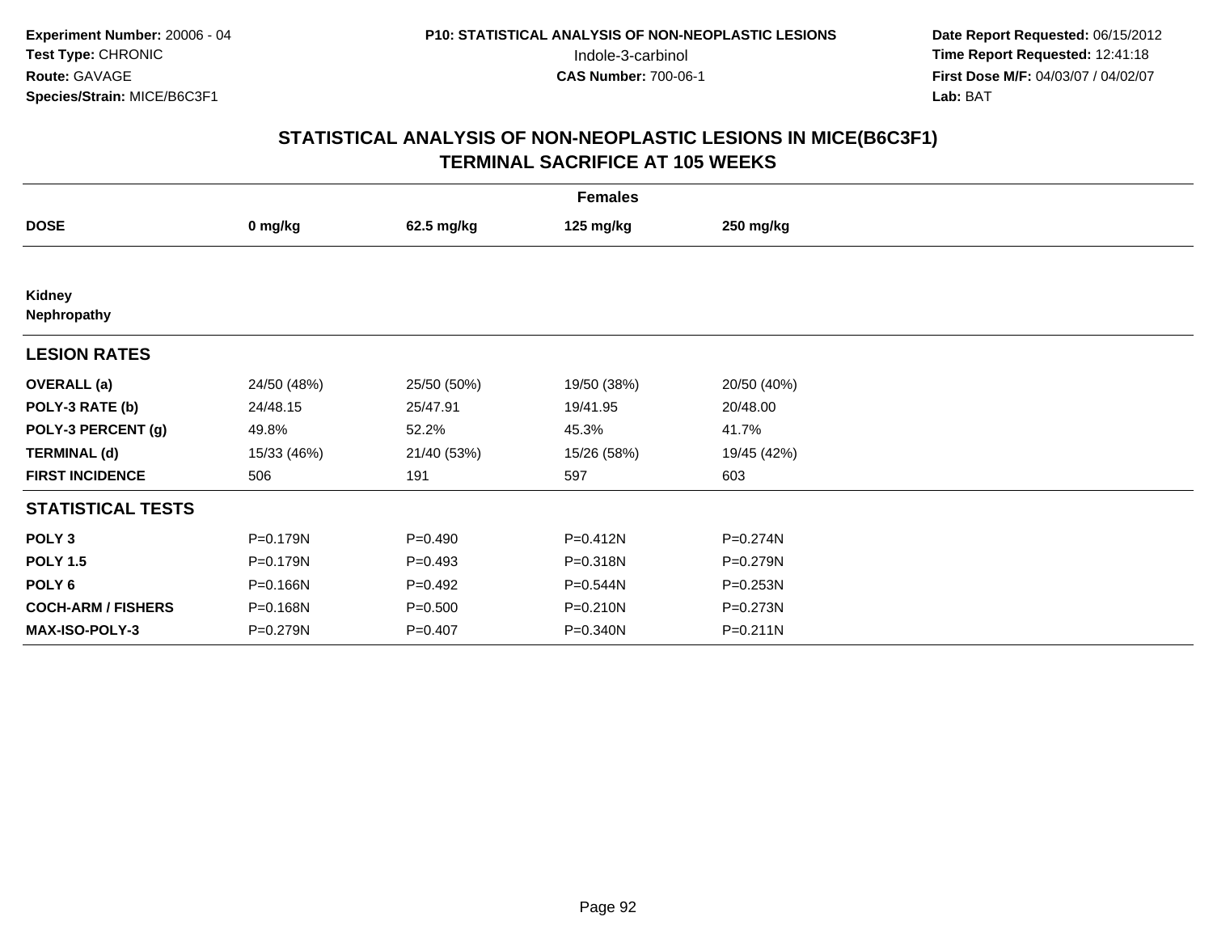**Experiment Number:** 20006 - 04
**Test Type:** CHRONIC
**Route:** GAVAGE
**Species/Strain:** MICE/B6C3F1

**P10: STATISTICAL ANALYSIS OF NON-NEOPLASTIC LESIONS**
Indole-3-carbinol
**CAS Number:** 700-06-1

**Date Report Requested:** 06/15/2012
**Time Report Requested:** 12:41:18
**First Dose M/F:** 04/03/07 / 04/02/07
**Lab:** BAT

## STATISTICAL ANALYSIS OF NON-NEOPLASTIC LESIONS IN MICE(B6C3F1)
## TERMINAL SACRIFICE AT 105 WEEKS

| | Females | | | |
|---|---|---|---|---|
| **DOSE** | **0 mg/kg** | **62.5 mg/kg** | **125 mg/kg** | **250 mg/kg** |
| **Kidney** | | | | |
| **Nephropathy** | | | | |
| **LESION RATES** | | | | |
| **OVERALL (a)** | 24/50 (48%) | 25/50 (50%) | 19/50 (38%) | 20/50 (40%) |
| **POLY-3 RATE (b)** | 24/48.15 | 25/47.91 | 19/41.95 | 20/48.00 |
| **POLY-3 PERCENT (g)** | 49.8% | 52.2% | 45.3% | 41.7% |
| **TERMINAL (d)** | 15/33 (46%) | 21/40 (53%) | 15/26 (58%) | 19/45 (42%) |
| **FIRST INCIDENCE** | 506 | 191 | 597 | 603 |
| **STATISTICAL TESTS** | | | | |
| **POLY 3** | P=0.179N | P=0.490 | P=0.412N | P=0.274N |
| **POLY 1.5** | P=0.179N | P=0.493 | P=0.318N | P=0.279N |
| **POLY 6** | P=0.166N | P=0.492 | P=0.544N | P=0.253N |
| **COCH-ARM / FISHERS** | P=0.168N | P=0.500 | P=0.210N | P=0.273N |
| **MAX-ISO-POLY-3** | P=0.279N | P=0.407 | P=0.340N | P=0.211N |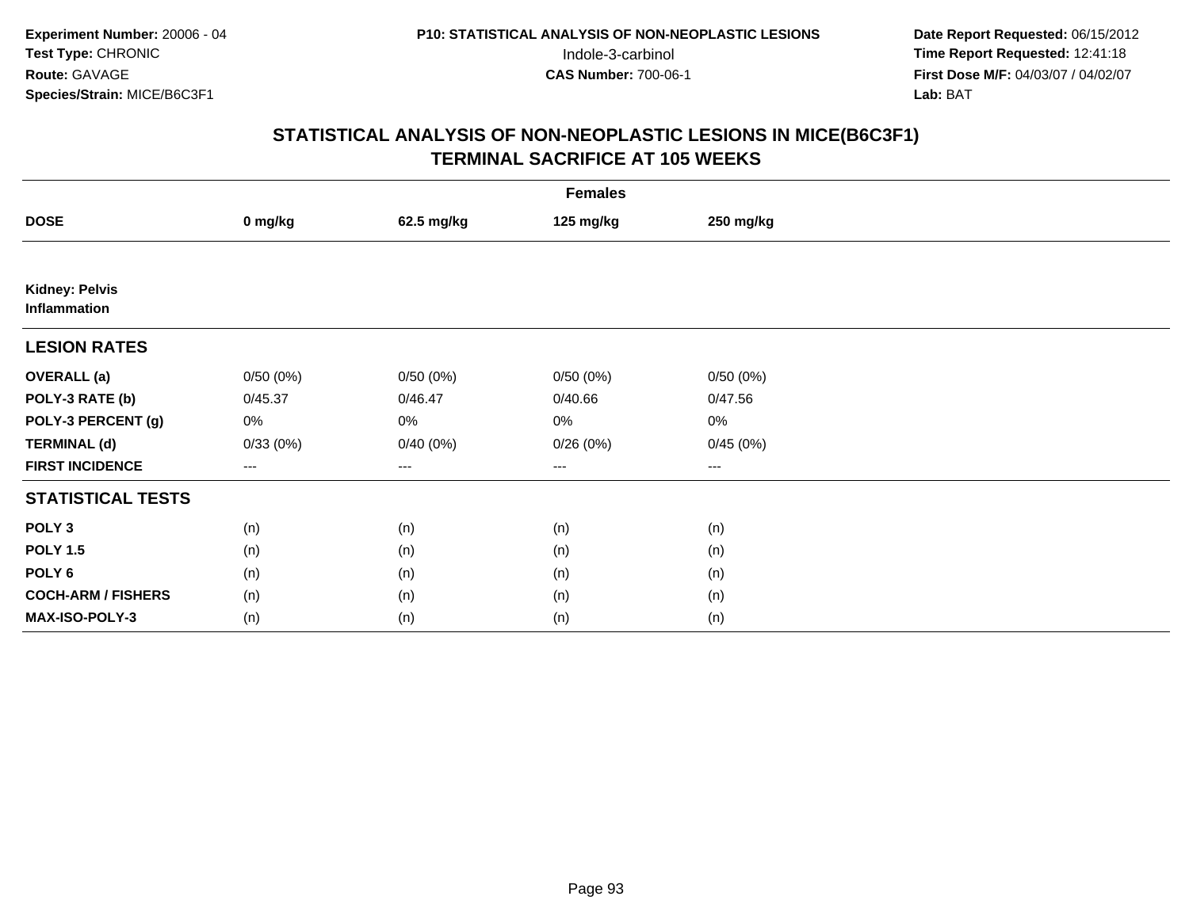## STATISTICAL ANALYSIS OF NON-NEOPLASTIC LESIONS IN MICE(B6C3F1)
## TERMINAL SACRIFICE AT 105 WEEKS

| | Females | | | |
|---|---|---|---|---|
| **DOSE** | **0 mg/kg** | **62.5 mg/kg** | **125 mg/kg** | **250 mg/kg** |
| **Kidney: Pelvis** **Inflammation** | | | | |
| **LESION RATES** | | | | |
| **OVERALL (a)** | 0/50 (0%) | 0/50 (0%) | 0/50 (0%) | 0/50 (0%) |
| **POLY-3 RATE (b)** | 0/45.37 | 0/46.47 | 0/40.66 | 0/47.56 |
| **POLY-3 PERCENT (g)** | 0% | 0% | 0% | 0% |
| **TERMINAL (d)** | 0/33 (0%) | 0/40 (0%) | 0/26 (0%) | 0/45 (0%) |
| **FIRST INCIDENCE** | --- | --- | --- | --- |
| **STATISTICAL TESTS** | | | | |
| **POLY 3** | (n) | (n) | (n) | (n) |
| **POLY 1.5** | (n) | (n) | (n) | (n) |
| **POLY 6** | (n) | (n) | (n) | (n) |
| **COCH-ARM / FISHERS** | (n) | (n) | (n) | (n) |
| **MAX-ISO-POLY-3** | (n) | (n) | (n) | (n) |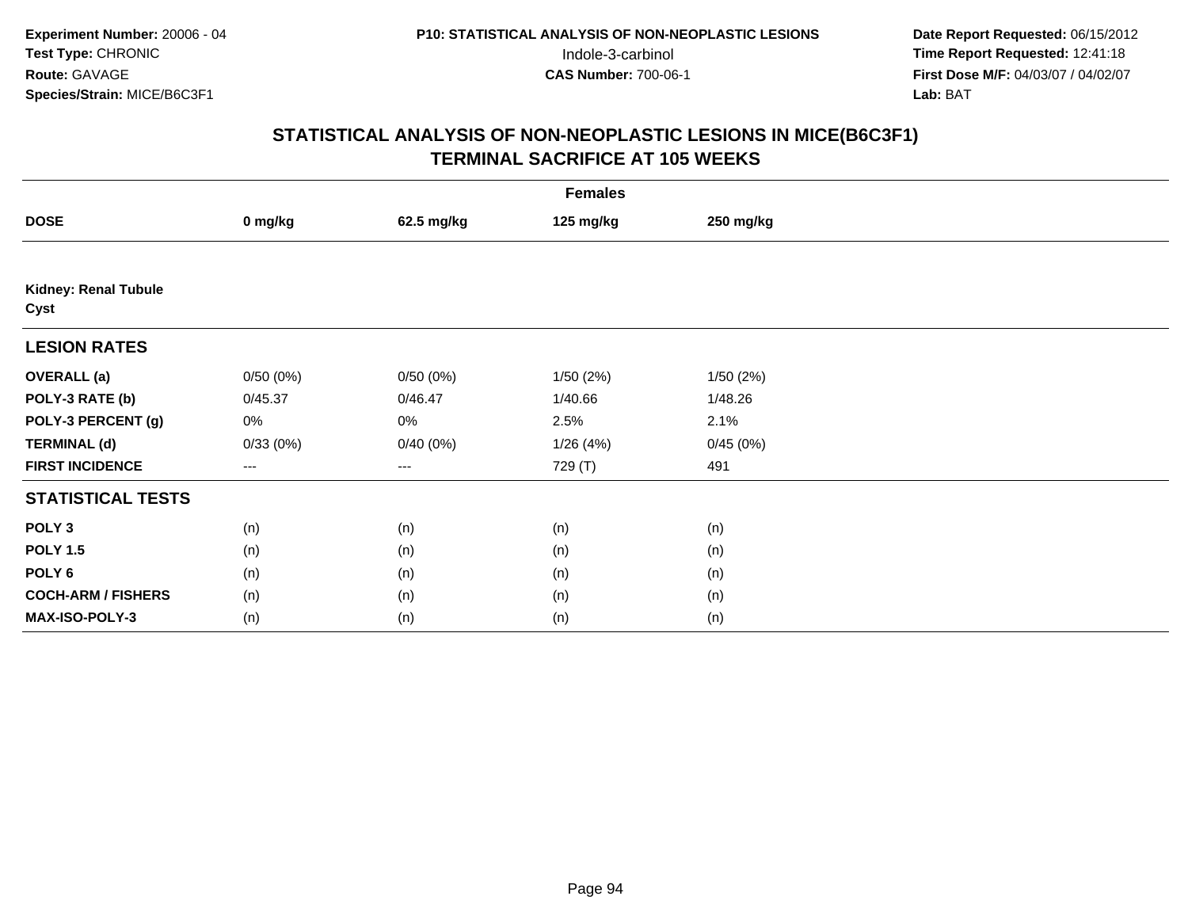**Experiment Number:** 20006 - 04
**Test Type:** CHRONIC
**Route:** GAVAGE
**Species/Strain:** MICE/B6C3F1

**P10: STATISTICAL ANALYSIS OF NON-NEOPLASTIC LESIONS**
Indole-3-carbinol
**CAS Number:** 700-06-1

**Date Report Requested:** 06/15/2012
**Time Report Requested:** 12:41:18
**First Dose M/F:** 04/03/07 / 04/02/07
**Lab:** BAT

## STATISTICAL ANALYSIS OF NON-NEOPLASTIC LESIONS IN MICE(B6C3F1) TERMINAL SACRIFICE AT 105 WEEKS

| | Females | | | |
|---|---|---|---|---|
| **DOSE** | **0 mg/kg** | **62.5 mg/kg** | **125 mg/kg** | **250 mg/kg** |
| **Kidney: Renal Tubule Cyst** | | | | |
| **LESION RATES** | | | | |
| **OVERALL (a)** | 0/50 (0%) | 0/50 (0%) | 1/50 (2%) | 1/50 (2%) |
| **POLY-3 RATE (b)** | 0/45.37 | 0/46.47 | 1/40.66 | 1/48.26 |
| **POLY-3 PERCENT (g)** | 0% | 0% | 2.5% | 2.1% |
| **TERMINAL (d)** | 0/33 (0%) | 0/40 (0%) | 1/26 (4%) | 0/45 (0%) |
| **FIRST INCIDENCE** | --- | --- | 729 (T) | 491 |
| **STATISTICAL TESTS** | | | | |
| **POLY 3** | (n) | (n) | (n) | (n) |
| **POLY 1.5** | (n) | (n) | (n) | (n) |
| **POLY 6** | (n) | (n) | (n) | (n) |
| **COCH-ARM / FISHERS** | (n) | (n) | (n) | (n) |
| **MAX-ISO-POLY-3** | (n) | (n) | (n) | (n) |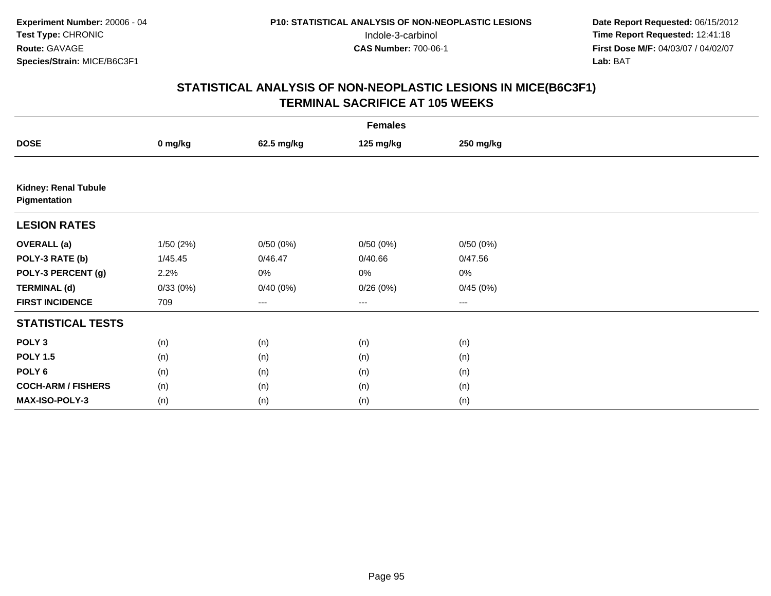**Experiment Number:** 20006 - 04
**Test Type:** CHRONIC
**Route:** GAVAGE
**Species/Strain:** MICE/B6C3F1

**P10: STATISTICAL ANALYSIS OF NON-NEOPLASTIC LESIONS**
Indole-3-carbinol
**CAS Number:** 700-06-1

**Date Report Requested:** 06/15/2012
**Time Report Requested:** 12:41:18
**First Dose M/F:** 04/03/07 / 04/02/07
**Lab:** BAT

## STATISTICAL ANALYSIS OF NON-NEOPLASTIC LESIONS IN MICE(B6C3F1)
## TERMINAL SACRIFICE AT 105 WEEKS

| | Females | | | |
|---|---|---|---|---|
| **DOSE** | **0 mg/kg** | **62.5 mg/kg** | **125 mg/kg** | **250 mg/kg** |
| **Kidney: Renal Tubule Pigmentation** | | | | |
| **LESION RATES** | | | | |
| **OVERALL (a)** | 1/50 (2%) | 0/50 (0%) | 0/50 (0%) | 0/50 (0%) |
| **POLY-3 RATE (b)** | 1/45.45 | 0/46.47 | 0/40.66 | 0/47.56 |
| **POLY-3 PERCENT (g)** | 2.2% | 0% | 0% | 0% |
| **TERMINAL (d)** | 0/33 (0%) | 0/40 (0%) | 0/26 (0%) | 0/45 (0%) |
| **FIRST INCIDENCE** | 709 | --- | --- | --- |
| **STATISTICAL TESTS** | | | | |
| **POLY 3** | (n) | (n) | (n) | (n) |
| **POLY 1.5** | (n) | (n) | (n) | (n) |
| **POLY 6** | (n) | (n) | (n) | (n) |
| **COCH-ARM / FISHERS** | (n) | (n) | (n) | (n) |
| **MAX-ISO-POLY-3** | (n) | (n) | (n) | (n) |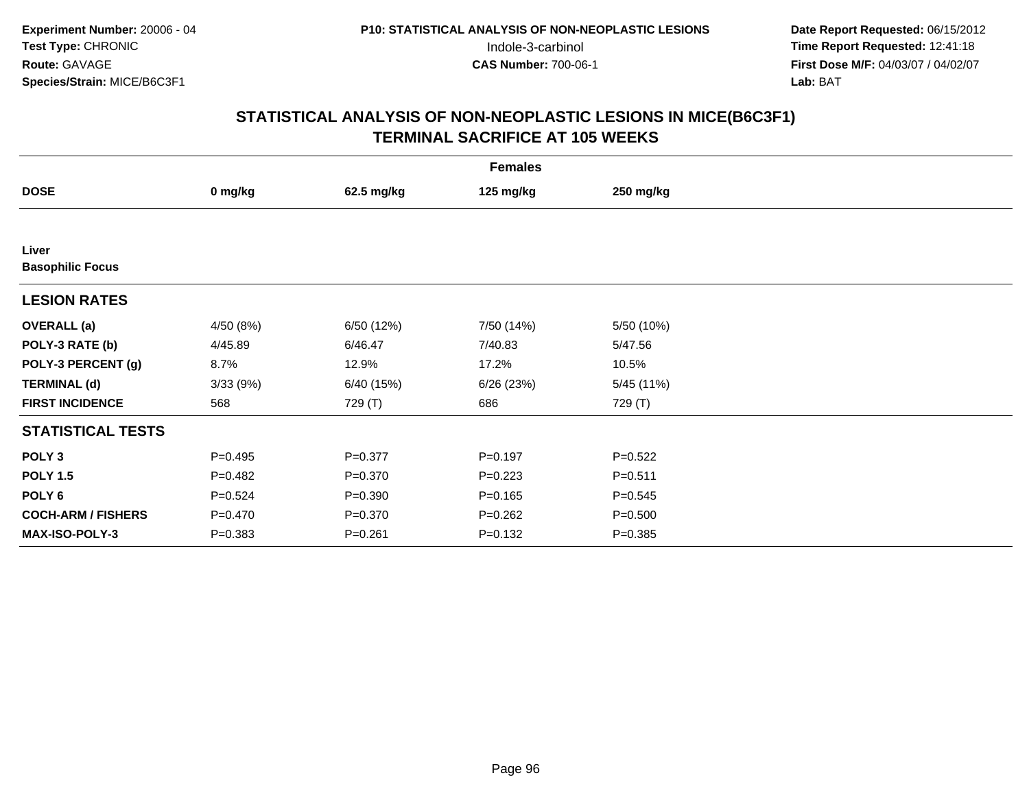**Experiment Number:** 20006 - 04
**Test Type:** CHRONIC
**Route:** GAVAGE
**Species/Strain:** MICE/B6C3F1

**P10: STATISTICAL ANALYSIS OF NON-NEOPLASTIC LESIONS**
Indole-3-carbinol
**CAS Number:** 700-06-1

**Date Report Requested:** 06/15/2012
**Time Report Requested:** 12:41:18
**First Dose M/F:** 04/03/07 / 04/02/07
**Lab:** BAT

# STATISTICAL ANALYSIS OF NON-NEOPLASTIC LESIONS IN MICE(B6C3F1)
## TERMINAL SACRIFICE AT 105 WEEKS

| | Females | | | |
|---|---|---|---|---|
| **DOSE** | **0 mg/kg** | **62.5 mg/kg** | **125 mg/kg** | **250 mg/kg** |
| **Liver** | | | | |
| **Basophilic Focus** | | | | |
| **LESION RATES** | | | | |
| **OVERALL (a)** | 4/50 (8%) | 6/50 (12%) | 7/50 (14%) | 5/50 (10%) |
| **POLY-3 RATE (b)** | 4/45.89 | 6/46.47 | 7/40.83 | 5/47.56 |
| **POLY-3 PERCENT (g)** | 8.7% | 12.9% | 17.2% | 10.5% |
| **TERMINAL (d)** | 3/33 (9%) | 6/40 (15%) | 6/26 (23%) | 5/45 (11%) |
| **FIRST INCIDENCE** | 568 | 729 (T) | 686 | 729 (T) |
| **STATISTICAL TESTS** | | | | |
| **POLY 3** | P=0.495 | P=0.377 | P=0.197 | P=0.522 |
| **POLY 1.5** | P=0.482 | P=0.370 | P=0.223 | P=0.511 |
| **POLY 6** | P=0.524 | P=0.390 | P=0.165 | P=0.545 |
| **COCH-ARM / FISHERS** | P=0.470 | P=0.370 | P=0.262 | P=0.500 |
| **MAX-ISO-POLY-3** | P=0.383 | P=0.261 | P=0.132 | P=0.385 |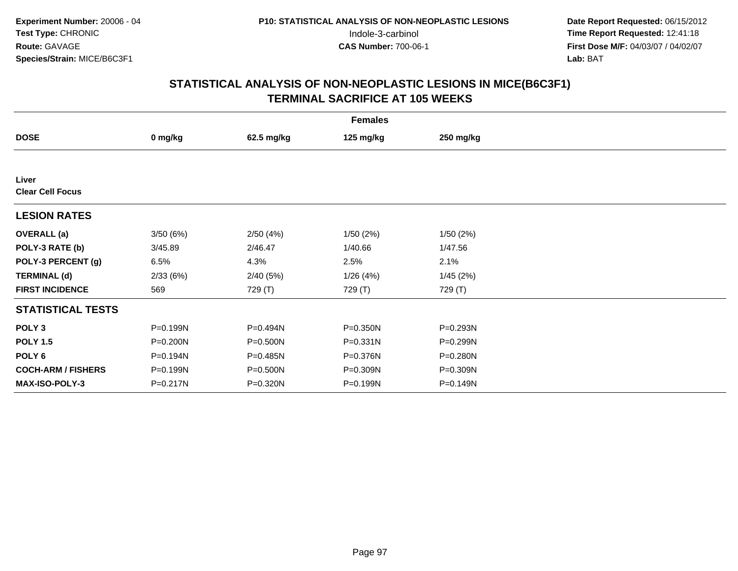**Experiment Number:** 20006 - 04
**Test Type:** CHRONIC
**Route:** GAVAGE
**Species/Strain:** MICE/B6C3F1

**P10: STATISTICAL ANALYSIS OF NON-NEOPLASTIC LESIONS**
Indole-3-carbinol
**CAS Number:** 700-06-1

**Date Report Requested:** 06/15/2012
**Time Report Requested:** 12:41:18
**First Dose M/F:** 04/03/07 / 04/02/07
**Lab:** BAT

## STATISTICAL ANALYSIS OF NON-NEOPLASTIC LESIONS IN MICE(B6C3F1)
## TERMINAL SACRIFICE AT 105 WEEKS

| | Females | | | |
|---|---|---|---|---|
| **DOSE** | **0 mg/kg** | **62.5 mg/kg** | **125 mg/kg** | **250 mg/kg** |
| **Liver** | | | | |
| **Clear Cell Focus** | | | | |
| **LESION RATES** | | | | |
| **OVERALL (a)** | 3/50 (6%) | 2/50 (4%) | 1/50 (2%) | 1/50 (2%) |
| **POLY-3 RATE (b)** | 3/45.89 | 2/46.47 | 1/40.66 | 1/47.56 |
| **POLY-3 PERCENT (g)** | 6.5% | 4.3% | 2.5% | 2.1% |
| **TERMINAL (d)** | 2/33 (6%) | 2/40 (5%) | 1/26 (4%) | 1/45 (2%) |
| **FIRST INCIDENCE** | 569 | 729 (T) | 729 (T) | 729 (T) |
| **STATISTICAL TESTS** | | | | |
| **POLY 3** | P=0.199N | P=0.494N | P=0.350N | P=0.293N |
| **POLY 1.5** | P=0.200N | P=0.500N | P=0.331N | P=0.299N |
| **POLY 6** | P=0.194N | P=0.485N | P=0.376N | P=0.280N |
| **COCH-ARM / FISHERS** | P=0.199N | P=0.500N | P=0.309N | P=0.309N |
| **MAX-ISO-POLY-3** | P=0.217N | P=0.320N | P=0.199N | P=0.149N |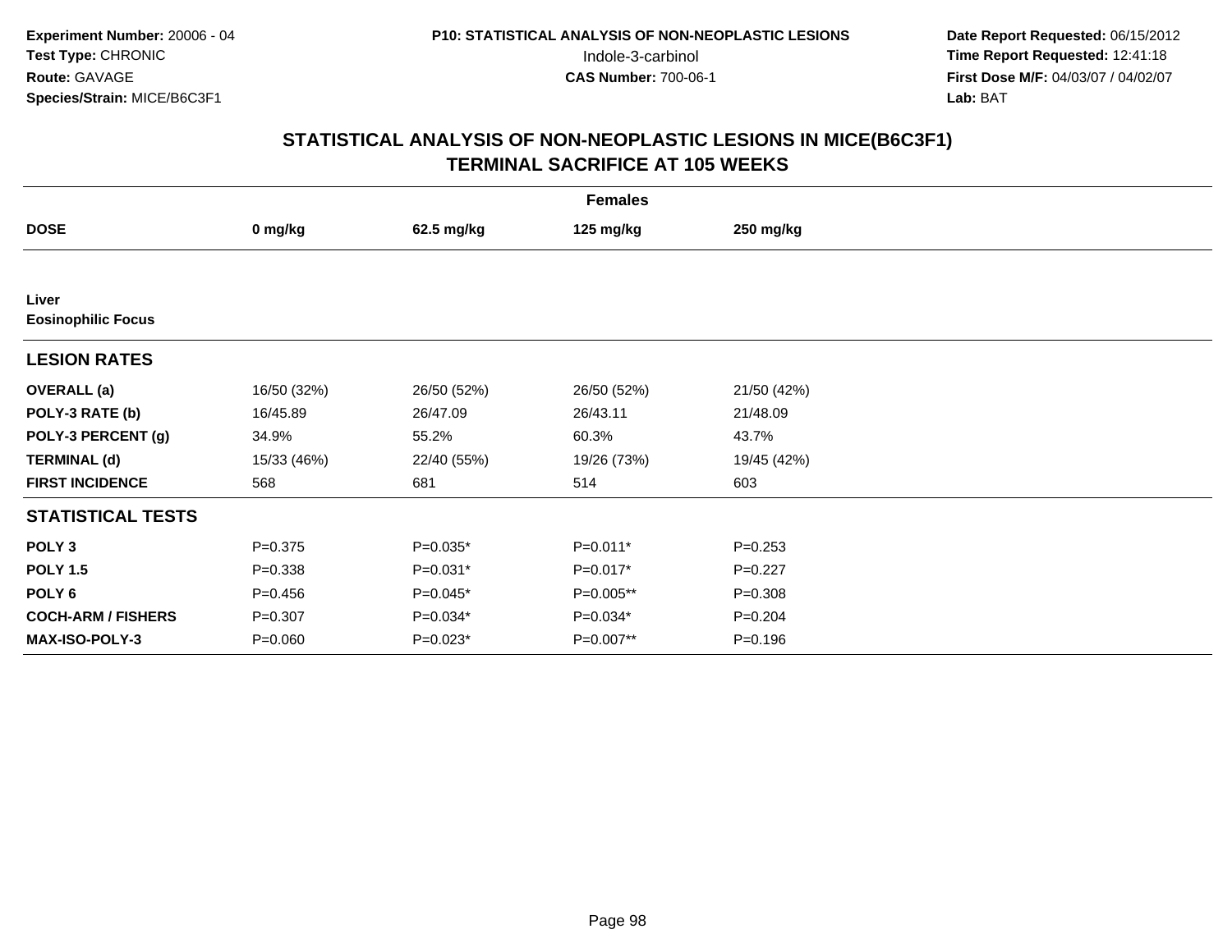**Experiment Number:** 20006 - 04
**Test Type:** CHRONIC
**Route:** GAVAGE
**Species/Strain:** MICE/B6C3F1

**P10: STATISTICAL ANALYSIS OF NON-NEOPLASTIC LESIONS**
Indole-3-carbinol
**CAS Number:** 700-06-1

**Date Report Requested:** 06/15/2012
**Time Report Requested:** 12:41:18
**First Dose M/F:** 04/03/07 / 04/02/07
**Lab:** BAT

## STATISTICAL ANALYSIS OF NON-NEOPLASTIC LESIONS IN MICE(B6C3F1)
## TERMINAL SACRIFICE AT 105 WEEKS

| | Females | | | |
|---|---|---|---|---|
| **DOSE** | **0 mg/kg** | **62.5 mg/kg** | **125 mg/kg** | **250 mg/kg** |
| **Liver** | | | | |
| **Eosinophilic Focus** | | | | |
| **LESION RATES** | | | | |
| **OVERALL (a)** | 16/50 (32%) | 26/50 (52%) | 26/50 (52%) | 21/50 (42%) |
| **POLY-3 RATE (b)** | 16/45.89 | 26/47.09 | 26/43.11 | 21/48.09 |
| **POLY-3 PERCENT (g)** | 34.9% | 55.2% | 60.3% | 43.7% |
| **TERMINAL (d)** | 15/33 (46%) | 22/40 (55%) | 19/26 (73%) | 19/45 (42%) |
| **FIRST INCIDENCE** | 568 | 681 | 514 | 603 |
| **STATISTICAL TESTS** | | | | |
| **POLY 3** | P=0.375 | P=0.035* | P=0.011* | P=0.253 |
| **POLY 1.5** | P=0.338 | P=0.031* | P=0.017* | P=0.227 |
| **POLY 6** | P=0.456 | P=0.045* | P=0.005** | P=0.308 |
| **COCH-ARM / FISHERS** | P=0.307 | P=0.034* | P=0.034* | P=0.204 |
| **MAX-ISO-POLY-3** | P=0.060 | P=0.023* | P=0.007** | P=0.196 |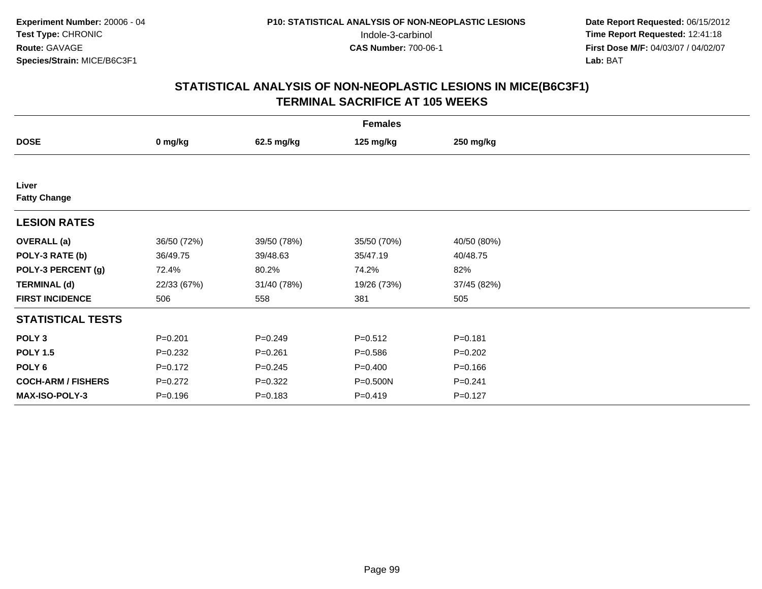**Experiment Number:** 20006 - 04
**Test Type:** CHRONIC
**Route:** GAVAGE
**Species/Strain:** MICE/B6C3F1

**P10: STATISTICAL ANALYSIS OF NON-NEOPLASTIC LESIONS**
Indole-3-carbinol
**CAS Number:** 700-06-1

**Date Report Requested:** 06/15/2012
**Time Report Requested:** 12:41:18
**First Dose M/F:** 04/03/07 / 04/02/07
**Lab:** BAT

## STATISTICAL ANALYSIS OF NON-NEOPLASTIC LESIONS IN MICE(B6C3F1)
## TERMINAL SACRIFICE AT 105 WEEKS

| | Females | | | |
|---|---|---|---|---|
| **DOSE** | **0 mg/kg** | **62.5 mg/kg** | **125 mg/kg** | **250 mg/kg** |
| **Liver** | | | | |
| **Fatty Change** | | | | |
| **LESION RATES** | | | | |
| **OVERALL (a)** | 36/50 (72%) | 39/50 (78%) | 35/50 (70%) | 40/50 (80%) |
| **POLY-3 RATE (b)** | 36/49.75 | 39/48.63 | 35/47.19 | 40/48.75 |
| **POLY-3 PERCENT (g)** | 72.4% | 80.2% | 74.2% | 82% |
| **TERMINAL (d)** | 22/33 (67%) | 31/40 (78%) | 19/26 (73%) | 37/45 (82%) |
| **FIRST INCIDENCE** | 506 | 558 | 381 | 505 |
| **STATISTICAL TESTS** | | | | |
| **POLY 3** | P=0.201 | P=0.249 | P=0.512 | P=0.181 |
| **POLY 1.5** | P=0.232 | P=0.261 | P=0.586 | P=0.202 |
| **POLY 6** | P=0.172 | P=0.245 | P=0.400 | P=0.166 |
| **COCH-ARM / FISHERS** | P=0.272 | P=0.322 | P=0.500N | P=0.241 |
| **MAX-ISO-POLY-3** | P=0.196 | P=0.183 | P=0.419 | P=0.127 |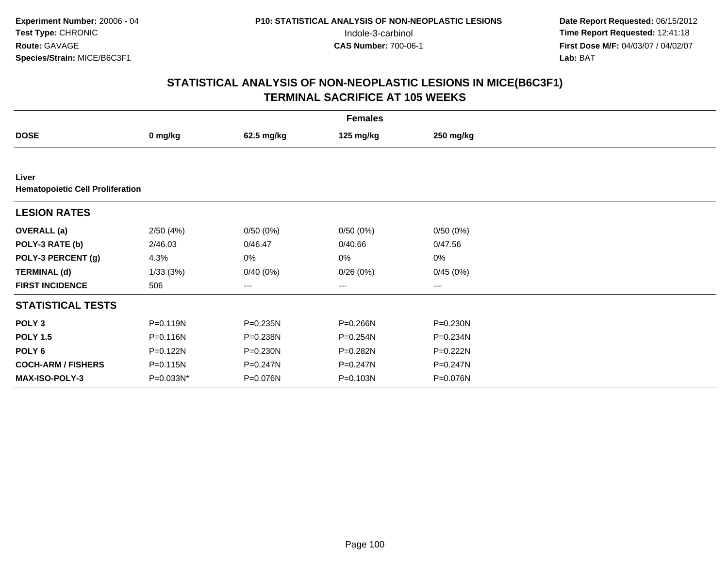**Experiment Number:** 20006 - 04
**Test Type:** CHRONIC
**Route:** GAVAGE
**Species/Strain:** MICE/B6C3F1

**P10: STATISTICAL ANALYSIS OF NON-NEOPLASTIC LESIONS**
Indole-3-carbinol
**CAS Number:** 700-06-1

**Date Report Requested:** 06/15/2012
**Time Report Requested:** 12:41:18
**First Dose M/F:** 04/03/07 / 04/02/07
**Lab:** BAT

## STATISTICAL ANALYSIS OF NON-NEOPLASTIC LESIONS IN MICE(B6C3F1)
## TERMINAL SACRIFICE AT 105 WEEKS

| | Females | | | |
|---|---|---|---|---|
| **DOSE** | **0 mg/kg** | **62.5 mg/kg** | **125 mg/kg** | **250 mg/kg** |
| **Liver** | | | | |
| **Hematopoietic Cell Proliferation** | | | | |
| **LESION RATES** | | | | |
| **OVERALL (a)** | 2/50 (4%) | 0/50 (0%) | 0/50 (0%) | 0/50 (0%) |
| **POLY-3 RATE (b)** | 2/46.03 | 0/46.47 | 0/40.66 | 0/47.56 |
| **POLY-3 PERCENT (g)** | 4.3% | 0% | 0% | 0% |
| **TERMINAL (d)** | 1/33 (3%) | 0/40 (0%) | 0/26 (0%) | 0/45 (0%) |
| **FIRST INCIDENCE** | 506 | --- | --- | --- |
| **STATISTICAL TESTS** | | | | |
| **POLY 3** | P=0.119N | P=0.235N | P=0.266N | P=0.230N |
| **POLY 1.5** | P=0.116N | P=0.238N | P=0.254N | P=0.234N |
| **POLY 6** | P=0.122N | P=0.230N | P=0.282N | P=0.222N |
| **COCH-ARM / FISHERS** | P=0.115N | P=0.247N | P=0.247N | P=0.247N |
| **MAX-ISO-POLY-3** | P=0.033N* | P=0.076N | P=0.103N | P=0.076N |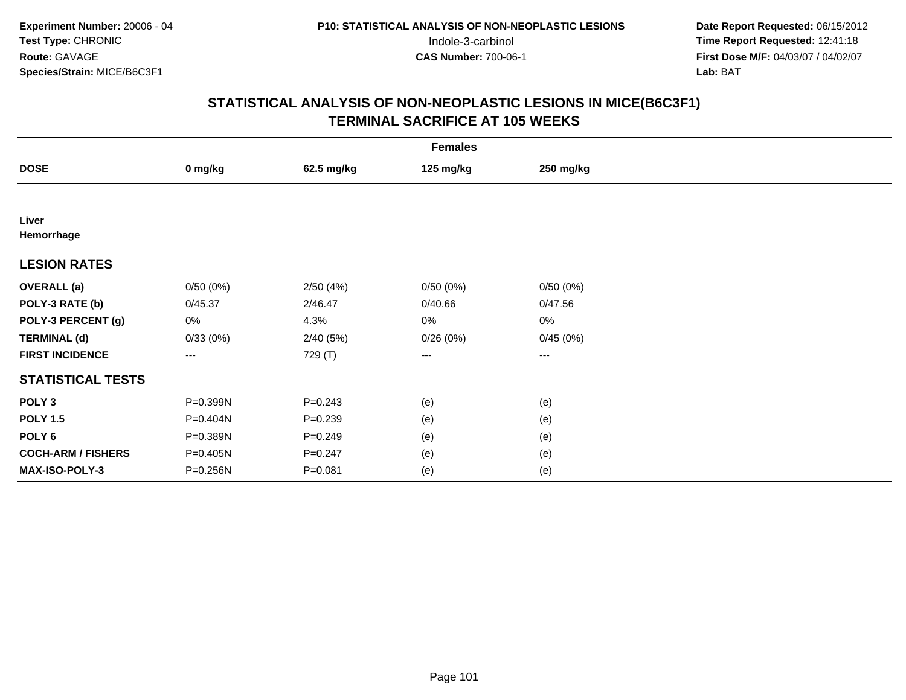Experiment Number: 20006 - 04
Test Type: CHRONIC
Route: GAVAGE
Species/Strain: MICE/B6C3F1

P10: STATISTICAL ANALYSIS OF NON-NEOPLASTIC LESIONS
Indole-3-carbinol
CAS Number: 700-06-1

Date Report Requested: 06/15/2012
Time Report Requested: 12:41:18
First Dose M/F: 04/03/07 / 04/02/07
Lab: BAT

## STATISTICAL ANALYSIS OF NON-NEOPLASTIC LESIONS IN MICE(B6C3F1)
## TERMINAL SACRIFICE AT 105 WEEKS

**Females**

| DOSE | 0 mg/kg | 62.5 mg/kg | 125 mg/kg | 250 mg/kg |
|---|---|---|---|---|
| **Liver** | | | | |
| **Hemorrhage** | | | | |
| **LESION RATES** | | | | |
| **OVERALL (a)** | 0/50 (0%) | 2/50 (4%) | 0/50 (0%) | 0/50 (0%) |
| **POLY-3 RATE (b)** | 0/45.37 | 2/46.47 | 0/40.66 | 0/47.56 |
| **POLY-3 PERCENT (g)** | 0% | 4.3% | 0% | 0% |
| **TERMINAL (d)** | 0/33 (0%) | 2/40 (5%) | 0/26 (0%) | 0/45 (0%) |
| **FIRST INCIDENCE** | --- | 729 (T) | --- | --- |
| **STATISTICAL TESTS** | | | | |
| **POLY 3** | P=0.399N | P=0.243 | (e) | (e) |
| **POLY 1.5** | P=0.404N | P=0.239 | (e) | (e) |
| **POLY 6** | P=0.389N | P=0.249 | (e) | (e) |
| **COCH-ARM / FISHERS** | P=0.405N | P=0.247 | (e) | (e) |
| **MAX-ISO-POLY-3** | P=0.256N | P=0.081 | (e) | (e) |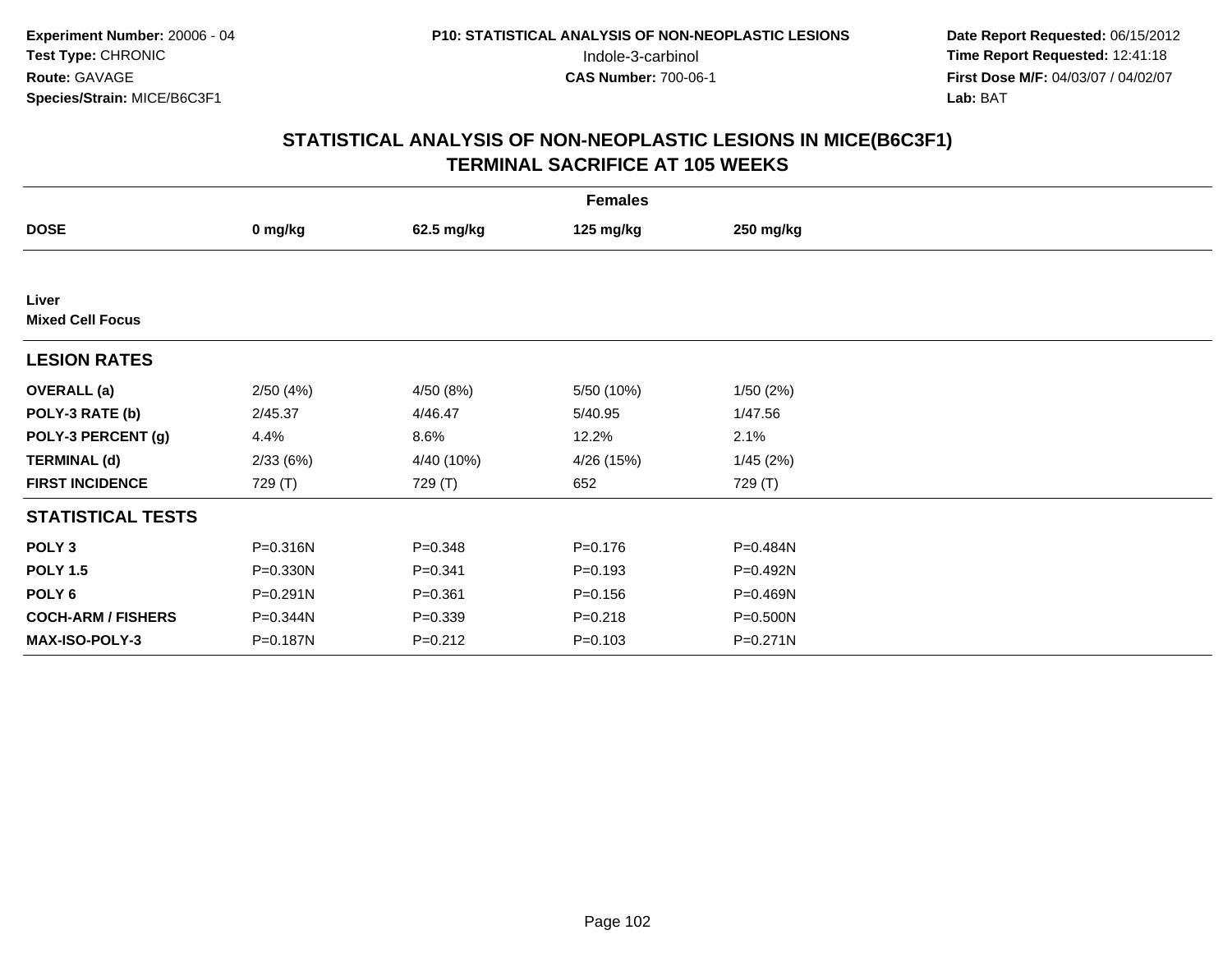**Experiment Number:** 20006 - 04
**Test Type:** CHRONIC
**Route:** GAVAGE
**Species/Strain:** MICE/B6C3F1

**P10: STATISTICAL ANALYSIS OF NON-NEOPLASTIC LESIONS**
Indole-3-carbinol
**CAS Number:** 700-06-1

**Date Report Requested:** 06/15/2012
**Time Report Requested:** 12:41:18
**First Dose M/F:** 04/03/07 / 04/02/07
**Lab:** BAT

## STATISTICAL ANALYSIS OF NON-NEOPLASTIC LESIONS IN MICE(B6C3F1)
## TERMINAL SACRIFICE AT 105 WEEKS

| | Females | | | |
|---|---|---|---|---|
| **DOSE** | **0 mg/kg** | **62.5 mg/kg** | **125 mg/kg** | **250 mg/kg** |
| **Liver** | | | | |
| **Mixed Cell Focus** | | | | |
| **LESION RATES** | | | | |
| **OVERALL (a)** | 2/50 (4%) | 4/50 (8%) | 5/50 (10%) | 1/50 (2%) |
| **POLY-3 RATE (b)** | 2/45.37 | 4/46.47 | 5/40.95 | 1/47.56 |
| **POLY-3 PERCENT (g)** | 4.4% | 8.6% | 12.2% | 2.1% |
| **TERMINAL (d)** | 2/33 (6%) | 4/40 (10%) | 4/26 (15%) | 1/45 (2%) |
| **FIRST INCIDENCE** | 729 (T) | 729 (T) | 652 | 729 (T) |
| **STATISTICAL TESTS** | | | | |
| **POLY 3** | P=0.316N | P=0.348 | P=0.176 | P=0.484N |
| **POLY 1.5** | P=0.330N | P=0.341 | P=0.193 | P=0.492N |
| **POLY 6** | P=0.291N | P=0.361 | P=0.156 | P=0.469N |
| **COCH-ARM / FISHERS** | P=0.344N | P=0.339 | P=0.218 | P=0.500N |
| **MAX-ISO-POLY-3** | P=0.187N | P=0.212 | P=0.103 | P=0.271N |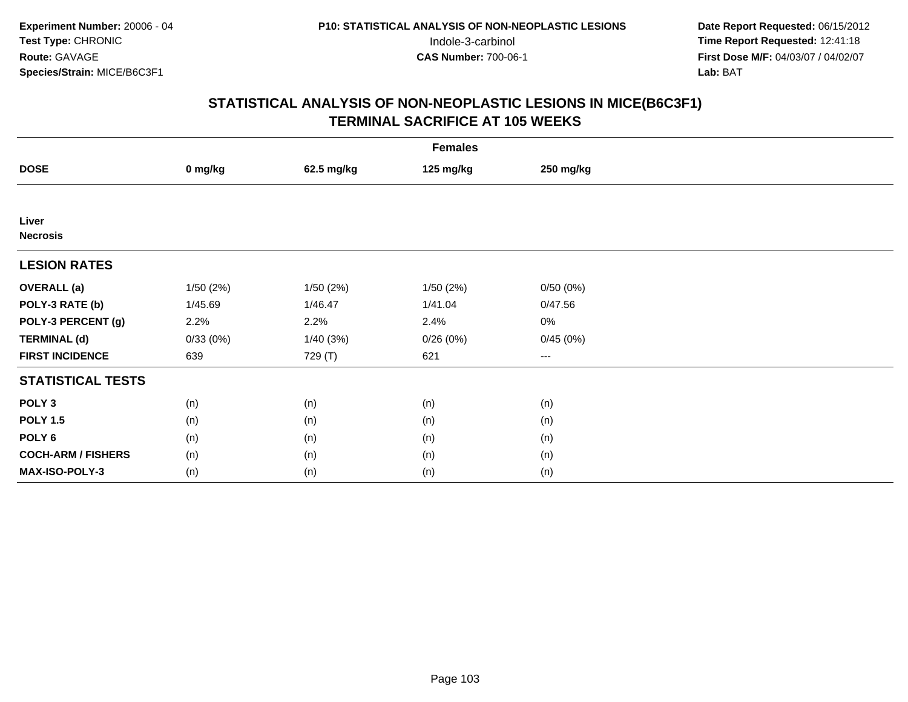**Experiment Number:** 20006 - 04
**Test Type:** CHRONIC
**Route:** GAVAGE
**Species/Strain:** MICE/B6C3F1

**P10: STATISTICAL ANALYSIS OF NON-NEOPLASTIC LESIONS**
Indole-3-carbinol
**CAS Number:** 700-06-1

**Date Report Requested:** 06/15/2012
**Time Report Requested:** 12:41:18
**First Dose M/F:** 04/03/07 / 04/02/07
**Lab:** BAT

## STATISTICAL ANALYSIS OF NON-NEOPLASTIC LESIONS IN MICE(B6C3F1)
## TERMINAL SACRIFICE AT 105 WEEKS

| | Females | | | |
|---|---|---|---|---|
| **DOSE** | **0 mg/kg** | **62.5 mg/kg** | **125 mg/kg** | **250 mg/kg** |
| **Liver** | | | | |
| **Necrosis** | | | | |
| **LESION RATES** | | | | |
| **OVERALL (a)** | 1/50 (2%) | 1/50 (2%) | 1/50 (2%) | 0/50 (0%) |
| **POLY-3 RATE (b)** | 1/45.69 | 1/46.47 | 1/41.04 | 0/47.56 |
| **POLY-3 PERCENT (g)** | 2.2% | 2.2% | 2.4% | 0% |
| **TERMINAL (d)** | 0/33 (0%) | 1/40 (3%) | 0/26 (0%) | 0/45 (0%) |
| **FIRST INCIDENCE** | 639 | 729 (T) | 621 | --- |
| **STATISTICAL TESTS** | | | | |
| **POLY 3** | (n) | (n) | (n) | (n) |
| **POLY 1.5** | (n) | (n) | (n) | (n) |
| **POLY 6** | (n) | (n) | (n) | (n) |
| **COCH-ARM / FISHERS** | (n) | (n) | (n) | (n) |
| **MAX-ISO-POLY-3** | (n) | (n) | (n) | (n) |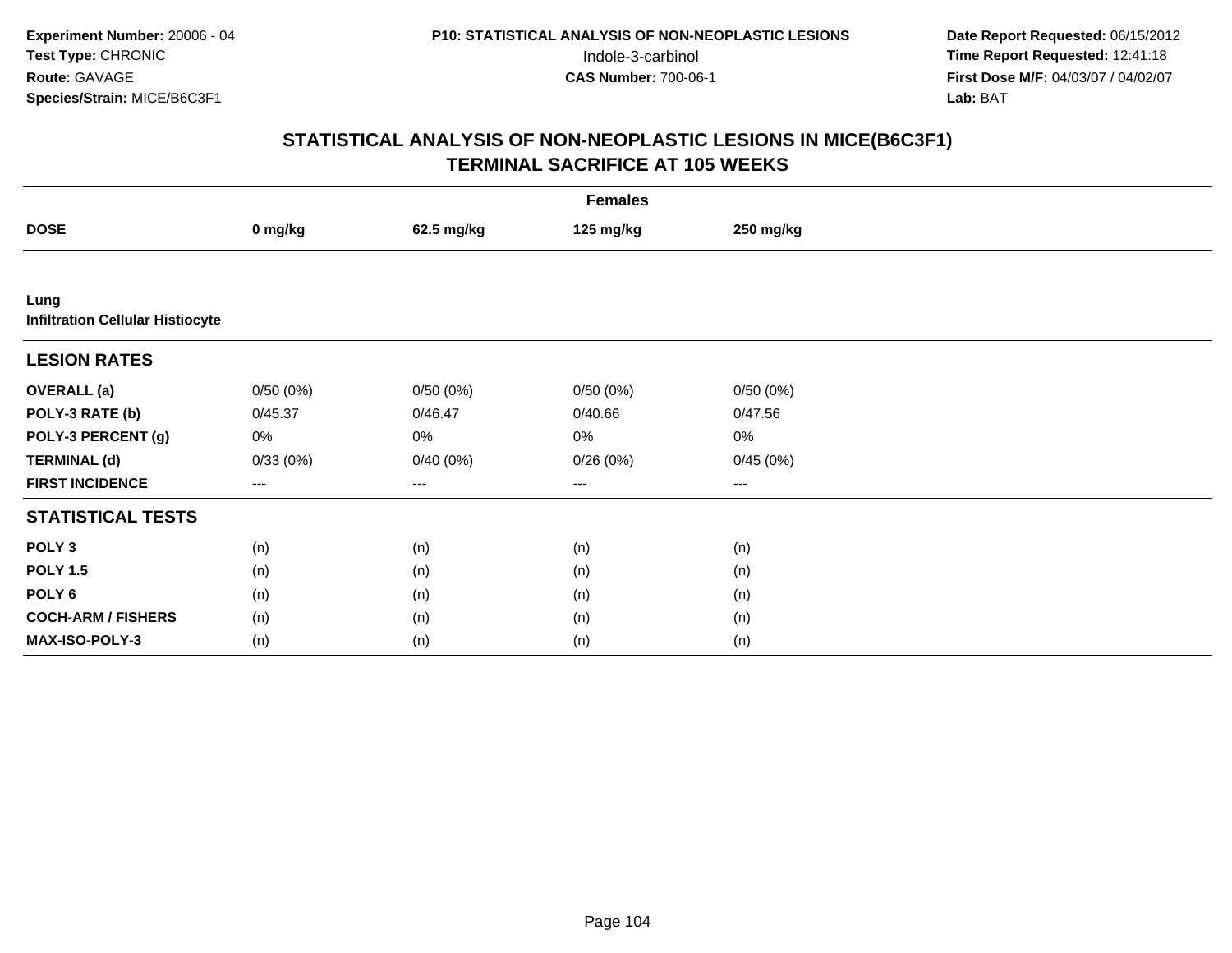**Experiment Number:** 20006 - 04
**Test Type:** CHRONIC
**Route:** GAVAGE
**Species/Strain:** MICE/B6C3F1

**P10: STATISTICAL ANALYSIS OF NON-NEOPLASTIC LESIONS**
Indole-3-carbinol
**CAS Number:** 700-06-1

**Date Report Requested:** 06/15/2012
**Time Report Requested:** 12:41:18
**First Dose M/F:** 04/03/07 / 04/02/07
**Lab:** BAT

## STATISTICAL ANALYSIS OF NON-NEOPLASTIC LESIONS IN MICE(B6C3F1)
## TERMINAL SACRIFICE AT 105 WEEKS

| | Females | | | |
|---|---|---|---|---|
| **DOSE** | **0 mg/kg** | **62.5 mg/kg** | **125 mg/kg** | **250 mg/kg** |
| **Lung** | | | | |
| **Infiltration Cellular Histiocyte** | | | | |
| **LESION RATES** | | | | |
| **OVERALL (a)** | 0/50 (0%) | 0/50 (0%) | 0/50 (0%) | 0/50 (0%) |
| **POLY-3 RATE (b)** | 0/45.37 | 0/46.47 | 0/40.66 | 0/47.56 |
| **POLY-3 PERCENT (g)** | 0% | 0% | 0% | 0% |
| **TERMINAL (d)** | 0/33 (0%) | 0/40 (0%) | 0/26 (0%) | 0/45 (0%) |
| **FIRST INCIDENCE** | --- | --- | --- | --- |
| **STATISTICAL TESTS** | | | | |
| **POLY 3** | (n) | (n) | (n) | (n) |
| **POLY 1.5** | (n) | (n) | (n) | (n) |
| **POLY 6** | (n) | (n) | (n) | (n) |
| **COCH-ARM / FISHERS** | (n) | (n) | (n) | (n) |
| **MAX-ISO-POLY-3** | (n) | (n) | (n) | (n) |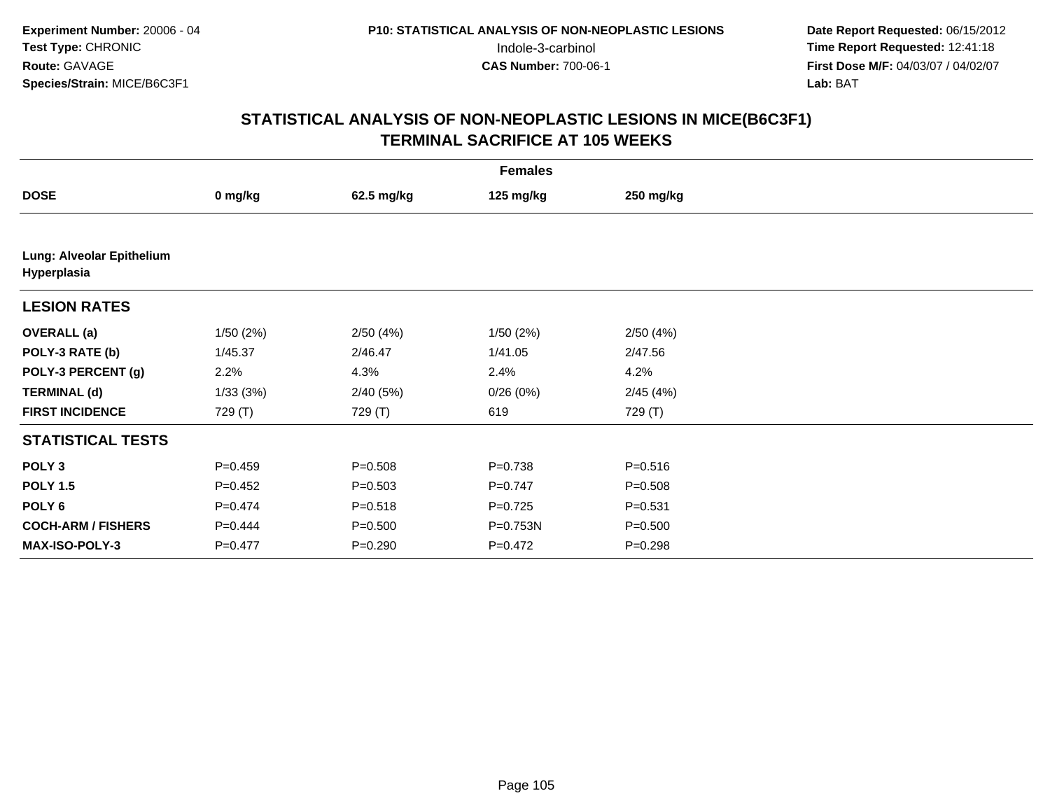**Experiment Number:** 20006 - 04
**Test Type:** CHRONIC
**Route:** GAVAGE
**Species/Strain:** MICE/B6C3F1

**P10: STATISTICAL ANALYSIS OF NON-NEOPLASTIC LESIONS**
Indole-3-carbinol
**CAS Number:** 700-06-1

**Date Report Requested:** 06/15/2012
**Time Report Requested:** 12:41:18
**First Dose M/F:** 04/03/07 / 04/02/07
**Lab:** BAT

## STATISTICAL ANALYSIS OF NON-NEOPLASTIC LESIONS IN MICE(B6C3F1)
## TERMINAL SACRIFICE AT 105 WEEKS

| Females | | | | |
|---|---|---|---|---|
| **DOSE** | **0 mg/kg** | **62.5 mg/kg** | **125 mg/kg** | **250 mg/kg** |
| **Lung: Alveolar Epithelium Hyperplasia** | | | | |
| **LESION RATES** | | | | |
| **OVERALL (a)** | 1/50 (2%) | 2/50 (4%) | 1/50 (2%) | 2/50 (4%) |
| **POLY-3 RATE (b)** | 1/45.37 | 2/46.47 | 1/41.05 | 2/47.56 |
| **POLY-3 PERCENT (g)** | 2.2% | 4.3% | 2.4% | 4.2% |
| **TERMINAL (d)** | 1/33 (3%) | 2/40 (5%) | 0/26 (0%) | 2/45 (4%) |
| **FIRST INCIDENCE** | 729 (T) | 729 (T) | 619 | 729 (T) |
| **STATISTICAL TESTS** | | | | |
| **POLY 3** | P=0.459 | P=0.508 | P=0.738 | P=0.516 |
| **POLY 1.5** | P=0.452 | P=0.503 | P=0.747 | P=0.508 |
| **POLY 6** | P=0.474 | P=0.518 | P=0.725 | P=0.531 |
| **COCH-ARM / FISHERS** | P=0.444 | P=0.500 | P=0.753N | P=0.500 |
| **MAX-ISO-POLY-3** | P=0.477 | P=0.290 | P=0.472 | P=0.298 |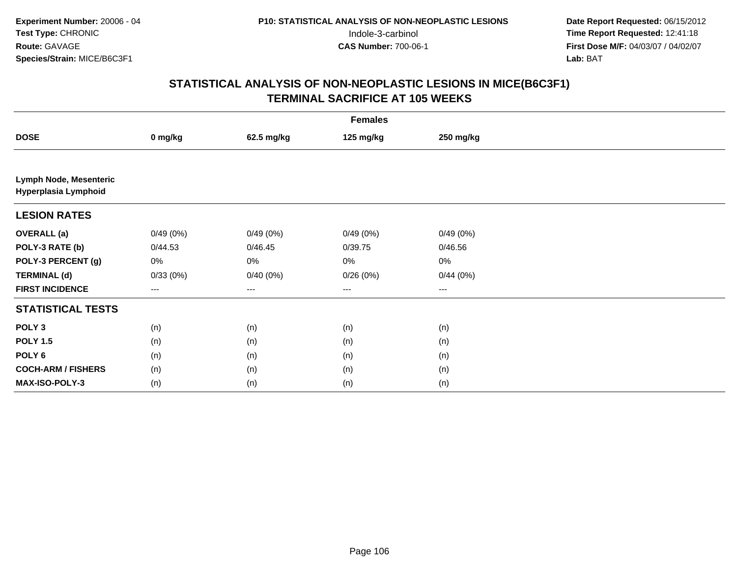**Experiment Number:** 20006 - 04
**Test Type:** CHRONIC
**Route:** GAVAGE
**Species/Strain:** MICE/B6C3F1

**P10: STATISTICAL ANALYSIS OF NON-NEOPLASTIC LESIONS**
Indole-3-carbinol
**CAS Number:** 700-06-1

**Date Report Requested:** 06/15/2012
**Time Report Requested:** 12:41:18
**First Dose M/F:** 04/03/07 / 04/02/07
**Lab:** BAT

## STATISTICAL ANALYSIS OF NON-NEOPLASTIC LESIONS IN MICE(B6C3F1) TERMINAL SACRIFICE AT 105 WEEKS

| Females | | | | |
|---|---|---|---|---|
| **DOSE** | **0 mg/kg** | **62.5 mg/kg** | **125 mg/kg** | **250 mg/kg** |
| **Lymph Node, Mesenteric Hyperplasia Lymphoid** | | | | |
| **LESION RATES** | | | | |
| **OVERALL (a)** | 0/49 (0%) | 0/49 (0%) | 0/49 (0%) | 0/49 (0%) |
| **POLY-3 RATE (b)** | 0/44.53 | 0/46.45 | 0/39.75 | 0/46.56 |
| **POLY-3 PERCENT (g)** | 0% | 0% | 0% | 0% |
| **TERMINAL (d)** | 0/33 (0%) | 0/40 (0%) | 0/26 (0%) | 0/44 (0%) |
| **FIRST INCIDENCE** | --- | --- | --- | --- |
| **STATISTICAL TESTS** | | | | |
| **POLY 3** | (n) | (n) | (n) | (n) |
| **POLY 1.5** | (n) | (n) | (n) | (n) |
| **POLY 6** | (n) | (n) | (n) | (n) |
| **COCH-ARM / FISHERS** | (n) | (n) | (n) | (n) |
| **MAX-ISO-POLY-3** | (n) | (n) | (n) | (n) |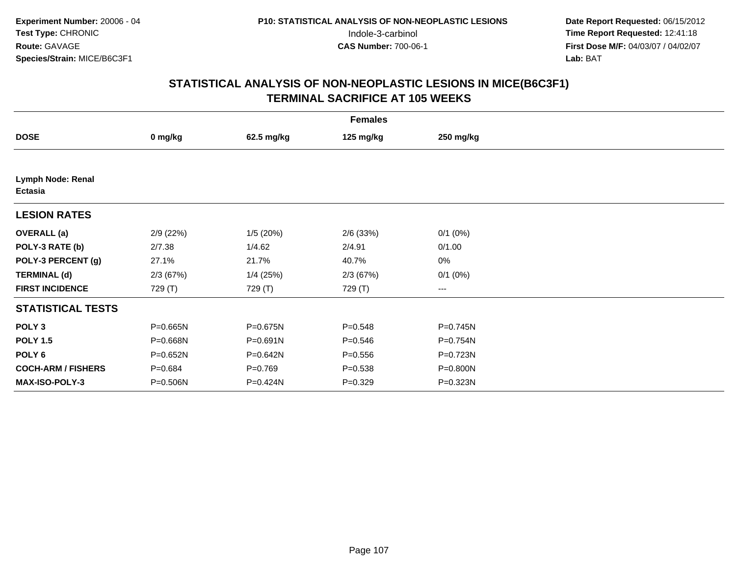**Experiment Number:** 20006 - 04
**Test Type:** CHRONIC
**Route:** GAVAGE
**Species/Strain:** MICE/B6C3F1

**P10: STATISTICAL ANALYSIS OF NON-NEOPLASTIC LESIONS**
Indole-3-carbinol
**CAS Number:** 700-06-1

**Date Report Requested:** 06/15/2012
**Time Report Requested:** 12:41:18
**First Dose M/F:** 04/03/07 / 04/02/07
**Lab:** BAT

## STATISTICAL ANALYSIS OF NON-NEOPLASTIC LESIONS IN MICE(B6C3F1)
## TERMINAL SACRIFICE AT 105 WEEKS

| | Females | | | |
|---|---|---|---|---|
| **DOSE** | **0 mg/kg** | **62.5 mg/kg** | **125 mg/kg** | **250 mg/kg** |
| **Lymph Node: Renal** | | | | |
| **Ectasia** | | | | |
| **LESION RATES** | | | | |
| **OVERALL (a)** | 2/9 (22%) | 1/5 (20%) | 2/6 (33%) | 0/1 (0%) |
| **POLY-3 RATE (b)** | 2/7.38 | 1/4.62 | 2/4.91 | 0/1.00 |
| **POLY-3 PERCENT (g)** | 27.1% | 21.7% | 40.7% | 0% |
| **TERMINAL (d)** | 2/3 (67%) | 1/4 (25%) | 2/3 (67%) | 0/1 (0%) |
| **FIRST INCIDENCE** | 729 (T) | 729 (T) | 729 (T) | --- |
| **STATISTICAL TESTS** | | | | |
| **POLY 3** | P=0.665N | P=0.675N | P=0.548 | P=0.745N |
| **POLY 1.5** | P=0.668N | P=0.691N | P=0.546 | P=0.754N |
| **POLY 6** | P=0.652N | P=0.642N | P=0.556 | P=0.723N |
| **COCH-ARM / FISHERS** | P=0.684 | P=0.769 | P=0.538 | P=0.800N |
| **MAX-ISO-POLY-3** | P=0.506N | P=0.424N | P=0.329 | P=0.323N |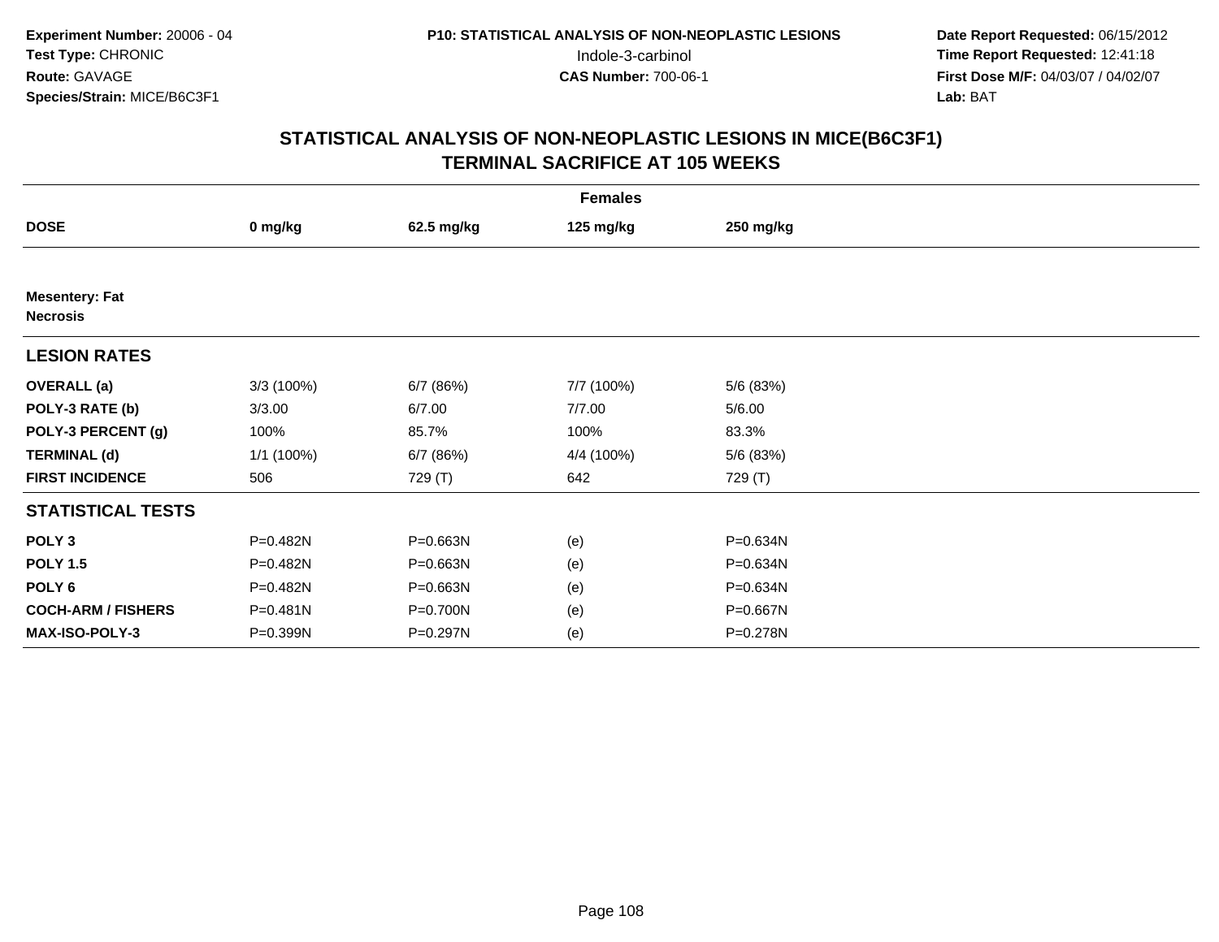Experiment Number: 20006 - 04
Test Type: CHRONIC
Route: GAVAGE
Species/Strain: MICE/B6C3F1

P10: STATISTICAL ANALYSIS OF NON-NEOPLASTIC LESIONS
Indole-3-carbinol
CAS Number: 700-06-1

Date Report Requested: 06/15/2012
Time Report Requested: 12:41:18
First Dose M/F: 04/03/07 / 04/02/07
Lab: BAT

## STATISTICAL ANALYSIS OF NON-NEOPLASTIC LESIONS IN MICE(B6C3F1)
## TERMINAL SACRIFICE AT 105 WEEKS

| | Females | | | |
|---|---|---|---|---|
| **DOSE** | **0 mg/kg** | **62.5 mg/kg** | **125 mg/kg** | **250 mg/kg** |
| **Mesentery: Fat Necrosis** | | | | |
| **LESION RATES** | | | | |
| **OVERALL (a)** | 3/3 (100%) | 6/7 (86%) | 7/7 (100%) | 5/6 (83%) |
| **POLY-3 RATE (b)** | 3/3.00 | 6/7.00 | 7/7.00 | 5/6.00 |
| **POLY-3 PERCENT (g)** | 100% | 85.7% | 100% | 83.3% |
| **TERMINAL (d)** | 1/1 (100%) | 6/7 (86%) | 4/4 (100%) | 5/6 (83%) |
| **FIRST INCIDENCE** | 506 | 729 (T) | 642 | 729 (T) |
| **STATISTICAL TESTS** | | | | |
| **POLY 3** | P=0.482N | P=0.663N | (e) | P=0.634N |
| **POLY 1.5** | P=0.482N | P=0.663N | (e) | P=0.634N |
| **POLY 6** | P=0.482N | P=0.663N | (e) | P=0.634N |
| **COCH-ARM / FISHERS** | P=0.481N | P=0.700N | (e) | P=0.667N |
| **MAX-ISO-POLY-3** | P=0.399N | P=0.297N | (e) | P=0.278N |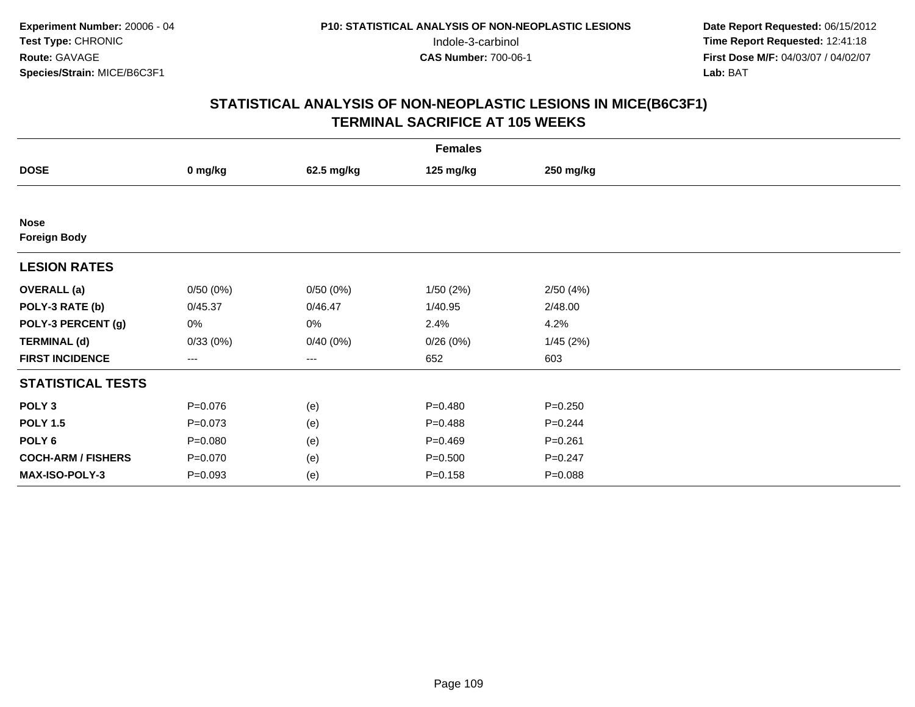**Experiment Number:** 20006 - 04
**Test Type:** CHRONIC
**Route:** GAVAGE
**Species/Strain:** MICE/B6C3F1

**P10: STATISTICAL ANALYSIS OF NON-NEOPLASTIC LESIONS**
Indole-3-carbinol
**CAS Number:** 700-06-1

**Date Report Requested:** 06/15/2012
**Time Report Requested:** 12:41:18
**First Dose M/F:** 04/03/07 / 04/02/07
**Lab:** BAT

## STATISTICAL ANALYSIS OF NON-NEOPLASTIC LESIONS IN MICE(B6C3F1) TERMINAL SACRIFICE AT 105 WEEKS

| Females | | | | |
|---|---|---|---|---|
| **DOSE** | **0 mg/kg** | **62.5 mg/kg** | **125 mg/kg** | **250 mg/kg** |
| **Nose** | | | | |
| **Foreign Body** | | | | |
| **LESION RATES** | | | | |
| **OVERALL (a)** | 0/50 (0%) | 0/50 (0%) | 1/50 (2%) | 2/50 (4%) |
| **POLY-3 RATE (b)** | 0/45.37 | 0/46.47 | 1/40.95 | 2/48.00 |
| **POLY-3 PERCENT (g)** | 0% | 0% | 2.4% | 4.2% |
| **TERMINAL (d)** | 0/33 (0%) | 0/40 (0%) | 0/26 (0%) | 1/45 (2%) |
| **FIRST INCIDENCE** | --- | --- | 652 | 603 |
| **STATISTICAL TESTS** | | | | |
| **POLY 3** | P=0.076 | (e) | P=0.480 | P=0.250 |
| **POLY 1.5** | P=0.073 | (e) | P=0.488 | P=0.244 |
| **POLY 6** | P=0.080 | (e) | P=0.469 | P=0.261 |
| **COCH-ARM / FISHERS** | P=0.070 | (e) | P=0.500 | P=0.247 |
| **MAX-ISO-POLY-3** | P=0.093 | (e) | P=0.158 | P=0.088 |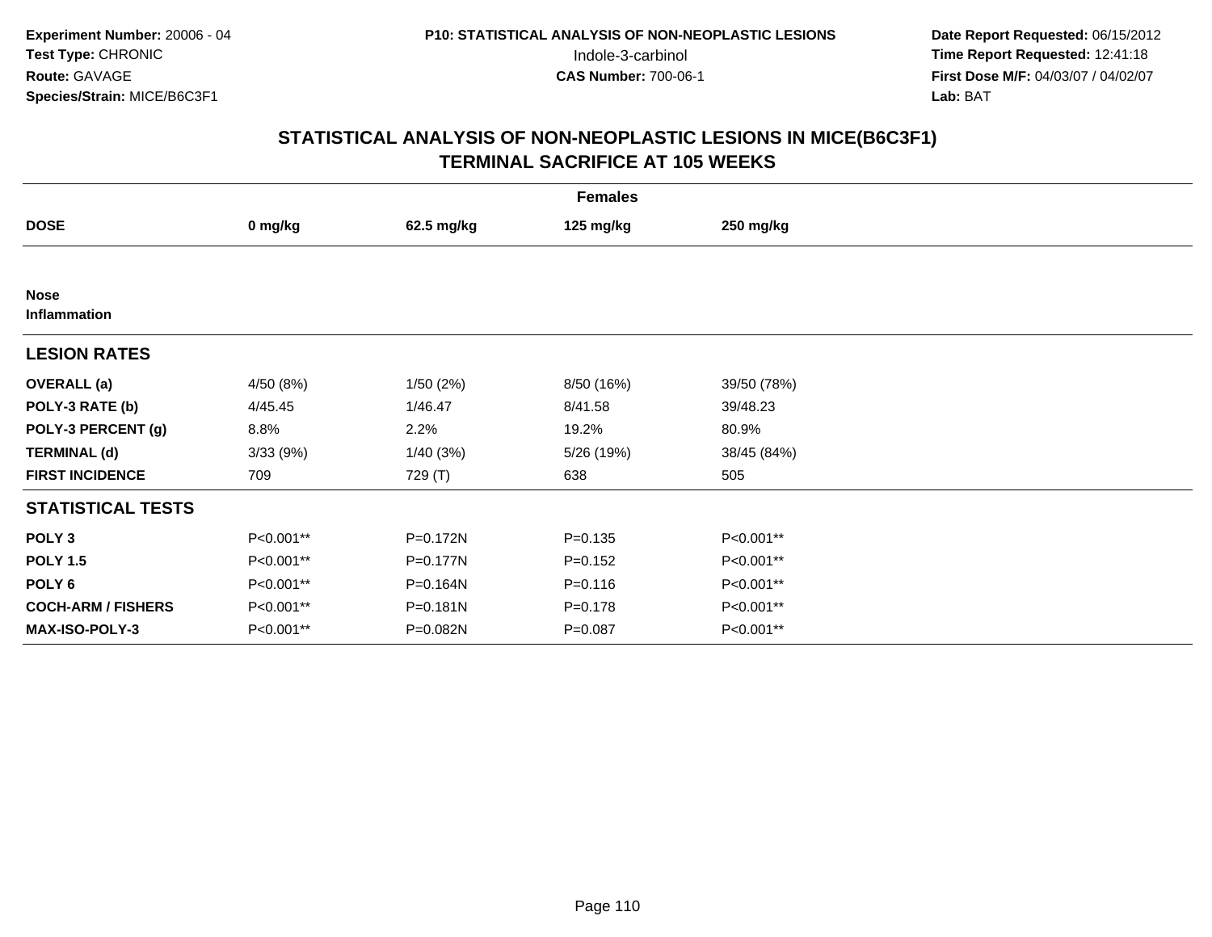**Experiment Number:** 20006 - 04
**Test Type:** CHRONIC
**Route:** GAVAGE
**Species/Strain:** MICE/B6C3F1

**P10: STATISTICAL ANALYSIS OF NON-NEOPLASTIC LESIONS**
Indole-3-carbinol
**CAS Number:** 700-06-1

**Date Report Requested:** 06/15/2012
**Time Report Requested:** 12:41:18
**First Dose M/F:** 04/03/07 / 04/02/07
**Lab:** BAT

## STATISTICAL ANALYSIS OF NON-NEOPLASTIC LESIONS IN MICE(B6C3F1)
## TERMINAL SACRIFICE AT 105 WEEKS

| | Females | | | |
|---|---|---|---|---|
| **DOSE** | **0 mg/kg** | **62.5 mg/kg** | **125 mg/kg** | **250 mg/kg** |
| **Nose** | | | | |
| **Inflammation** | | | | |
| **LESION RATES** | | | | |
| **OVERALL (a)** | 4/50 (8%) | 1/50 (2%) | 8/50 (16%) | 39/50 (78%) |
| **POLY-3 RATE (b)** | 4/45.45 | 1/46.47 | 8/41.58 | 39/48.23 |
| **POLY-3 PERCENT (g)** | 8.8% | 2.2% | 19.2% | 80.9% |
| **TERMINAL (d)** | 3/33 (9%) | 1/40 (3%) | 5/26 (19%) | 38/45 (84%) |
| **FIRST INCIDENCE** | 709 | 729 (T) | 638 | 505 |
| **STATISTICAL TESTS** | | | | |
| **POLY 3** | P<0.001** | P=0.172N | P=0.135 | P<0.001** |
| **POLY 1.5** | P<0.001** | P=0.177N | P=0.152 | P<0.001** |
| **POLY 6** | P<0.001** | P=0.164N | P=0.116 | P<0.001** |
| **COCH-ARM / FISHERS** | P<0.001** | P=0.181N | P=0.178 | P<0.001** |
| **MAX-ISO-POLY-3** | P<0.001** | P=0.082N | P=0.087 | P<0.001** |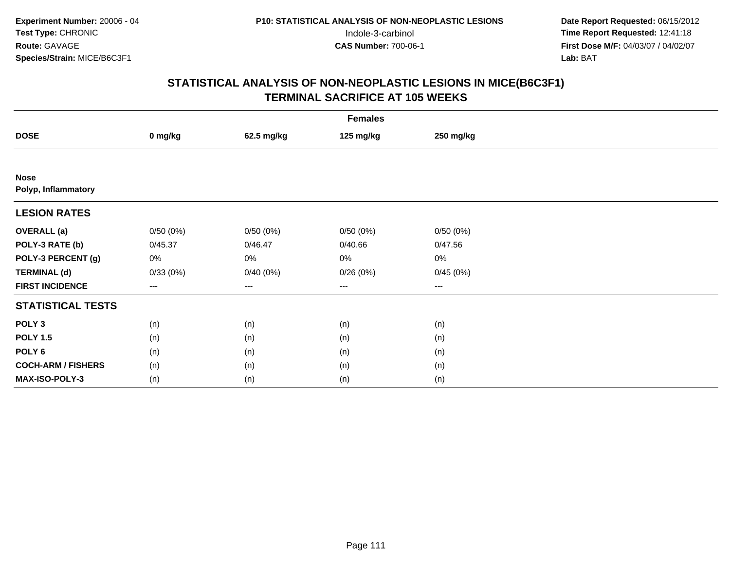**Experiment Number:** 20006 - 04
**Test Type:** CHRONIC
**Route:** GAVAGE
**Species/Strain:** MICE/B6C3F1

**P10: STATISTICAL ANALYSIS OF NON-NEOPLASTIC LESIONS**
Indole-3-carbinol
**CAS Number:** 700-06-1

**Date Report Requested:** 06/15/2012
**Time Report Requested:** 12:41:18
**First Dose M/F:** 04/03/07 / 04/02/07
**Lab:** BAT

## STATISTICAL ANALYSIS OF NON-NEOPLASTIC LESIONS IN MICE(B6C3F1)
## TERMINAL SACRIFICE AT 105 WEEKS

| | Females | | | |
|---|---|---|---|---|
| **DOSE** | **0 mg/kg** | **62.5 mg/kg** | **125 mg/kg** | **250 mg/kg** |
| **Nose** | | | | |
| **Polyp, Inflammatory** | | | | |
| **LESION RATES** | | | | |
| **OVERALL (a)** | 0/50 (0%) | 0/50 (0%) | 0/50 (0%) | 0/50 (0%) |
| **POLY-3 RATE (b)** | 0/45.37 | 0/46.47 | 0/40.66 | 0/47.56 |
| **POLY-3 PERCENT (g)** | 0% | 0% | 0% | 0% |
| **TERMINAL (d)** | 0/33 (0%) | 0/40 (0%) | 0/26 (0%) | 0/45 (0%) |
| **FIRST INCIDENCE** | --- | --- | --- | --- |
| **STATISTICAL TESTS** | | | | |
| **POLY 3** | (n) | (n) | (n) | (n) |
| **POLY 1.5** | (n) | (n) | (n) | (n) |
| **POLY 6** | (n) | (n) | (n) | (n) |
| **COCH-ARM / FISHERS** | (n) | (n) | (n) | (n) |
| **MAX-ISO-POLY-3** | (n) | (n) | (n) | (n) |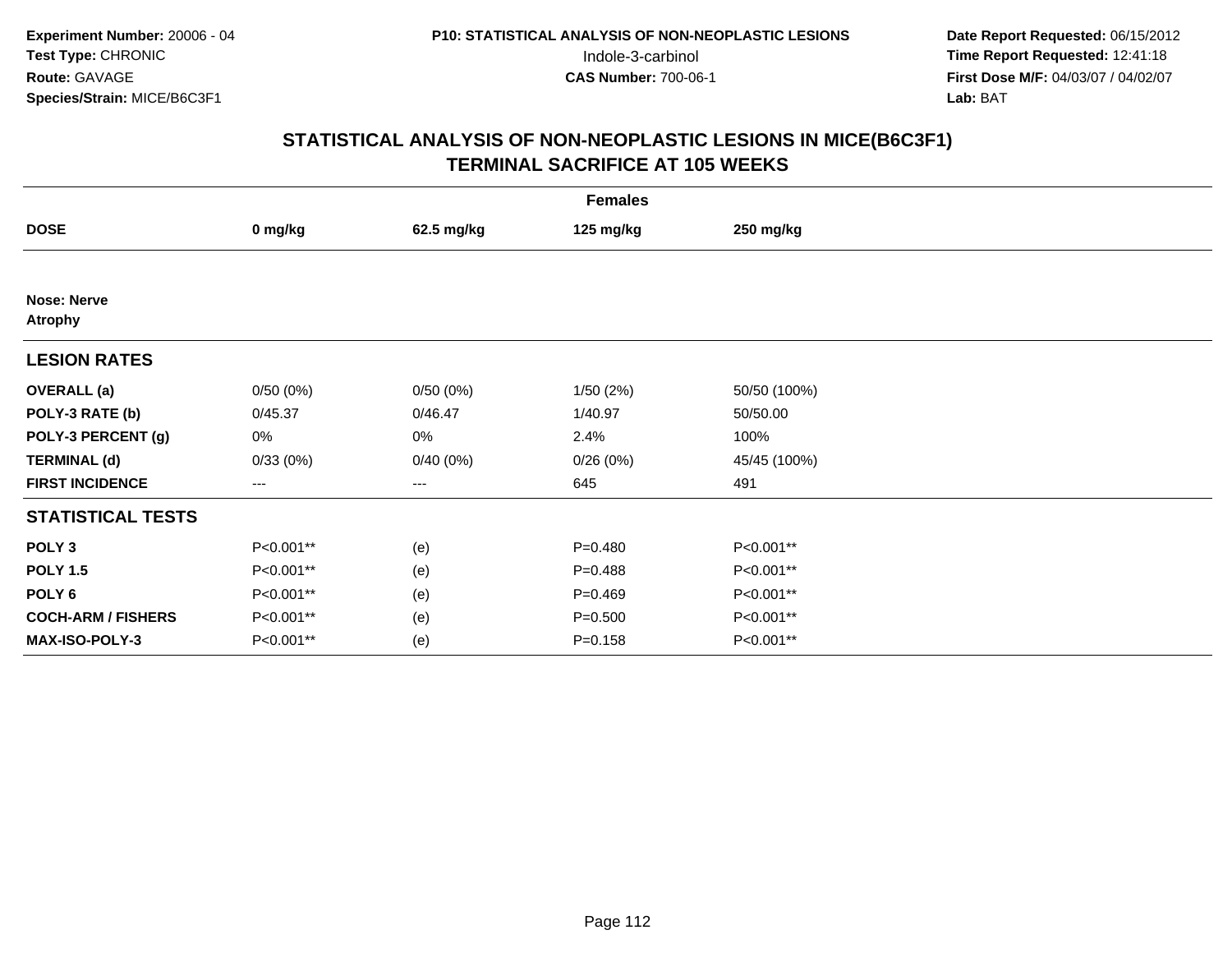**Experiment Number:** 20006 - 04
**Test Type:** CHRONIC
**Route:** GAVAGE
**Species/Strain:** MICE/B6C3F1

**P10: STATISTICAL ANALYSIS OF NON-NEOPLASTIC LESIONS**
Indole-3-carbinol
**CAS Number:** 700-06-1

**Date Report Requested:** 06/15/2012
**Time Report Requested:** 12:41:18
**First Dose M/F:** 04/03/07 / 04/02/07
**Lab:** BAT

## STATISTICAL ANALYSIS OF NON-NEOPLASTIC LESIONS IN MICE(B6C3F1)
## TERMINAL SACRIFICE AT 105 WEEKS

| Females | | | | |
|---|---|---|---|---|
| **DOSE** | **0 mg/kg** | **62.5 mg/kg** | **125 mg/kg** | **250 mg/kg** |
| **Nose: Nerve** | | | | |
| **Atrophy** | | | | |
| **LESION RATES** | | | | |
| **OVERALL (a)** | 0/50 (0%) | 0/50 (0%) | 1/50 (2%) | 50/50 (100%) |
| **POLY-3 RATE (b)** | 0/45.37 | 0/46.47 | 1/40.97 | 50/50.00 |
| **POLY-3 PERCENT (g)** | 0% | 0% | 2.4% | 100% |
| **TERMINAL (d)** | 0/33 (0%) | 0/40 (0%) | 0/26 (0%) | 45/45 (100%) |
| **FIRST INCIDENCE** | --- | --- | 645 | 491 |
| **STATISTICAL TESTS** | | | | |
| **POLY 3** | P<0.001** | (e) | P=0.480 | P<0.001** |
| **POLY 1.5** | P<0.001** | (e) | P=0.488 | P<0.001** |
| **POLY 6** | P<0.001** | (e) | P=0.469 | P<0.001** |
| **COCH-ARM / FISHERS** | P<0.001** | (e) | P=0.500 | P<0.001** |
| **MAX-ISO-POLY-3** | P<0.001** | (e) | P=0.158 | P<0.001** |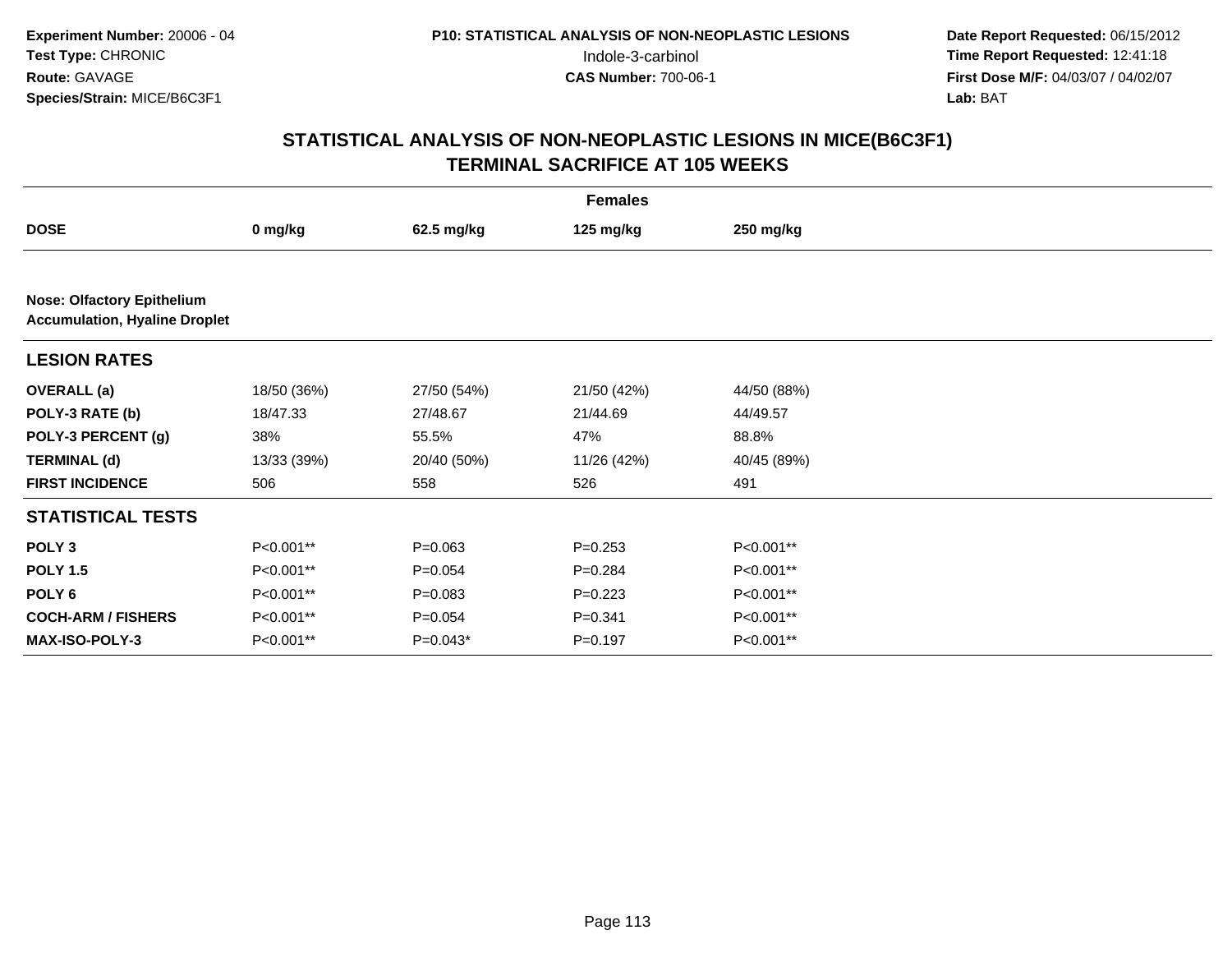Experiment Number: 20006 - 04
Test Type: CHRONIC
Route: GAVAGE
Species/Strain: MICE/B6C3F1

P10: STATISTICAL ANALYSIS OF NON-NEOPLASTIC LESIONS
Indole-3-carbinol
CAS Number: 700-06-1

Date Report Requested: 06/15/2012
Time Report Requested: 12:41:18
First Dose M/F: 04/03/07 / 04/02/07
Lab: BAT

## STATISTICAL ANALYSIS OF NON-NEOPLASTIC LESIONS IN MICE(B6C3F1)
## TERMINAL SACRIFICE AT 105 WEEKS

| Females | | | | |
|---|---|---|---|---|
| **DOSE** | **0 mg/kg** | **62.5 mg/kg** | **125 mg/kg** | **250 mg/kg** |
| **Nose: Olfactory Epithelium Accumulation, Hyaline Droplet** | | | | |
| **LESION RATES** | | | | |
| **OVERALL (a)** | 18/50 (36%) | 27/50 (54%) | 21/50 (42%) | 44/50 (88%) |
| **POLY-3 RATE (b)** | 18/47.33 | 27/48.67 | 21/44.69 | 44/49.57 |
| **POLY-3 PERCENT (g)** | 38% | 55.5% | 47% | 88.8% |
| **TERMINAL (d)** | 13/33 (39%) | 20/40 (50%) | 11/26 (42%) | 40/45 (89%) |
| **FIRST INCIDENCE** | 506 | 558 | 526 | 491 |
| **STATISTICAL TESTS** | | | | |
| **POLY 3** | P<0.001** | P=0.063 | P=0.253 | P<0.001** |
| **POLY 1.5** | P<0.001** | P=0.054 | P=0.284 | P<0.001** |
| **POLY 6** | P<0.001** | P=0.083 | P=0.223 | P<0.001** |
| **COCH-ARM / FISHERS** | P<0.001** | P=0.054 | P=0.341 | P<0.001** |
| **MAX-ISO-POLY-3** | P<0.001** | P=0.043* | P=0.197 | P<0.001** |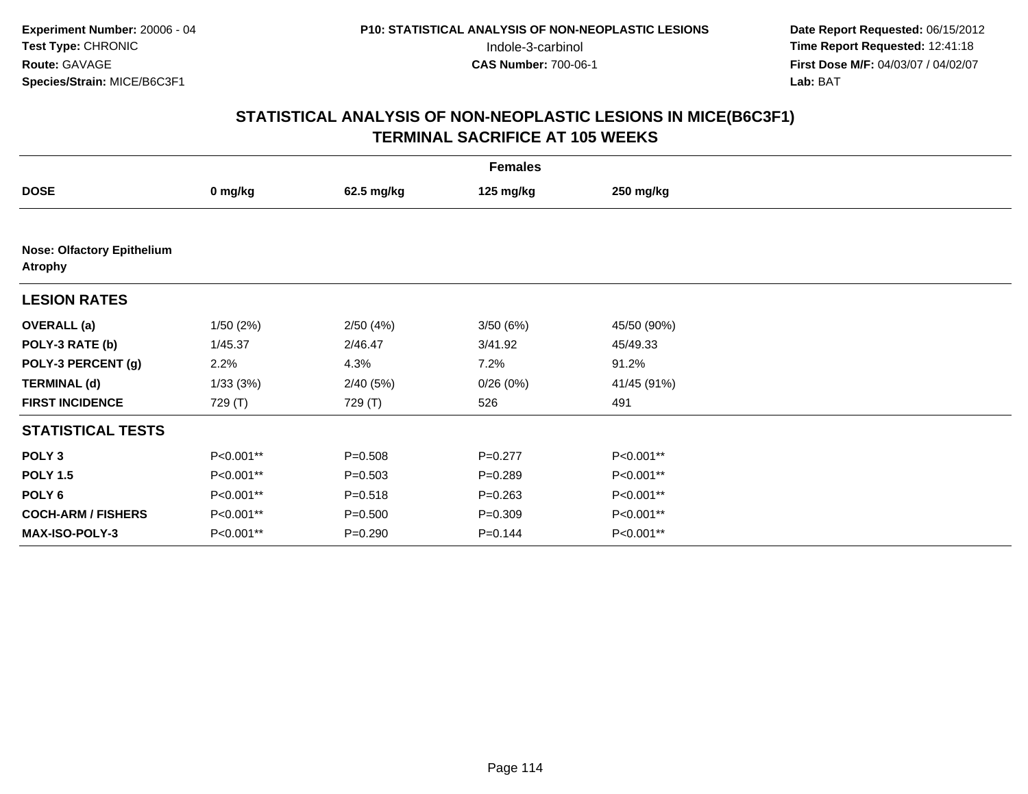**Experiment Number:** 20006 - 04
**Test Type:** CHRONIC
**Route:** GAVAGE
**Species/Strain:** MICE/B6C3F1

**P10: STATISTICAL ANALYSIS OF NON-NEOPLASTIC LESIONS**
Indole-3-carbinol
**CAS Number:** 700-06-1

**Date Report Requested:** 06/15/2012
**Time Report Requested:** 12:41:18
**First Dose M/F:** 04/03/07 / 04/02/07
**Lab:** BAT

## STATISTICAL ANALYSIS OF NON-NEOPLASTIC LESIONS IN MICE(B6C3F1)
## TERMINAL SACRIFICE AT 105 WEEKS

| | Females | | | |
|---|---|---|---|---|
| **DOSE** | **0 mg/kg** | **62.5 mg/kg** | **125 mg/kg** | **250 mg/kg** |
| **Nose: Olfactory Epithelium Atrophy** | | | | |
| **LESION RATES** | | | | |
| **OVERALL (a)** | 1/50 (2%) | 2/50 (4%) | 3/50 (6%) | 45/50 (90%) |
| **POLY-3 RATE (b)** | 1/45.37 | 2/46.47 | 3/41.92 | 45/49.33 |
| **POLY-3 PERCENT (g)** | 2.2% | 4.3% | 7.2% | 91.2% |
| **TERMINAL (d)** | 1/33 (3%) | 2/40 (5%) | 0/26 (0%) | 41/45 (91%) |
| **FIRST INCIDENCE** | 729 (T) | 729 (T) | 526 | 491 |
| **STATISTICAL TESTS** | | | | |
| **POLY 3** | P<0.001** | P=0.508 | P=0.277 | P<0.001** |
| **POLY 1.5** | P<0.001** | P=0.503 | P=0.289 | P<0.001** |
| **POLY 6** | P<0.001** | P=0.518 | P=0.263 | P<0.001** |
| **COCH-ARM / FISHERS** | P<0.001** | P=0.500 | P=0.309 | P<0.001** |
| **MAX-ISO-POLY-3** | P<0.001** | P=0.290 | P=0.144 | P<0.001** |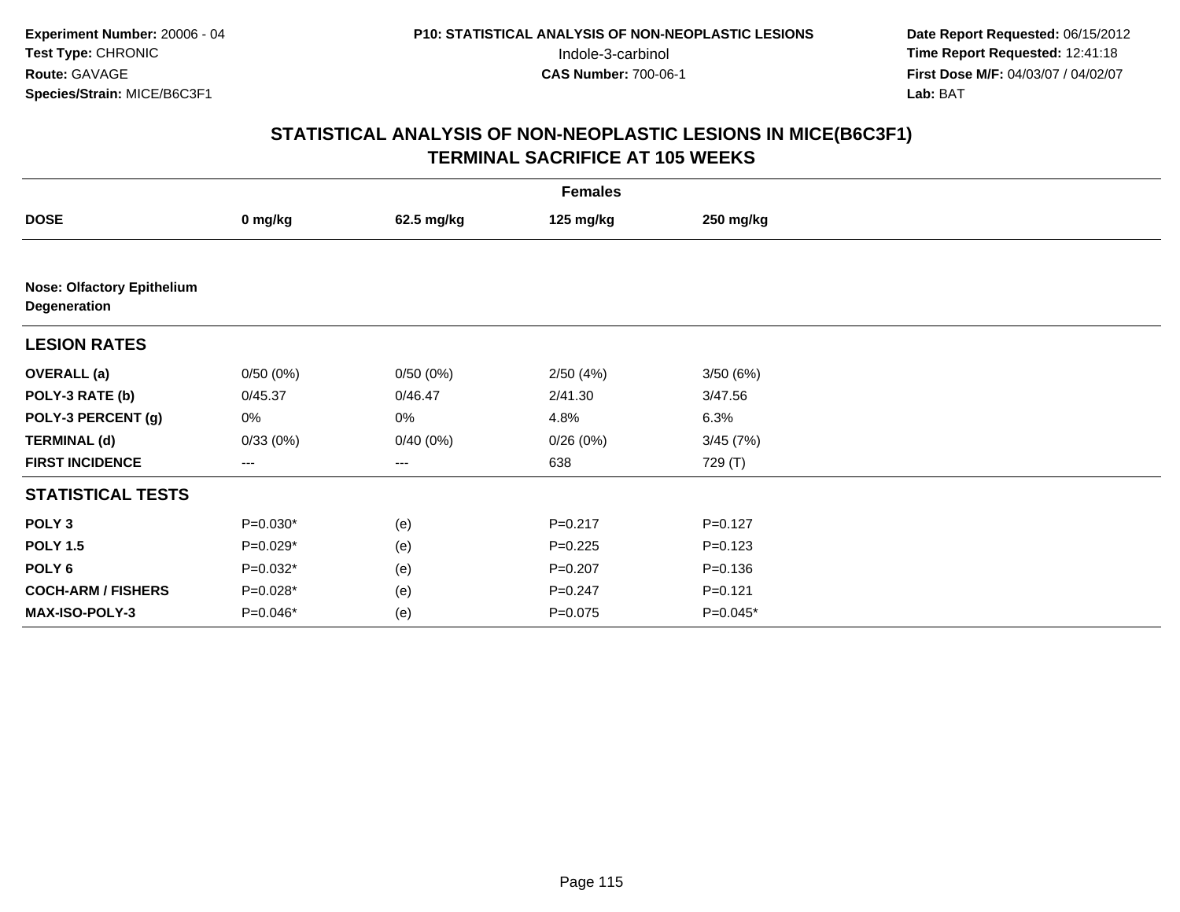**Experiment Number:** 20006 - 04
**Test Type:** CHRONIC
**Route:** GAVAGE
**Species/Strain:** MICE/B6C3F1

**P10: STATISTICAL ANALYSIS OF NON-NEOPLASTIC LESIONS**
Indole-3-carbinol
**CAS Number:** 700-06-1

**Date Report Requested:** 06/15/2012
**Time Report Requested:** 12:41:18
**First Dose M/F:** 04/03/07 / 04/02/07
**Lab:** BAT

## STATISTICAL ANALYSIS OF NON-NEOPLASTIC LESIONS IN MICE(B6C3F1) TERMINAL SACRIFICE AT 105 WEEKS

| | Females | | | |
|---|---|---|---|---|
| **DOSE** | **0 mg/kg** | **62.5 mg/kg** | **125 mg/kg** | **250 mg/kg** |
| **Nose: Olfactory Epithelium Degeneration** | | | | |
| **LESION RATES** | | | | |
| **OVERALL (a)** | 0/50 (0%) | 0/50 (0%) | 2/50 (4%) | 3/50 (6%) |
| **POLY-3 RATE (b)** | 0/45.37 | 0/46.47 | 2/41.30 | 3/47.56 |
| **POLY-3 PERCENT (g)** | 0% | 0% | 4.8% | 6.3% |
| **TERMINAL (d)** | 0/33 (0%) | 0/40 (0%) | 0/26 (0%) | 3/45 (7%) |
| **FIRST INCIDENCE** | --- | --- | 638 | 729 (T) |
| **STATISTICAL TESTS** | | | | |
| **POLY 3** | P=0.030* | (e) | P=0.217 | P=0.127 |
| **POLY 1.5** | P=0.029* | (e) | P=0.225 | P=0.123 |
| **POLY 6** | P=0.032* | (e) | P=0.207 | P=0.136 |
| **COCH-ARM / FISHERS** | P=0.028* | (e) | P=0.247 | P=0.121 |
| **MAX-ISO-POLY-3** | P=0.046* | (e) | P=0.075 | P=0.045* |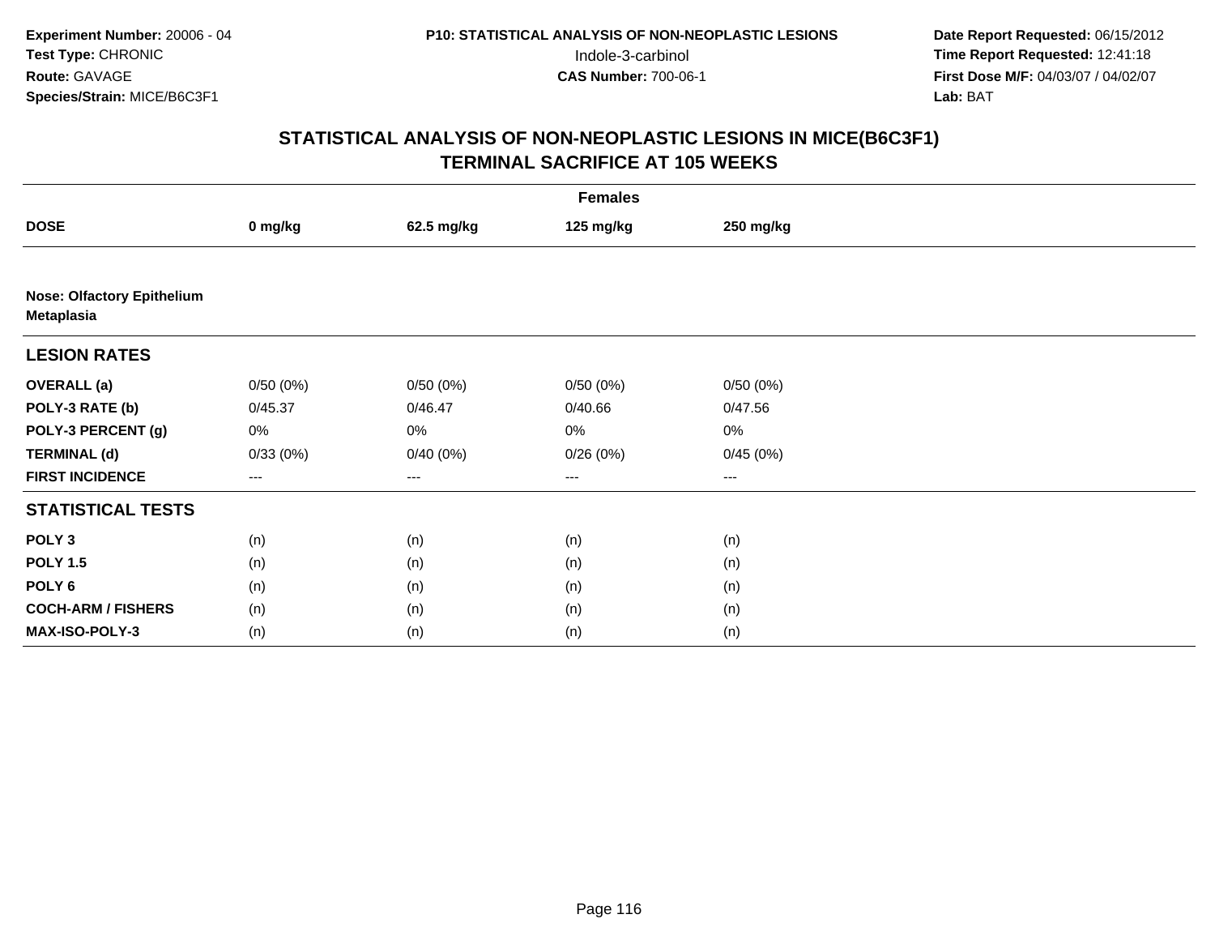**Experiment Number:** 20006 - 04
**Test Type:** CHRONIC
**Route:** GAVAGE
**Species/Strain:** MICE/B6C3F1

**P10: STATISTICAL ANALYSIS OF NON-NEOPLASTIC LESIONS**
Indole-3-carbinol
**CAS Number:** 700-06-1

**Date Report Requested:** 06/15/2012
**Time Report Requested:** 12:41:18
**First Dose M/F:** 04/03/07 / 04/02/07
**Lab:** BAT

## STATISTICAL ANALYSIS OF NON-NEOPLASTIC LESIONS IN MICE(B6C3F1)
## TERMINAL SACRIFICE AT 105 WEEKS

| | Females | | | |
|---|---|---|---|---|
| **DOSE** | **0 mg/kg** | **62.5 mg/kg** | **125 mg/kg** | **250 mg/kg** |
| **Nose: Olfactory Epithelium Metaplasia** | | | | |
| **LESION RATES** | | | | |
| **OVERALL (a)** | 0/50 (0%) | 0/50 (0%) | 0/50 (0%) | 0/50 (0%) |
| **POLY-3 RATE (b)** | 0/45.37 | 0/46.47 | 0/40.66 | 0/47.56 |
| **POLY-3 PERCENT (g)** | 0% | 0% | 0% | 0% |
| **TERMINAL (d)** | 0/33 (0%) | 0/40 (0%) | 0/26 (0%) | 0/45 (0%) |
| **FIRST INCIDENCE** | --- | --- | --- | --- |
| **STATISTICAL TESTS** | | | | |
| **POLY 3** | (n) | (n) | (n) | (n) |
| **POLY 1.5** | (n) | (n) | (n) | (n) |
| **POLY 6** | (n) | (n) | (n) | (n) |
| **COCH-ARM / FISHERS** | (n) | (n) | (n) | (n) |
| **MAX-ISO-POLY-3** | (n) | (n) | (n) | (n) |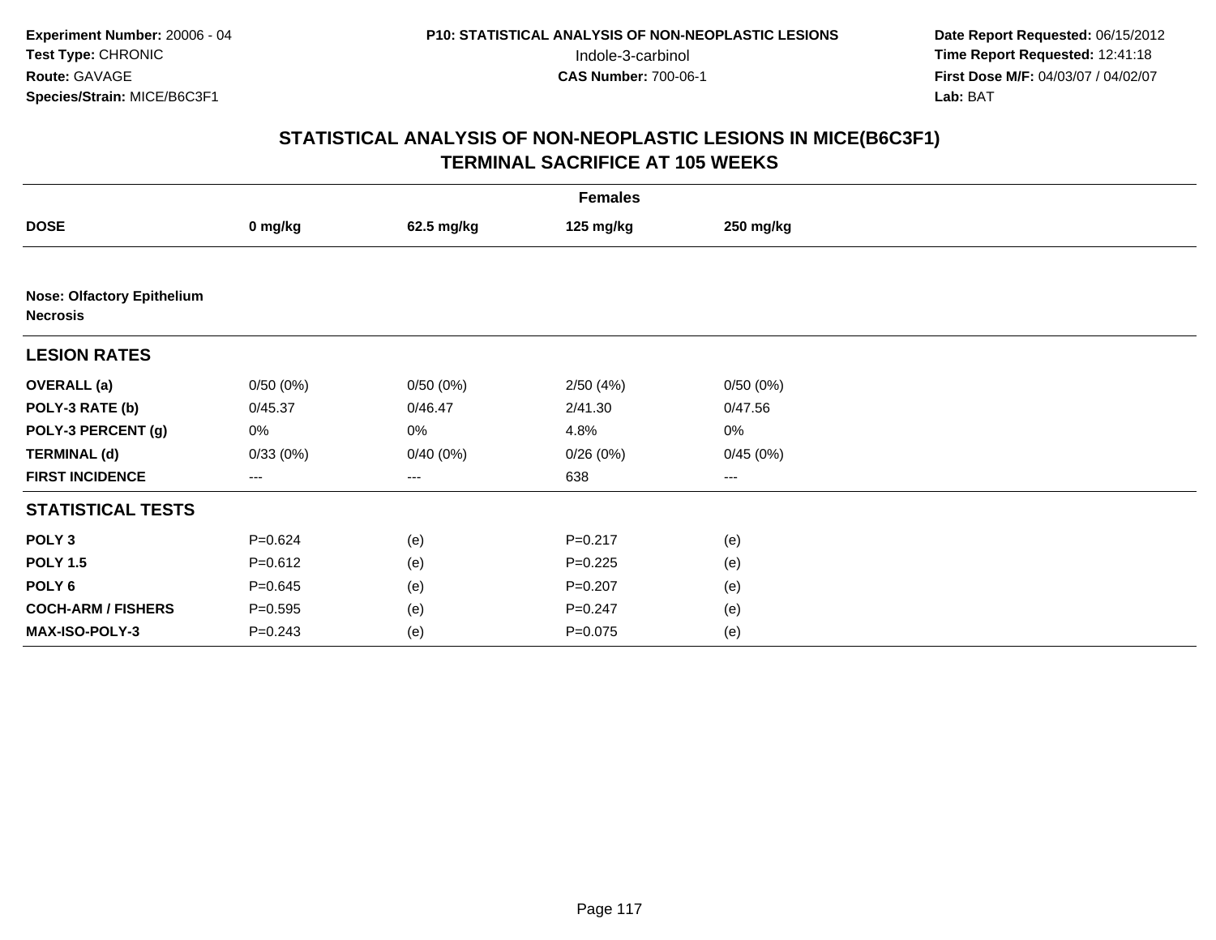**Experiment Number:** 20006 - 04
**Test Type:** CHRONIC
**Route:** GAVAGE
**Species/Strain:** MICE/B6C3F1

**P10: STATISTICAL ANALYSIS OF NON-NEOPLASTIC LESIONS**
Indole-3-carbinol
**CAS Number:** 700-06-1

**Date Report Requested:** 06/15/2012
**Time Report Requested:** 12:41:18
**First Dose M/F:** 04/03/07 / 04/02/07
**Lab:** BAT

## STATISTICAL ANALYSIS OF NON-NEOPLASTIC LESIONS IN MICE(B6C3F1)
## TERMINAL SACRIFICE AT 105 WEEKS

| | Females | | | |
|---|---|---|---|---|
| **DOSE** | **0 mg/kg** | **62.5 mg/kg** | **125 mg/kg** | **250 mg/kg** |
| **Nose: Olfactory Epithelium Necrosis** | | | | |
| **LESION RATES** | | | | |
| **OVERALL (a)** | 0/50 (0%) | 0/50 (0%) | 2/50 (4%) | 0/50 (0%) |
| **POLY-3 RATE (b)** | 0/45.37 | 0/46.47 | 2/41.30 | 0/47.56 |
| **POLY-3 PERCENT (g)** | 0% | 0% | 4.8% | 0% |
| **TERMINAL (d)** | 0/33 (0%) | 0/40 (0%) | 0/26 (0%) | 0/45 (0%) |
| **FIRST INCIDENCE** | --- | --- | 638 | --- |
| **STATISTICAL TESTS** | | | | |
| **POLY 3** | P=0.624 | (e) | P=0.217 | (e) |
| **POLY 1.5** | P=0.612 | (e) | P=0.225 | (e) |
| **POLY 6** | P=0.645 | (e) | P=0.207 | (e) |
| **COCH-ARM / FISHERS** | P=0.595 | (e) | P=0.247 | (e) |
| **MAX-ISO-POLY-3** | P=0.243 | (e) | P=0.075 | (e) |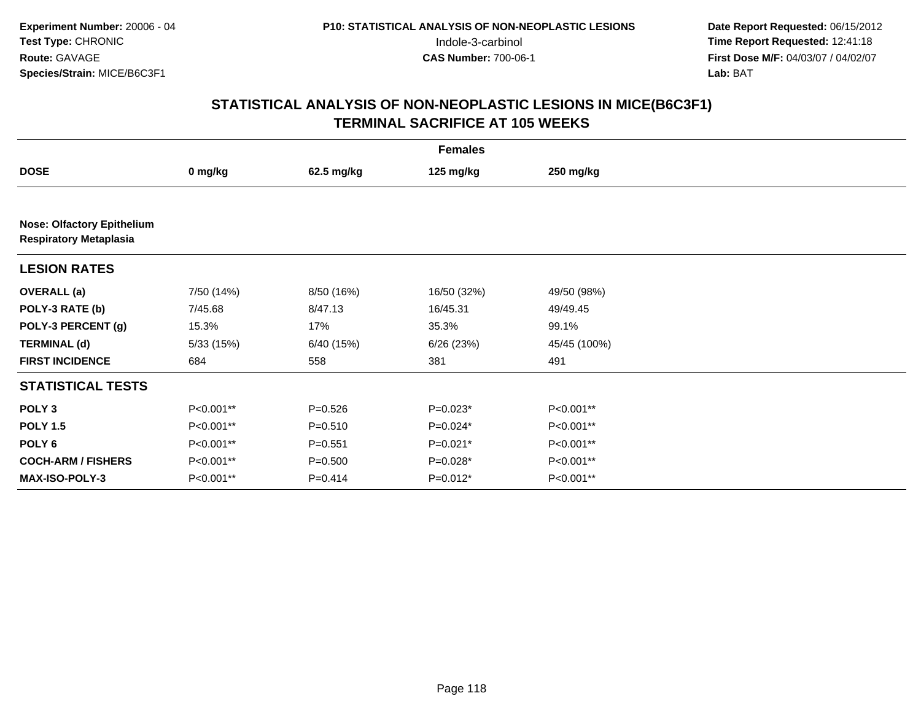**Experiment Number:** 20006 - 04
**Test Type:** CHRONIC
**Route:** GAVAGE
**Species/Strain:** MICE/B6C3F1

**P10: STATISTICAL ANALYSIS OF NON-NEOPLASTIC LESIONS**
Indole-3-carbinol
**CAS Number:** 700-06-1

**Date Report Requested:** 06/15/2012
**Time Report Requested:** 12:41:18
**First Dose M/F:** 04/03/07 / 04/02/07
**Lab:** BAT

## STATISTICAL ANALYSIS OF NON-NEOPLASTIC LESIONS IN MICE(B6C3F1) TERMINAL SACRIFICE AT 105 WEEKS

| Females | | | | |
|---|---|---|---|---|
| **DOSE** | **0 mg/kg** | **62.5 mg/kg** | **125 mg/kg** | **250 mg/kg** |
| **Nose: Olfactory Epithelium Respiratory Metaplasia** | | | | |
| **LESION RATES** | | | | |
| **OVERALL (a)** | 7/50 (14%) | 8/50 (16%) | 16/50 (32%) | 49/50 (98%) |
| **POLY-3 RATE (b)** | 7/45.68 | 8/47.13 | 16/45.31 | 49/49.45 |
| **POLY-3 PERCENT (g)** | 15.3% | 17% | 35.3% | 99.1% |
| **TERMINAL (d)** | 5/33 (15%) | 6/40 (15%) | 6/26 (23%) | 45/45 (100%) |
| **FIRST INCIDENCE** | 684 | 558 | 381 | 491 |
| **STATISTICAL TESTS** | | | | |
| **POLY 3** | P<0.001** | P=0.526 | P=0.023* | P<0.001** |
| **POLY 1.5** | P<0.001** | P=0.510 | P=0.024* | P<0.001** |
| **POLY 6** | P<0.001** | P=0.551 | P=0.021* | P<0.001** |
| **COCH-ARM / FISHERS** | P<0.001** | P=0.500 | P=0.028* | P<0.001** |
| **MAX-ISO-POLY-3** | P<0.001** | P=0.414 | P=0.012* | P<0.001** |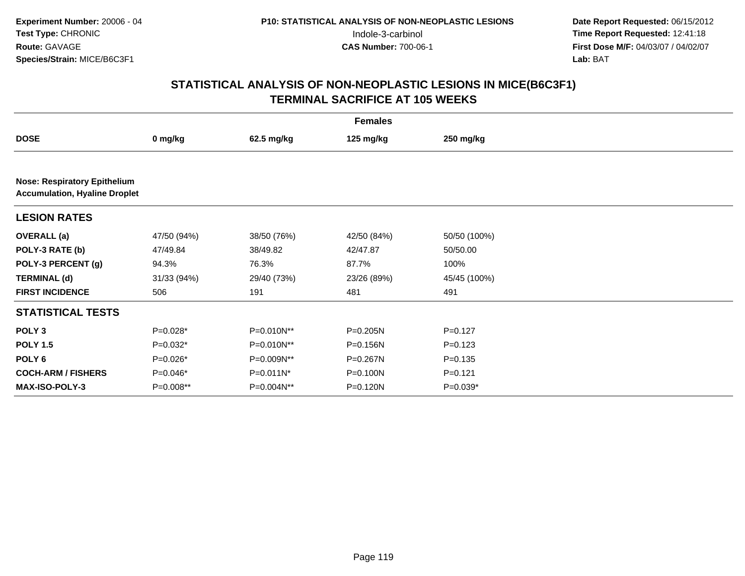Experiment Number: 20006 - 04
Test Type: CHRONIC
Route: GAVAGE
Species/Strain: MICE/B6C3F1

P10: STATISTICAL ANALYSIS OF NON-NEOPLASTIC LESIONS
Indole-3-carbinol
CAS Number: 700-06-1

Date Report Requested: 06/15/2012
Time Report Requested: 12:41:18
First Dose M/F: 04/03/07 / 04/02/07
Lab: BAT

## STATISTICAL ANALYSIS OF NON-NEOPLASTIC LESIONS IN MICE(B6C3F1)
## TERMINAL SACRIFICE AT 105 WEEKS

| | Females | | | |
|---|---|---|---|---|
| **DOSE** | **0 mg/kg** | **62.5 mg/kg** | **125 mg/kg** | **250 mg/kg** |
| **Nose: Respiratory Epithelium Accumulation, Hyaline Droplet** | | | | |
| **LESION RATES** | | | | |
| **OVERALL (a)** | 47/50 (94%) | 38/50 (76%) | 42/50 (84%) | 50/50 (100%) |
| **POLY-3 RATE (b)** | 47/49.84 | 38/49.82 | 42/47.87 | 50/50.00 |
| **POLY-3 PERCENT (g)** | 94.3% | 76.3% | 87.7% | 100% |
| **TERMINAL (d)** | 31/33 (94%) | 29/40 (73%) | 23/26 (89%) | 45/45 (100%) |
| **FIRST INCIDENCE** | 506 | 191 | 481 | 491 |
| **STATISTICAL TESTS** | | | | |
| **POLY 3** | P=0.028* | P=0.010N** | P=0.205N | P=0.127 |
| **POLY 1.5** | P=0.032* | P=0.010N** | P=0.156N | P=0.123 |
| **POLY 6** | P=0.026* | P=0.009N** | P=0.267N | P=0.135 |
| **COCH-ARM / FISHERS** | P=0.046* | P=0.011N* | P=0.100N | P=0.121 |
| **MAX-ISO-POLY-3** | P=0.008** | P=0.004N** | P=0.120N | P=0.039* |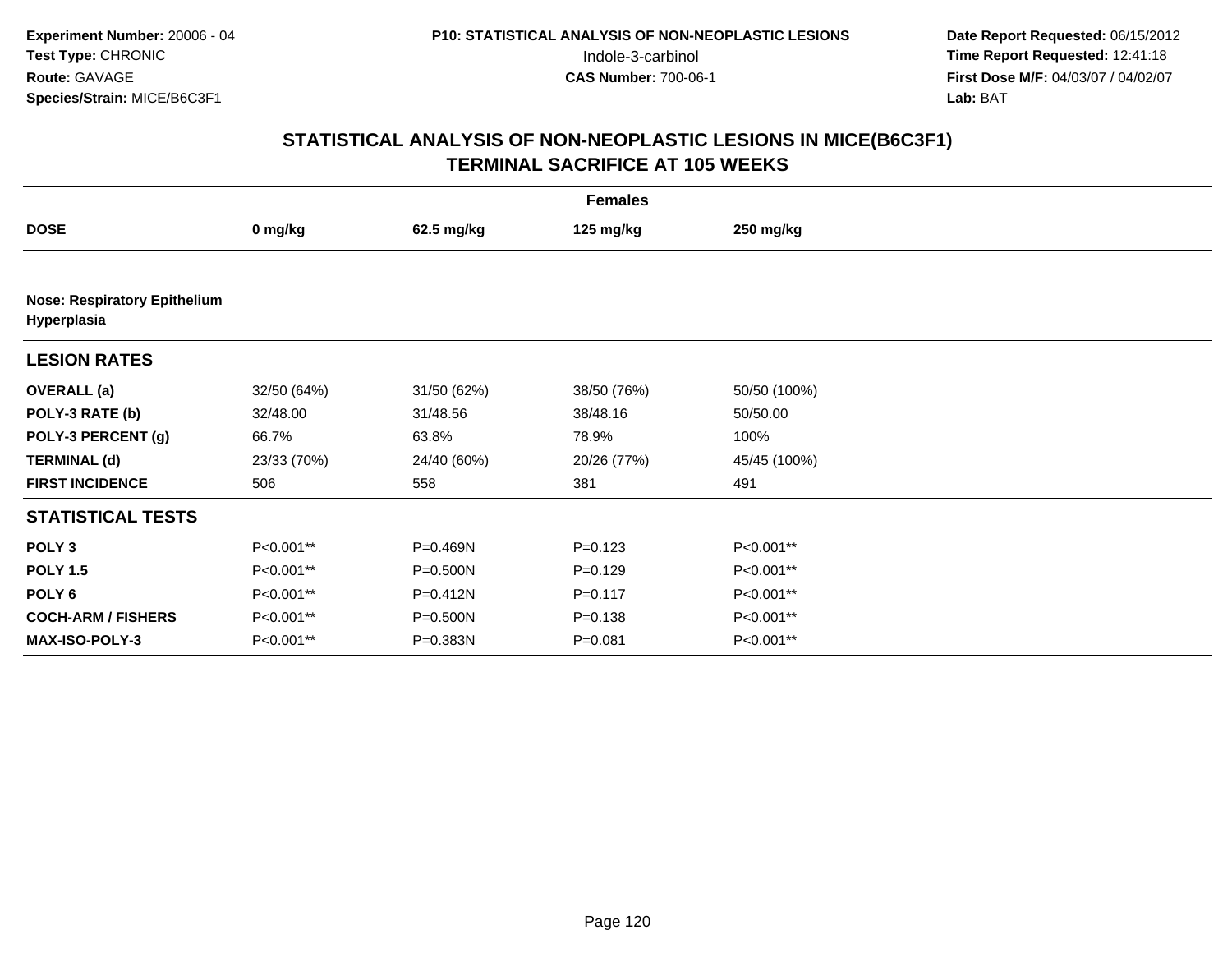**Experiment Number:** 20006 - 04
**Test Type:** CHRONIC
**Route:** GAVAGE
**Species/Strain:** MICE/B6C3F1

**P10: STATISTICAL ANALYSIS OF NON-NEOPLASTIC LESIONS**
Indole-3-carbinol
**CAS Number:** 700-06-1

**Date Report Requested:** 06/15/2012
**Time Report Requested:** 12:41:18
**First Dose M/F:** 04/03/07 / 04/02/07
**Lab:** BAT

# STATISTICAL ANALYSIS OF NON-NEOPLASTIC LESIONS IN MICE(B6C3F1)
## TERMINAL SACRIFICE AT 105 WEEKS

| Females | | | | |
|---|---|---|---|---|
| **DOSE** | **0 mg/kg** | **62.5 mg/kg** | **125 mg/kg** | **250 mg/kg** |
| **Nose: Respiratory Epithelium Hyperplasia** | | | | |
| **LESION RATES** | | | | |
| **OVERALL (a)** | 32/50 (64%) | 31/50 (62%) | 38/50 (76%) | 50/50 (100%) |
| **POLY-3 RATE (b)** | 32/48.00 | 31/48.56 | 38/48.16 | 50/50.00 |
| **POLY-3 PERCENT (g)** | 66.7% | 63.8% | 78.9% | 100% |
| **TERMINAL (d)** | 23/33 (70%) | 24/40 (60%) | 20/26 (77%) | 45/45 (100%) |
| **FIRST INCIDENCE** | 506 | 558 | 381 | 491 |
| **STATISTICAL TESTS** | | | | |
| **POLY 3** | P<0.001** | P=0.469N | P=0.123 | P<0.001** |
| **POLY 1.5** | P<0.001** | P=0.500N | P=0.129 | P<0.001** |
| **POLY 6** | P<0.001** | P=0.412N | P=0.117 | P<0.001** |
| **COCH-ARM / FISHERS** | P<0.001** | P=0.500N | P=0.138 | P<0.001** |
| **MAX-ISO-POLY-3** | P<0.001** | P=0.383N | P=0.081 | P<0.001** |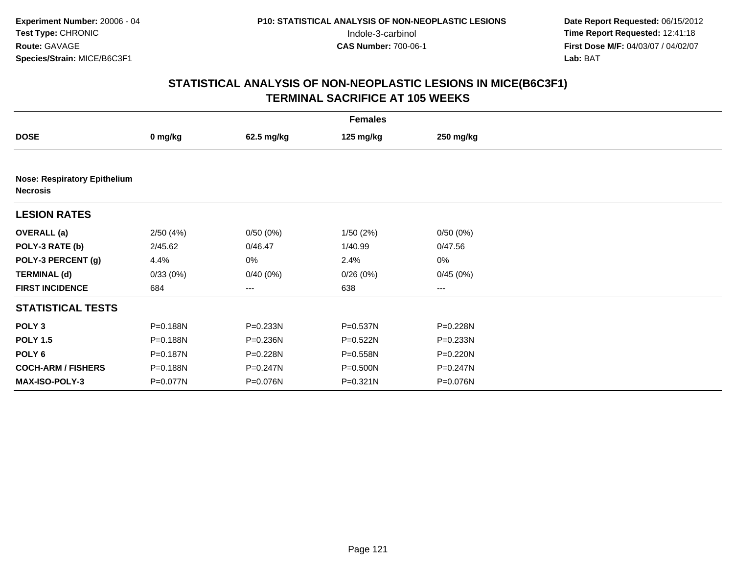**Experiment Number:** 20006 - 04
**Test Type:** CHRONIC
**Route:** GAVAGE
**Species/Strain:** MICE/B6C3F1

**P10: STATISTICAL ANALYSIS OF NON-NEOPLASTIC LESIONS**
Indole-3-carbinol
**CAS Number:** 700-06-1

**Date Report Requested:** 06/15/2012
**Time Report Requested:** 12:41:18
**First Dose M/F:** 04/03/07 / 04/02/07
**Lab:** BAT

## STATISTICAL ANALYSIS OF NON-NEOPLASTIC LESIONS IN MICE(B6C3F1)
## TERMINAL SACRIFICE AT 105 WEEKS

| Females | | | | |
|---|---|---|---|---|
| **DOSE** | **0 mg/kg** | **62.5 mg/kg** | **125 mg/kg** | **250 mg/kg** |
| **Nose: Respiratory Epithelium Necrosis** | | | | |
| **LESION RATES** | | | | |
| **OVERALL (a)** | 2/50 (4%) | 0/50 (0%) | 1/50 (2%) | 0/50 (0%) |
| **POLY-3 RATE (b)** | 2/45.62 | 0/46.47 | 1/40.99 | 0/47.56 |
| **POLY-3 PERCENT (g)** | 4.4% | 0% | 2.4% | 0% |
| **TERMINAL (d)** | 0/33 (0%) | 0/40 (0%) | 0/26 (0%) | 0/45 (0%) |
| **FIRST INCIDENCE** | 684 | --- | 638 | --- |
| **STATISTICAL TESTS** | | | | |
| **POLY 3** | P=0.188N | P=0.233N | P=0.537N | P=0.228N |
| **POLY 1.5** | P=0.188N | P=0.236N | P=0.522N | P=0.233N |
| **POLY 6** | P=0.187N | P=0.228N | P=0.558N | P=0.220N |
| **COCH-ARM / FISHERS** | P=0.188N | P=0.247N | P=0.500N | P=0.247N |
| **MAX-ISO-POLY-3** | P=0.077N | P=0.076N | P=0.321N | P=0.076N |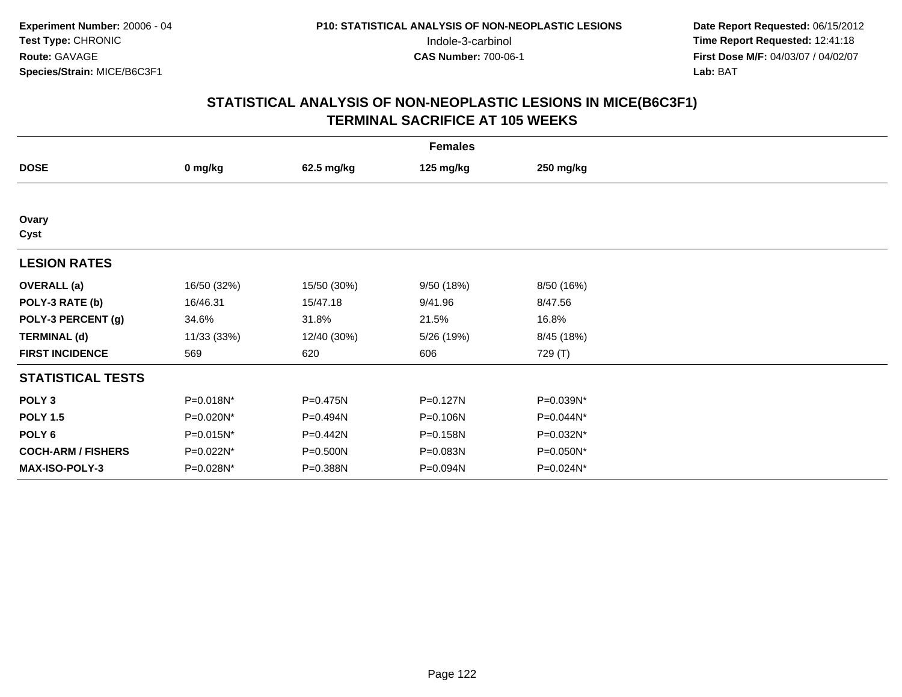Experiment Number: 20006 - 04
Test Type: CHRONIC
Route: GAVAGE
Species/Strain: MICE/B6C3F1

P10: STATISTICAL ANALYSIS OF NON-NEOPLASTIC LESIONS
Indole-3-carbinol
CAS Number: 700-06-1

Date Report Requested: 06/15/2012
Time Report Requested: 12:41:18
First Dose M/F: 04/03/07 / 04/02/07
Lab: BAT

# STATISTICAL ANALYSIS OF NON-NEOPLASTIC LESIONS IN MICE(B6C3F1)
## TERMINAL SACRIFICE AT 105 WEEKS

| | Females | | | |
|---|---|---|---|---|
| **DOSE** | **0 mg/kg** | **62.5 mg/kg** | **125 mg/kg** | **250 mg/kg** |
| **Ovary** | | | | |
| **Cyst** | | | | |
| **LESION RATES** | | | | |
| **OVERALL (a)** | 16/50 (32%) | 15/50 (30%) | 9/50 (18%) | 8/50 (16%) |
| **POLY-3 RATE (b)** | 16/46.31 | 15/47.18 | 9/41.96 | 8/47.56 |
| **POLY-3 PERCENT (g)** | 34.6% | 31.8% | 21.5% | 16.8% |
| **TERMINAL (d)** | 11/33 (33%) | 12/40 (30%) | 5/26 (19%) | 8/45 (18%) |
| **FIRST INCIDENCE** | 569 | 620 | 606 | 729 (T) |
| **STATISTICAL TESTS** | | | | |
| **POLY 3** | P=0.018N* | P=0.475N | P=0.127N | P=0.039N* |
| **POLY 1.5** | P=0.020N* | P=0.494N | P=0.106N | P=0.044N* |
| **POLY 6** | P=0.015N* | P=0.442N | P=0.158N | P=0.032N* |
| **COCH-ARM / FISHERS** | P=0.022N* | P=0.500N | P=0.083N | P=0.050N* |
| **MAX-ISO-POLY-3** | P=0.028N* | P=0.388N | P=0.094N | P=0.024N* |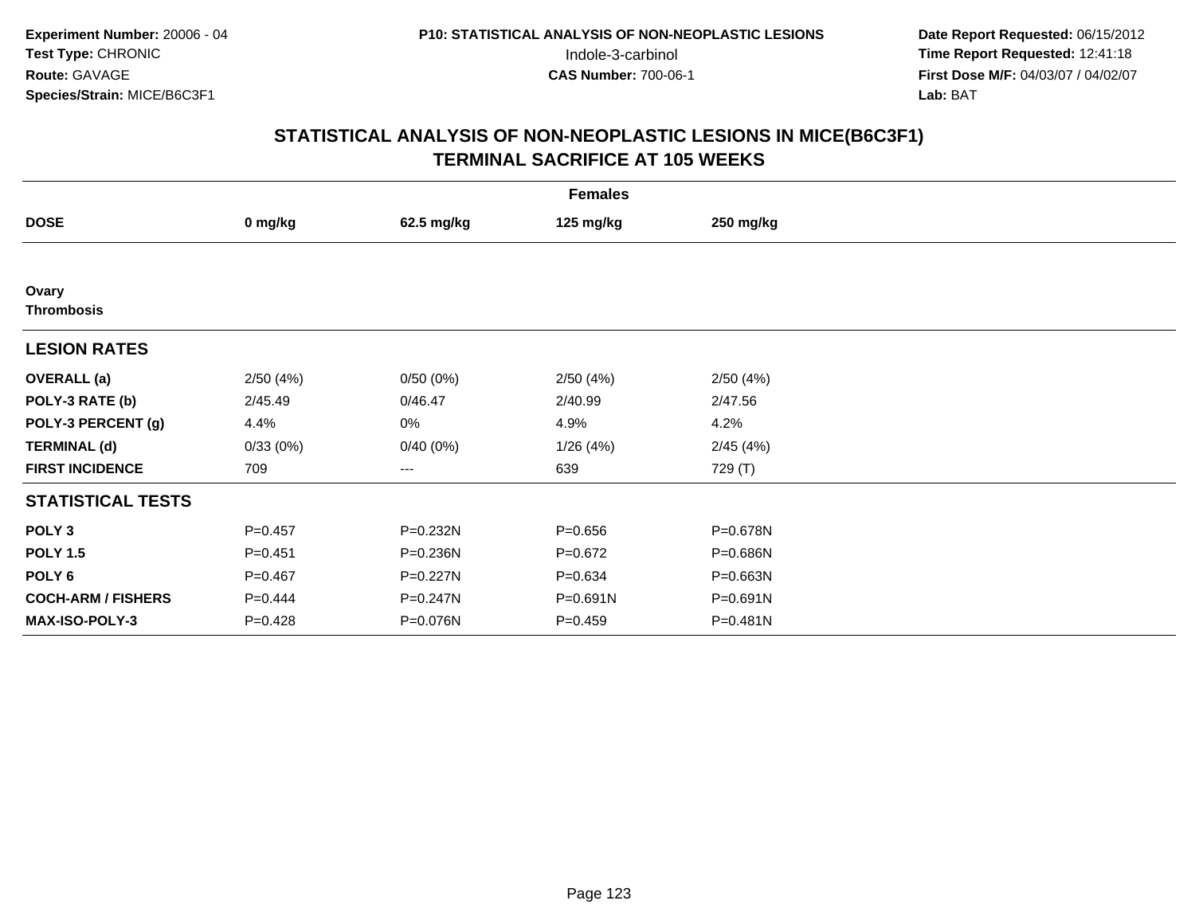**Experiment Number:** 20006 - 04
**Test Type:** CHRONIC
**Route:** GAVAGE
**Species/Strain:** MICE/B6C3F1

**P10: STATISTICAL ANALYSIS OF NON-NEOPLASTIC LESIONS**
Indole-3-carbinol
**CAS Number:** 700-06-1

**Date Report Requested:** 06/15/2012
**Time Report Requested:** 12:41:18
**First Dose M/F:** 04/03/07 / 04/02/07
**Lab:** BAT

# STATISTICAL ANALYSIS OF NON-NEOPLASTIC LESIONS IN MICE(B6C3F1)
## TERMINAL SACRIFICE AT 105 WEEKS

| | Females | | | |
|---|---|---|---|---|
| **DOSE** | **0 mg/kg** | **62.5 mg/kg** | **125 mg/kg** | **250 mg/kg** |
| **Ovary** | | | | |
| **Thrombosis** | | | | |
| **LESION RATES** | | | | |
| **OVERALL (a)** | 2/50 (4%) | 0/50 (0%) | 2/50 (4%) | 2/50 (4%) |
| **POLY-3 RATE (b)** | 2/45.49 | 0/46.47 | 2/40.99 | 2/47.56 |
| **POLY-3 PERCENT (g)** | 4.4% | 0% | 4.9% | 4.2% |
| **TERMINAL (d)** | 0/33 (0%) | 0/40 (0%) | 1/26 (4%) | 2/45 (4%) |
| **FIRST INCIDENCE** | 709 | --- | 639 | 729 (T) |
| **STATISTICAL TESTS** | | | | |
| **POLY 3** | P=0.457 | P=0.232N | P=0.656 | P=0.678N |
| **POLY 1.5** | P=0.451 | P=0.236N | P=0.672 | P=0.686N |
| **POLY 6** | P=0.467 | P=0.227N | P=0.634 | P=0.663N |
| **COCH-ARM / FISHERS** | P=0.444 | P=0.247N | P=0.691N | P=0.691N |
| **MAX-ISO-POLY-3** | P=0.428 | P=0.076N | P=0.459 | P=0.481N |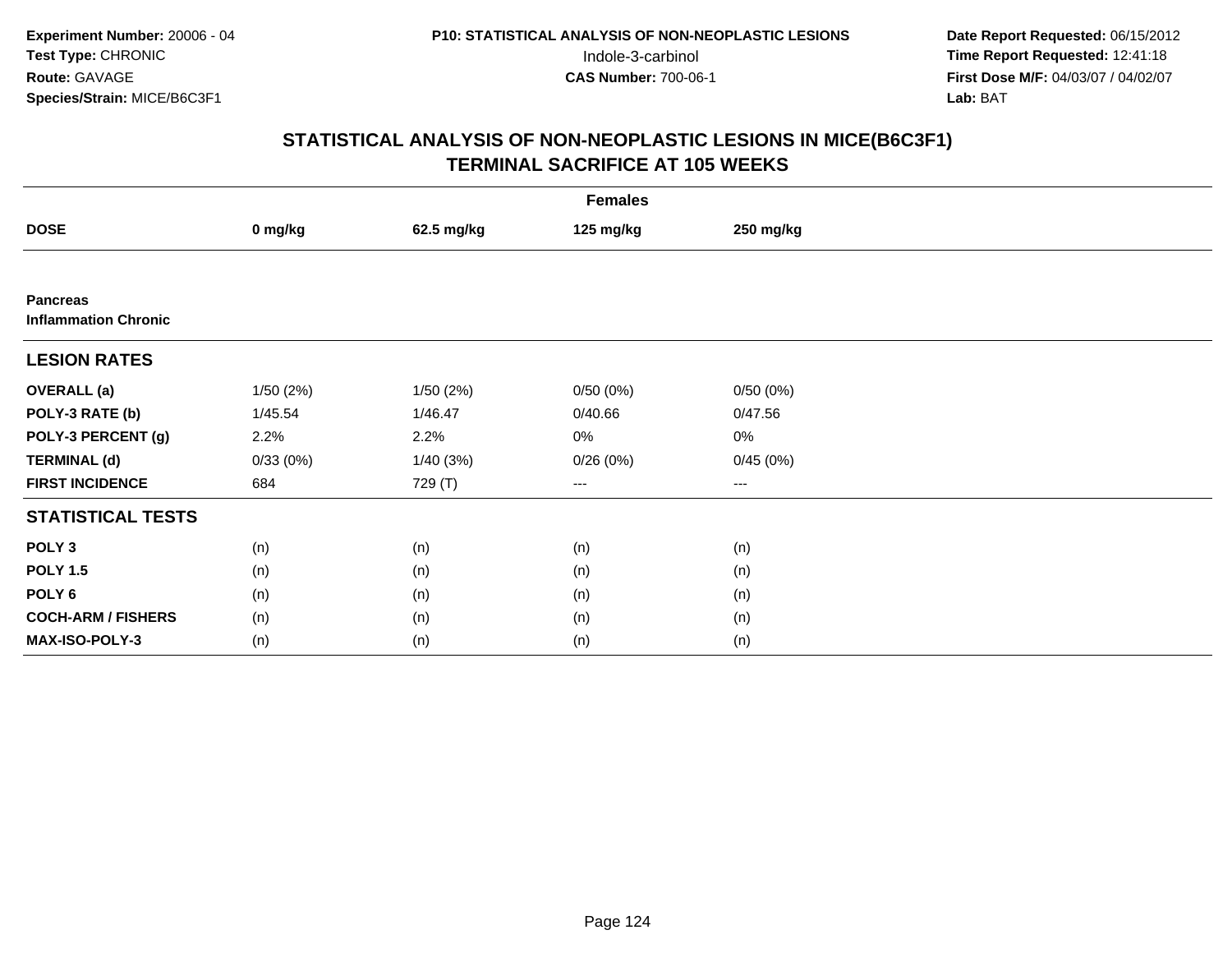Experiment Number: 20006 - 04
Test Type: CHRONIC
Route: GAVAGE
Species/Strain: MICE/B6C3F1

P10: STATISTICAL ANALYSIS OF NON-NEOPLASTIC LESIONS
Indole-3-carbinol
CAS Number: 700-06-1

Date Report Requested: 06/15/2012
Time Report Requested: 12:41:18
First Dose M/F: 04/03/07 / 04/02/07
Lab: BAT

## STATISTICAL ANALYSIS OF NON-NEOPLASTIC LESIONS IN MICE(B6C3F1)
## TERMINAL SACRIFICE AT 105 WEEKS

| | Females | | | |
|---|---|---|---|---|
| **DOSE** | **0 mg/kg** | **62.5 mg/kg** | **125 mg/kg** | **250 mg/kg** |
| **Pancreas** | | | | |
| **Inflammation Chronic** | | | | |
| **LESION RATES** | | | | |
| **OVERALL (a)** | 1/50 (2%) | 1/50 (2%) | 0/50 (0%) | 0/50 (0%) |
| **POLY-3 RATE (b)** | 1/45.54 | 1/46.47 | 0/40.66 | 0/47.56 |
| **POLY-3 PERCENT (g)** | 2.2% | 2.2% | 0% | 0% |
| **TERMINAL (d)** | 0/33 (0%) | 1/40 (3%) | 0/26 (0%) | 0/45 (0%) |
| **FIRST INCIDENCE** | 684 | 729 (T) | --- | --- |
| **STATISTICAL TESTS** | | | | |
| **POLY 3** | (n) | (n) | (n) | (n) |
| **POLY 1.5** | (n) | (n) | (n) | (n) |
| **POLY 6** | (n) | (n) | (n) | (n) |
| **COCH-ARM / FISHERS** | (n) | (n) | (n) | (n) |
| **MAX-ISO-POLY-3** | (n) | (n) | (n) | (n) |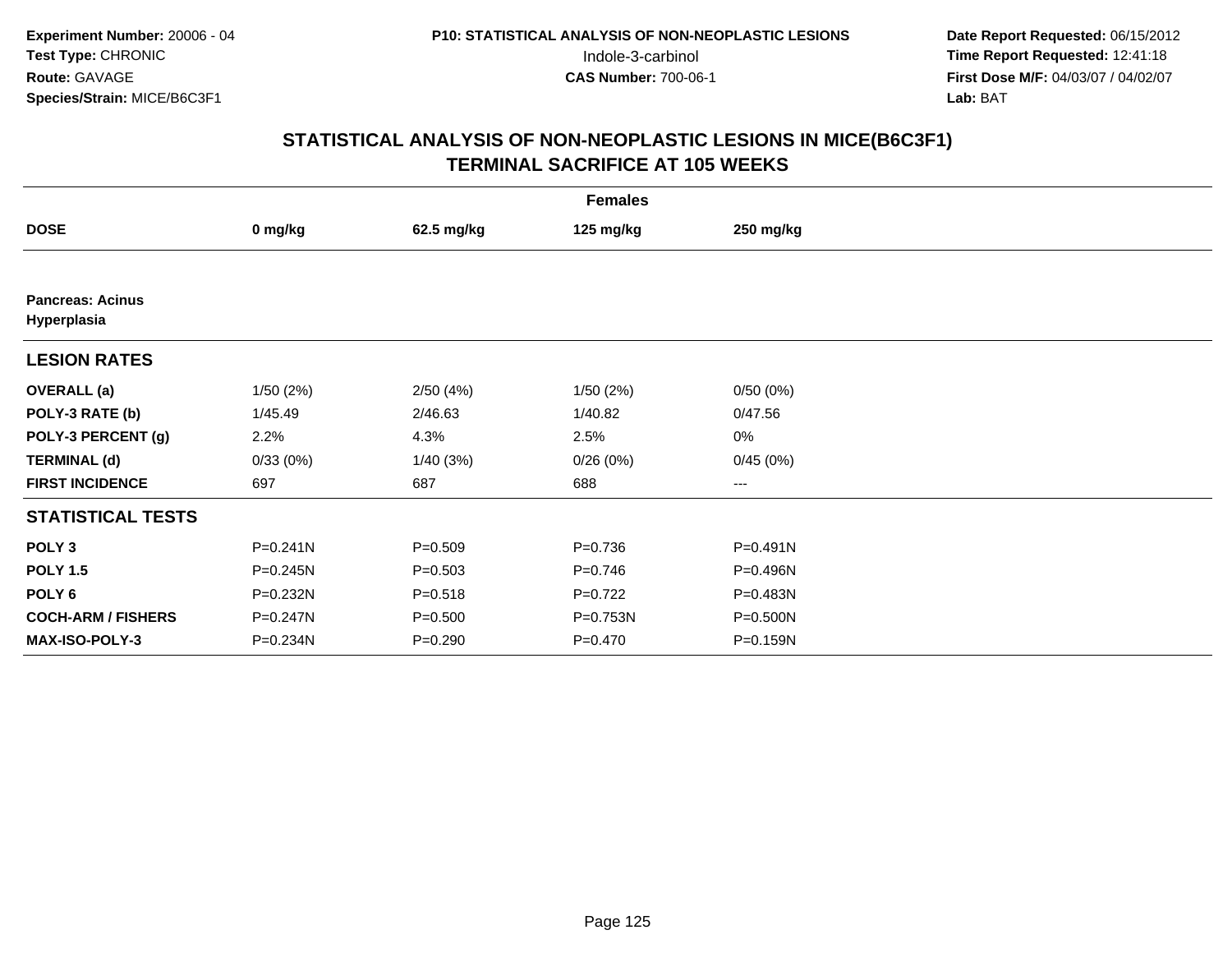Experiment Number: 20006 - 04
Test Type: CHRONIC
Route: GAVAGE
Species/Strain: MICE/B6C3F1

P10: STATISTICAL ANALYSIS OF NON-NEOPLASTIC LESIONS
Indole-3-carbinol
CAS Number: 700-06-1

Date Report Requested: 06/15/2012
Time Report Requested: 12:41:18
First Dose M/F: 04/03/07 / 04/02/07
Lab: BAT

## STATISTICAL ANALYSIS OF NON-NEOPLASTIC LESIONS IN MICE(B6C3F1)
## TERMINAL SACRIFICE AT 105 WEEKS

| Females | | | | |
|---|---|---|---|---|
| **DOSE** | **0 mg/kg** | **62.5 mg/kg** | **125 mg/kg** | **250 mg/kg** |
| **Pancreas: Acinus Hyperplasia** | | | | |
| **LESION RATES** | | | | |
| **OVERALL (a)** | 1/50 (2%) | 2/50 (4%) | 1/50 (2%) | 0/50 (0%) |
| **POLY-3 RATE (b)** | 1/45.49 | 2/46.63 | 1/40.82 | 0/47.56 |
| **POLY-3 PERCENT (g)** | 2.2% | 4.3% | 2.5% | 0% |
| **TERMINAL (d)** | 0/33 (0%) | 1/40 (3%) | 0/26 (0%) | 0/45 (0%) |
| **FIRST INCIDENCE** | 697 | 687 | 688 | --- |
| **STATISTICAL TESTS** | | | | |
| **POLY 3** | P=0.241N | P=0.509 | P=0.736 | P=0.491N |
| **POLY 1.5** | P=0.245N | P=0.503 | P=0.746 | P=0.496N |
| **POLY 6** | P=0.232N | P=0.518 | P=0.722 | P=0.483N |
| **COCH-ARM / FISHERS** | P=0.247N | P=0.500 | P=0.753N | P=0.500N |
| **MAX-ISO-POLY-3** | P=0.234N | P=0.290 | P=0.470 | P=0.159N |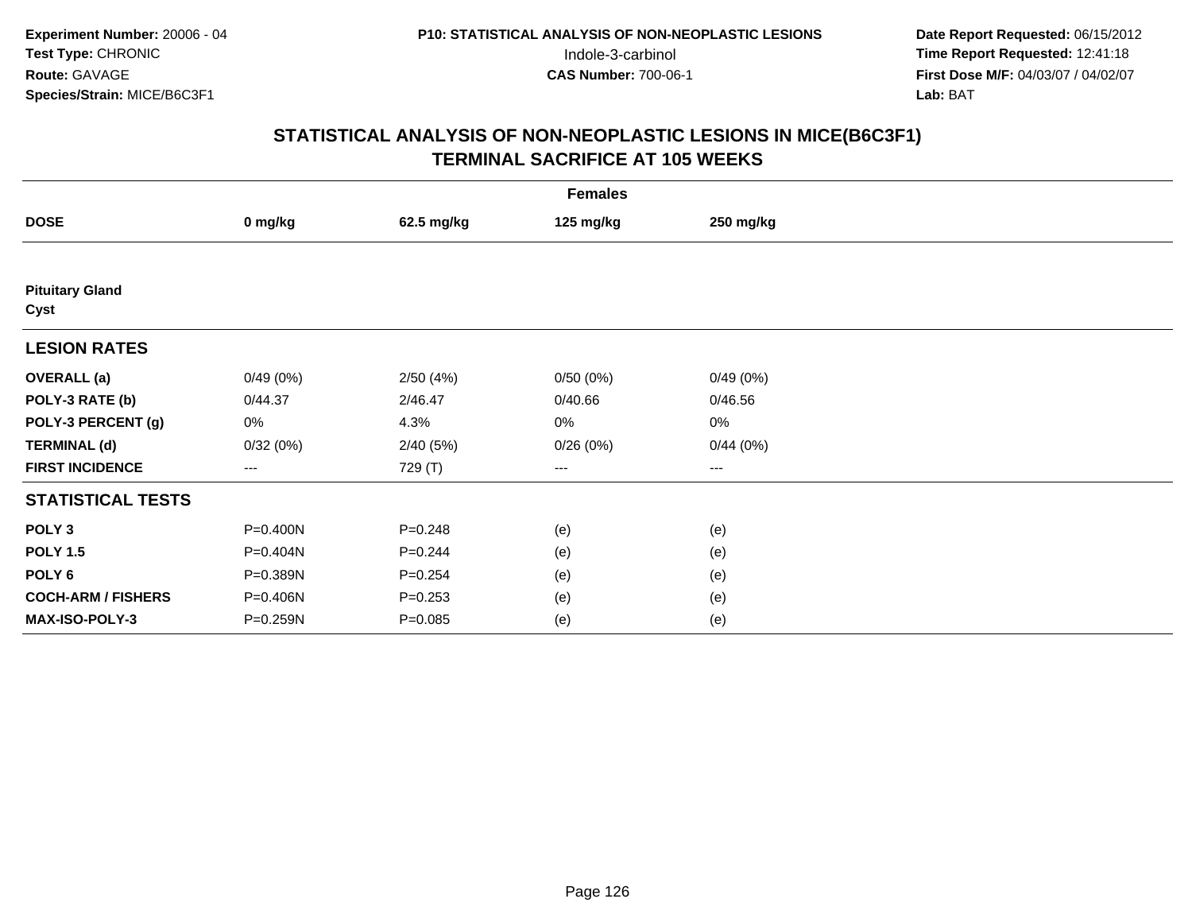**Experiment Number:** 20006 - 04
**Test Type:** CHRONIC
**Route:** GAVAGE
**Species/Strain:** MICE/B6C3F1

**P10: STATISTICAL ANALYSIS OF NON-NEOPLASTIC LESIONS**
Indole-3-carbinol
**CAS Number:** 700-06-1

**Date Report Requested:** 06/15/2012
**Time Report Requested:** 12:41:18
**First Dose M/F:** 04/03/07 / 04/02/07
**Lab:** BAT

## STATISTICAL ANALYSIS OF NON-NEOPLASTIC LESIONS IN MICE(B6C3F1)
## TERMINAL SACRIFICE AT 105 WEEKS

| | Females | | | |
|---|---|---|---|---|
| **DOSE** | **0 mg/kg** | **62.5 mg/kg** | **125 mg/kg** | **250 mg/kg** |
| **Pituitary Gland** | | | | |
| **Cyst** | | | | |
| **LESION RATES** | | | | |
| **OVERALL (a)** | 0/49 (0%) | 2/50 (4%) | 0/50 (0%) | 0/49 (0%) |
| **POLY-3 RATE (b)** | 0/44.37 | 2/46.47 | 0/40.66 | 0/46.56 |
| **POLY-3 PERCENT (g)** | 0% | 4.3% | 0% | 0% |
| **TERMINAL (d)** | 0/32 (0%) | 2/40 (5%) | 0/26 (0%) | 0/44 (0%) |
| **FIRST INCIDENCE** | --- | 729 (T) | --- | --- |
| **STATISTICAL TESTS** | | | | |
| **POLY 3** | P=0.400N | P=0.248 | (e) | (e) |
| **POLY 1.5** | P=0.404N | P=0.244 | (e) | (e) |
| **POLY 6** | P=0.389N | P=0.254 | (e) | (e) |
| **COCH-ARM / FISHERS** | P=0.406N | P=0.253 | (e) | (e) |
| **MAX-ISO-POLY-3** | P=0.259N | P=0.085 | (e) | (e) |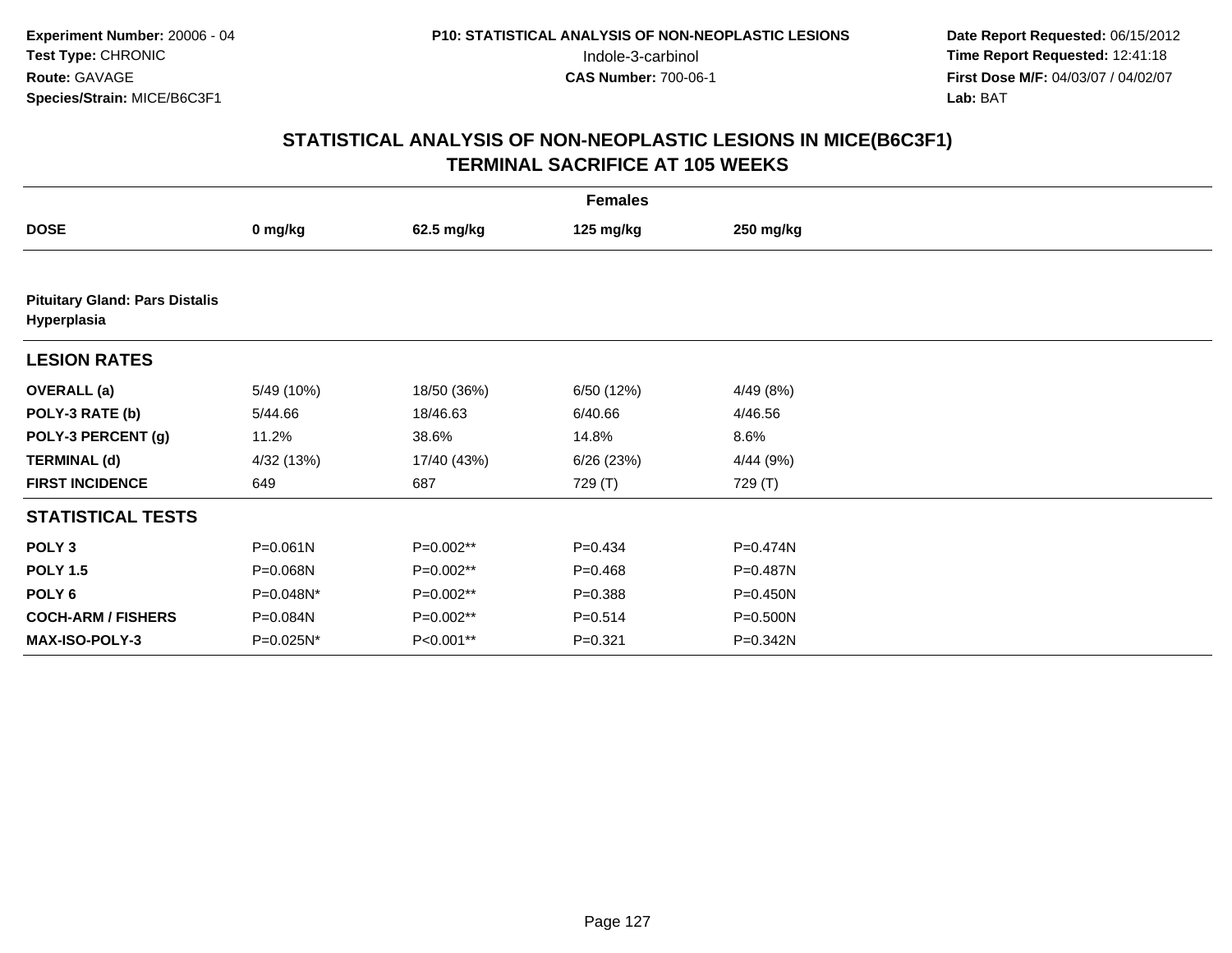**Experiment Number:** 20006 - 04
**Test Type:** CHRONIC
**Route:** GAVAGE
**Species/Strain:** MICE/B6C3F1

**P10: STATISTICAL ANALYSIS OF NON-NEOPLASTIC LESIONS**
Indole-3-carbinol
**CAS Number:** 700-06-1

**Date Report Requested:** 06/15/2012
**Time Report Requested:** 12:41:18
**First Dose M/F:** 04/03/07 / 04/02/07
**Lab:** BAT

## STATISTICAL ANALYSIS OF NON-NEOPLASTIC LESIONS IN MICE(B6C3F1) TERMINAL SACRIFICE AT 105 WEEKS

| | Females | | | |
|---|---|---|---|---|
| **DOSE** | **0 mg/kg** | **62.5 mg/kg** | **125 mg/kg** | **250 mg/kg** |
| **Pituitary Gland: Pars Distalis Hyperplasia** | | | | |
| **LESION RATES** | | | | |
| **OVERALL (a)** | 5/49 (10%) | 18/50 (36%) | 6/50 (12%) | 4/49 (8%) |
| **POLY-3 RATE (b)** | 5/44.66 | 18/46.63 | 6/40.66 | 4/46.56 |
| **POLY-3 PERCENT (g)** | 11.2% | 38.6% | 14.8% | 8.6% |
| **TERMINAL (d)** | 4/32 (13%) | 17/40 (43%) | 6/26 (23%) | 4/44 (9%) |
| **FIRST INCIDENCE** | 649 | 687 | 729 (T) | 729 (T) |
| **STATISTICAL TESTS** | | | | |
| **POLY 3** | P=0.061N | P=0.002** | P=0.434 | P=0.474N |
| **POLY 1.5** | P=0.068N | P=0.002** | P=0.468 | P=0.487N |
| **POLY 6** | P=0.048N* | P=0.002** | P=0.388 | P=0.450N |
| **COCH-ARM / FISHERS** | P=0.084N | P=0.002** | P=0.514 | P=0.500N |
| **MAX-ISO-POLY-3** | P=0.025N* | P<0.001** | P=0.321 | P=0.342N |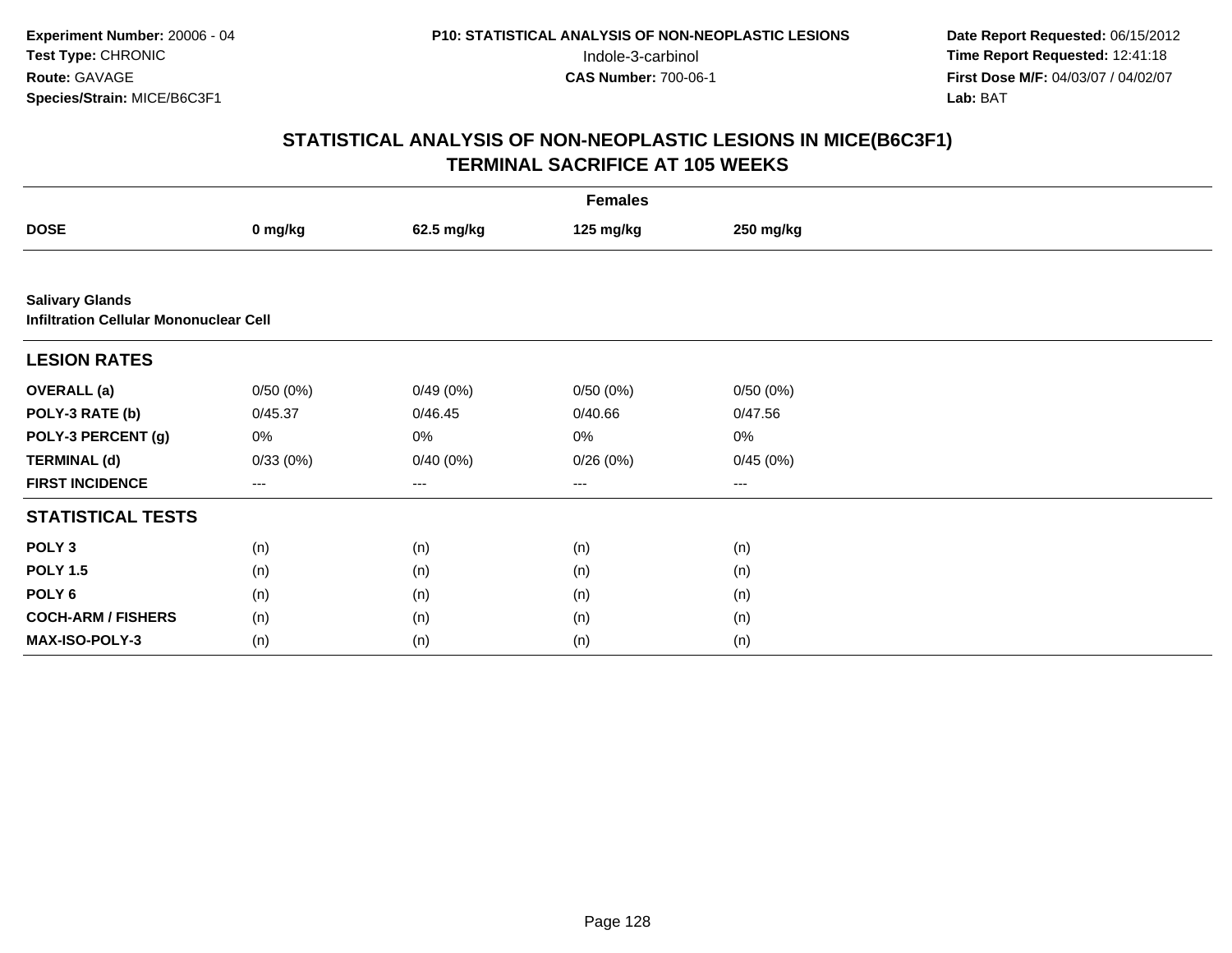**Experiment Number:** 20006 - 04
**Test Type:** CHRONIC
**Route:** GAVAGE
**Species/Strain:** MICE/B6C3F1

**P10: STATISTICAL ANALYSIS OF NON-NEOPLASTIC LESIONS**
Indole-3-carbinol
**CAS Number:** 700-06-1

**Date Report Requested:** 06/15/2012
**Time Report Requested:** 12:41:18
**First Dose M/F:** 04/03/07 / 04/02/07
**Lab:** BAT

## STATISTICAL ANALYSIS OF NON-NEOPLASTIC LESIONS IN MICE(B6C3F1) TERMINAL SACRIFICE AT 105 WEEKS

| | Females | | | |
|---|---|---|---|---|
| **DOSE** | **0 mg/kg** | **62.5 mg/kg** | **125 mg/kg** | **250 mg/kg** |
| **Salivary Glands** | | | | |
| **Infiltration Cellular Mononuclear Cell** | | | | |
| **LESION RATES** | | | | |
| **OVERALL (a)** | 0/50 (0%) | 0/49 (0%) | 0/50 (0%) | 0/50 (0%) |
| **POLY-3 RATE (b)** | 0/45.37 | 0/46.45 | 0/40.66 | 0/47.56 |
| **POLY-3 PERCENT (g)** | 0% | 0% | 0% | 0% |
| **TERMINAL (d)** | 0/33 (0%) | 0/40 (0%) | 0/26 (0%) | 0/45 (0%) |
| **FIRST INCIDENCE** | --- | --- | --- | --- |
| **STATISTICAL TESTS** | | | | |
| **POLY 3** | (n) | (n) | (n) | (n) |
| **POLY 1.5** | (n) | (n) | (n) | (n) |
| **POLY 6** | (n) | (n) | (n) | (n) |
| **COCH-ARM / FISHERS** | (n) | (n) | (n) | (n) |
| **MAX-ISO-POLY-3** | (n) | (n) | (n) | (n) |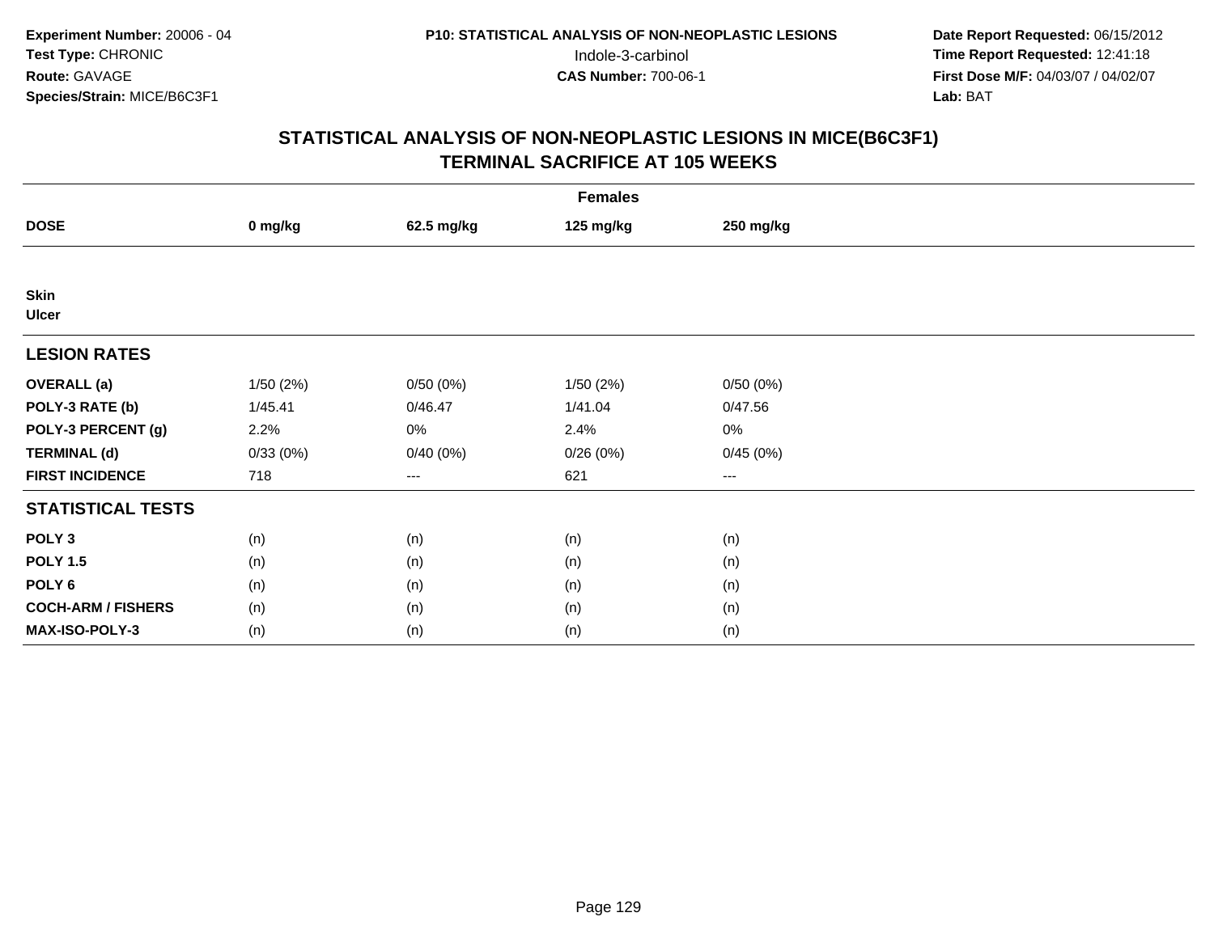**Experiment Number:** 20006 - 04
**Test Type:** CHRONIC
**Route:** GAVAGE
**Species/Strain:** MICE/B6C3F1

**P10: STATISTICAL ANALYSIS OF NON-NEOPLASTIC LESIONS**
Indole-3-carbinol
**CAS Number:** 700-06-1

**Date Report Requested:** 06/15/2012
**Time Report Requested:** 12:41:18
**First Dose M/F:** 04/03/07 / 04/02/07
**Lab:** BAT

## STATISTICAL ANALYSIS OF NON-NEOPLASTIC LESIONS IN MICE(B6C3F1)
## TERMINAL SACRIFICE AT 105 WEEKS

| | Females | | | |
|---|---|---|---|---|
| **DOSE** | **0 mg/kg** | **62.5 mg/kg** | **125 mg/kg** | **250 mg/kg** |
| **Skin** | | | | |
| **Ulcer** | | | | |
| **LESION RATES** | | | | |
| **OVERALL (a)** | 1/50 (2%) | 0/50 (0%) | 1/50 (2%) | 0/50 (0%) |
| **POLY-3 RATE (b)** | 1/45.41 | 0/46.47 | 1/41.04 | 0/47.56 |
| **POLY-3 PERCENT (g)** | 2.2% | 0% | 2.4% | 0% |
| **TERMINAL (d)** | 0/33 (0%) | 0/40 (0%) | 0/26 (0%) | 0/45 (0%) |
| **FIRST INCIDENCE** | 718 | --- | 621 | --- |
| **STATISTICAL TESTS** | | | | |
| **POLY 3** | (n) | (n) | (n) | (n) |
| **POLY 1.5** | (n) | (n) | (n) | (n) |
| **POLY 6** | (n) | (n) | (n) | (n) |
| **COCH-ARM / FISHERS** | (n) | (n) | (n) | (n) |
| **MAX-ISO-POLY-3** | (n) | (n) | (n) | (n) |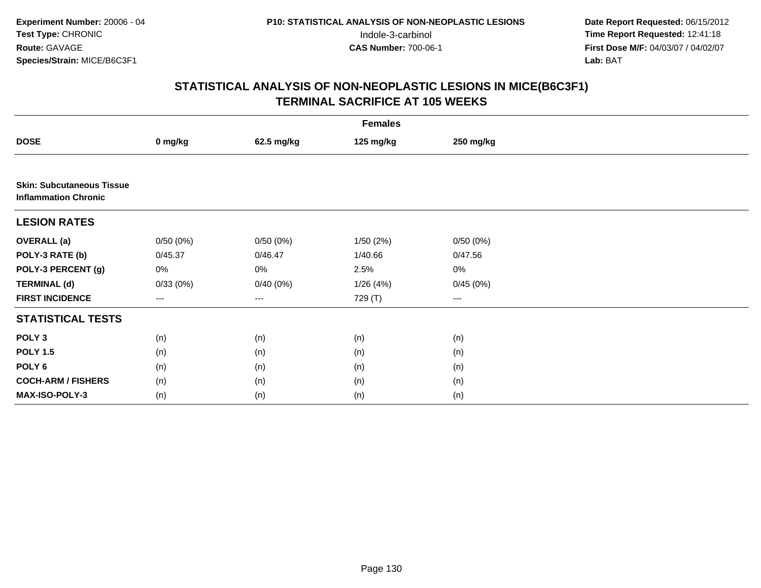**Experiment Number:** 20006 - 04
**Test Type:** CHRONIC
**Route:** GAVAGE
**Species/Strain:** MICE/B6C3F1

**P10: STATISTICAL ANALYSIS OF NON-NEOPLASTIC LESIONS**
Indole-3-carbinol
**CAS Number:** 700-06-1

**Date Report Requested:** 06/15/2012
**Time Report Requested:** 12:41:18
**First Dose M/F:** 04/03/07 / 04/02/07
**Lab:** BAT

## STATISTICAL ANALYSIS OF NON-NEOPLASTIC LESIONS IN MICE(B6C3F1) TERMINAL SACRIFICE AT 105 WEEKS

| | Females | | | |
|---|---|---|---|---|
| **DOSE** | **0 mg/kg** | **62.5 mg/kg** | **125 mg/kg** | **250 mg/kg** |
| **Skin: Subcutaneous Tissue Inflammation Chronic** | | | | |
| **LESION RATES** | | | | |
| **OVERALL (a)** | 0/50 (0%) | 0/50 (0%) | 1/50 (2%) | 0/50 (0%) |
| **POLY-3 RATE (b)** | 0/45.37 | 0/46.47 | 1/40.66 | 0/47.56 |
| **POLY-3 PERCENT (g)** | 0% | 0% | 2.5% | 0% |
| **TERMINAL (d)** | 0/33 (0%) | 0/40 (0%) | 1/26 (4%) | 0/45 (0%) |
| **FIRST INCIDENCE** | --- | --- | 729 (T) | --- |
| **STATISTICAL TESTS** | | | | |
| **POLY 3** | (n) | (n) | (n) | (n) |
| **POLY 1.5** | (n) | (n) | (n) | (n) |
| **POLY 6** | (n) | (n) | (n) | (n) |
| **COCH-ARM / FISHERS** | (n) | (n) | (n) | (n) |
| **MAX-ISO-POLY-3** | (n) | (n) | (n) | (n) |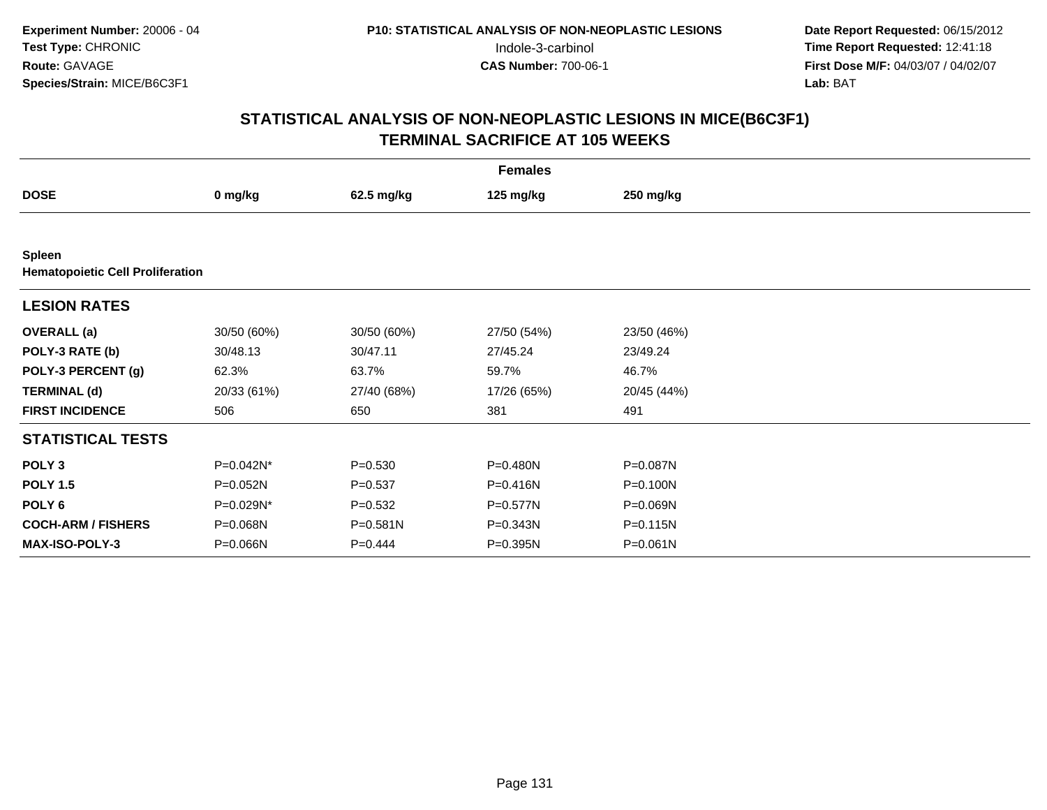**Experiment Number:** 20006 - 04
**Test Type:** CHRONIC
**Route:** GAVAGE
**Species/Strain:** MICE/B6C3F1

**P10: STATISTICAL ANALYSIS OF NON-NEOPLASTIC LESIONS**
Indole-3-carbinol
**CAS Number:** 700-06-1

**Date Report Requested:** 06/15/2012
**Time Report Requested:** 12:41:18
**First Dose M/F:** 04/03/07 / 04/02/07
**Lab:** BAT

## STATISTICAL ANALYSIS OF NON-NEOPLASTIC LESIONS IN MICE(B6C3F1)
## TERMINAL SACRIFICE AT 105 WEEKS

| | Females | | | |
|---|---|---|---|---|
| **DOSE** | **0 mg/kg** | **62.5 mg/kg** | **125 mg/kg** | **250 mg/kg** |
| **Spleen** | | | | |
| **Hematopoietic Cell Proliferation** | | | | |
| **LESION RATES** | | | | |
| **OVERALL (a)** | 30/50 (60%) | 30/50 (60%) | 27/50 (54%) | 23/50 (46%) |
| **POLY-3 RATE (b)** | 30/48.13 | 30/47.11 | 27/45.24 | 23/49.24 |
| **POLY-3 PERCENT (g)** | 62.3% | 63.7% | 59.7% | 46.7% |
| **TERMINAL (d)** | 20/33 (61%) | 27/40 (68%) | 17/26 (65%) | 20/45 (44%) |
| **FIRST INCIDENCE** | 506 | 650 | 381 | 491 |
| **STATISTICAL TESTS** | | | | |
| **POLY 3** | P=0.042N* | P=0.530 | P=0.480N | P=0.087N |
| **POLY 1.5** | P=0.052N | P=0.537 | P=0.416N | P=0.100N |
| **POLY 6** | P=0.029N* | P=0.532 | P=0.577N | P=0.069N |
| **COCH-ARM / FISHERS** | P=0.068N | P=0.581N | P=0.343N | P=0.115N |
| **MAX-ISO-POLY-3** | P=0.066N | P=0.444 | P=0.395N | P=0.061N |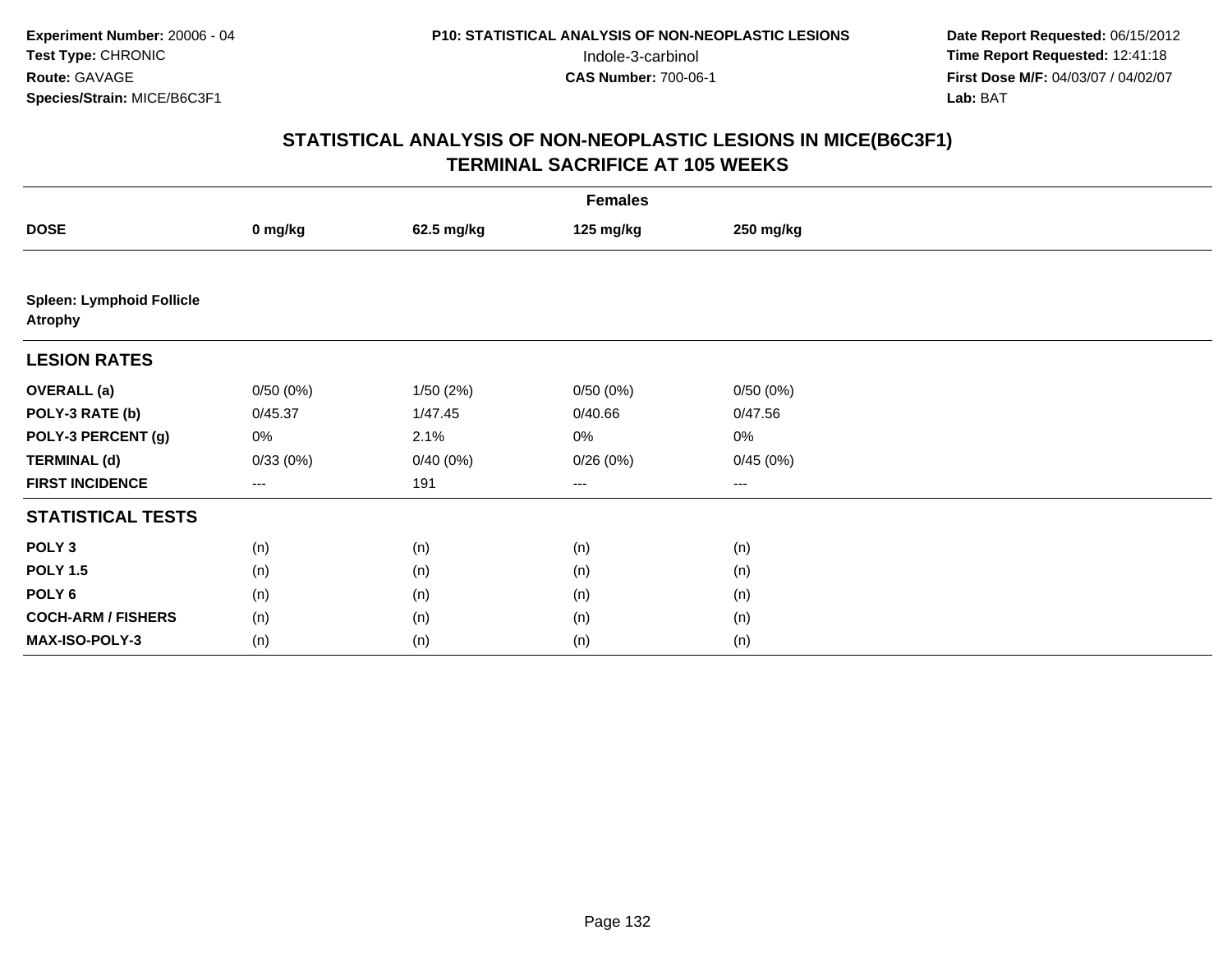**Experiment Number:** 20006 - 04
**Test Type:** CHRONIC
**Route:** GAVAGE
**Species/Strain:** MICE/B6C3F1

**P10: STATISTICAL ANALYSIS OF NON-NEOPLASTIC LESIONS**
Indole-3-carbinol
**CAS Number:** 700-06-1

**Date Report Requested:** 06/15/2012
**Time Report Requested:** 12:41:18
**First Dose M/F:** 04/03/07 / 04/02/07
**Lab:** BAT

## STATISTICAL ANALYSIS OF NON-NEOPLASTIC LESIONS IN MICE(B6C3F1)
## TERMINAL SACRIFICE AT 105 WEEKS

| | Females | | | |
|---|---|---|---|---|
| **DOSE** | **0 mg/kg** | **62.5 mg/kg** | **125 mg/kg** | **250 mg/kg** |
| **Spleen: Lymphoid Follicle Atrophy** | | | | |
| **LESION RATES** | | | | |
| **OVERALL (a)** | 0/50 (0%) | 1/50 (2%) | 0/50 (0%) | 0/50 (0%) |
| **POLY-3 RATE (b)** | 0/45.37 | 1/47.45 | 0/40.66 | 0/47.56 |
| **POLY-3 PERCENT (g)** | 0% | 2.1% | 0% | 0% |
| **TERMINAL (d)** | 0/33 (0%) | 0/40 (0%) | 0/26 (0%) | 0/45 (0%) |
| **FIRST INCIDENCE** | --- | 191 | --- | --- |
| **STATISTICAL TESTS** | | | | |
| **POLY 3** | (n) | (n) | (n) | (n) |
| **POLY 1.5** | (n) | (n) | (n) | (n) |
| **POLY 6** | (n) | (n) | (n) | (n) |
| **COCH-ARM / FISHERS** | (n) | (n) | (n) | (n) |
| **MAX-ISO-POLY-3** | (n) | (n) | (n) | (n) |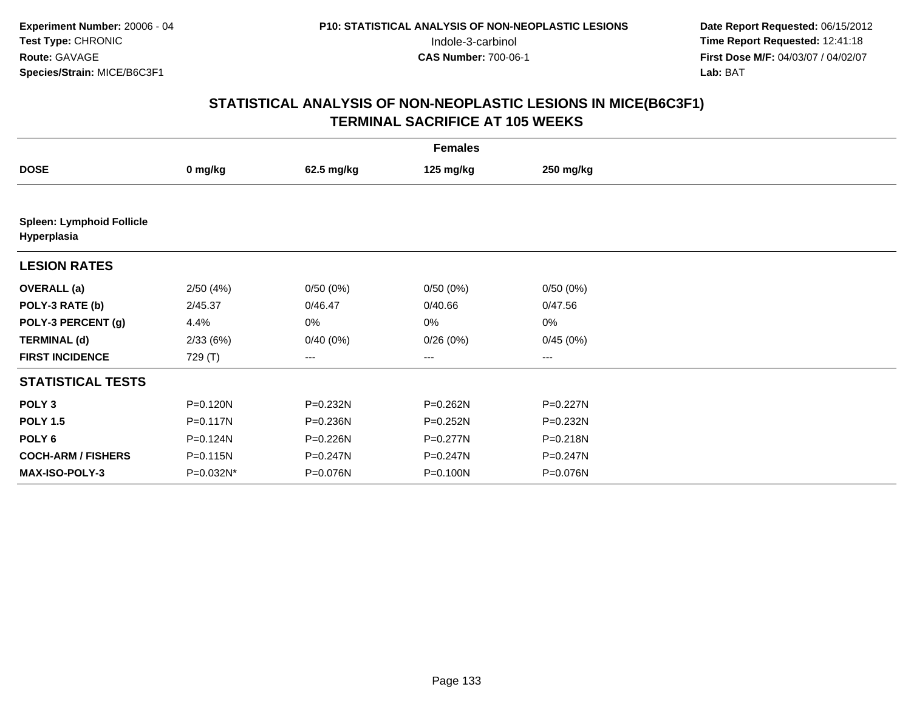**Experiment Number:** 20006 - 04
**Test Type:** CHRONIC
**Route:** GAVAGE
**Species/Strain:** MICE/B6C3F1

**P10: STATISTICAL ANALYSIS OF NON-NEOPLASTIC LESIONS**
Indole-3-carbinol
**CAS Number:** 700-06-1

**Date Report Requested:** 06/15/2012
**Time Report Requested:** 12:41:18
**First Dose M/F:** 04/03/07 / 04/02/07
**Lab:** BAT

## STATISTICAL ANALYSIS OF NON-NEOPLASTIC LESIONS IN MICE(B6C3F1) TERMINAL SACRIFICE AT 105 WEEKS

| | Females | | | |
|---|---|---|---|---|
| **DOSE** | **0 mg/kg** | **62.5 mg/kg** | **125 mg/kg** | **250 mg/kg** |
| **Spleen: Lymphoid Follicle Hyperplasia** | | | | |
| **LESION RATES** | | | | |
| **OVERALL (a)** | 2/50 (4%) | 0/50 (0%) | 0/50 (0%) | 0/50 (0%) |
| **POLY-3 RATE (b)** | 2/45.37 | 0/46.47 | 0/40.66 | 0/47.56 |
| **POLY-3 PERCENT (g)** | 4.4% | 0% | 0% | 0% |
| **TERMINAL (d)** | 2/33 (6%) | 0/40 (0%) | 0/26 (0%) | 0/45 (0%) |
| **FIRST INCIDENCE** | 729 (T) | --- | --- | --- |
| **STATISTICAL TESTS** | | | | |
| **POLY 3** | P=0.120N | P=0.232N | P=0.262N | P=0.227N |
| **POLY 1.5** | P=0.117N | P=0.236N | P=0.252N | P=0.232N |
| **POLY 6** | P=0.124N | P=0.226N | P=0.277N | P=0.218N |
| **COCH-ARM / FISHERS** | P=0.115N | P=0.247N | P=0.247N | P=0.247N |
| **MAX-ISO-POLY-3** | P=0.032N* | P=0.076N | P=0.100N | P=0.076N |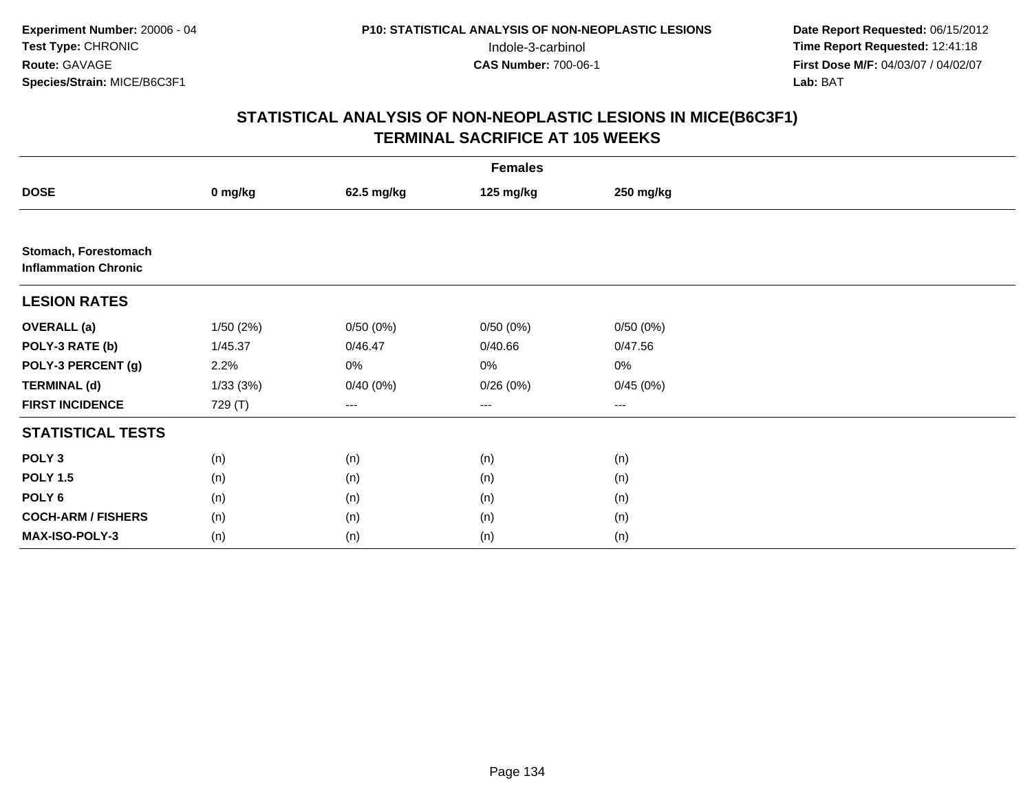**Experiment Number:** 20006 - 04
**Test Type:** CHRONIC
**Route:** GAVAGE
**Species/Strain:** MICE/B6C3F1

**P10: STATISTICAL ANALYSIS OF NON-NEOPLASTIC LESIONS**
Indole-3-carbinol
**CAS Number:** 700-06-1

**Date Report Requested:** 06/15/2012
**Time Report Requested:** 12:41:18
**First Dose M/F:** 04/03/07 / 04/02/07
**Lab:** BAT

## STATISTICAL ANALYSIS OF NON-NEOPLASTIC LESIONS IN MICE(B6C3F1)
## TERMINAL SACRIFICE AT 105 WEEKS

| | Females | | | |
|---|---|---|---|---|
| **DOSE** | **0 mg/kg** | **62.5 mg/kg** | **125 mg/kg** | **250 mg/kg** |
| **Stomach, Forestomach** **Inflammation Chronic** | | | | |
| **LESION RATES** | | | | |
| **OVERALL (a)** | 1/50 (2%) | 0/50 (0%) | 0/50 (0%) | 0/50 (0%) |
| **POLY-3 RATE (b)** | 1/45.37 | 0/46.47 | 0/40.66 | 0/47.56 |
| **POLY-3 PERCENT (g)** | 2.2% | 0% | 0% | 0% |
| **TERMINAL (d)** | 1/33 (3%) | 0/40 (0%) | 0/26 (0%) | 0/45 (0%) |
| **FIRST INCIDENCE** | 729 (T) | --- | --- | --- |
| **STATISTICAL TESTS** | | | | |
| **POLY 3** | (n) | (n) | (n) | (n) |
| **POLY 1.5** | (n) | (n) | (n) | (n) |
| **POLY 6** | (n) | (n) | (n) | (n) |
| **COCH-ARM / FISHERS** | (n) | (n) | (n) | (n) |
| **MAX-ISO-POLY-3** | (n) | (n) | (n) | (n) |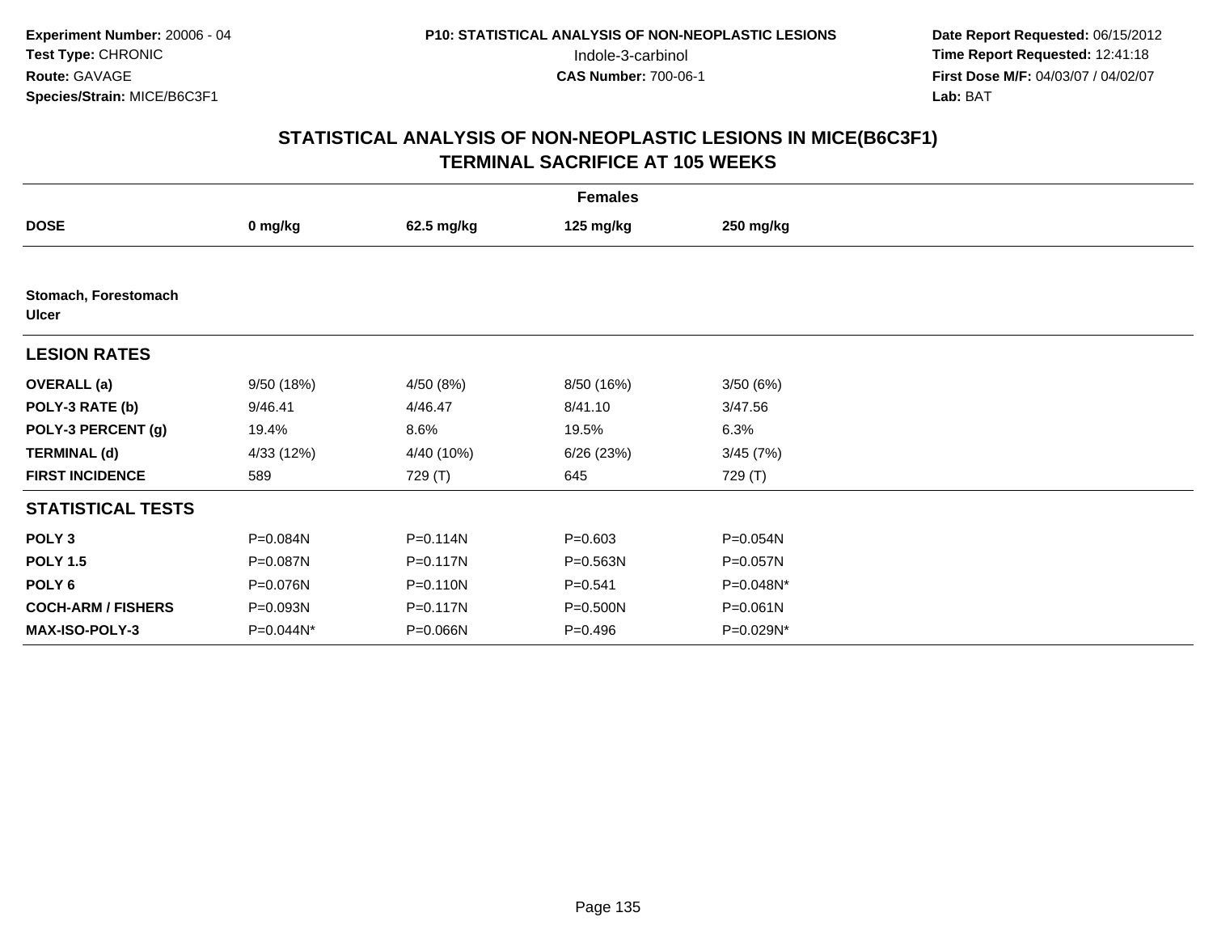Experiment Number: 20006 - 04
Test Type: CHRONIC
Route: GAVAGE
Species/Strain: MICE/B6C3F1

P10: STATISTICAL ANALYSIS OF NON-NEOPLASTIC LESIONS
Indole-3-carbinol
CAS Number: 700-06-1

Date Report Requested: 06/15/2012
Time Report Requested: 12:41:18
First Dose M/F: 04/03/07 / 04/02/07
Lab: BAT

## STATISTICAL ANALYSIS OF NON-NEOPLASTIC LESIONS IN MICE(B6C3F1)
## TERMINAL SACRIFICE AT 105 WEEKS

| | Females | | | |
|---|---|---|---|---|
| **DOSE** | **0 mg/kg** | **62.5 mg/kg** | **125 mg/kg** | **250 mg/kg** |
| **Stomach, Forestomach** | | | | |
| **Ulcer** | | | | |
| **LESION RATES** | | | | |
| **OVERALL (a)** | 9/50 (18%) | 4/50 (8%) | 8/50 (16%) | 3/50 (6%) |
| **POLY-3 RATE (b)** | 9/46.41 | 4/46.47 | 8/41.10 | 3/47.56 |
| **POLY-3 PERCENT (g)** | 19.4% | 8.6% | 19.5% | 6.3% |
| **TERMINAL (d)** | 4/33 (12%) | 4/40 (10%) | 6/26 (23%) | 3/45 (7%) |
| **FIRST INCIDENCE** | 589 | 729 (T) | 645 | 729 (T) |
| **STATISTICAL TESTS** | | | | |
| **POLY 3** | P=0.084N | P=0.114N | P=0.603 | P=0.054N |
| **POLY 1.5** | P=0.087N | P=0.117N | P=0.563N | P=0.057N |
| **POLY 6** | P=0.076N | P=0.110N | P=0.541 | P=0.048N* |
| **COCH-ARM / FISHERS** | P=0.093N | P=0.117N | P=0.500N | P=0.061N |
| **MAX-ISO-POLY-3** | P=0.044N* | P=0.066N | P=0.496 | P=0.029N* |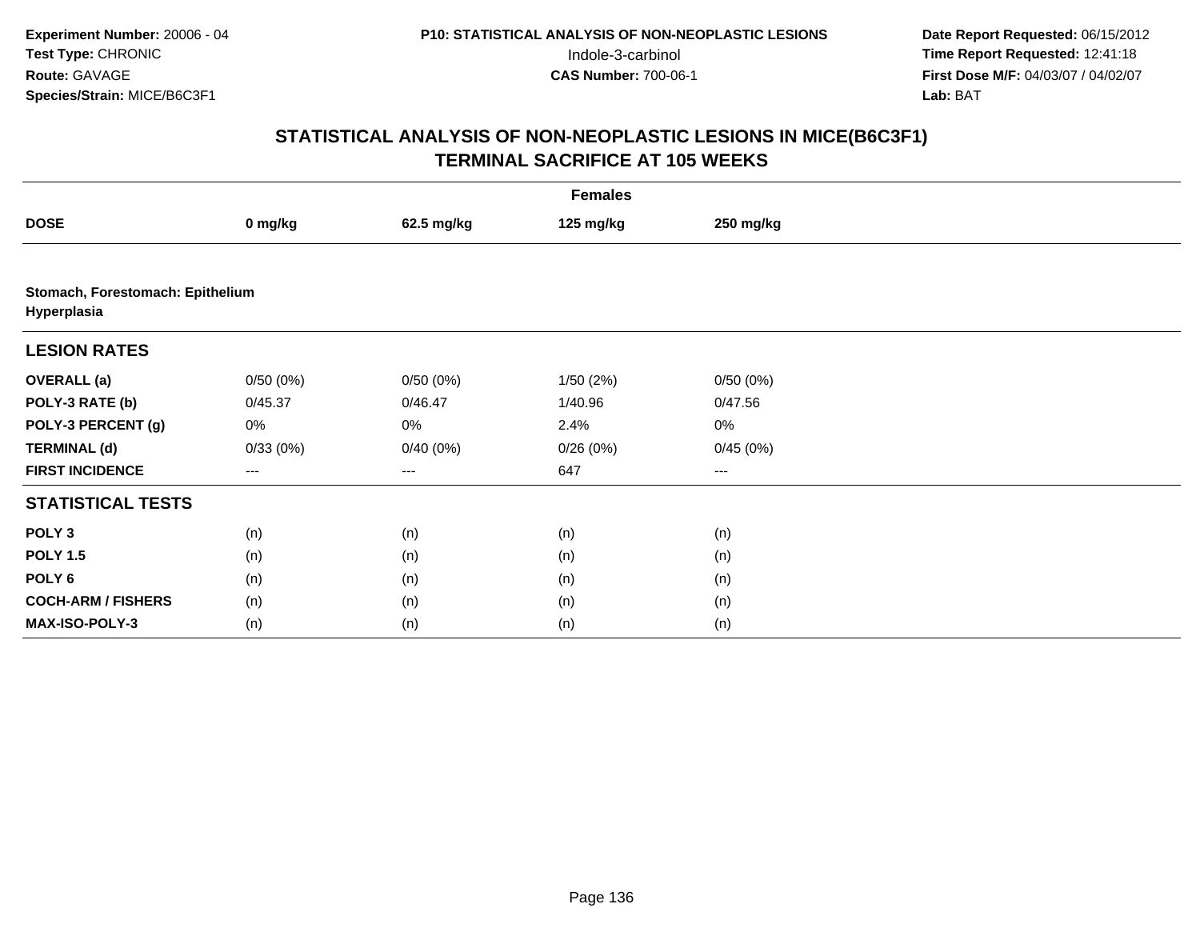**Experiment Number:** 20006 - 04
**Test Type:** CHRONIC
**Route:** GAVAGE
**Species/Strain:** MICE/B6C3F1

**P10: STATISTICAL ANALYSIS OF NON-NEOPLASTIC LESIONS**
Indole-3-carbinol
**CAS Number:** 700-06-1

**Date Report Requested:** 06/15/2012
**Time Report Requested:** 12:41:18
**First Dose M/F:** 04/03/07 / 04/02/07
**Lab:** BAT

## STATISTICAL ANALYSIS OF NON-NEOPLASTIC LESIONS IN MICE(B6C3F1) TERMINAL SACRIFICE AT 105 WEEKS

| | Females | | | |
|---|---|---|---|---|
| **DOSE** | **0 mg/kg** | **62.5 mg/kg** | **125 mg/kg** | **250 mg/kg** |
| **Stomach, Forestomach: Epithelium Hyperplasia** | | | | |
| **LESION RATES** | | | | |
| **OVERALL (a)** | 0/50 (0%) | 0/50 (0%) | 1/50 (2%) | 0/50 (0%) |
| **POLY-3 RATE (b)** | 0/45.37 | 0/46.47 | 1/40.96 | 0/47.56 |
| **POLY-3 PERCENT (g)** | 0% | 0% | 2.4% | 0% |
| **TERMINAL (d)** | 0/33 (0%) | 0/40 (0%) | 0/26 (0%) | 0/45 (0%) |
| **FIRST INCIDENCE** | --- | --- | 647 | --- |
| **STATISTICAL TESTS** | | | | |
| **POLY 3** | (n) | (n) | (n) | (n) |
| **POLY 1.5** | (n) | (n) | (n) | (n) |
| **POLY 6** | (n) | (n) | (n) | (n) |
| **COCH-ARM / FISHERS** | (n) | (n) | (n) | (n) |
| **MAX-ISO-POLY-3** | (n) | (n) | (n) | (n) |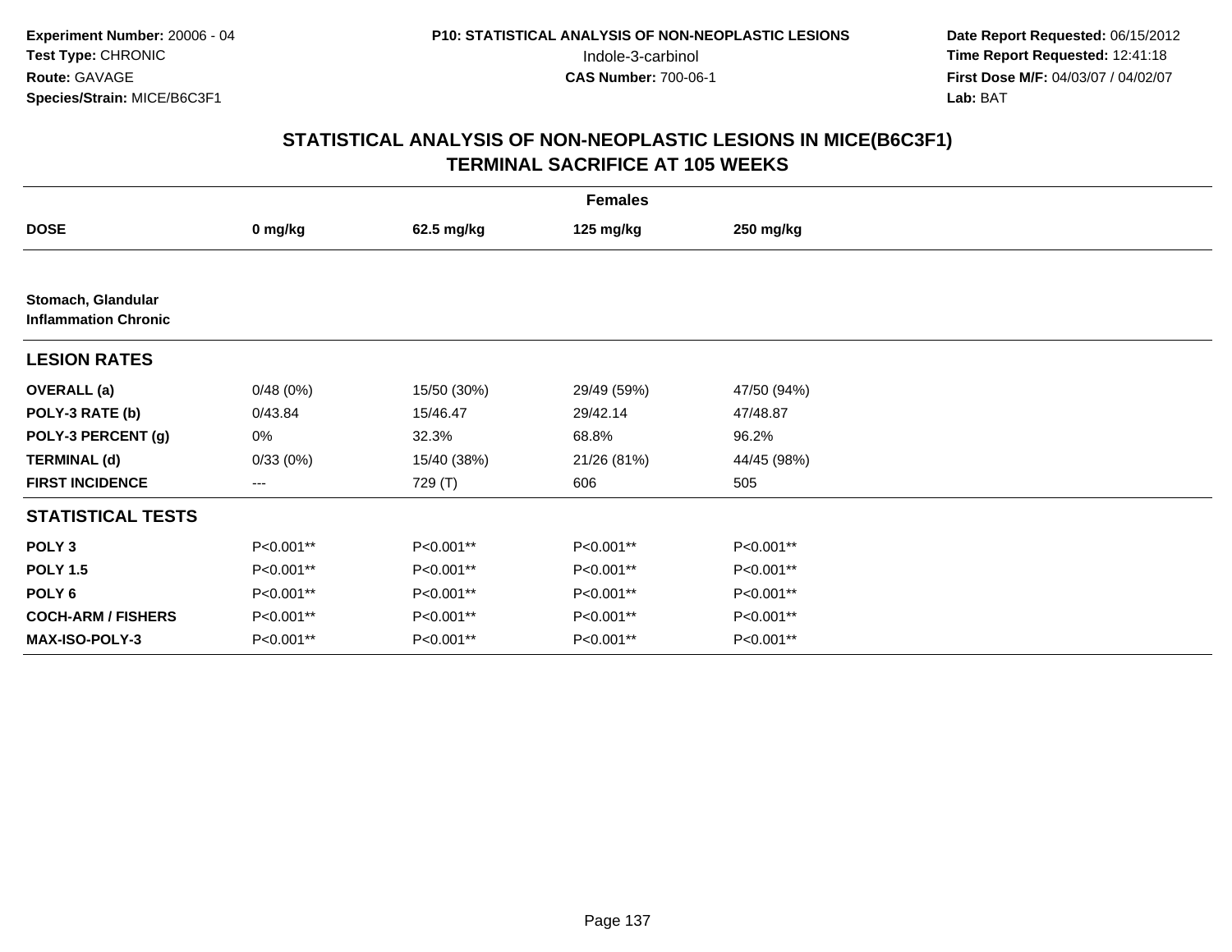Experiment Number: 20006 - 04
Test Type: CHRONIC
Route: GAVAGE
Species/Strain: MICE/B6C3F1

P10: STATISTICAL ANALYSIS OF NON-NEOPLASTIC LESIONS
Indole-3-carbinol
CAS Number: 700-06-1

Date Report Requested: 06/15/2012
Time Report Requested: 12:41:18
First Dose M/F: 04/03/07 / 04/02/07
Lab: BAT

## STATISTICAL ANALYSIS OF NON-NEOPLASTIC LESIONS IN MICE(B6C3F1)
## TERMINAL SACRIFICE AT 105 WEEKS

| | Females | | | |
|---|---|---|---|---|
| **DOSE** | **0 mg/kg** | **62.5 mg/kg** | **125 mg/kg** | **250 mg/kg** |
| **Stomach, Glandular** | | | | |
| **Inflammation Chronic** | | | | |
| **LESION RATES** | | | | |
| **OVERALL (a)** | 0/48 (0%) | 15/50 (30%) | 29/49 (59%) | 47/50 (94%) |
| **POLY-3 RATE (b)** | 0/43.84 | 15/46.47 | 29/42.14 | 47/48.87 |
| **POLY-3 PERCENT (g)** | 0% | 32.3% | 68.8% | 96.2% |
| **TERMINAL (d)** | 0/33 (0%) | 15/40 (38%) | 21/26 (81%) | 44/45 (98%) |
| **FIRST INCIDENCE** | --- | 729 (T) | 606 | 505 |
| **STATISTICAL TESTS** | | | | |
| **POLY 3** | P<0.001** | P<0.001** | P<0.001** | P<0.001** |
| **POLY 1.5** | P<0.001** | P<0.001** | P<0.001** | P<0.001** |
| **POLY 6** | P<0.001** | P<0.001** | P<0.001** | P<0.001** |
| **COCH-ARM / FISHERS** | P<0.001** | P<0.001** | P<0.001** | P<0.001** |
| **MAX-ISO-POLY-3** | P<0.001** | P<0.001** | P<0.001** | P<0.001** |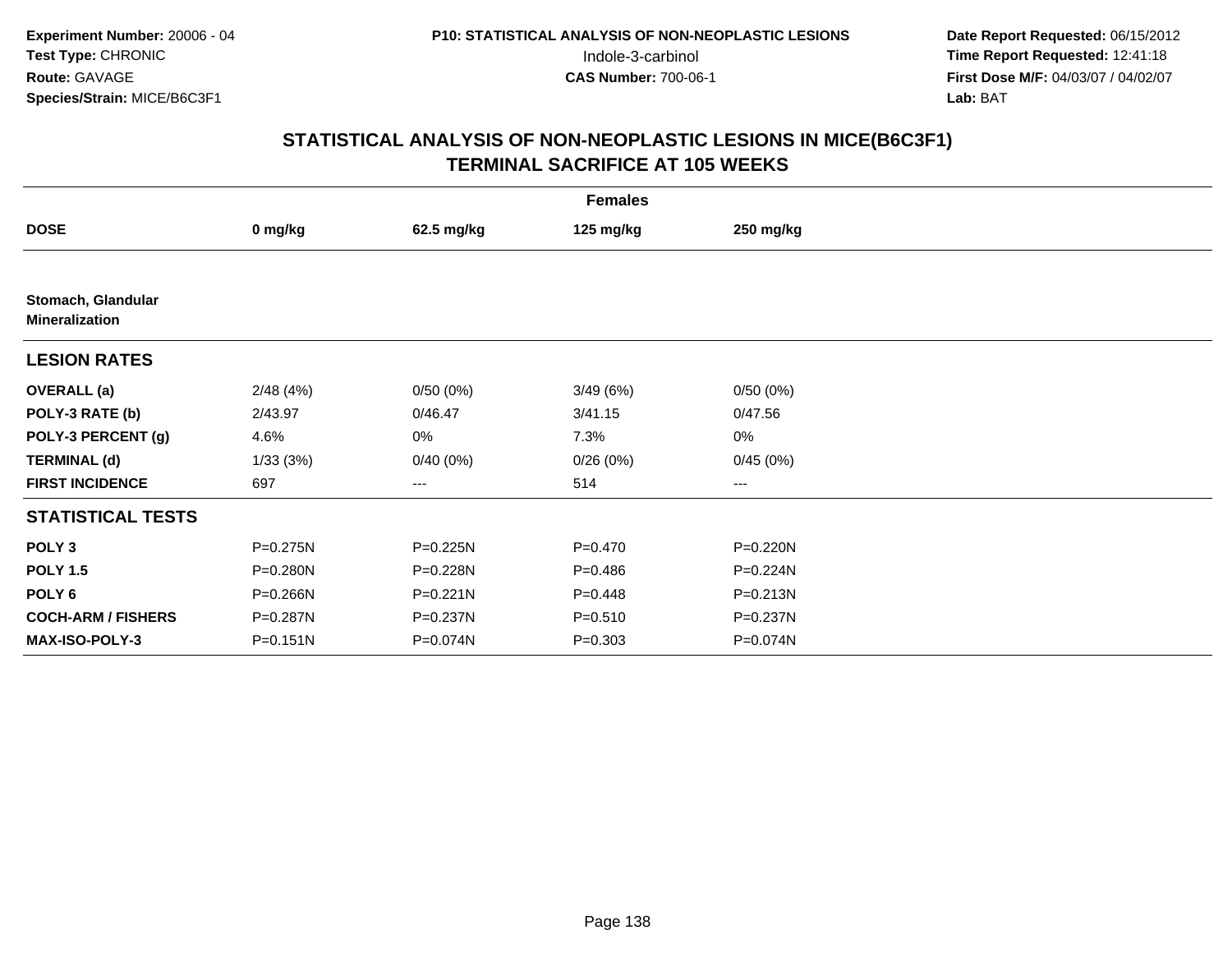**Experiment Number:** 20006 - 04
**Test Type:** CHRONIC
**Route:** GAVAGE
**Species/Strain:** MICE/B6C3F1

**P10: STATISTICAL ANALYSIS OF NON-NEOPLASTIC LESIONS**
Indole-3-carbinol
**CAS Number:** 700-06-1

**Date Report Requested:** 06/15/2012
**Time Report Requested:** 12:41:18
**First Dose M/F:** 04/03/07 / 04/02/07
**Lab:** BAT

## STATISTICAL ANALYSIS OF NON-NEOPLASTIC LESIONS IN MICE(B6C3F1) TERMINAL SACRIFICE AT 105 WEEKS

| | Females | | | |
|---|---|---|---|---|
| **DOSE** | **0 mg/kg** | **62.5 mg/kg** | **125 mg/kg** | **250 mg/kg** |
| **Stomach, Glandular** **Mineralization** | | | | |
| **LESION RATES** | | | | |
| **OVERALL (a)** | 2/48 (4%) | 0/50 (0%) | 3/49 (6%) | 0/50 (0%) |
| **POLY-3 RATE (b)** | 2/43.97 | 0/46.47 | 3/41.15 | 0/47.56 |
| **POLY-3 PERCENT (g)** | 4.6% | 0% | 7.3% | 0% |
| **TERMINAL (d)** | 1/33 (3%) | 0/40 (0%) | 0/26 (0%) | 0/45 (0%) |
| **FIRST INCIDENCE** | 697 | --- | 514 | --- |
| **STATISTICAL TESTS** | | | | |
| **POLY 3** | P=0.275N | P=0.225N | P=0.470 | P=0.220N |
| **POLY 1.5** | P=0.280N | P=0.228N | P=0.486 | P=0.224N |
| **POLY 6** | P=0.266N | P=0.221N | P=0.448 | P=0.213N |
| **COCH-ARM / FISHERS** | P=0.287N | P=0.237N | P=0.510 | P=0.237N |
| **MAX-ISO-POLY-3** | P=0.151N | P=0.074N | P=0.303 | P=0.074N |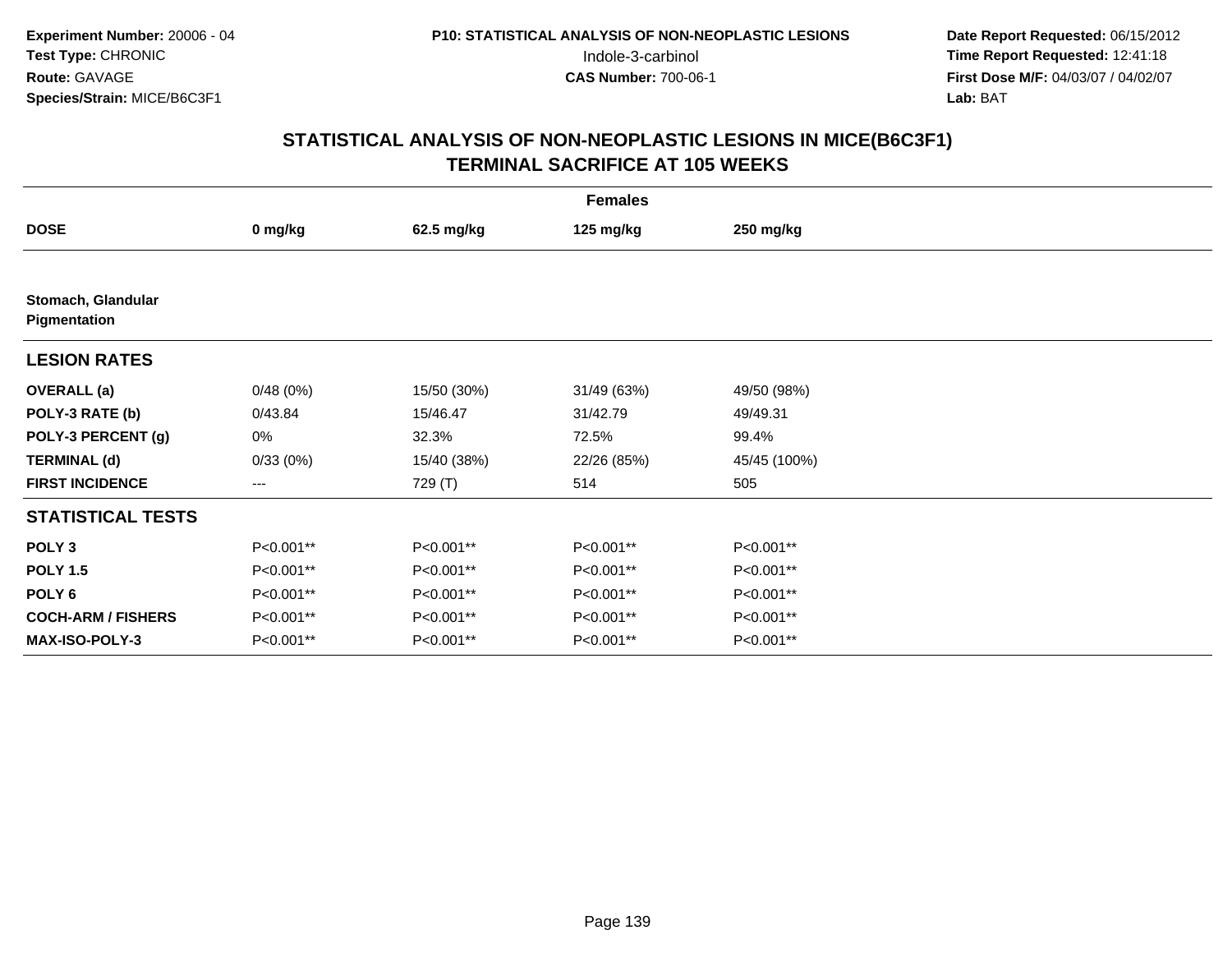**Experiment Number:** 20006 - 04
**Test Type:** CHRONIC
**Route:** GAVAGE
**Species/Strain:** MICE/B6C3F1

**P10: STATISTICAL ANALYSIS OF NON-NEOPLASTIC LESIONS**
Indole-3-carbinol
**CAS Number:** 700-06-1

**Date Report Requested:** 06/15/2012
**Time Report Requested:** 12:41:18
**First Dose M/F:** 04/03/07 / 04/02/07
**Lab:** BAT

## STATISTICAL ANALYSIS OF NON-NEOPLASTIC LESIONS IN MICE(B6C3F1) TERMINAL SACRIFICE AT 105 WEEKS

| | Females | | | |
|---|---|---|---|---|
| **DOSE** | **0 mg/kg** | **62.5 mg/kg** | **125 mg/kg** | **250 mg/kg** |
| **Stomach, Glandular Pigmentation** | | | | |
| **LESION RATES** | | | | |
| **OVERALL (a)** | 0/48 (0%) | 15/50 (30%) | 31/49 (63%) | 49/50 (98%) |
| **POLY-3 RATE (b)** | 0/43.84 | 15/46.47 | 31/42.79 | 49/49.31 |
| **POLY-3 PERCENT (g)** | 0% | 32.3% | 72.5% | 99.4% |
| **TERMINAL (d)** | 0/33 (0%) | 15/40 (38%) | 22/26 (85%) | 45/45 (100%) |
| **FIRST INCIDENCE** | --- | 729 (T) | 514 | 505 |
| **STATISTICAL TESTS** | | | | |
| **POLY 3** | P<0.001** | P<0.001** | P<0.001** | P<0.001** |
| **POLY 1.5** | P<0.001** | P<0.001** | P<0.001** | P<0.001** |
| **POLY 6** | P<0.001** | P<0.001** | P<0.001** | P<0.001** |
| **COCH-ARM / FISHERS** | P<0.001** | P<0.001** | P<0.001** | P<0.001** |
| **MAX-ISO-POLY-3** | P<0.001** | P<0.001** | P<0.001** | P<0.001** |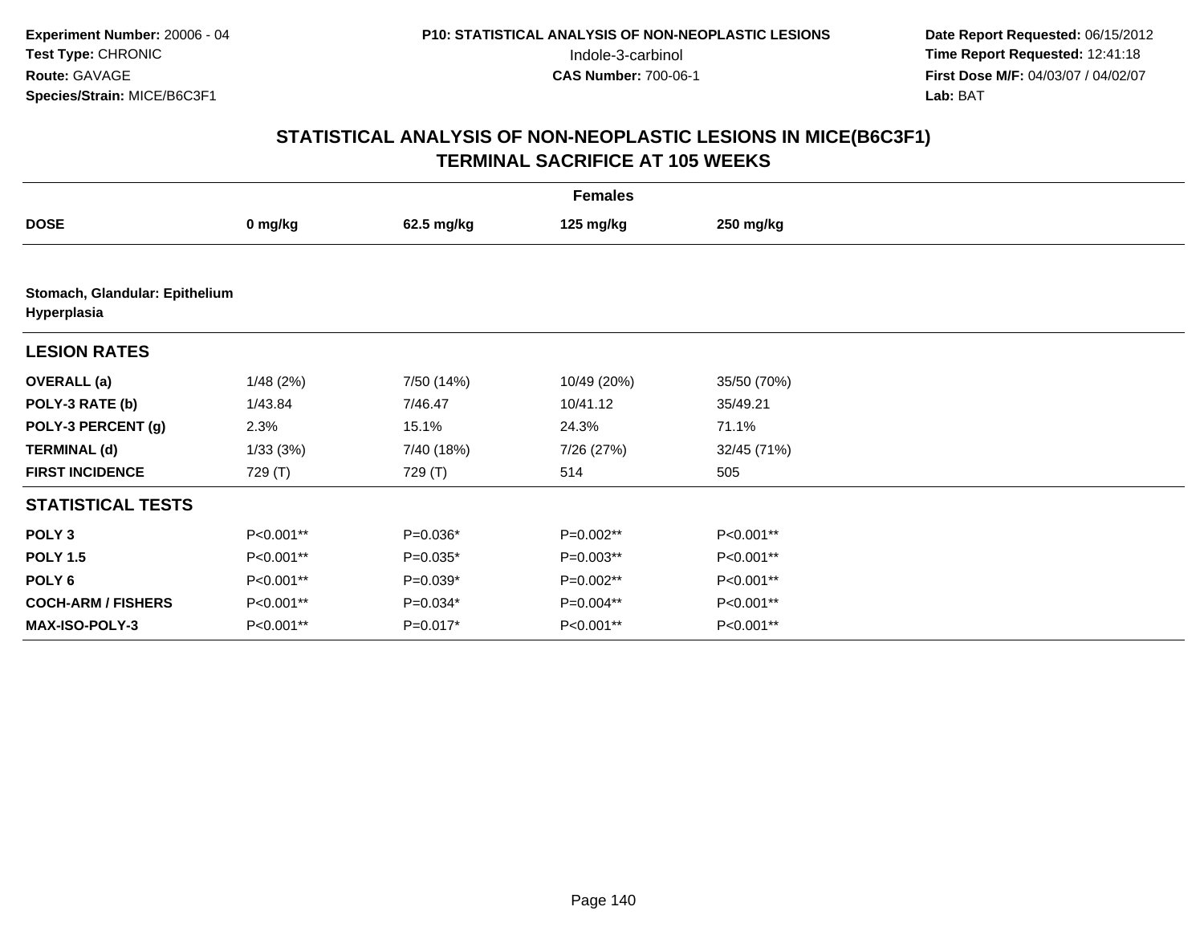**Experiment Number:** 20006 - 04
**Test Type:** CHRONIC
**Route:** GAVAGE
**Species/Strain:** MICE/B6C3F1

**P10: STATISTICAL ANALYSIS OF NON-NEOPLASTIC LESIONS**
Indole-3-carbinol
**CAS Number:** 700-06-1

**Date Report Requested:** 06/15/2012
**Time Report Requested:** 12:41:18
**First Dose M/F:** 04/03/07 / 04/02/07
**Lab:** BAT

## STATISTICAL ANALYSIS OF NON-NEOPLASTIC LESIONS IN MICE(B6C3F1)
## TERMINAL SACRIFICE AT 105 WEEKS

| | Females | | | |
|---|---|---|---|---|
| **DOSE** | **0 mg/kg** | **62.5 mg/kg** | **125 mg/kg** | **250 mg/kg** |
| **Stomach, Glandular: Epithelium Hyperplasia** | | | | |
| **LESION RATES** | | | | |
| **OVERALL (a)** | 1/48 (2%) | 7/50 (14%) | 10/49 (20%) | 35/50 (70%) |
| **POLY-3 RATE (b)** | 1/43.84 | 7/46.47 | 10/41.12 | 35/49.21 |
| **POLY-3 PERCENT (g)** | 2.3% | 15.1% | 24.3% | 71.1% |
| **TERMINAL (d)** | 1/33 (3%) | 7/40 (18%) | 7/26 (27%) | 32/45 (71%) |
| **FIRST INCIDENCE** | 729 (T) | 729 (T) | 514 | 505 |
| **STATISTICAL TESTS** | | | | |
| **POLY 3** | P<0.001** | P=0.036* | P=0.002** | P<0.001** |
| **POLY 1.5** | P<0.001** | P=0.035* | P=0.003** | P<0.001** |
| **POLY 6** | P<0.001** | P=0.039* | P=0.002** | P<0.001** |
| **COCH-ARM / FISHERS** | P<0.001** | P=0.034* | P=0.004** | P<0.001** |
| **MAX-ISO-POLY-3** | P<0.001** | P=0.017* | P<0.001** | P<0.001** |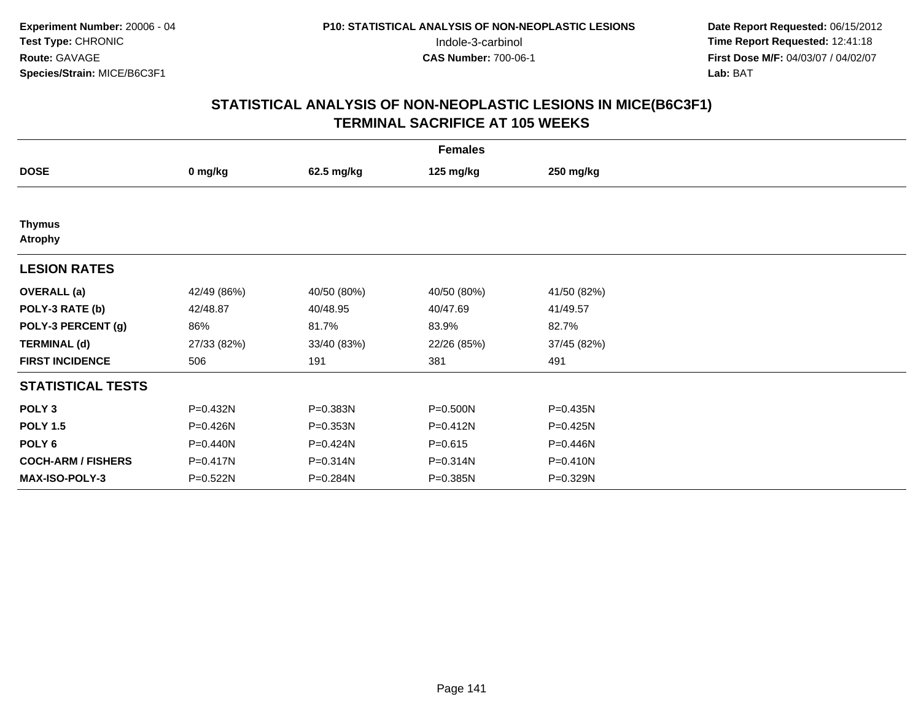Experiment Number: 20006 - 04
Test Type: CHRONIC
Route: GAVAGE
Species/Strain: MICE/B6C3F1

P10: STATISTICAL ANALYSIS OF NON-NEOPLASTIC LESIONS
Indole-3-carbinol
CAS Number: 700-06-1

Date Report Requested: 06/15/2012
Time Report Requested: 12:41:18
First Dose M/F: 04/03/07 / 04/02/07
Lab: BAT

## STATISTICAL ANALYSIS OF NON-NEOPLASTIC LESIONS IN MICE(B6C3F1)
## TERMINAL SACRIFICE AT 105 WEEKS

| | Females | | | |
|---|---|---|---|---|
| **DOSE** | **0 mg/kg** | **62.5 mg/kg** | **125 mg/kg** | **250 mg/kg** |
| **Thymus** | | | | |
| **Atrophy** | | | | |
| **LESION RATES** | | | | |
| **OVERALL (a)** | 42/49 (86%) | 40/50 (80%) | 40/50 (80%) | 41/50 (82%) |
| **POLY-3 RATE (b)** | 42/48.87 | 40/48.95 | 40/47.69 | 41/49.57 |
| **POLY-3 PERCENT (g)** | 86% | 81.7% | 83.9% | 82.7% |
| **TERMINAL (d)** | 27/33 (82%) | 33/40 (83%) | 22/26 (85%) | 37/45 (82%) |
| **FIRST INCIDENCE** | 506 | 191 | 381 | 491 |
| **STATISTICAL TESTS** | | | | |
| **POLY 3** | P=0.432N | P=0.383N | P=0.500N | P=0.435N |
| **POLY 1.5** | P=0.426N | P=0.353N | P=0.412N | P=0.425N |
| **POLY 6** | P=0.440N | P=0.424N | P=0.615 | P=0.446N |
| **COCH-ARM / FISHERS** | P=0.417N | P=0.314N | P=0.314N | P=0.410N |
| **MAX-ISO-POLY-3** | P=0.522N | P=0.284N | P=0.385N | P=0.329N |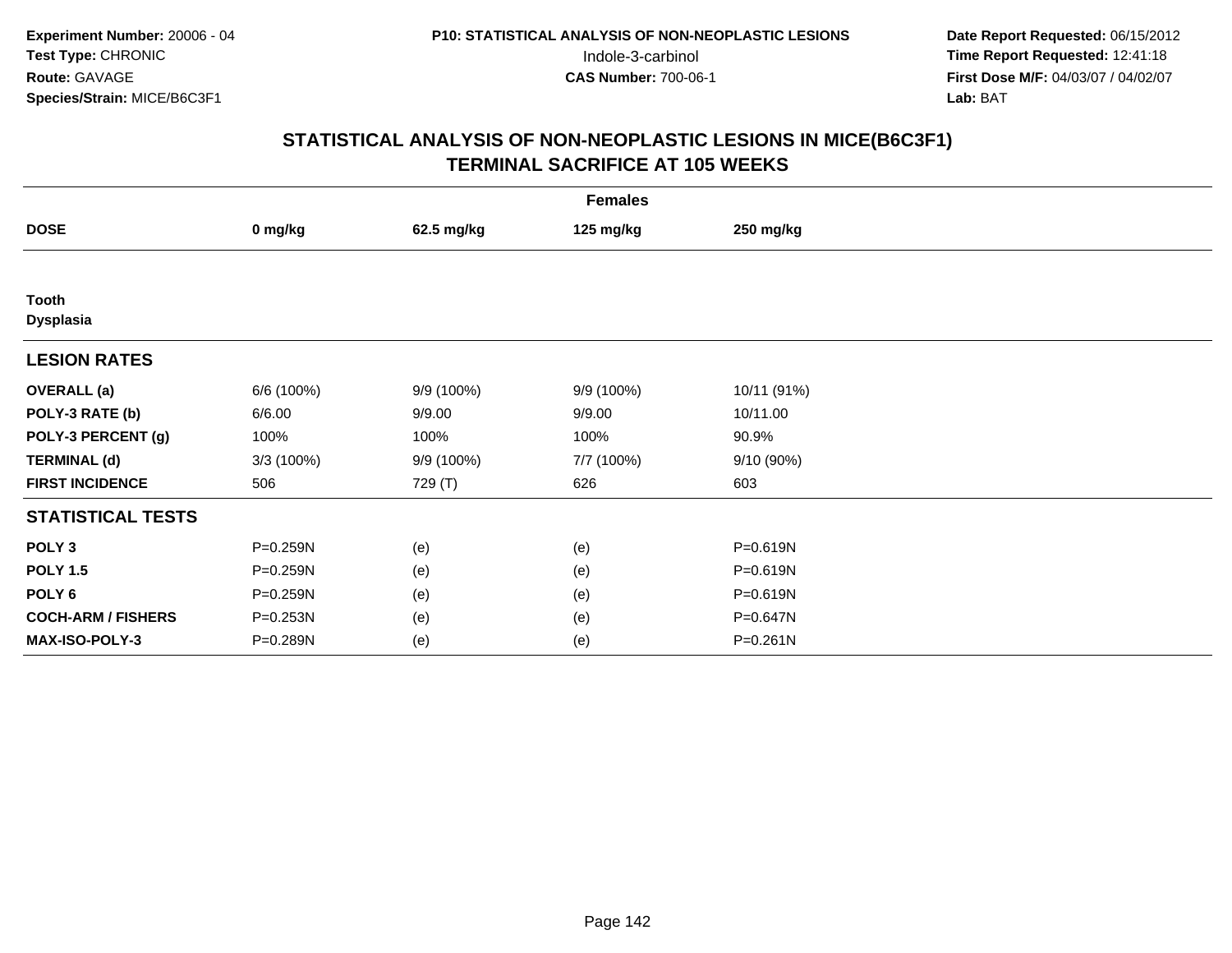**Experiment Number:** 20006 - 04
**Test Type:** CHRONIC
**Route:** GAVAGE
**Species/Strain:** MICE/B6C3F1

**P10: STATISTICAL ANALYSIS OF NON-NEOPLASTIC LESIONS**
Indole-3-carbinol
**CAS Number:** 700-06-1

**Date Report Requested:** 06/15/2012
**Time Report Requested:** 12:41:18
**First Dose M/F:** 04/03/07 / 04/02/07
**Lab:** BAT

## STATISTICAL ANALYSIS OF NON-NEOPLASTIC LESIONS IN MICE(B6C3F1) TERMINAL SACRIFICE AT 105 WEEKS

| Females | | | | |
|---|---|---|---|---|
| **DOSE** | **0 mg/kg** | **62.5 mg/kg** | **125 mg/kg** | **250 mg/kg** |
| **Tooth** | | | | |
| **Dysplasia** | | | | |
| **LESION RATES** | | | | |
| **OVERALL (a)** | 6/6 (100%) | 9/9 (100%) | 9/9 (100%) | 10/11 (91%) |
| **POLY-3 RATE (b)** | 6/6.00 | 9/9.00 | 9/9.00 | 10/11.00 |
| **POLY-3 PERCENT (g)** | 100% | 100% | 100% | 90.9% |
| **TERMINAL (d)** | 3/3 (100%) | 9/9 (100%) | 7/7 (100%) | 9/10 (90%) |
| **FIRST INCIDENCE** | 506 | 729 (T) | 626 | 603 |
| **STATISTICAL TESTS** | | | | |
| **POLY 3** | P=0.259N | (e) | (e) | P=0.619N |
| **POLY 1.5** | P=0.259N | (e) | (e) | P=0.619N |
| **POLY 6** | P=0.259N | (e) | (e) | P=0.619N |
| **COCH-ARM / FISHERS** | P=0.253N | (e) | (e) | P=0.647N |
| **MAX-ISO-POLY-3** | P=0.289N | (e) | (e) | P=0.261N |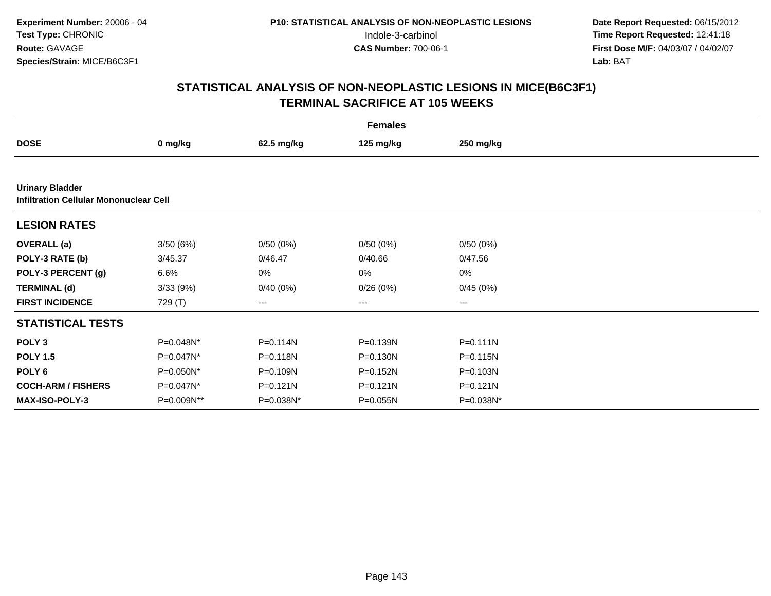**Experiment Number:** 20006 - 04
**Test Type:** CHRONIC
**Route:** GAVAGE
**Species/Strain:** MICE/B6C3F1

**P10: STATISTICAL ANALYSIS OF NON-NEOPLASTIC LESIONS**
Indole-3-carbinol
**CAS Number:** 700-06-1

**Date Report Requested:** 06/15/2012
**Time Report Requested:** 12:41:18
**First Dose M/F:** 04/03/07 / 04/02/07
**Lab:** BAT

## STATISTICAL ANALYSIS OF NON-NEOPLASTIC LESIONS IN MICE(B6C3F1) TERMINAL SACRIFICE AT 105 WEEKS

| | Females | | | |
|---|---|---|---|---|
| **DOSE** | **0 mg/kg** | **62.5 mg/kg** | **125 mg/kg** | **250 mg/kg** |
| **Urinary Bladder** | | | | |
| **Infiltration Cellular Mononuclear Cell** | | | | |
| **LESION RATES** | | | | |
| **OVERALL (a)** | 3/50 (6%) | 0/50 (0%) | 0/50 (0%) | 0/50 (0%) |
| **POLY-3 RATE (b)** | 3/45.37 | 0/46.47 | 0/40.66 | 0/47.56 |
| **POLY-3 PERCENT (g)** | 6.6% | 0% | 0% | 0% |
| **TERMINAL (d)** | 3/33 (9%) | 0/40 (0%) | 0/26 (0%) | 0/45 (0%) |
| **FIRST INCIDENCE** | 729 (T) | --- | --- | --- |
| **STATISTICAL TESTS** | | | | |
| **POLY 3** | P=0.048N* | P=0.114N | P=0.139N | P=0.111N |
| **POLY 1.5** | P=0.047N* | P=0.118N | P=0.130N | P=0.115N |
| **POLY 6** | P=0.050N* | P=0.109N | P=0.152N | P=0.103N |
| **COCH-ARM / FISHERS** | P=0.047N* | P=0.121N | P=0.121N | P=0.121N |
| **MAX-ISO-POLY-3** | P=0.009N** | P=0.038N* | P=0.055N | P=0.038N* |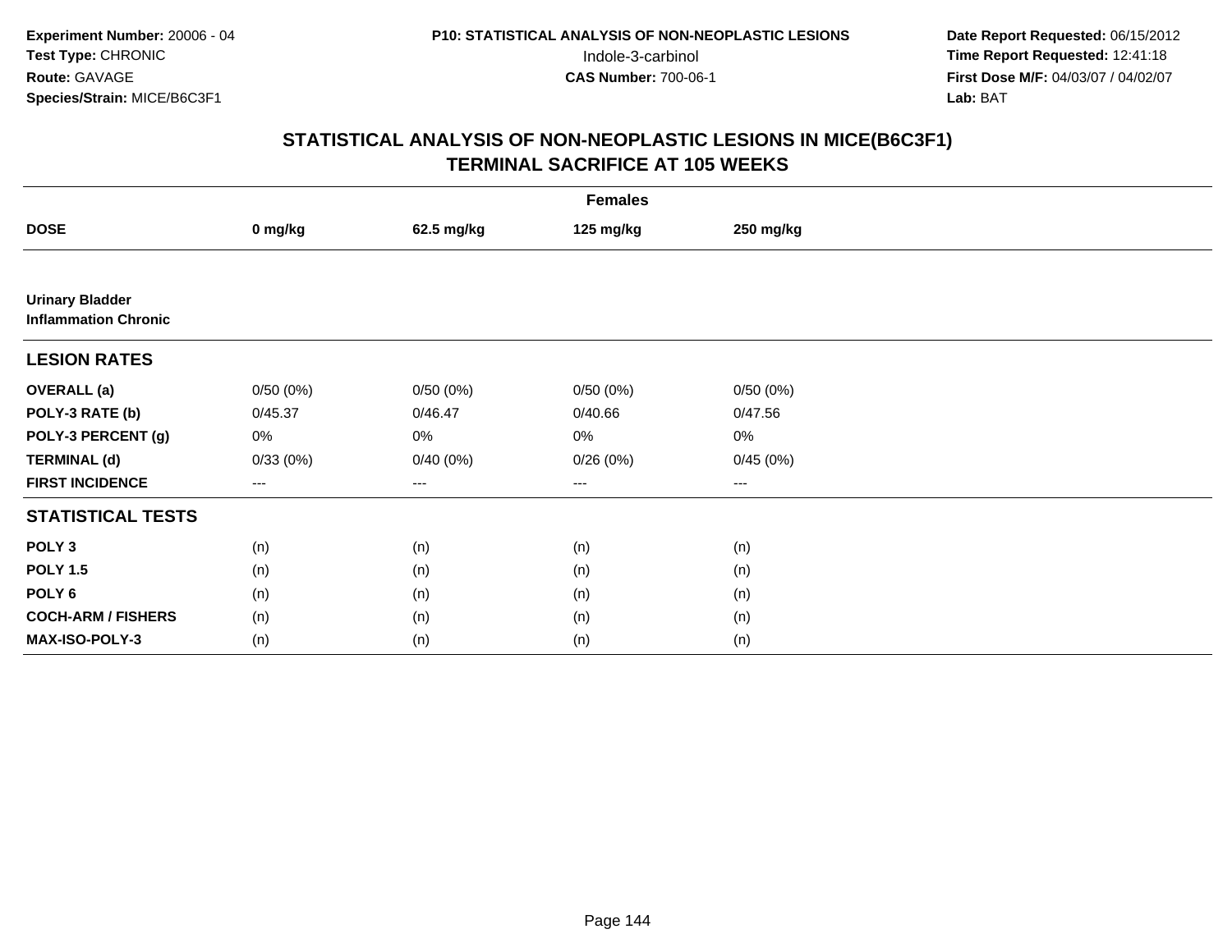**Experiment Number:** 20006 - 04
**Test Type:** CHRONIC
**Route:** GAVAGE
**Species/Strain:** MICE/B6C3F1

**P10: STATISTICAL ANALYSIS OF NON-NEOPLASTIC LESIONS**
Indole-3-carbinol
**CAS Number:** 700-06-1

**Date Report Requested:** 06/15/2012
**Time Report Requested:** 12:41:18
**First Dose M/F:** 04/03/07 / 04/02/07
**Lab:** BAT

## STATISTICAL ANALYSIS OF NON-NEOPLASTIC LESIONS IN MICE(B6C3F1)
## TERMINAL SACRIFICE AT 105 WEEKS

| | Females | | | |
|---|---|---|---|---|
| **DOSE** | **0 mg/kg** | **62.5 mg/kg** | **125 mg/kg** | **250 mg/kg** |
| **Urinary Bladder** **Inflammation Chronic** | | | | |
| **LESION RATES** | | | | |
| **OVERALL (a)** | 0/50 (0%) | 0/50 (0%) | 0/50 (0%) | 0/50 (0%) |
| **POLY-3 RATE (b)** | 0/45.37 | 0/46.47 | 0/40.66 | 0/47.56 |
| **POLY-3 PERCENT (g)** | 0% | 0% | 0% | 0% |
| **TERMINAL (d)** | 0/33 (0%) | 0/40 (0%) | 0/26 (0%) | 0/45 (0%) |
| **FIRST INCIDENCE** | --- | --- | --- | --- |
| **STATISTICAL TESTS** | | | | |
| **POLY 3** | (n) | (n) | (n) | (n) |
| **POLY 1.5** | (n) | (n) | (n) | (n) |
| **POLY 6** | (n) | (n) | (n) | (n) |
| **COCH-ARM / FISHERS** | (n) | (n) | (n) | (n) |
| **MAX-ISO-POLY-3** | (n) | (n) | (n) | (n) |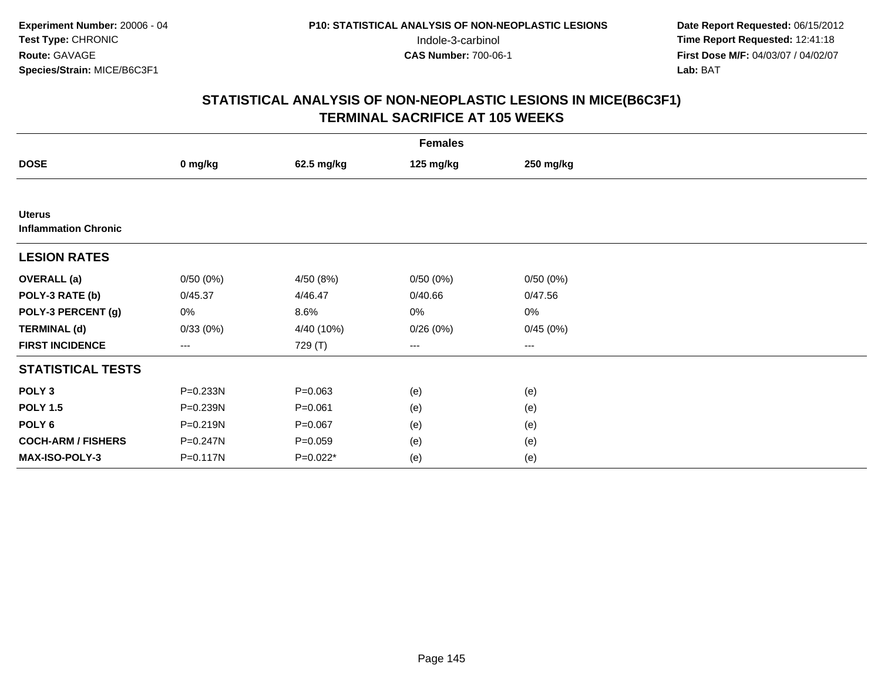**Experiment Number:** 20006 - 04
**Test Type:** CHRONIC
**Route:** GAVAGE
**Species/Strain:** MICE/B6C3F1

**P10: STATISTICAL ANALYSIS OF NON-NEOPLASTIC LESIONS**
Indole-3-carbinol
**CAS Number:** 700-06-1

**Date Report Requested:** 06/15/2012
**Time Report Requested:** 12:41:18
**First Dose M/F:** 04/03/07 / 04/02/07
**Lab:** BAT

## STATISTICAL ANALYSIS OF NON-NEOPLASTIC LESIONS IN MICE(B6C3F1)
## TERMINAL SACRIFICE AT 105 WEEKS

| | Females | | | |
|---|---|---|---|---|
| **DOSE** | **0 mg/kg** | **62.5 mg/kg** | **125 mg/kg** | **250 mg/kg** |
| **Uterus** | | | | |
| **Inflammation Chronic** | | | | |
| **LESION RATES** | | | | |
| **OVERALL (a)** | 0/50 (0%) | 4/50 (8%) | 0/50 (0%) | 0/50 (0%) |
| **POLY-3 RATE (b)** | 0/45.37 | 4/46.47 | 0/40.66 | 0/47.56 |
| **POLY-3 PERCENT (g)** | 0% | 8.6% | 0% | 0% |
| **TERMINAL (d)** | 0/33 (0%) | 4/40 (10%) | 0/26 (0%) | 0/45 (0%) |
| **FIRST INCIDENCE** | --- | 729 (T) | --- | --- |
| **STATISTICAL TESTS** | | | | |
| **POLY 3** | P=0.233N | P=0.063 | (e) | (e) |
| **POLY 1.5** | P=0.239N | P=0.061 | (e) | (e) |
| **POLY 6** | P=0.219N | P=0.067 | (e) | (e) |
| **COCH-ARM / FISHERS** | P=0.247N | P=0.059 | (e) | (e) |
| **MAX-ISO-POLY-3** | P=0.117N | P=0.022* | (e) | (e) |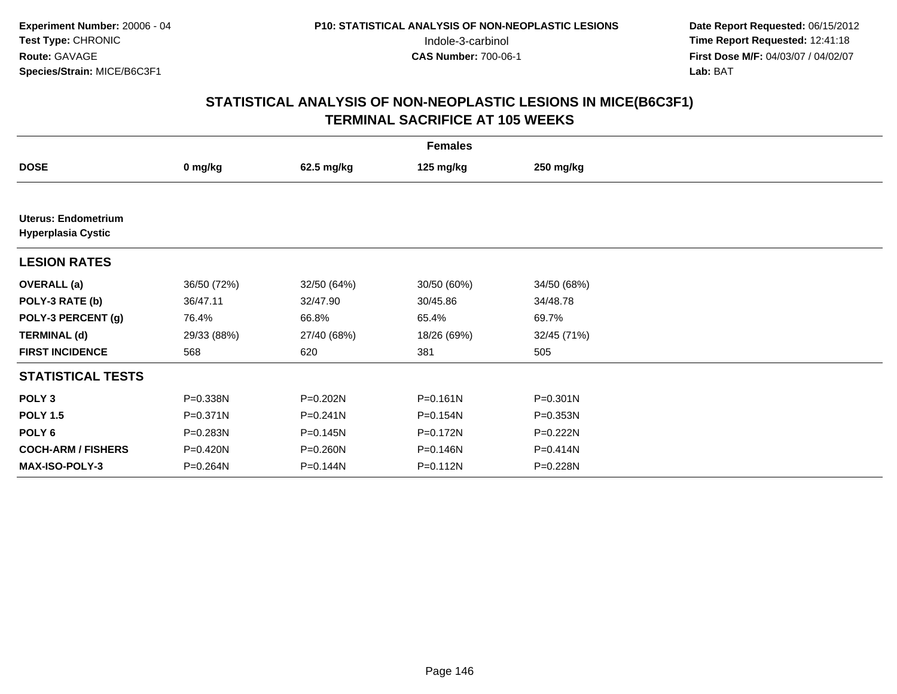**Experiment Number:** 20006 - 04
**Test Type:** CHRONIC
**Route:** GAVAGE
**Species/Strain:** MICE/B6C3F1

**P10: STATISTICAL ANALYSIS OF NON-NEOPLASTIC LESIONS**
Indole-3-carbinol
**CAS Number:** 700-06-1

**Date Report Requested:** 06/15/2012
**Time Report Requested:** 12:41:18
**First Dose M/F:** 04/03/07 / 04/02/07
**Lab:** BAT

## STATISTICAL ANALYSIS OF NON-NEOPLASTIC LESIONS IN MICE(B6C3F1)
## TERMINAL SACRIFICE AT 105 WEEKS

| Females | | | | |
|---|---|---|---|---|
| **DOSE** | **0 mg/kg** | **62.5 mg/kg** | **125 mg/kg** | **250 mg/kg** |
| **Uterus: Endometrium** | | | | |
| **Hyperplasia Cystic** | | | | |
| **LESION RATES** | | | | |
| **OVERALL (a)** | 36/50 (72%) | 32/50 (64%) | 30/50 (60%) | 34/50 (68%) |
| **POLY-3 RATE (b)** | 36/47.11 | 32/47.90 | 30/45.86 | 34/48.78 |
| **POLY-3 PERCENT (g)** | 76.4% | 66.8% | 65.4% | 69.7% |
| **TERMINAL (d)** | 29/33 (88%) | 27/40 (68%) | 18/26 (69%) | 32/45 (71%) |
| **FIRST INCIDENCE** | 568 | 620 | 381 | 505 |
| **STATISTICAL TESTS** | | | | |
| **POLY 3** | P=0.338N | P=0.202N | P=0.161N | P=0.301N |
| **POLY 1.5** | P=0.371N | P=0.241N | P=0.154N | P=0.353N |
| **POLY 6** | P=0.283N | P=0.145N | P=0.172N | P=0.222N |
| **COCH-ARM / FISHERS** | P=0.420N | P=0.260N | P=0.146N | P=0.414N |
| **MAX-ISO-POLY-3** | P=0.264N | P=0.144N | P=0.112N | P=0.228N |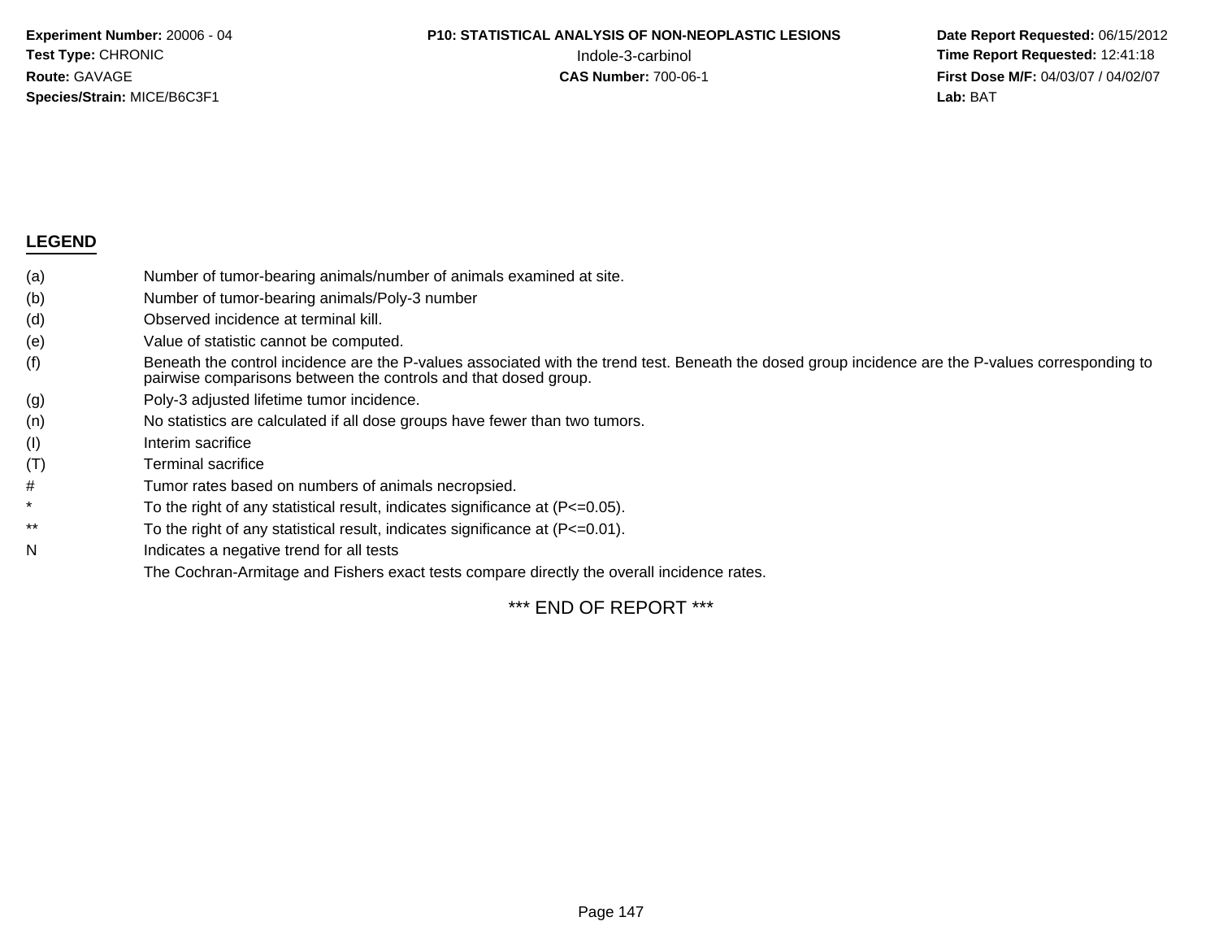**Experiment Number:** 20006 - 04
**Test Type:** CHRONIC
**Route:** GAVAGE
**Species/Strain:** MICE/B6C3F1

**P10: STATISTICAL ANALYSIS OF NON-NEOPLASTIC LESIONS**
Indole-3-carbinol
**CAS Number:** 700-06-1

**Date Report Requested:** 06/15/2012
**Time Report Requested:** 12:41:18
**First Dose M/F:** 04/03/07 / 04/02/07
**Lab:** BAT

## LEGEND

| | |
|---|---|
| (a) | Number of tumor-bearing animals/number of animals examined at site. |
| (b) | Number of tumor-bearing animals/Poly-3 number |
| (d) | Observed incidence at terminal kill. |
| (e) | Value of statistic cannot be computed. |
| (f) | Beneath the control incidence are the P-values associated with the trend test. Beneath the dosed group incidence are the P-values corresponding to pairwise comparisons between the controls and that dosed group. |
| (g) | Poly-3 adjusted lifetime tumor incidence. |
| (n) | No statistics are calculated if all dose groups have fewer than two tumors. |
| (I) | Interim sacrifice |
| (T) | Terminal sacrifice |
| # | Tumor rates based on numbers of animals necropsied. |
| * | To the right of any statistical result, indicates significance at (P<=0.05). |
| ** | To the right of any statistical result, indicates significance at (P<=0.01). |
| N | Indicates a negative trend for all tests |
| | The Cochran-Armitage and Fishers exact tests compare directly the overall incidence rates. |

*** END OF REPORT ***